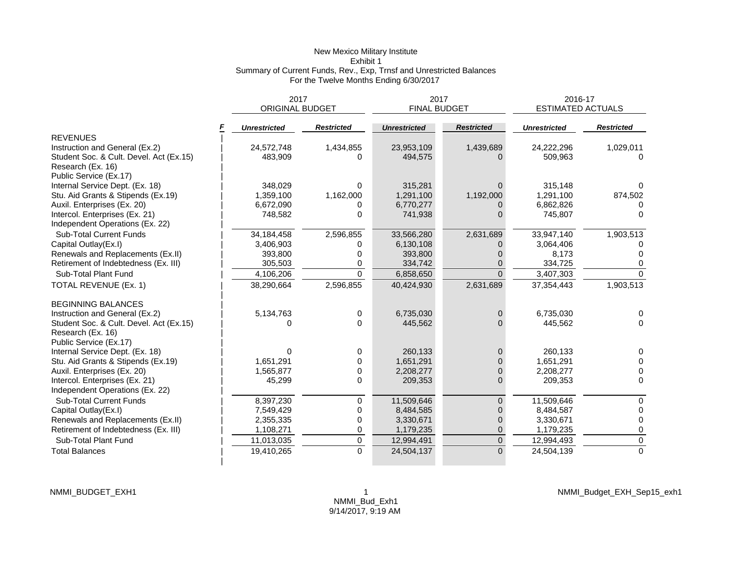# New Mexico Military Institute

## Exhibit 1

### Summary of Current Funds, Rev., Exp, Trnsf and Unrestricted Balances

### For the Twelve Months Ending 6/30/2017

| | F | 2017 ORIGINAL BUDGET | | 2017 FINAL BUDGET | | 2016-17 ESTIMATED ACTUALS | |
|---|---|---|---|---|---|---|---|
| | | ***Unrestricted*** | ***Restricted*** | ***Unrestricted*** | ***Restricted*** | ***Unrestricted*** | ***Restricted*** |
| REVENUES | | | | | | | |
| Instruction and General (Ex.2) | | 24,572,748 | 1,434,855 | 23,953,109 | 1,439,689 | 24,222,296 | 1,029,011 |
| Student Soc. & Cult. Devel. Act (Ex.15) | | 483,909 | 0 | 494,575 | 0 | 509,963 | 0 |
| Research (Ex. 16) | | | | | | | |
| Public Service (Ex.17) | | | | | | | |
| Internal Service Dept. (Ex. 18) | | 348,029 | 0 | 315,281 | 0 | 315,148 | 0 |
| Stu. Aid Grants & Stipends (Ex.19) | | 1,359,100 | 1,162,000 | 1,291,100 | 1,192,000 | 1,291,100 | 874,502 |
| Auxil. Enterprises (Ex. 20) | | 6,672,090 | 0 | 6,770,277 | 0 | 6,862,826 | 0 |
| Intercol. Enterprises (Ex. 21) | | 748,582 | 0 | 741,938 | 0 | 745,807 | 0 |
| Independent Operations (Ex. 22) | | | | | | | |
| Sub-Total Current Funds | | 34,184,458 | 2,596,855 | 33,566,280 | 2,631,689 | 33,947,140 | 1,903,513 |
| Capital Outlay(Ex.I) | | 3,406,903 | 0 | 6,130,108 | 0 | 3,064,406 | 0 |
| Renewals and Replacements (Ex.II) | | 393,800 | 0 | 393,800 | 0 | 8,173 | 0 |
| Retirement of Indebtedness (Ex. III) | | 305,503 | 0 | 334,742 | 0 | 334,725 | 0 |
| Sub-Total Plant Fund | | 4,106,206 | 0 | 6,858,650 | 0 | 3,407,303 | 0 |
| TOTAL REVENUE (Ex. 1) | | 38,290,664 | 2,596,855 | 40,424,930 | 2,631,689 | 37,354,443 | 1,903,513 |
| | | | | | | | |
| BEGINNING BALANCES | | | | | | | |
| Instruction and General (Ex.2) | | 5,134,763 | 0 | 6,735,030 | 0 | 6,735,030 | 0 |
| Student Soc. & Cult. Devel. Act (Ex.15) | | 0 | 0 | 445,562 | 0 | 445,562 | 0 |
| Research (Ex. 16) | | | | | | | |
| Public Service (Ex.17) | | | | | | | |
| Internal Service Dept. (Ex. 18) | | 0 | 0 | 260,133 | 0 | 260,133 | 0 |
| Stu. Aid Grants & Stipends (Ex.19) | | 1,651,291 | 0 | 1,651,291 | 0 | 1,651,291 | 0 |
| Auxil. Enterprises (Ex. 20) | | 1,565,877 | 0 | 2,208,277 | 0 | 2,208,277 | 0 |
| Intercol. Enterprises (Ex. 21) | | 45,299 | 0 | 209,353 | 0 | 209,353 | 0 |
| Independent Operations (Ex. 22) | | | | | | | |
| Sub-Total Current Funds | | 8,397,230 | 0 | 11,509,646 | 0 | 11,509,646 | 0 |
| Capital Outlay(Ex.I) | | 7,549,429 | 0 | 8,484,585 | 0 | 8,484,587 | 0 |
| Renewals and Replacements (Ex.II) | | 2,355,335 | 0 | 3,330,671 | 0 | 3,330,671 | 0 |
| Retirement of Indebtedness (Ex. III) | | 1,108,271 | 0 | 1,179,235 | 0 | 1,179,235 | 0 |
| Sub-Total Plant Fund | | 11,013,035 | 0 | 12,994,491 | 0 | 12,994,493 | 0 |
| Total Balances | | 19,410,265 | 0 | 24,504,137 | 0 | 24,504,139 | 0 |

NMMI_BUDGET_EXH1

NMMI_Bud_Exh1
9/14/2017, 9:19 AM

NMMI_Budget_EXH_Sep15_exh1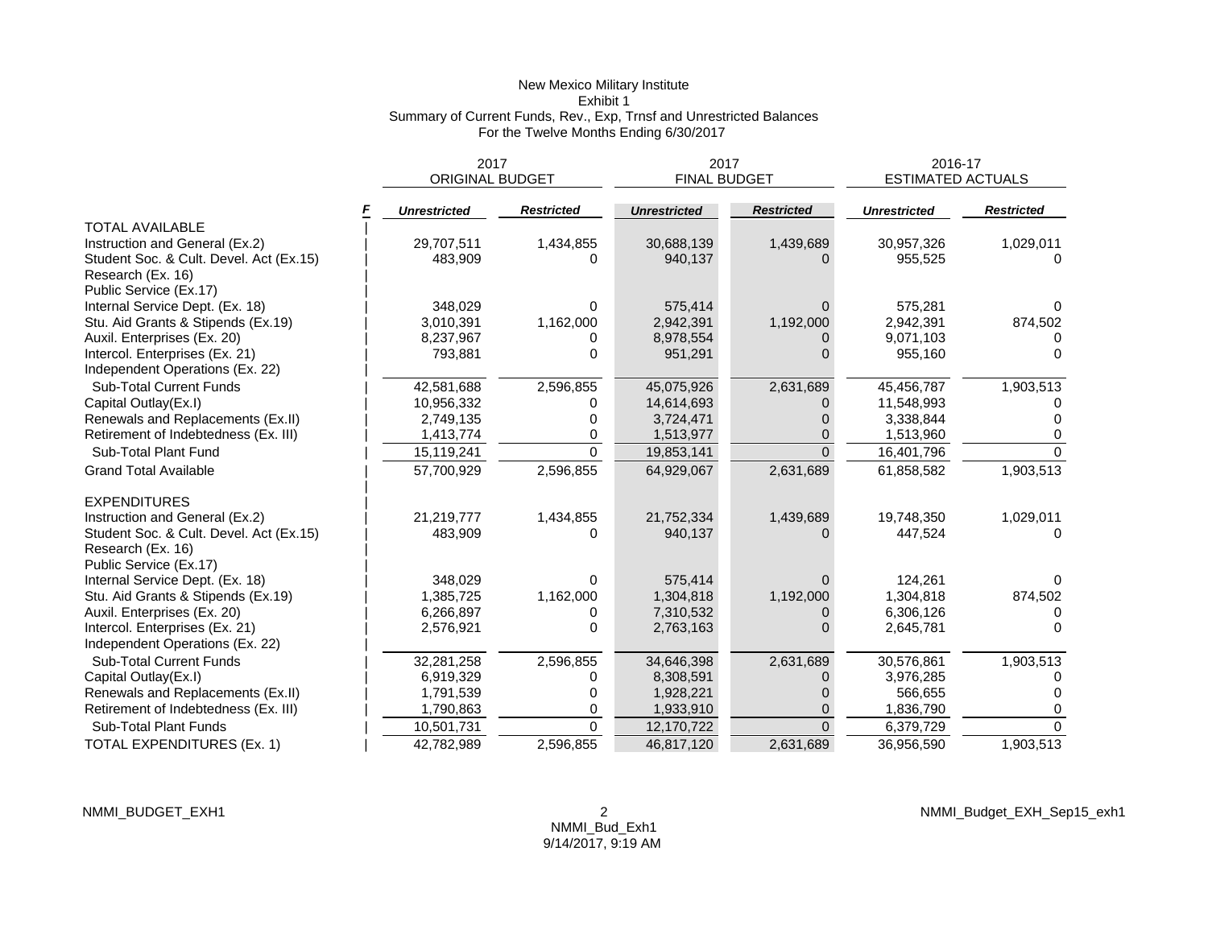# New Mexico Military Institute
## Exhibit 1
### Summary of Current Funds, Rev., Exp, Trnsf and Unrestricted Balances
### For the Twelve Months Ending 6/30/2017

| | 2017 ORIGINAL BUDGET | | 2017 FINAL BUDGET | | 2016-17 ESTIMATED ACTUALS | |
|---|---|---|---|---|---|---|
| | *Unrestricted* | *Restricted* | *Unrestricted* | *Restricted* | *Unrestricted* | *Restricted* |
| TOTAL AVAILABLE | | | | | | |
| Instruction and General (Ex.2) | 29,707,511 | 1,434,855 | 30,688,139 | 1,439,689 | 30,957,326 | 1,029,011 |
| Student Soc. & Cult. Devel. Act (Ex.15) | 483,909 | 0 | 940,137 | 0 | 955,525 | 0 |
| Research (Ex. 16) | | | | | | |
| Public Service (Ex.17) | | | | | | |
| Internal Service Dept. (Ex. 18) | 348,029 | 0 | 575,414 | 0 | 575,281 | 0 |
| Stu. Aid Grants & Stipends (Ex.19) | 3,010,391 | 1,162,000 | 2,942,391 | 1,192,000 | 2,942,391 | 874,502 |
| Auxil. Enterprises (Ex. 20) | 8,237,967 | 0 | 8,978,554 | 0 | 9,071,103 | 0 |
| Intercol. Enterprises (Ex. 21) | 793,881 | 0 | 951,291 | 0 | 955,160 | 0 |
| Independent Operations (Ex. 22) | | | | | | |
| Sub-Total Current Funds | 42,581,688 | 2,596,855 | 45,075,926 | 2,631,689 | 45,456,787 | 1,903,513 |
| Capital Outlay(Ex.I) | 10,956,332 | 0 | 14,614,693 | 0 | 11,548,993 | 0 |
| Renewals and Replacements (Ex.II) | 2,749,135 | 0 | 3,724,471 | 0 | 3,338,844 | 0 |
| Retirement of Indebtedness (Ex. III) | 1,413,774 | 0 | 1,513,977 | 0 | 1,513,960 | 0 |
| Sub-Total Plant Fund | 15,119,241 | 0 | 19,853,141 | 0 | 16,401,796 | 0 |
| Grand Total Available | 57,700,929 | 2,596,855 | 64,929,067 | 2,631,689 | 61,858,582 | 1,903,513 |
| | | | | | | |
| EXPENDITURES | | | | | | |
| Instruction and General (Ex.2) | 21,219,777 | 1,434,855 | 21,752,334 | 1,439,689 | 19,748,350 | 1,029,011 |
| Student Soc. & Cult. Devel. Act (Ex.15) | 483,909 | 0 | 940,137 | 0 | 447,524 | 0 |
| Research (Ex. 16) | | | | | | |
| Public Service (Ex.17) | | | | | | |
| Internal Service Dept. (Ex. 18) | 348,029 | 0 | 575,414 | 0 | 124,261 | 0 |
| Stu. Aid Grants & Stipends (Ex.19) | 1,385,725 | 1,162,000 | 1,304,818 | 1,192,000 | 1,304,818 | 874,502 |
| Auxil. Enterprises (Ex. 20) | 6,266,897 | 0 | 7,310,532 | 0 | 6,306,126 | 0 |
| Intercol. Enterprises (Ex. 21) | 2,576,921 | 0 | 2,763,163 | 0 | 2,645,781 | 0 |
| Independent Operations (Ex. 22) | | | | | | |
| Sub-Total Current Funds | 32,281,258 | 2,596,855 | 34,646,398 | 2,631,689 | 30,576,861 | 1,903,513 |
| Capital Outlay(Ex.I) | 6,919,329 | 0 | 8,308,591 | 0 | 3,976,285 | 0 |
| Renewals and Replacements (Ex.II) | 1,791,539 | 0 | 1,928,221 | 0 | 566,655 | 0 |
| Retirement of Indebtedness (Ex. III) | 1,790,863 | 0 | 1,933,910 | 0 | 1,836,790 | 0 |
| Sub-Total Plant Funds | 10,501,731 | 0 | 12,170,722 | 0 | 6,379,729 | 0 |
| TOTAL EXPENDITURES (Ex. 1) | 42,782,989 | 2,596,855 | 46,817,120 | 2,631,689 | 36,956,590 | 1,903,513 |

NMMI_BUDGET_EXH1

NMMI_Bud_Exh1
9/14/2017, 9:19 AM

NMMI_Budget_EXH_Sep15_exh1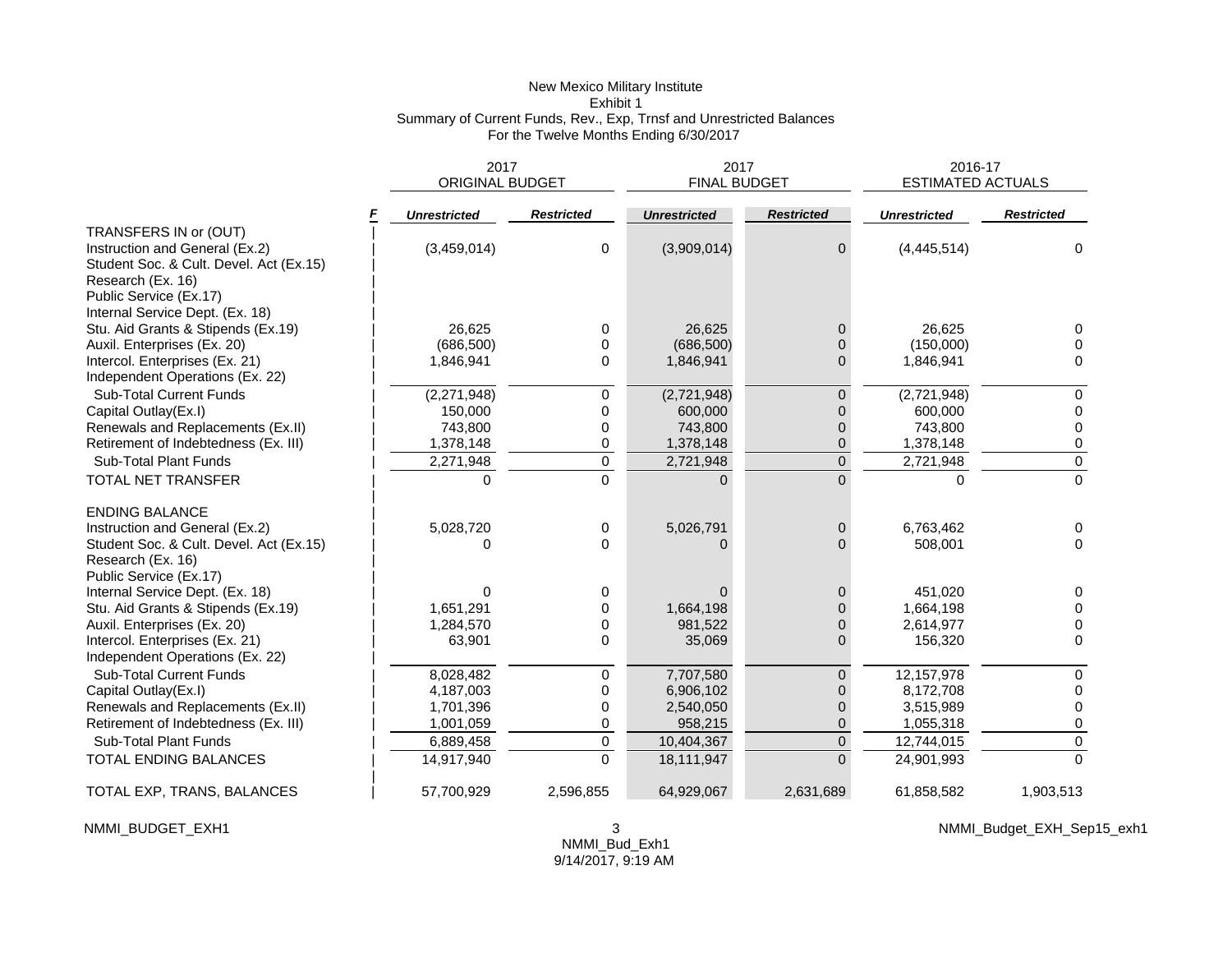# New Mexico Military Institute

## Exhibit 1

### Summary of Current Funds, Rev., Exp, Trnsf and Unrestricted Balances

### For the Twelve Months Ending 6/30/2017

| | F | 2017 ORIGINAL BUDGET | | 2017 FINAL BUDGET | | 2016-17 ESTIMATED ACTUALS | |
|---|---|---|---|---|---|---|---|
| | | *Unrestricted* | *Restricted* | *Unrestricted* | *Restricted* | *Unrestricted* | *Restricted* |
| TRANSFERS IN or (OUT) | | | | | | | |
| Instruction and General (Ex.2) | | (3,459,014) | 0 | (3,909,014) | 0 | (4,445,514) | 0 |
| Student Soc. & Cult. Devel. Act (Ex.15) | | | | | | | |
| Research (Ex. 16) | | | | | | | |
| Public Service (Ex.17) | | | | | | | |
| Internal Service Dept. (Ex. 18) | | | | | | | |
| Stu. Aid Grants & Stipends (Ex.19) | | 26,625 | 0 | 26,625 | 0 | 26,625 | 0 |
| Auxil. Enterprises (Ex. 20) | | (686,500) | 0 | (686,500) | 0 | (150,000) | 0 |
| Intercol. Enterprises (Ex. 21) | | 1,846,941 | 0 | 1,846,941 | 0 | 1,846,941 | 0 |
| Independent Operations (Ex. 22) | | | | | | | |
| Sub-Total Current Funds | | (2,271,948) | 0 | (2,721,948) | 0 | (2,721,948) | 0 |
| Capital Outlay(Ex.I) | | 150,000 | 0 | 600,000 | 0 | 600,000 | 0 |
| Renewals and Replacements (Ex.II) | | 743,800 | 0 | 743,800 | 0 | 743,800 | 0 |
| Retirement of Indebtedness (Ex. III) | | 1,378,148 | 0 | 1,378,148 | 0 | 1,378,148 | 0 |
| Sub-Total Plant Funds | | 2,271,948 | 0 | 2,721,948 | 0 | 2,721,948 | 0 |
| TOTAL NET TRANSFER | | 0 | 0 | 0 | 0 | 0 | 0 |
| ENDING BALANCE | | | | | | | |
| Instruction and General (Ex.2) | | 5,028,720 | 0 | 5,026,791 | 0 | 6,763,462 | 0 |
| Student Soc. & Cult. Devel. Act (Ex.15) | | 0 | 0 | 0 | 0 | 508,001 | 0 |
| Research (Ex. 16) | | | | | | | |
| Public Service (Ex.17) | | | | | | | |
| Internal Service Dept. (Ex. 18) | | 0 | 0 | 0 | 0 | 451,020 | 0 |
| Stu. Aid Grants & Stipends (Ex.19) | | 1,651,291 | 0 | 1,664,198 | 0 | 1,664,198 | 0 |
| Auxil. Enterprises (Ex. 20) | | 1,284,570 | 0 | 981,522 | 0 | 2,614,977 | 0 |
| Intercol. Enterprises (Ex. 21) | | 63,901 | 0 | 35,069 | 0 | 156,320 | 0 |
| Independent Operations (Ex. 22) | | | | | | | |
| Sub-Total Current Funds | | 8,028,482 | 0 | 7,707,580 | 0 | 12,157,978 | 0 |
| Capital Outlay(Ex.I) | | 4,187,003 | 0 | 6,906,102 | 0 | 8,172,708 | 0 |
| Renewals and Replacements (Ex.II) | | 1,701,396 | 0 | 2,540,050 | 0 | 3,515,989 | 0 |
| Retirement of Indebtedness (Ex. III) | | 1,001,059 | 0 | 958,215 | 0 | 1,055,318 | 0 |
| Sub-Total Plant Funds | | 6,889,458 | 0 | 10,404,367 | 0 | 12,744,015 | 0 |
| TOTAL ENDING BALANCES | | 14,917,940 | 0 | 18,111,947 | 0 | 24,901,993 | 0 |
| TOTAL EXP, TRANS, BALANCES | | 57,700,929 | 2,596,855 | 64,929,067 | 2,631,689 | 61,858,582 | 1,903,513 |

NMMI_BUDGET_EXH1

NMMI_Bud_Exh1
9/14/2017, 9:19 AM

NMMI_Budget_EXH_Sep15_exh1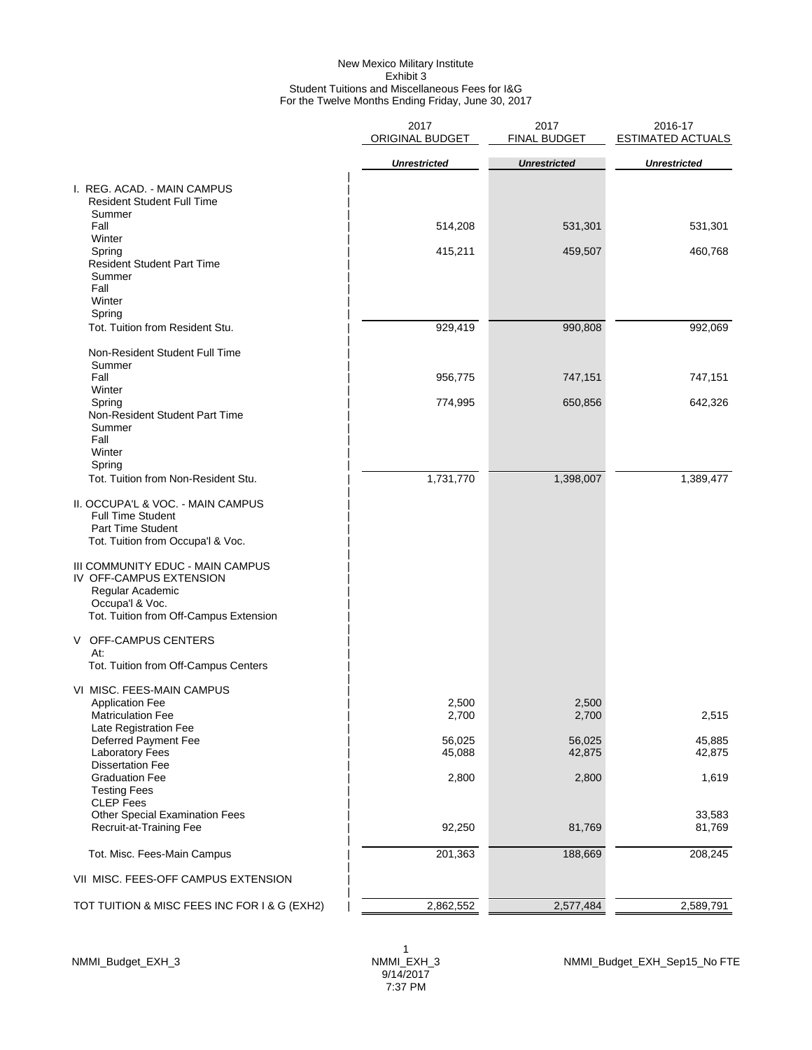New Mexico Military Institute
Exhibit 3
Student Tuitions and Miscellaneous Fees for I&G
For the Twelve Months Ending Friday, June 30, 2017

| | 2017 ORIGINAL BUDGET | 2017 FINAL BUDGET | 2016-17 ESTIMATED ACTUALS |
|---|---|---|---|
| | *Unrestricted* | *Unrestricted* | *Unrestricted* |
| I. REG. ACAD. - MAIN CAMPUS | | | |
| Resident Student Full Time | | | |
| Summer | | | |
| Fall | 514,208 | 531,301 | 531,301 |
| Winter | | | |
| Spring | 415,211 | 459,507 | 460,768 |
| Resident Student Part Time | | | |
| Summer | | | |
| Fall | | | |
| Winter | | | |
| Spring | | | |
| Tot. Tuition from Resident Stu. | 929,419 | 990,808 | 992,069 |
| Non-Resident Student Full Time | | | |
| Summer | | | |
| Fall | 956,775 | 747,151 | 747,151 |
| Winter | | | |
| Spring | 774,995 | 650,856 | 642,326 |
| Non-Resident Student Part Time | | | |
| Summer | | | |
| Fall | | | |
| Winter | | | |
| Spring | | | |
| Tot. Tuition from Non-Resident Stu. | 1,731,770 | 1,398,007 | 1,389,477 |
| II. OCCUPA'L & VOC. - MAIN CAMPUS | | | |
| Full Time Student | | | |
| Part Time Student | | | |
| Tot. Tuition from Occupa'l & Voc. | | | |
| III COMMUNITY EDUC - MAIN CAMPUS | | | |
| IV OFF-CAMPUS EXTENSION | | | |
| Regular Academic | | | |
| Occupa'l & Voc. | | | |
| Tot. Tuition from Off-Campus Extension | | | |
| V OFF-CAMPUS CENTERS | | | |
| At: | | | |
| Tot. Tuition from Off-Campus Centers | | | |
| VI MISC. FEES-MAIN CAMPUS | | | |
| Application Fee | 2,500 | 2,500 | |
| Matriculation Fee | 2,700 | 2,700 | 2,515 |
| Late Registration Fee | | | |
| Deferred Payment Fee | 56,025 | 56,025 | 45,885 |
| Laboratory Fees | 45,088 | 42,875 | 42,875 |
| Dissertation Fee | | | |
| Graduation Fee | 2,800 | 2,800 | 1,619 |
| Testing Fees | | | |
| CLEP Fees | | | |
| Other Special Examination Fees | | | 33,583 |
| Recruit-at-Training Fee | 92,250 | 81,769 | 81,769 |
| Tot. Misc. Fees-Main Campus | 201,363 | 188,669 | 208,245 |
| VII MISC. FEES-OFF CAMPUS EXTENSION | | | |
| TOT TUITION & MISC FEES INC FOR I & G (EXH2) | 2,862,552 | 2,577,484 | 2,589,791 |

NMMI_Budget_EXH_3 NMMI_EXH_3 9/14/2017 7:37 PM NMMI_Budget_EXH_Sep15_No FTE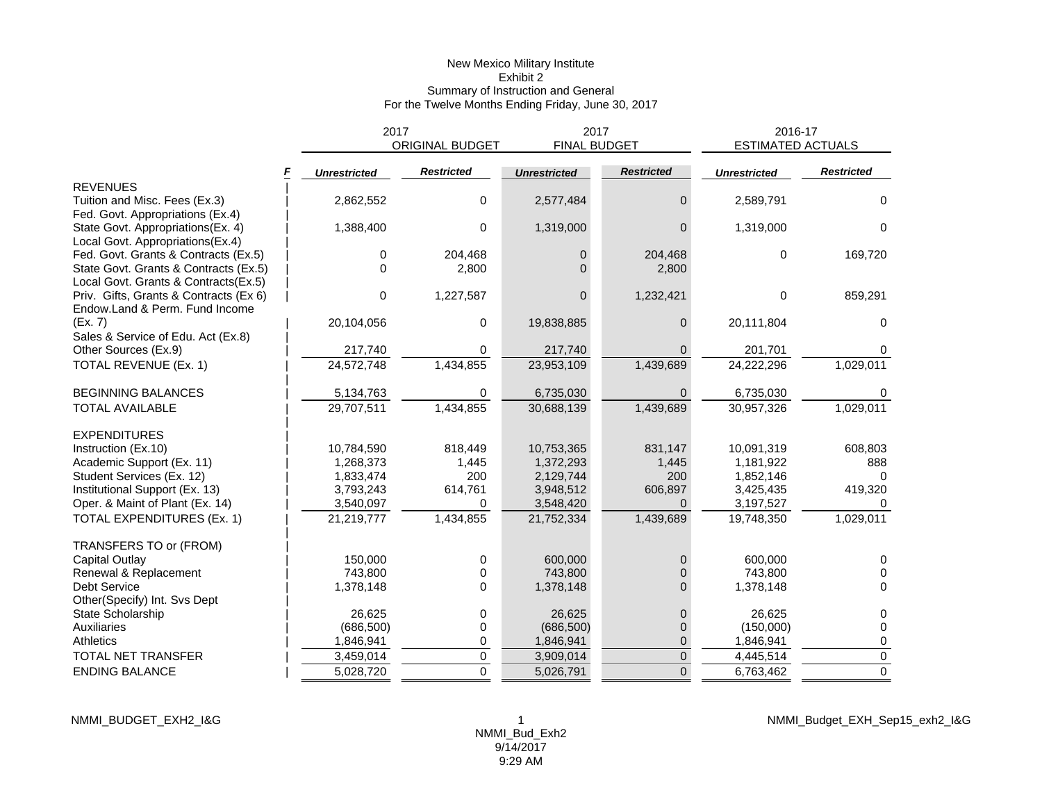New Mexico Military Institute
Exhibit 2
Summary of Instruction and General
For the Twelve Months Ending Friday, June 30, 2017

| | 2017 ORIGINAL BUDGET | | 2017 FINAL BUDGET | | 2016-17 ESTIMATED ACTUALS | |
|---|---|---|---|---|---|---|
| | ***Unrestricted*** | ***Restricted*** | ***Unrestricted*** | ***Restricted*** | ***Unrestricted*** | ***Restricted*** |
| REVENUES | | | | | | |
| Tuition and Misc. Fees (Ex.3) | 2,862,552 | 0 | 2,577,484 | 0 | 2,589,791 | 0 |
| Fed. Govt. Appropriations (Ex.4) | | | | | | |
| State Govt. Appropriations(Ex. 4) | 1,388,400 | 0 | 1,319,000 | 0 | 1,319,000 | 0 |
| Local Govt. Appropriations(Ex.4) | | | | | | |
| Fed. Govt. Grants & Contracts (Ex.5) | 0 | 204,468 | 0 | 204,468 | 0 | 169,720 |
| State Govt. Grants & Contracts (Ex.5) | 0 | 2,800 | 0 | 2,800 | | |
| Local Govt. Grants & Contracts(Ex.5) | | | | | | |
| Priv. Gifts, Grants & Contracts (Ex 6) | 0 | 1,227,587 | 0 | 1,232,421 | 0 | 859,291 |
| Endow.Land & Perm. Fund Income (Ex. 7) | 20,104,056 | 0 | 19,838,885 | 0 | 20,111,804 | 0 |
| Sales & Service of Edu. Act (Ex.8) | | | | | | |
| Other Sources (Ex.9) | 217,740 | 0 | 217,740 | 0 | 201,701 | 0 |
| TOTAL REVENUE (Ex. 1) | 24,572,748 | 1,434,855 | 23,953,109 | 1,439,689 | 24,222,296 | 1,029,011 |
| BEGINNING BALANCES | 5,134,763 | 0 | 6,735,030 | 0 | 6,735,030 | 0 |
| TOTAL AVAILABLE | 29,707,511 | 1,434,855 | 30,688,139 | 1,439,689 | 30,957,326 | 1,029,011 |
| EXPENDITURES | | | | | | |
| Instruction (Ex.10) | 10,784,590 | 818,449 | 10,753,365 | 831,147 | 10,091,319 | 608,803 |
| Academic Support (Ex. 11) | 1,268,373 | 1,445 | 1,372,293 | 1,445 | 1,181,922 | 888 |
| Student Services (Ex. 12) | 1,833,474 | 200 | 2,129,744 | 200 | 1,852,146 | 0 |
| Institutional Support (Ex. 13) | 3,793,243 | 614,761 | 3,948,512 | 606,897 | 3,425,435 | 419,320 |
| Oper. & Maint of Plant (Ex. 14) | 3,540,097 | 0 | 3,548,420 | 0 | 3,197,527 | 0 |
| TOTAL EXPENDITURES (Ex. 1) | 21,219,777 | 1,434,855 | 21,752,334 | 1,439,689 | 19,748,350 | 1,029,011 |
| TRANSFERS TO or (FROM) | | | | | | |
| Capital Outlay | 150,000 | 0 | 600,000 | 0 | 600,000 | 0 |
| Renewal & Replacement | 743,800 | 0 | 743,800 | 0 | 743,800 | 0 |
| Debt Service | 1,378,148 | 0 | 1,378,148 | 0 | 1,378,148 | 0 |
| Other(Specify) Int. Svs Dept | | | | | | |
| State Scholarship | 26,625 | 0 | 26,625 | 0 | 26,625 | 0 |
| Auxiliaries | (686,500) | 0 | (686,500) | 0 | (150,000) | 0 |
| Athletics | 1,846,941 | 0 | 1,846,941 | 0 | 1,846,941 | 0 |
| TOTAL NET TRANSFER | 3,459,014 | 0 | 3,909,014 | 0 | 4,445,514 | 0 |
| ENDING BALANCE | 5,028,720 | 0 | 5,026,791 | 0 | 6,763,462 | 0 |

NMMI_BUDGET_EXH2_I&G

NMMI_Bud_Exh2
9/14/2017
9:29 AM

NMMI_Budget_EXH_Sep15_exh2_I&G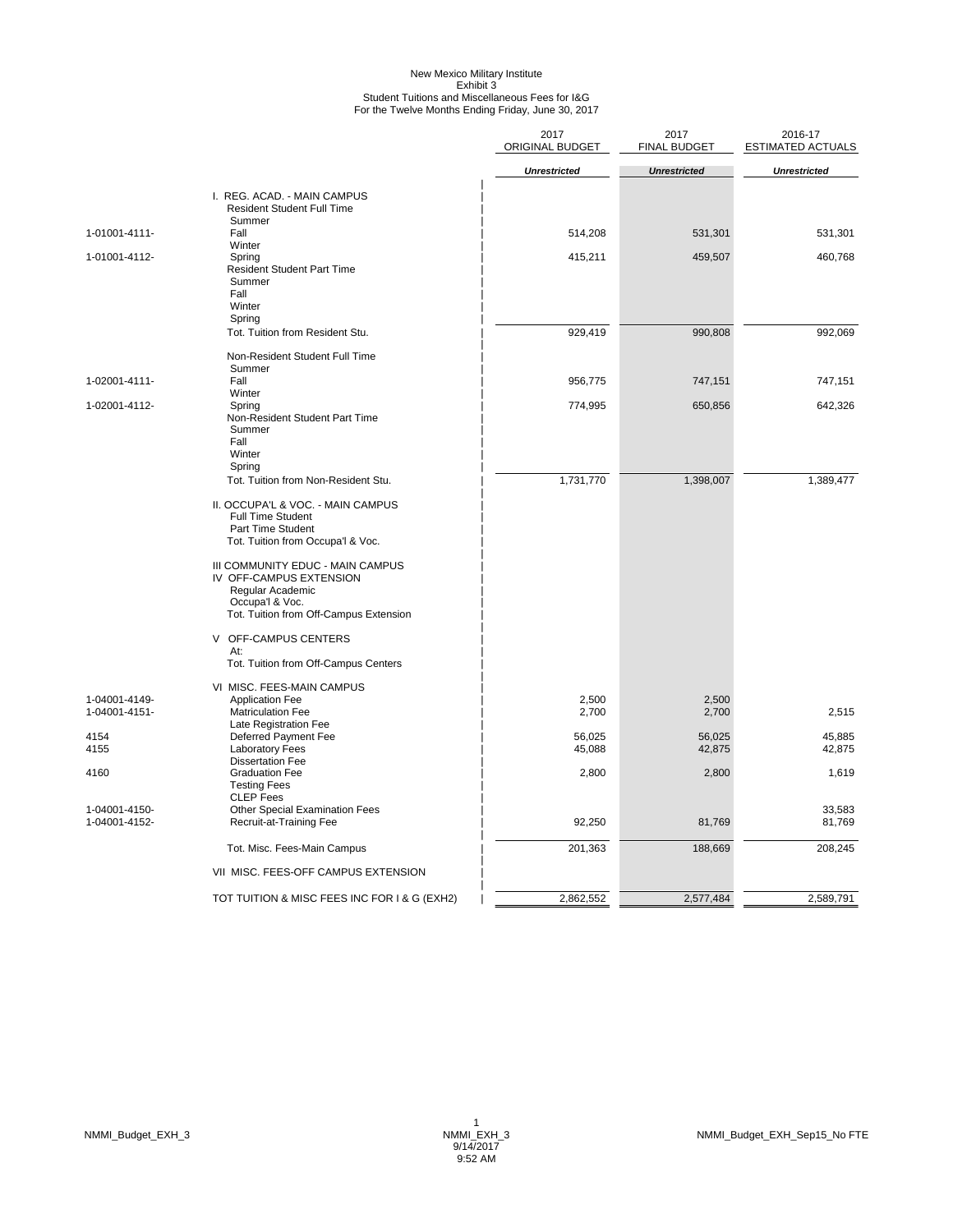New Mexico Military Institute
Exhibit 3
Student Tuitions and Miscellaneous Fees for I&G
For the Twelve Months Ending Friday, June 30, 2017

| | | 2017 ORIGINAL BUDGET | 2017 FINAL BUDGET | 2016-17 ESTIMATED ACTUALS |
|---|---|---|---|---|
| | | *Unrestricted* | *Unrestricted* | *Unrestricted* |
| | I. REG. ACAD. - MAIN CAMPUS | | | |
| | Resident Student Full Time | | | |
| | Summer | | | |
| 1-01001-4111- | Fall | 514,208 | 531,301 | 531,301 |
| | Winter | | | |
| 1-01001-4112- | Spring | 415,211 | 459,507 | 460,768 |
| | Resident Student Part Time | | | |
| | Summer | | | |
| | Fall | | | |
| | Winter | | | |
| | Spring | | | |
| | Tot. Tuition from Resident Stu. | 929,419 | 990,808 | 992,069 |
| | Non-Resident Student Full Time | | | |
| | Summer | | | |
| 1-02001-4111- | Fall | 956,775 | 747,151 | 747,151 |
| | Winter | | | |
| 1-02001-4112- | Spring | 774,995 | 650,856 | 642,326 |
| | Non-Resident Student Part Time | | | |
| | Summer | | | |
| | Fall | | | |
| | Winter | | | |
| | Spring | | | |
| | Tot. Tuition from Non-Resident Stu. | 1,731,770 | 1,398,007 | 1,389,477 |
| | II. OCCUPA'L & VOC. - MAIN CAMPUS | | | |
| | Full Time Student | | | |
| | Part Time Student | | | |
| | Tot. Tuition from Occupa'l & Voc. | | | |
| | III COMMUNITY EDUC - MAIN CAMPUS | | | |
| | IV OFF-CAMPUS EXTENSION | | | |
| | Regular Academic | | | |
| | Occupa'l & Voc. | | | |
| | Tot. Tuition from Off-Campus Extension | | | |
| | V OFF-CAMPUS CENTERS | | | |
| | At: | | | |
| | Tot. Tuition from Off-Campus Centers | | | |
| | VI MISC. FEES-MAIN CAMPUS | | | |
| 1-04001-4149- | Application Fee | 2,500 | 2,500 | |
| 1-04001-4151- | Matriculation Fee | 2,700 | 2,700 | 2,515 |
| | Late Registration Fee | | | |
| 4154 | Deferred Payment Fee | 56,025 | 56,025 | 45,885 |
| 4155 | Laboratory Fees | 45,088 | 42,875 | 42,875 |
| | Dissertation Fee | | | |
| 4160 | Graduation Fee | 2,800 | 2,800 | 1,619 |
| | Testing Fees | | | |
| | CLEP Fees | | | |
| 1-04001-4150- | Other Special Examination Fees | | | 33,583 |
| 1-04001-4152- | Recruit-at-Training Fee | 92,250 | 81,769 | 81,769 |
| | Tot. Misc. Fees-Main Campus | 201,363 | 188,669 | 208,245 |
| | VII MISC. FEES-OFF CAMPUS EXTENSION | | | |
| | TOT TUITION & MISC FEES INC FOR I & G (EXH2) | 2,862,552 | 2,577,484 | 2,589,791 |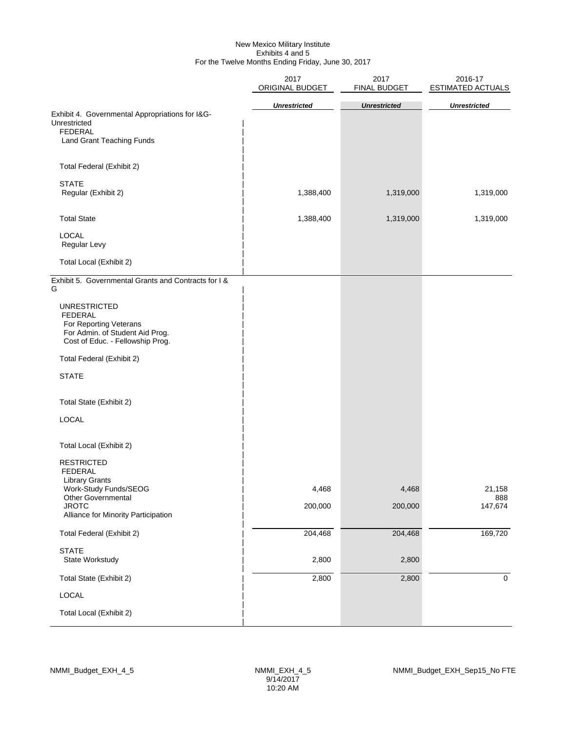New Mexico Military Institute
Exhibits 4 and 5
For the Twelve Months Ending Friday, June 30, 2017

| | 2017 ORIGINAL BUDGET | 2017 FINAL BUDGET | 2016-17 ESTIMATED ACTUALS |
|---|---|---|---|
| | *Unrestricted* | *Unrestricted* | *Unrestricted* |
| Exhibit 4. Governmental Appropriations for I&G-Unrestricted | | | |
| FEDERAL | | | |
| Land Grant Teaching Funds | | | |
| Total Federal (Exhibit 2) | | | |
| STATE | | | |
| Regular (Exhibit 2) | 1,388,400 | 1,319,000 | 1,319,000 |
| Total State | 1,388,400 | 1,319,000 | 1,319,000 |
| LOCAL | | | |
| Regular Levy | | | |
| Total Local (Exhibit 2) | | | |
| Exhibit 5. Governmental Grants and Contracts for I & G | | | |
| UNRESTRICTED | | | |
| FEDERAL | | | |
| For Reporting Veterans | | | |
| For Admin. of Student Aid Prog. | | | |
| Cost of Educ. - Fellowship Prog. | | | |
| Total Federal (Exhibit 2) | | | |
| STATE | | | |
| Total State (Exhibit 2) | | | |
| LOCAL | | | |
| Total Local (Exhibit 2) | | | |
| RESTRICTED | | | |
| FEDERAL | | | |
| Library Grants | | | |
| Work-Study Funds/SEOG | 4,468 | 4,468 | 21,158 |
| Other Governmental | | | 888 |
| JROTC | 200,000 | 200,000 | 147,674 |
| Alliance for Minority Participation | | | |
| Total Federal (Exhibit 2) | 204,468 | 204,468 | 169,720 |
| STATE | | | |
| State Workstudy | 2,800 | 2,800 | |
| Total State (Exhibit 2) | 2,800 | 2,800 | 0 |
| LOCAL | | | |
| Total Local (Exhibit 2) | | | |

NMMI_Budget_EXH_4_5 NMMI_EXH_4_5 9/14/2017 10:20 AM NMMI_Budget_EXH_Sep15_No FTE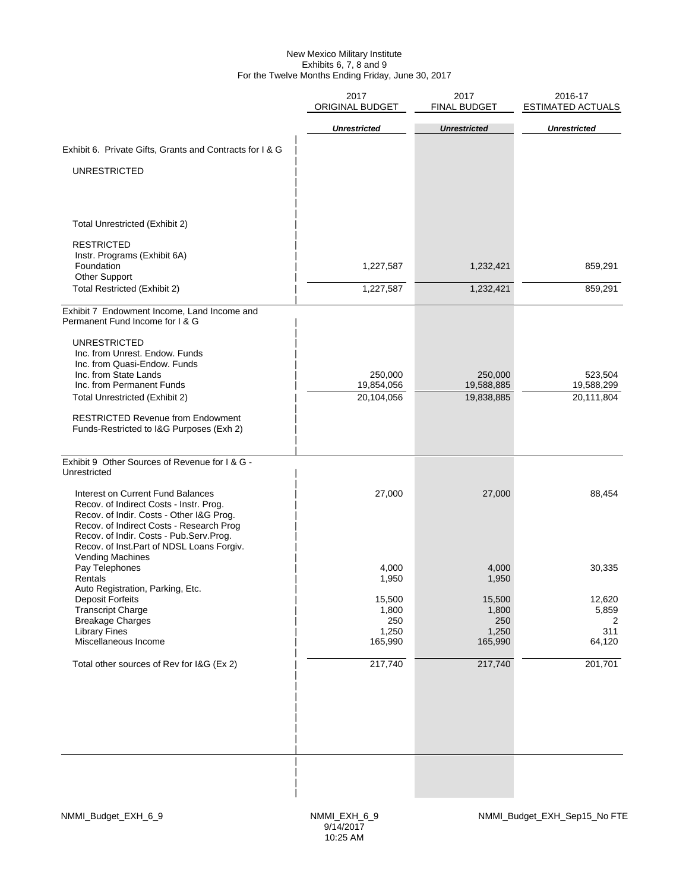New Mexico Military Institute
Exhibits 6, 7, 8 and 9
For the Twelve Months Ending Friday, June 30, 2017

| | 2017 ORIGINAL BUDGET | 2017 FINAL BUDGET | 2016-17 ESTIMATED ACTUALS |
|---|---|---|---|
| | *Unrestricted* | *Unrestricted* | *Unrestricted* |
| **Exhibit 6. Private Gifts, Grants and Contracts for I & G** | | | |
| UNRESTRICTED | | | |
| Total Unrestricted (Exhibit 2) | | | |
| RESTRICTED | | | |
| Instr. Programs (Exhibit 6A) | | | |
| Foundation | 1,227,587 | 1,232,421 | 859,291 |
| Other Support | | | |
| Total Restricted (Exhibit 2) | 1,227,587 | 1,232,421 | 859,291 |
| **Exhibit 7 Endowment Income, Land Income and Permanent Fund Income for I & G** | | | |
| UNRESTRICTED | | | |
| Inc. from Unrest. Endow. Funds | | | |
| Inc. from Quasi-Endow. Funds | | | |
| Inc. from State Lands | 250,000 | 250,000 | 523,504 |
| Inc. from Permanent Funds | 19,854,056 | 19,588,885 | 19,588,299 |
| Total Unrestricted (Exhibit 2) | 20,104,056 | 19,838,885 | 20,111,804 |
| RESTRICTED Revenue from Endowment Funds-Restricted to I&G Purposes (Exh 2) | | | |
| **Exhibit 9 Other Sources of Revenue for I & G - Unrestricted** | | | |
| Interest on Current Fund Balances | 27,000 | 27,000 | 88,454 |
| Recov. of Indirect Costs - Instr. Prog. | | | |
| Recov. of Indir. Costs - Other I&G Prog. | | | |
| Recov. of Indirect Costs - Research Prog | | | |
| Recov. of Indir. Costs - Pub.Serv.Prog. | | | |
| Recov. of Inst.Part of NDSL Loans Forgiv. | | | |
| Vending Machines | | | |
| Pay Telephones | 4,000 | 4,000 | 30,335 |
| Rentals | 1,950 | 1,950 | |
| Auto Registration, Parking, Etc. | | | |
| Deposit Forfeits | 15,500 | 15,500 | 12,620 |
| Transcript Charge | 1,800 | 1,800 | 5,859 |
| Breakage Charges | 250 | 250 | 2 |
| Library Fines | 1,250 | 1,250 | 311 |
| Miscellaneous Income | 165,990 | 165,990 | 64,120 |
| Total other sources of Rev for I&G (Ex 2) | 217,740 | 217,740 | 201,701 |

NMMI_Budget_EXH_6_9 NMMI_EXH_6_9 9/14/2017 10:25 AM NMMI_Budget_EXH_Sep15_No FTE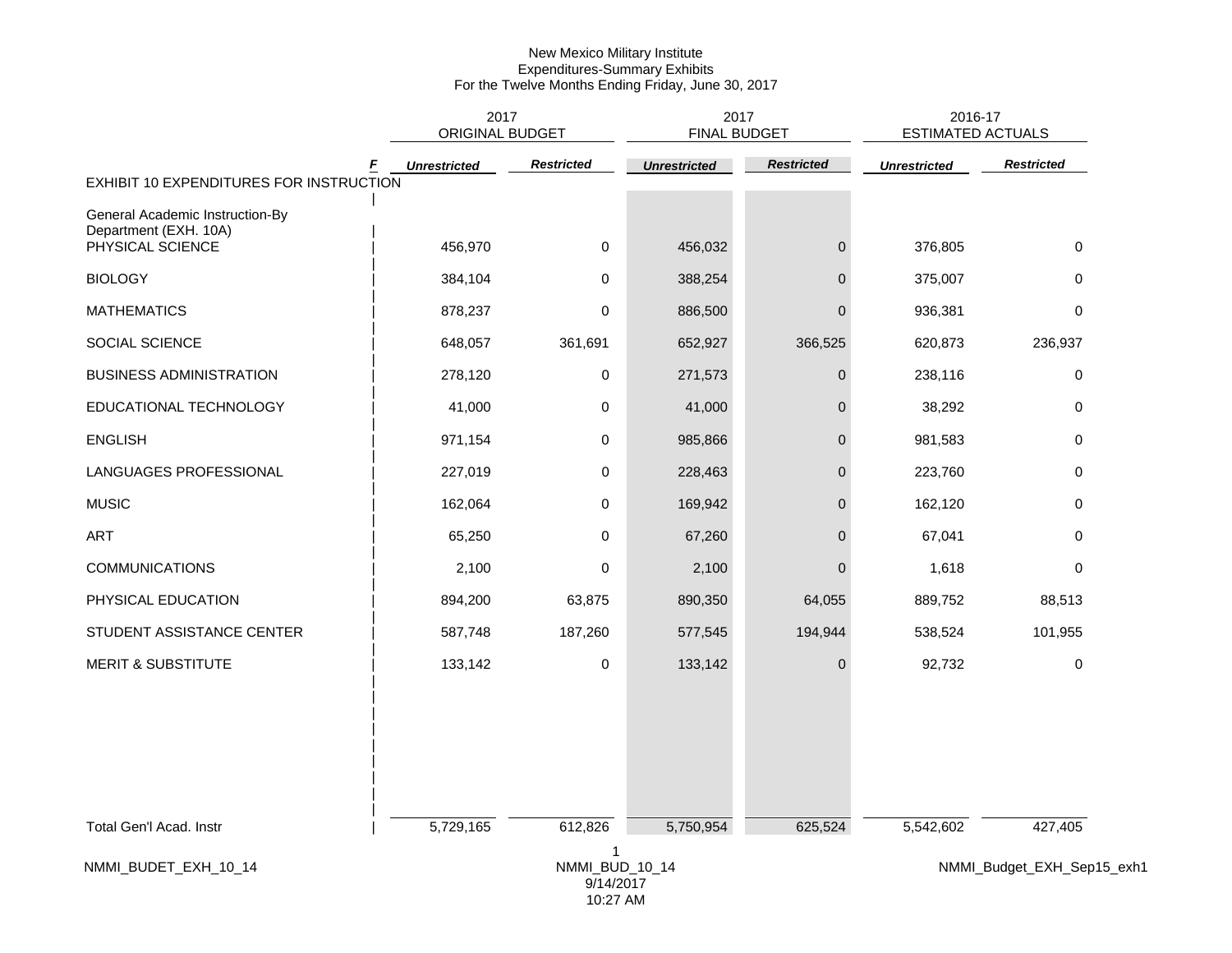New Mexico Military Institute
Expenditures-Summary Exhibits
For the Twelve Months Ending Friday, June 30, 2017

| | F | 2017 ORIGINAL BUDGET | | 2017 FINAL BUDGET | | 2016-17 ESTIMATED ACTUALS | |
|---|---|---|---|---|---|---|---|
| | | ***Unrestricted*** | ***Restricted*** | ***Unrestricted*** | ***Restricted*** | ***Unrestricted*** | ***Restricted*** |
| EXHIBIT 10 EXPENDITURES FOR INSTRUCTION | | | | | | | |
| General Academic Instruction-By Department (EXH. 10A) | | | | | | | |
| PHYSICAL SCIENCE | | 456,970 | 0 | 456,032 | 0 | 376,805 | 0 |
| BIOLOGY | | 384,104 | 0 | 388,254 | 0 | 375,007 | 0 |
| MATHEMATICS | | 878,237 | 0 | 886,500 | 0 | 936,381 | 0 |
| SOCIAL SCIENCE | | 648,057 | 361,691 | 652,927 | 366,525 | 620,873 | 236,937 |
| BUSINESS ADMINISTRATION | | 278,120 | 0 | 271,573 | 0 | 238,116 | 0 |
| EDUCATIONAL TECHNOLOGY | | 41,000 | 0 | 41,000 | 0 | 38,292 | 0 |
| ENGLISH | | 971,154 | 0 | 985,866 | 0 | 981,583 | 0 |
| LANGUAGES PROFESSIONAL | | 227,019 | 0 | 228,463 | 0 | 223,760 | 0 |
| MUSIC | | 162,064 | 0 | 169,942 | 0 | 162,120 | 0 |
| ART | | 65,250 | 0 | 67,260 | 0 | 67,041 | 0 |
| COMMUNICATIONS | | 2,100 | 0 | 2,100 | 0 | 1,618 | 0 |
| PHYSICAL EDUCATION | | 894,200 | 63,875 | 890,350 | 64,055 | 889,752 | 88,513 |
| STUDENT ASSISTANCE CENTER | | 587,748 | 187,260 | 577,545 | 194,944 | 538,524 | 101,955 |
| MERIT & SUBSTITUTE | | 133,142 | 0 | 133,142 | 0 | 92,732 | 0 |
| Total Gen'l Acad. Instr | | 5,729,165 | 612,826 | 5,750,954 | 625,524 | 5,542,602 | 427,405 |

NMMI_BUDET_EXH_10_14 NMMI_BUD_10_14 9/14/2017 10:27 AM NMMI_Budget_EXH_Sep15_exh1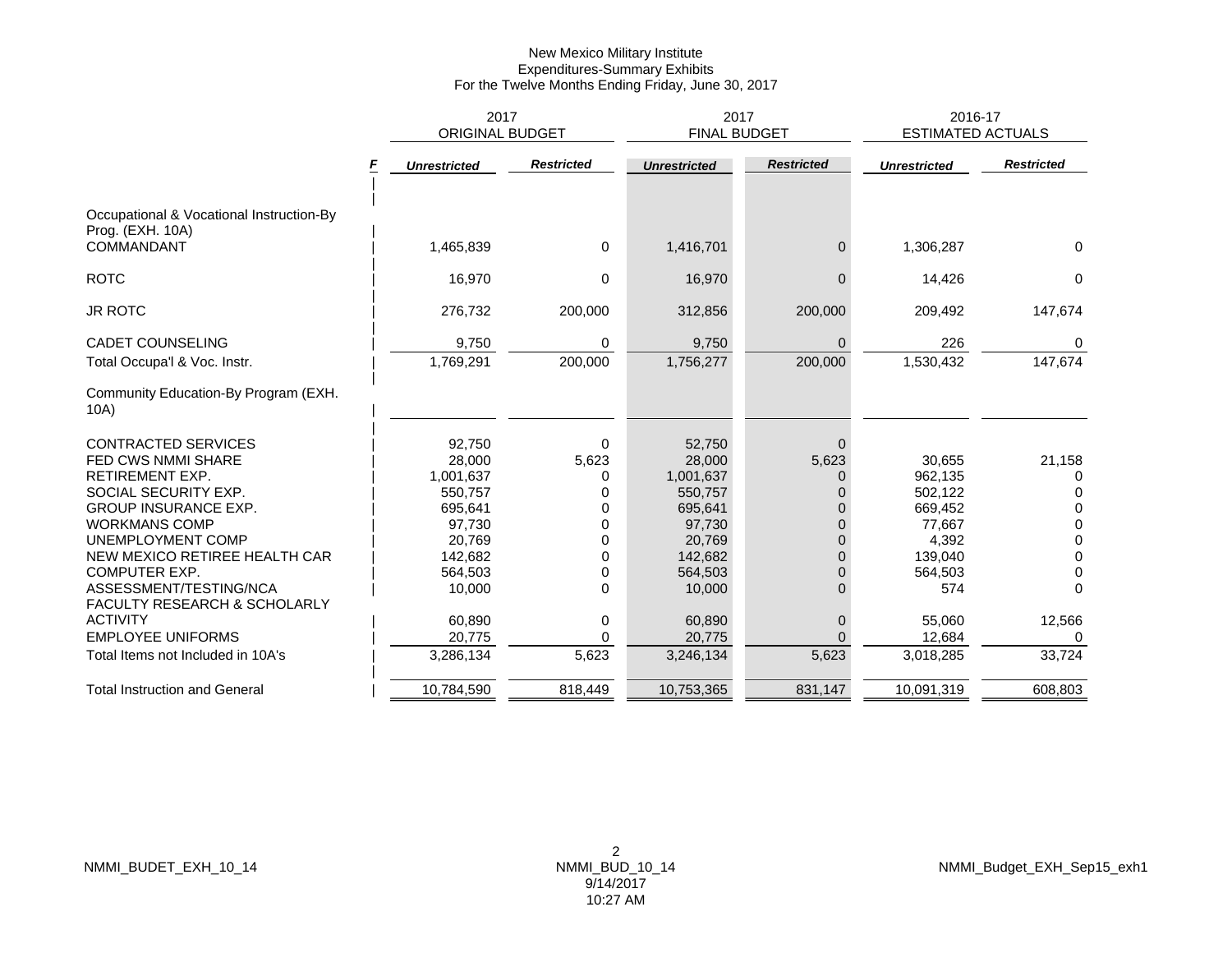New Mexico Military Institute
Expenditures-Summary Exhibits
For the Twelve Months Ending Friday, June 30, 2017

| | F | 2017 ORIGINAL BUDGET | | 2017 FINAL BUDGET | | 2016-17 ESTIMATED ACTUALS | |
|---|---|---|---|---|---|---|---|
| | | *Unrestricted* | *Restricted* | *Unrestricted* | *Restricted* | *Unrestricted* | *Restricted* |
| Occupational & Vocational Instruction-By Prog. (EXH. 10A) | | | | | | | |
| COMMANDANT | | 1,465,839 | 0 | 1,416,701 | 0 | 1,306,287 | 0 |
| ROTC | | 16,970 | 0 | 16,970 | 0 | 14,426 | 0 |
| JR ROTC | | 276,732 | 200,000 | 312,856 | 200,000 | 209,492 | 147,674 |
| CADET COUNSELING | | 9,750 | 0 | 9,750 | 0 | 226 | 0 |
| Total Occupa'l & Voc. Instr. | | 1,769,291 | 200,000 | 1,756,277 | 200,000 | 1,530,432 | 147,674 |
| Community Education-By Program (EXH. 10A) | | | | | | | |
| CONTRACTED SERVICES | | 92,750 | 0 | 52,750 | 0 | | |
| FED CWS NMMI SHARE | | 28,000 | 5,623 | 28,000 | 5,623 | 30,655 | 21,158 |
| RETIREMENT EXP. | | 1,001,637 | 0 | 1,001,637 | 0 | 962,135 | 0 |
| SOCIAL SECURITY EXP. | | 550,757 | 0 | 550,757 | 0 | 502,122 | 0 |
| GROUP INSURANCE EXP. | | 695,641 | 0 | 695,641 | 0 | 669,452 | 0 |
| WORKMANS COMP | | 97,730 | 0 | 97,730 | 0 | 77,667 | 0 |
| UNEMPLOYMENT COMP | | 20,769 | 0 | 20,769 | 0 | 4,392 | 0 |
| NEW MEXICO RETIREE HEALTH CAR | | 142,682 | 0 | 142,682 | 0 | 139,040 | 0 |
| COMPUTER EXP. | | 564,503 | 0 | 564,503 | 0 | 564,503 | 0 |
| ASSESSMENT/TESTING/NCA | | 10,000 | 0 | 10,000 | 0 | 574 | 0 |
| FACULTY RESEARCH & SCHOLARLY ACTIVITY | | 60,890 | 0 | 60,890 | 0 | 55,060 | 12,566 |
| EMPLOYEE UNIFORMS | | 20,775 | 0 | 20,775 | 0 | 12,684 | 0 |
| Total Items not Included in 10A's | | 3,286,134 | 5,623 | 3,246,134 | 5,623 | 3,018,285 | 33,724 |
| Total Instruction and General | | 10,784,590 | 818,449 | 10,753,365 | 831,147 | 10,091,319 | 608,803 |

NMMI_BUDET_EXH_10_14    NMMI_BUD_10_14 9/14/2017 10:27 AM    NMMI_Budget_EXH_Sep15_exh1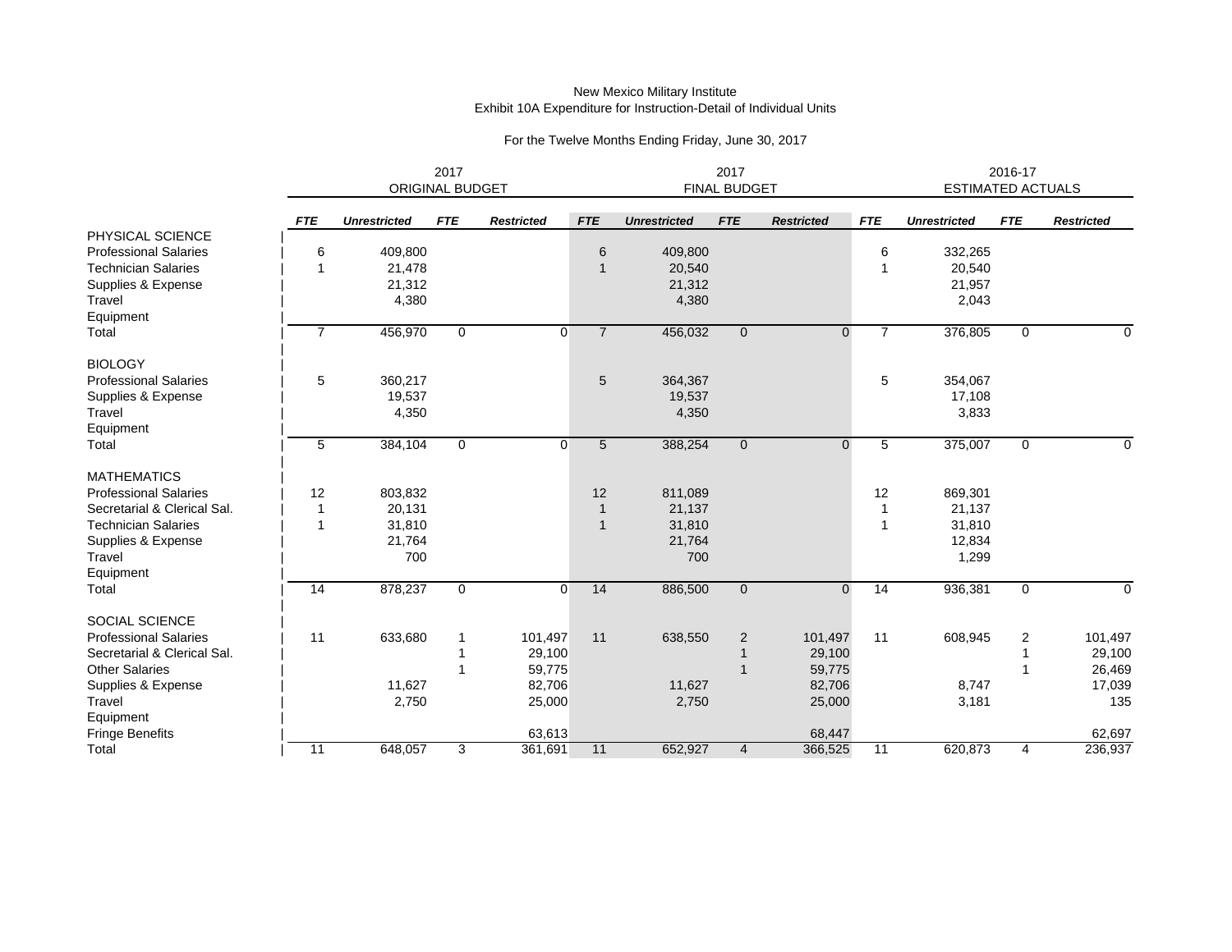New Mexico Military Institute
Exhibit 10A Expenditure for Instruction-Detail of Individual Units

For the Twelve Months Ending Friday, June 30, 2017

| | 2017 ORIGINAL BUDGET | | | | 2017 FINAL BUDGET | | | | 2016-17 ESTIMATED ACTUALS | | | |
|---|---|---|---|---|---|---|---|---|---|---|---|---|
| | ***FTE*** | ***Unrestricted*** | ***FTE*** | ***Restricted*** | ***FTE*** | ***Unrestricted*** | ***FTE*** | ***Restricted*** | ***FTE*** | ***Unrestricted*** | ***FTE*** | ***Restricted*** |
| PHYSICAL SCIENCE | | | | | | | | | | | | |
| Professional Salaries | 6 | 409,800 | | | 6 | 409,800 | | | 6 | 332,265 | | |
| Technician Salaries | 1 | 21,478 | | | 1 | 20,540 | | | 1 | 20,540 | | |
| Supplies & Expense | | 21,312 | | | | 21,312 | | | | 21,957 | | |
| Travel | | 4,380 | | | | 4,380 | | | | 2,043 | | |
| Equipment | | | | | | | | | | | | |
| Total | 7 | 456,970 | 0 | 0 | 7 | 456,032 | 0 | 0 | 7 | 376,805 | 0 | 0 |
| BIOLOGY | | | | | | | | | | | | |
| Professional Salaries | 5 | 360,217 | | | 5 | 364,367 | | | 5 | 354,067 | | |
| Supplies & Expense | | 19,537 | | | | 19,537 | | | | 17,108 | | |
| Travel | | 4,350 | | | | 4,350 | | | | 3,833 | | |
| Equipment | | | | | | | | | | | | |
| Total | 5 | 384,104 | 0 | 0 | 5 | 388,254 | 0 | 0 | 5 | 375,007 | 0 | 0 |
| MATHEMATICS | | | | | | | | | | | | |
| Professional Salaries | 12 | 803,832 | | | 12 | 811,089 | | | 12 | 869,301 | | |
| Secretarial & Clerical Sal. | 1 | 20,131 | | | 1 | 21,137 | | | 1 | 21,137 | | |
| Technician Salaries | 1 | 31,810 | | | 1 | 31,810 | | | 1 | 31,810 | | |
| Supplies & Expense | | 21,764 | | | | 21,764 | | | | 12,834 | | |
| Travel | | 700 | | | | 700 | | | | 1,299 | | |
| Equipment | | | | | | | | | | | | |
| Total | 14 | 878,237 | 0 | 0 | 14 | 886,500 | 0 | 0 | 14 | 936,381 | 0 | 0 |
| SOCIAL SCIENCE | | | | | | | | | | | | |
| Professional Salaries | 11 | 633,680 | 1 | 101,497 | 11 | 638,550 | 2 | 101,497 | 11 | 608,945 | 2 | 101,497 |
| Secretarial & Clerical Sal. | | | 1 | 29,100 | | | 1 | 29,100 | | | 1 | 29,100 |
| Other Salaries | | | 1 | 59,775 | | | 1 | 59,775 | | | 1 | 26,469 |
| Supplies & Expense | | 11,627 | | 82,706 | | 11,627 | | 82,706 | | 8,747 | | 17,039 |
| Travel | | 2,750 | | 25,000 | | 2,750 | | 25,000 | | 3,181 | | 135 |
| Equipment | | | | | | | | | | | | |
| Fringe Benefits | | | | 63,613 | | | | 68,447 | | | | 62,697 |
| Total | 11 | 648,057 | 3 | 361,691 | 11 | 652,927 | 4 | 366,525 | 11 | 620,873 | 4 | 236,937 |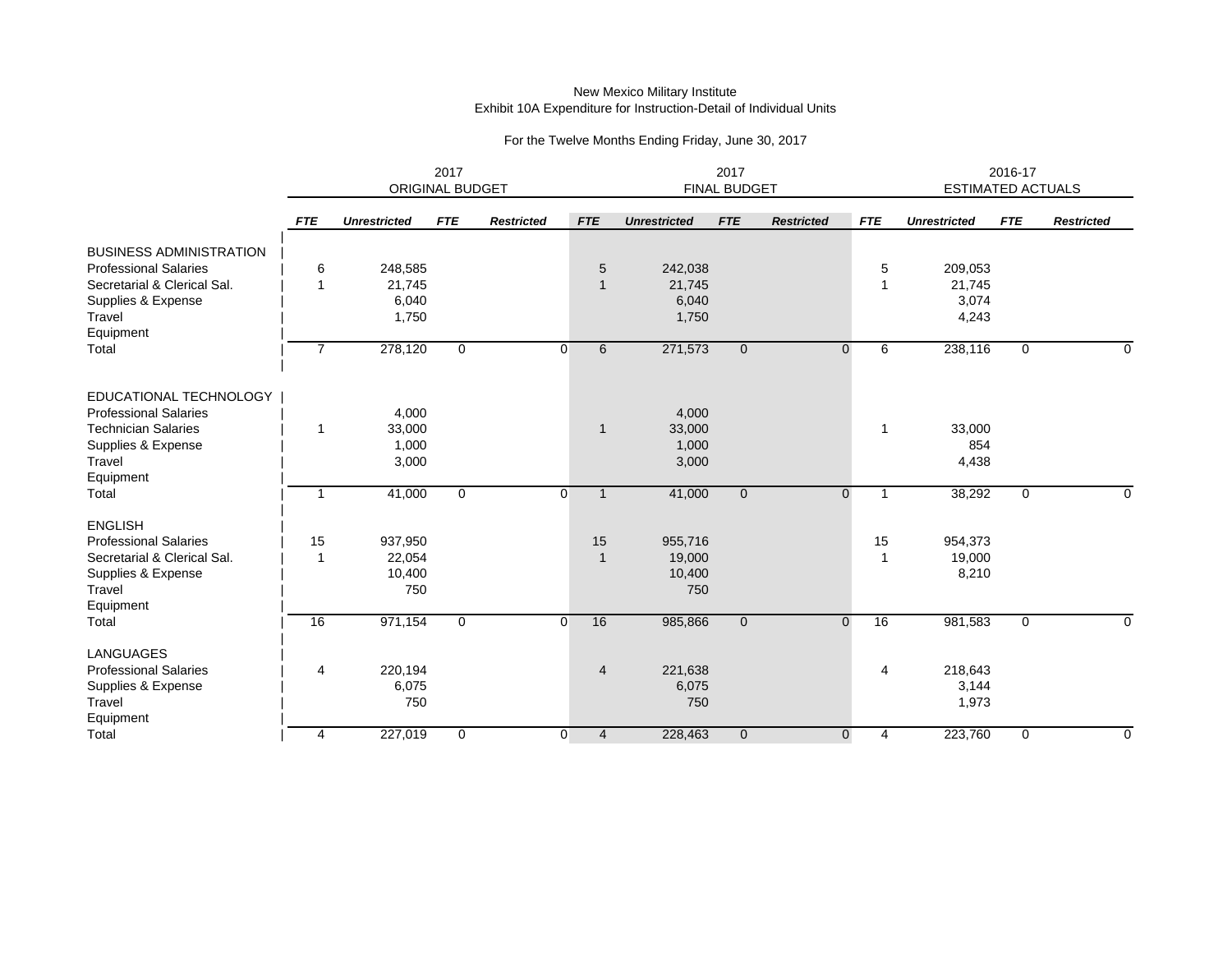New Mexico Military Institute
Exhibit 10A Expenditure for Instruction-Detail of Individual Units

For the Twelve Months Ending Friday, June 30, 2017

| | 2017 ORIGINAL BUDGET | | | | 2017 FINAL BUDGET | | | | 2016-17 ESTIMATED ACTUALS | | | |
|---|---|---|---|---|---|---|---|---|---|---|---|---|
| | ***FTE*** | ***Unrestricted*** | ***FTE*** | ***Restricted*** | ***FTE*** | ***Unrestricted*** | ***FTE*** | ***Restricted*** | ***FTE*** | ***Unrestricted*** | ***FTE*** | ***Restricted*** |
| BUSINESS ADMINISTRATION | | | | | | | | | | | | |
| Professional Salaries | 6 | 248,585 | | | 5 | 242,038 | | | 5 | 209,053 | | |
| Secretarial & Clerical Sal. | 1 | 21,745 | | | 1 | 21,745 | | | 1 | 21,745 | | |
| Supplies & Expense | | 6,040 | | | | 6,040 | | | | 3,074 | | |
| Travel | | 1,750 | | | | 1,750 | | | | 4,243 | | |
| Equipment | | | | | | | | | | | | |
| Total | 7 | 278,120 | 0 | 0 | 6 | 271,573 | 0 | 0 | 6 | 238,116 | 0 | 0 |
| EDUCATIONAL TECHNOLOGY | | | | | | | | | | | | |
| Professional Salaries | | 4,000 | | | | 4,000 | | | | | | |
| Technician Salaries | 1 | 33,000 | | | 1 | 33,000 | | | 1 | 33,000 | | |
| Supplies & Expense | | 1,000 | | | | 1,000 | | | | 854 | | |
| Travel | | 3,000 | | | | 3,000 | | | | 4,438 | | |
| Equipment | | | | | | | | | | | | |
| Total | 1 | 41,000 | 0 | 0 | 1 | 41,000 | 0 | 0 | 1 | 38,292 | 0 | 0 |
| ENGLISH | | | | | | | | | | | | |
| Professional Salaries | 15 | 937,950 | | | 15 | 955,716 | | | 15 | 954,373 | | |
| Secretarial & Clerical Sal. | 1 | 22,054 | | | 1 | 19,000 | | | 1 | 19,000 | | |
| Supplies & Expense | | 10,400 | | | | 10,400 | | | | 8,210 | | |
| Travel | | 750 | | | | 750 | | | | | | |
| Equipment | | | | | | | | | | | | |
| Total | 16 | 971,154 | 0 | 0 | 16 | 985,866 | 0 | 0 | 16 | 981,583 | 0 | 0 |
| LANGUAGES | | | | | | | | | | | | |
| Professional Salaries | 4 | 220,194 | | | 4 | 221,638 | | | 4 | 218,643 | | |
| Supplies & Expense | | 6,075 | | | | 6,075 | | | | 3,144 | | |
| Travel | | 750 | | | | 750 | | | | 1,973 | | |
| Equipment | | | | | | | | | | | | |
| Total | 4 | 227,019 | 0 | 0 | 4 | 228,463 | 0 | 0 | 4 | 223,760 | 0 | 0 |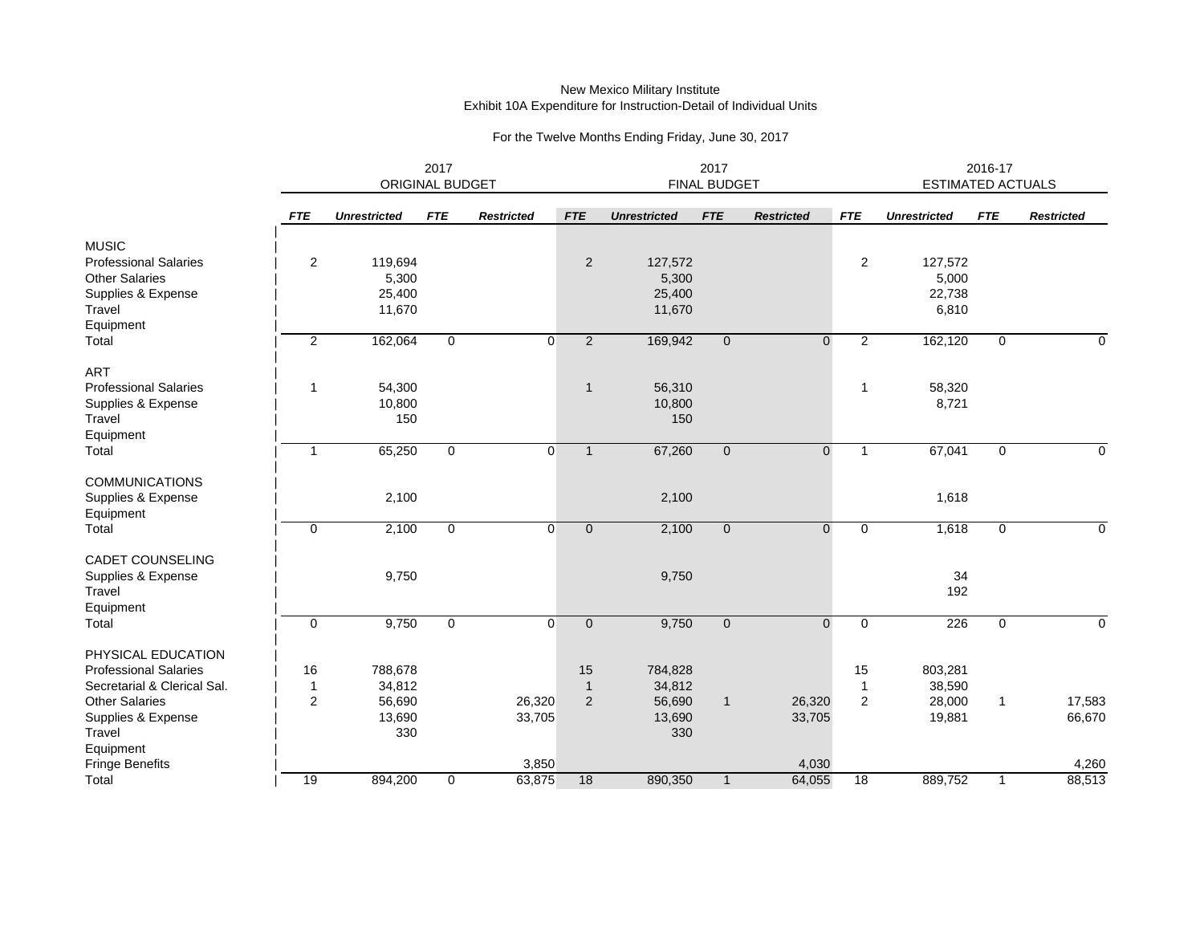New Mexico Military Institute
Exhibit 10A Expenditure for Instruction-Detail of Individual Units

For the Twelve Months Ending Friday, June 30, 2017

| | 2017 ORIGINAL BUDGET | | | | 2017 FINAL BUDGET | | | | 2016-17 ESTIMATED ACTUALS | | | |
|---|---|---|---|---|---|---|---|---|---|---|---|---|
| | ***FTE*** | ***Unrestricted*** | ***FTE*** | ***Restricted*** | ***FTE*** | ***Unrestricted*** | ***FTE*** | ***Restricted*** | ***FTE*** | ***Unrestricted*** | ***FTE*** | ***Restricted*** |
| MUSIC | | | | | | | | | | | | |
| Professional Salaries | 2 | 119,694 | | | 2 | 127,572 | | | 2 | 127,572 | | |
| Other Salaries | | 5,300 | | | | 5,300 | | | | 5,000 | | |
| Supplies & Expense | | 25,400 | | | | 25,400 | | | | 22,738 | | |
| Travel | | 11,670 | | | | 11,670 | | | | 6,810 | | |
| Equipment | | | | | | | | | | | | |
| Total | 2 | 162,064 | 0 | 0 | 2 | 169,942 | 0 | 0 | 2 | 162,120 | 0 | 0 |
| ART | | | | | | | | | | | | |
| Professional Salaries | 1 | 54,300 | | | 1 | 56,310 | | | 1 | 58,320 | | |
| Supplies & Expense | | 10,800 | | | | 10,800 | | | | 8,721 | | |
| Travel | | 150 | | | | 150 | | | | | | |
| Equipment | | | | | | | | | | | | |
| Total | 1 | 65,250 | 0 | 0 | 1 | 67,260 | 0 | 0 | 1 | 67,041 | 0 | 0 |
| COMMUNICATIONS | | | | | | | | | | | | |
| Supplies & Expense | | 2,100 | | | | 2,100 | | | | 1,618 | | |
| Equipment | | | | | | | | | | | | |
| Total | 0 | 2,100 | 0 | 0 | 0 | 2,100 | 0 | 0 | 0 | 1,618 | 0 | 0 |
| CADET COUNSELING | | | | | | | | | | | | |
| Supplies & Expense | | 9,750 | | | | 9,750 | | | | 34 | | |
| Travel | | | | | | | | | | 192 | | |
| Equipment | | | | | | | | | | | | |
| Total | 0 | 9,750 | 0 | 0 | 0 | 9,750 | 0 | 0 | 0 | 226 | 0 | 0 |
| PHYSICAL EDUCATION | | | | | | | | | | | | |
| Professional Salaries | 16 | 788,678 | | | 15 | 784,828 | | | 15 | 803,281 | | |
| Secretarial & Clerical Sal. | 1 | 34,812 | | | 1 | 34,812 | | | 1 | 38,590 | | |
| Other Salaries | 2 | 56,690 | | 26,320 | 2 | 56,690 | 1 | 26,320 | 2 | 28,000 | 1 | 17,583 |
| Supplies & Expense | | 13,690 | | 33,705 | | 13,690 | | 33,705 | | 19,881 | | 66,670 |
| Travel | | 330 | | | | 330 | | | | | | |
| Equipment | | | | | | | | | | | | |
| Fringe Benefits | | | | 3,850 | | | | 4,030 | | | | 4,260 |
| Total | 19 | 894,200 | 0 | 63,875 | 18 | 890,350 | 1 | 64,055 | 18 | 889,752 | 1 | 88,513 |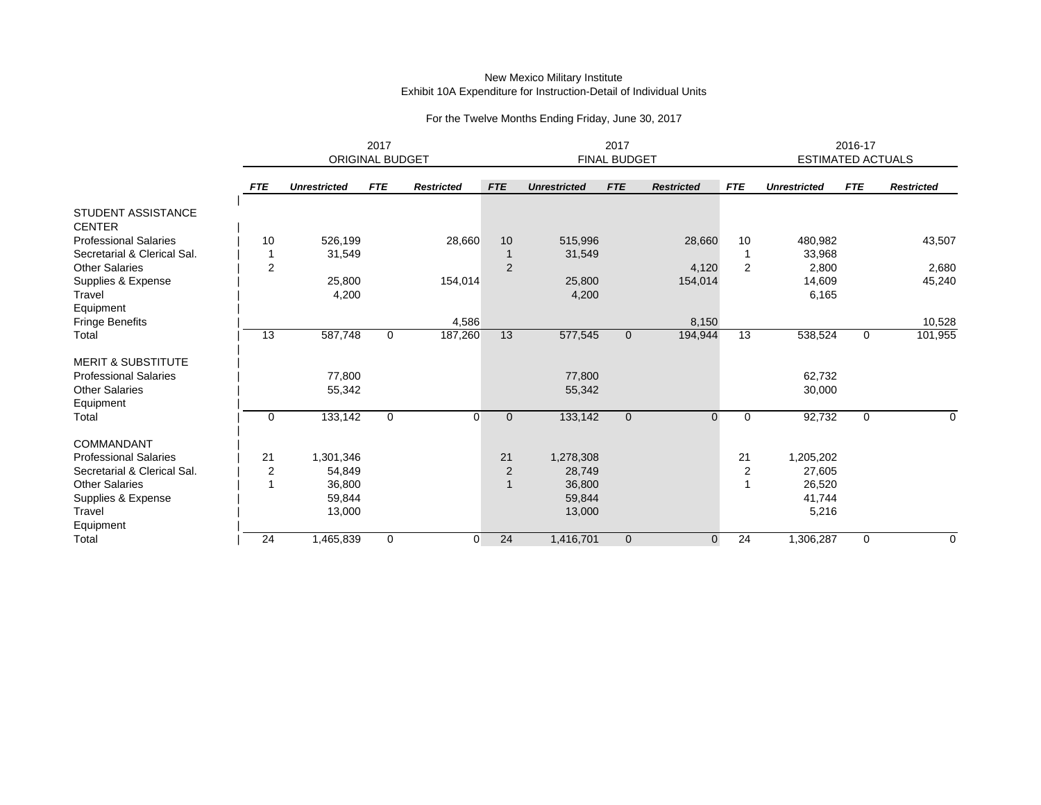New Mexico Military Institute
Exhibit 10A Expenditure for Instruction-Detail of Individual Units

For the Twelve Months Ending Friday, June 30, 2017

| | 2017 ORIGINAL BUDGET | | | | 2017 FINAL BUDGET | | | | 2016-17 ESTIMATED ACTUALS | | | |
|---|---|---|---|---|---|---|---|---|---|---|---|---|
| | *FTE* | *Unrestricted* | *FTE* | *Restricted* | *FTE* | *Unrestricted* | *FTE* | *Restricted* | *FTE* | *Unrestricted* | *FTE* | *Restricted* |
| STUDENT ASSISTANCE CENTER | | | | | | | | | | | | |
| Professional Salaries | 10 | 526,199 | | 28,660 | 10 | 515,996 | | 28,660 | 10 | 480,982 | | 43,507 |
| Secretarial & Clerical Sal. | 1 | 31,549 | | | 1 | 31,549 | | | 1 | 33,968 | | |
| Other Salaries | 2 | | | | 2 | | | 4,120 | 2 | 2,800 | | 2,680 |
| Supplies & Expense | | 25,800 | | 154,014 | | 25,800 | | 154,014 | | 14,609 | | 45,240 |
| Travel | | 4,200 | | | | 4,200 | | | | 6,165 | | |
| Equipment | | | | | | | | | | | | |
| Fringe Benefits | | | | 4,586 | | | | 8,150 | | | | 10,528 |
| Total | 13 | 587,748 | 0 | 187,260 | 13 | 577,545 | 0 | 194,944 | 13 | 538,524 | 0 | 101,955 |
| MERIT & SUBSTITUTE | | | | | | | | | | | | |
| Professional Salaries | | 77,800 | | | | 77,800 | | | | 62,732 | | |
| Other Salaries | | 55,342 | | | | 55,342 | | | | 30,000 | | |
| Equipment | | | | | | | | | | | | |
| Total | 0 | 133,142 | 0 | 0 | 0 | 133,142 | 0 | 0 | 0 | 92,732 | 0 | 0 |
| COMMANDANT | | | | | | | | | | | | |
| Professional Salaries | 21 | 1,301,346 | | | 21 | 1,278,308 | | | 21 | 1,205,202 | | |
| Secretarial & Clerical Sal. | 2 | 54,849 | | | 2 | 28,749 | | | 2 | 27,605 | | |
| Other Salaries | 1 | 36,800 | | | 1 | 36,800 | | | 1 | 26,520 | | |
| Supplies & Expense | | 59,844 | | | | 59,844 | | | | 41,744 | | |
| Travel | | 13,000 | | | | 13,000 | | | | 5,216 | | |
| Equipment | | | | | | | | | | | | |
| Total | 24 | 1,465,839 | 0 | 0 | 24 | 1,416,701 | 0 | 0 | 24 | 1,306,287 | 0 | 0 |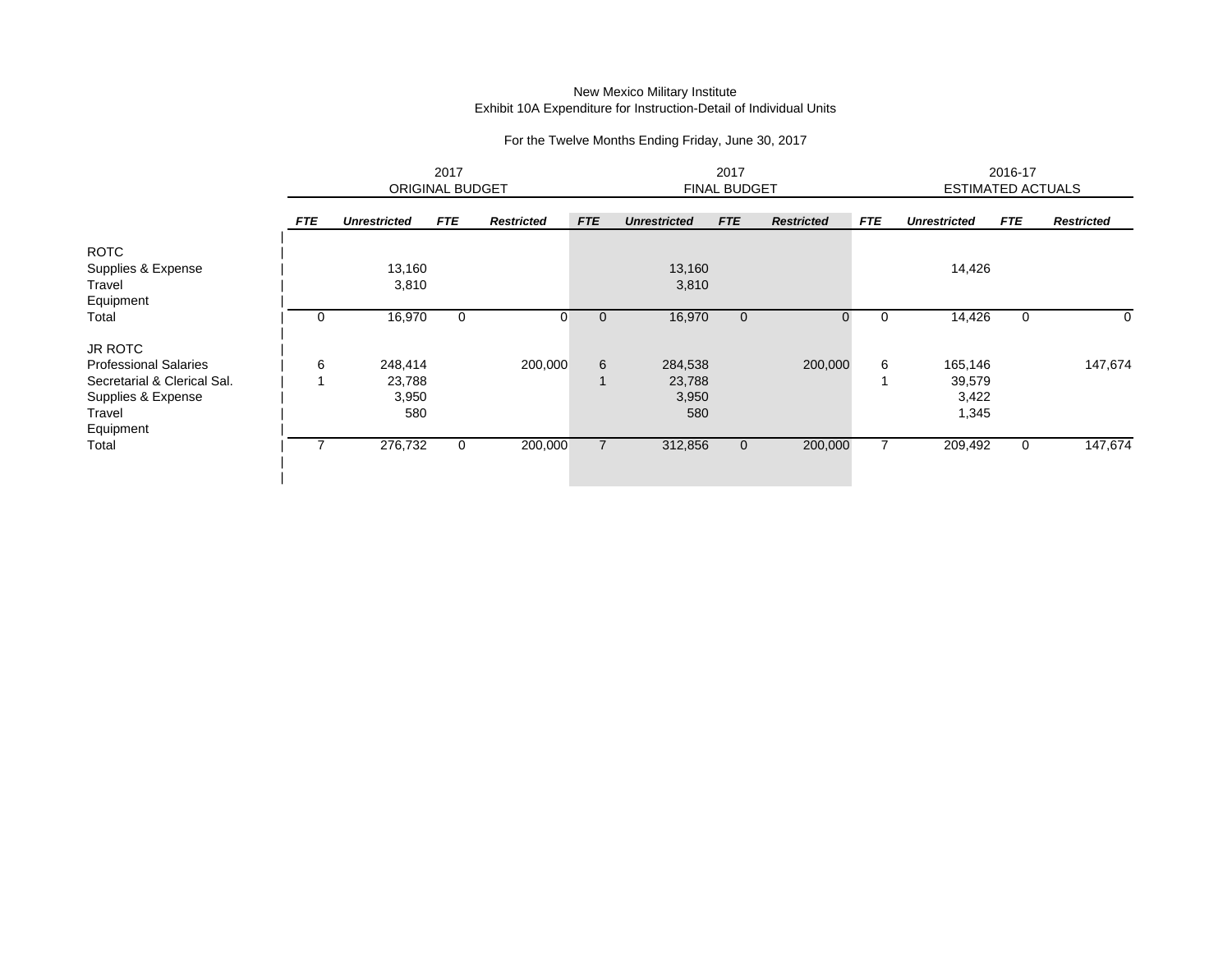New Mexico Military Institute
Exhibit 10A Expenditure for Instruction-Detail of Individual Units

For the Twelve Months Ending Friday, June 30, 2017

| | 2017 ORIGINAL BUDGET | | | | 2017 FINAL BUDGET | | | | 2016-17 ESTIMATED ACTUALS | | | |
|---|---|---|---|---|---|---|---|---|---|---|---|---|
| | ***FTE*** | ***Unrestricted*** | ***FTE*** | ***Restricted*** | ***FTE*** | ***Unrestricted*** | ***FTE*** | ***Restricted*** | ***FTE*** | ***Unrestricted*** | ***FTE*** | ***Restricted*** |
| ROTC | | | | | | | | | | | | |
| Supplies & Expense | | 13,160 | | | | 13,160 | | | | 14,426 | | |
| Travel | | 3,810 | | | | 3,810 | | | | | | |
| Equipment | | | | | | | | | | | | |
| Total | 0 | 16,970 | 0 | 0 | 0 | 16,970 | 0 | 0 | 0 | 14,426 | 0 | 0 |
| JR ROTC | | | | | | | | | | | | |
| Professional Salaries | 6 | 248,414 | | 200,000 | 6 | 284,538 | | 200,000 | 6 | 165,146 | | 147,674 |
| Secretarial & Clerical Sal. | 1 | 23,788 | | | 1 | 23,788 | | | 1 | 39,579 | | |
| Supplies & Expense | | 3,950 | | | | 3,950 | | | | 3,422 | | |
| Travel | | 580 | | | | 580 | | | | 1,345 | | |
| Equipment | | | | | | | | | | | | |
| Total | 7 | 276,732 | 0 | 200,000 | 7 | 312,856 | 0 | 200,000 | 7 | 209,492 | 0 | 147,674 |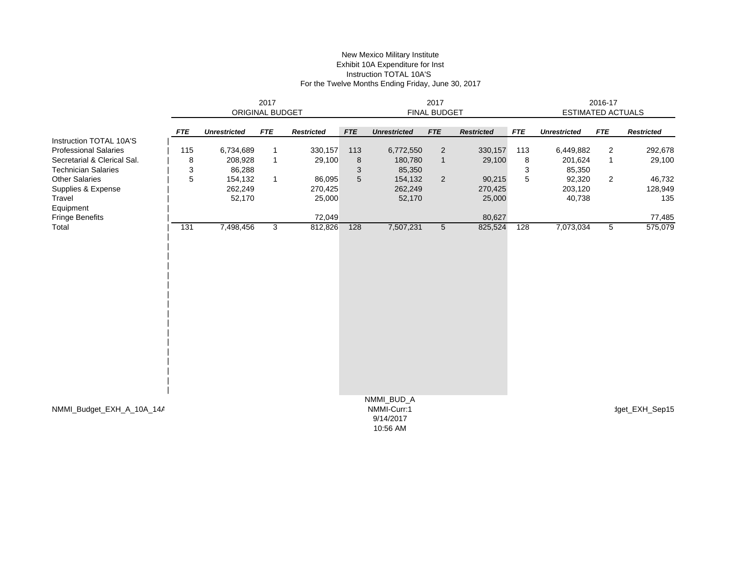New Mexico Military Institute
Exhibit 10A Expenditure for Inst
Instruction TOTAL 10A'S
For the Twelve Months Ending Friday, June 30, 2017

| | 2017 ORIGINAL BUDGET | | | | 2017 FINAL BUDGET | | | | 2016-17 ESTIMATED ACTUALS | | | |
|---|---|---|---|---|---|---|---|---|---|---|---|---|
| | *FTE* | *Unrestricted* | *FTE* | *Restricted* | *FTE* | *Unrestricted* | *FTE* | *Restricted* | *FTE* | *Unrestricted* | *FTE* | *Restricted* |
| Instruction TOTAL 10A'S | | | | | | | | | | | | |
| Professional Salaries | 115 | 6,734,689 | 1 | 330,157 | 113 | 6,772,550 | 2 | 330,157 | 113 | 6,449,882 | 2 | 292,678 |
| Secretarial & Clerical Sal. | 8 | 208,928 | 1 | 29,100 | 8 | 180,780 | 1 | 29,100 | 8 | 201,624 | 1 | 29,100 |
| Technician Salaries | 3 | 86,288 | | | 3 | 85,350 | | | 3 | 85,350 | | |
| Other Salaries | 5 | 154,132 | 1 | 86,095 | 5 | 154,132 | 2 | 90,215 | 5 | 92,320 | 2 | 46,732 |
| Supplies & Expense | | 262,249 | | 270,425 | | 262,249 | | 270,425 | | 203,120 | | 128,949 |
| Travel | | 52,170 | | 25,000 | | 52,170 | | 25,000 | | 40,738 | | 135 |
| Equipment | | | | | | | | | | | | |
| Fringe Benefits | | | | 72,049 | | | | 80,627 | | | | 77,485 |
| Total | 131 | 7,498,456 | 3 | 812,826 | 128 | 7,507,231 | 5 | 825,524 | 128 | 7,073,034 | 5 | 575,079 |

NMMI_Budget_EXH_A_10A_14A

NMMI_BUD_A
NMMI-Curr:1
9/14/2017
10:56 AM

dget_EXH_Sep15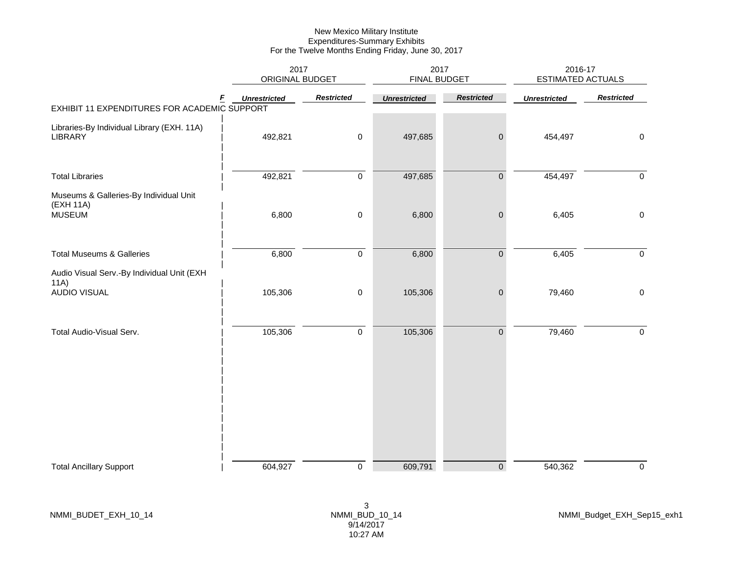New Mexico Military Institute
Expenditures-Summary Exhibits
For the Twelve Months Ending Friday, June 30, 2017

| | 2017 ORIGINAL BUDGET | | 2017 FINAL BUDGET | | 2016-17 ESTIMATED ACTUALS | |
|---|---|---|---|---|---|---|
| F | *Unrestricted* | *Restricted* | *Unrestricted* | *Restricted* | *Unrestricted* | *Restricted* |
| EXHIBIT 11 EXPENDITURES FOR ACADEMIC SUPPORT | | | | | | |
| Libraries-By Individual Library (EXH. 11A) | | | | | | |
| LIBRARY | 492,821 | 0 | 497,685 | 0 | 454,497 | 0 |
| Total Libraries | 492,821 | 0 | 497,685 | 0 | 454,497 | 0 |
| Museums & Galleries-By Individual Unit (EXH 11A) | | | | | | |
| MUSEUM | 6,800 | 0 | 6,800 | 0 | 6,405 | 0 |
| Total Museums & Galleries | 6,800 | 0 | 6,800 | 0 | 6,405 | 0 |
| Audio Visual Serv.-By Individual Unit (EXH 11A) | | | | | | |
| AUDIO VISUAL | 105,306 | 0 | 105,306 | 0 | 79,460 | 0 |
| Total Audio-Visual Serv. | 105,306 | 0 | 105,306 | 0 | 79,460 | 0 |
| Total Ancillary Support | 604,927 | 0 | 609,791 | 0 | 540,362 | 0 |

NMMI_BUDET_EXH_10_14 | NMMI_BUD_10_14 9/14/2017 10:27 AM | NMMI_Budget_EXH_Sep15_exh1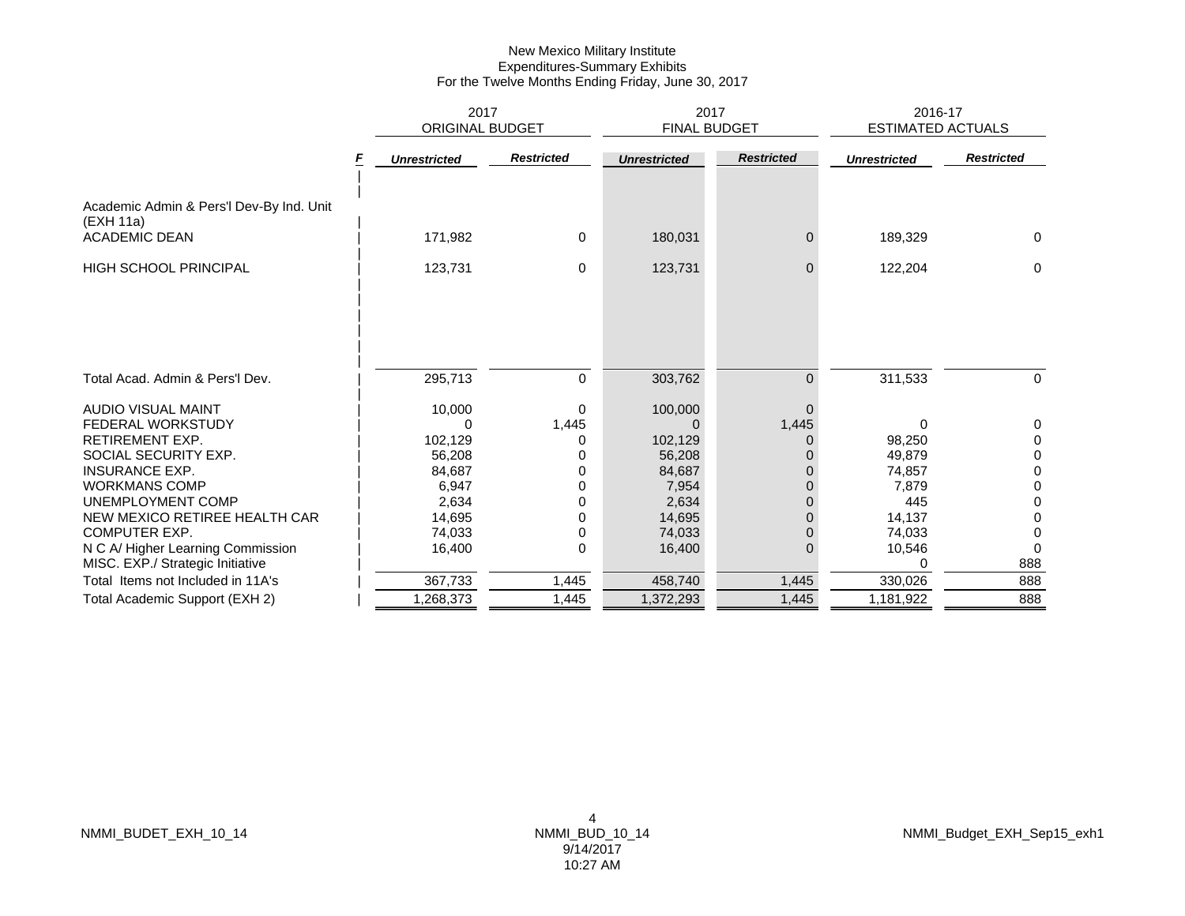New Mexico Military Institute
Expenditures-Summary Exhibits
For the Twelve Months Ending Friday, June 30, 2017

| | F | 2017 ORIGINAL BUDGET | | 2017 FINAL BUDGET | | 2016-17 ESTIMATED ACTUALS | |
|---|---|---|---|---|---|---|---|
| | | *Unrestricted* | *Restricted* | *Unrestricted* | *Restricted* | *Unrestricted* | *Restricted* |
| Academic Admin & Pers'l Dev-By Ind. Unit (EXH 11a) | | | | | | | |
| ACADEMIC DEAN | | 171,982 | 0 | 180,031 | 0 | 189,329 | 0 |
| HIGH SCHOOL PRINCIPAL | | 123,731 | 0 | 123,731 | 0 | 122,204 | 0 |
| Total Acad. Admin & Pers'l Dev. | | 295,713 | 0 | 303,762 | 0 | 311,533 | 0 |
| AUDIO VISUAL MAINT | | 10,000 | 0 | 100,000 | 0 | | |
| FEDERAL WORKSTUDY | | 0 | 1,445 | 0 | 1,445 | 0 | 0 |
| RETIREMENT EXP. | | 102,129 | 0 | 102,129 | 0 | 98,250 | 0 |
| SOCIAL SECURITY EXP. | | 56,208 | 0 | 56,208 | 0 | 49,879 | 0 |
| INSURANCE EXP. | | 84,687 | 0 | 84,687 | 0 | 74,857 | 0 |
| WORKMANS COMP | | 6,947 | 0 | 7,954 | 0 | 7,879 | 0 |
| UNEMPLOYMENT COMP | | 2,634 | 0 | 2,634 | 0 | 445 | 0 |
| NEW MEXICO RETIREE HEALTH CAR | | 14,695 | 0 | 14,695 | 0 | 14,137 | 0 |
| COMPUTER EXP. | | 74,033 | 0 | 74,033 | 0 | 74,033 | 0 |
| N C A/ Higher Learning Commission | | 16,400 | 0 | 16,400 | 0 | 10,546 | 0 |
| MISC. EXP./ Strategic Initiative | | | | | | 0 | 888 |
| Total Items not Included in 11A's | | 367,733 | 1,445 | 458,740 | 1,445 | 330,026 | 888 |
| Total Academic Support (EXH 2) | | 1,268,373 | 1,445 | 1,372,293 | 1,445 | 1,181,922 | 888 |

NMMI_BUDET_EXH_10_14

NMMI_BUD_10_14
9/14/2017
10:27 AM

NMMI_Budget_EXH_Sep15_exh1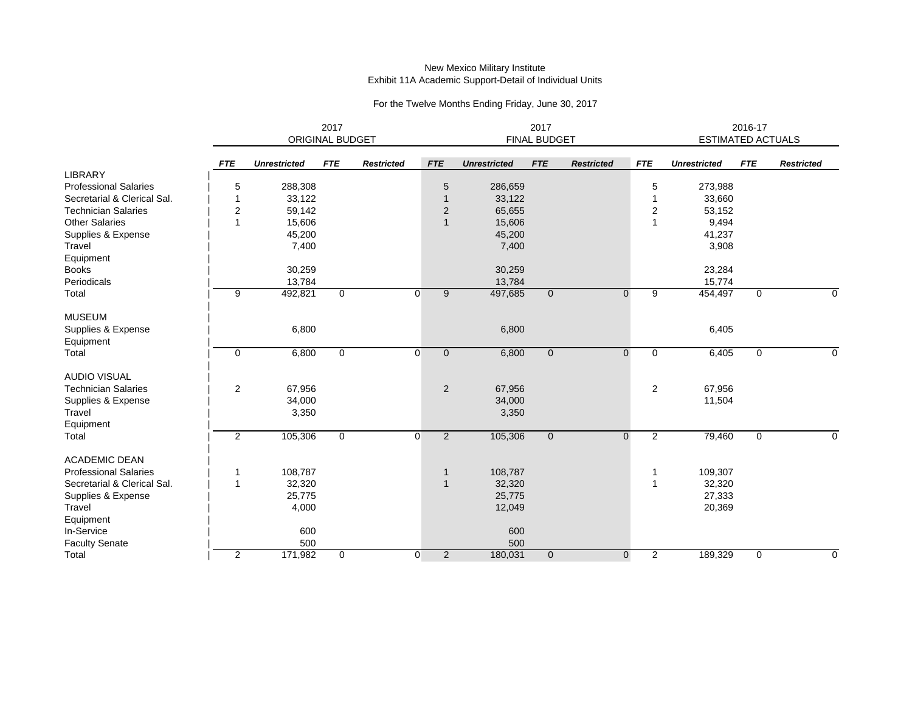New Mexico Military Institute
Exhibit 11A Academic Support-Detail of Individual Units

For the Twelve Months Ending Friday, June 30, 2017

| | 2017 ORIGINAL BUDGET | | | | 2017 FINAL BUDGET | | | | 2016-17 ESTIMATED ACTUALS | | | |
|---|---|---|---|---|---|---|---|---|---|---|---|---|
| | *FTE* | *Unrestricted* | *FTE* | *Restricted* | *FTE* | *Unrestricted* | *FTE* | *Restricted* | *FTE* | *Unrestricted* | *FTE* | *Restricted* |
| LIBRARY | | | | | | | | | | | | |
| Professional Salaries | 5 | 288,308 | | | 5 | 286,659 | | | 5 | 273,988 | | |
| Secretarial & Clerical Sal. | 1 | 33,122 | | | 1 | 33,122 | | | 1 | 33,660 | | |
| Technician Salaries | 2 | 59,142 | | | 2 | 65,655 | | | 2 | 53,152 | | |
| Other Salaries | 1 | 15,606 | | | 1 | 15,606 | | | 1 | 9,494 | | |
| Supplies & Expense | | 45,200 | | | | 45,200 | | | | 41,237 | | |
| Travel | | 7,400 | | | | 7,400 | | | | 3,908 | | |
| Equipment | | | | | | | | | | | | |
| Books | | 30,259 | | | | 30,259 | | | | 23,284 | | |
| Periodicals | | 13,784 | | | | 13,784 | | | | 15,774 | | |
| Total | 9 | 492,821 | 0 | 0 | 9 | 497,685 | 0 | 0 | 9 | 454,497 | 0 | 0 |
| MUSEUM | | | | | | | | | | | | |
| Supplies & Expense | | 6,800 | | | | 6,800 | | | | 6,405 | | |
| Equipment | | | | | | | | | | | | |
| Total | 0 | 6,800 | 0 | 0 | 0 | 6,800 | 0 | 0 | 0 | 6,405 | 0 | 0 |
| AUDIO VISUAL | | | | | | | | | | | | |
| Technician Salaries | 2 | 67,956 | | | 2 | 67,956 | | | 2 | 67,956 | | |
| Supplies & Expense | | 34,000 | | | | 34,000 | | | | 11,504 | | |
| Travel | | 3,350 | | | | 3,350 | | | | | | |
| Equipment | | | | | | | | | | | | |
| Total | 2 | 105,306 | 0 | 0 | 2 | 105,306 | 0 | 0 | 2 | 79,460 | 0 | 0 |
| ACADEMIC DEAN | | | | | | | | | | | | |
| Professional Salaries | 1 | 108,787 | | | 1 | 108,787 | | | 1 | 109,307 | | |
| Secretarial & Clerical Sal. | 1 | 32,320 | | | 1 | 32,320 | | | 1 | 32,320 | | |
| Supplies & Expense | | 25,775 | | | | 25,775 | | | | 27,333 | | |
| Travel | | 4,000 | | | | 12,049 | | | | 20,369 | | |
| Equipment | | | | | | | | | | | | |
| In-Service | | 600 | | | | 600 | | | | | | |
| Faculty Senate | | 500 | | | | 500 | | | | | | |
| Total | 2 | 171,982 | 0 | 0 | 2 | 180,031 | 0 | 0 | 2 | 189,329 | 0 | 0 |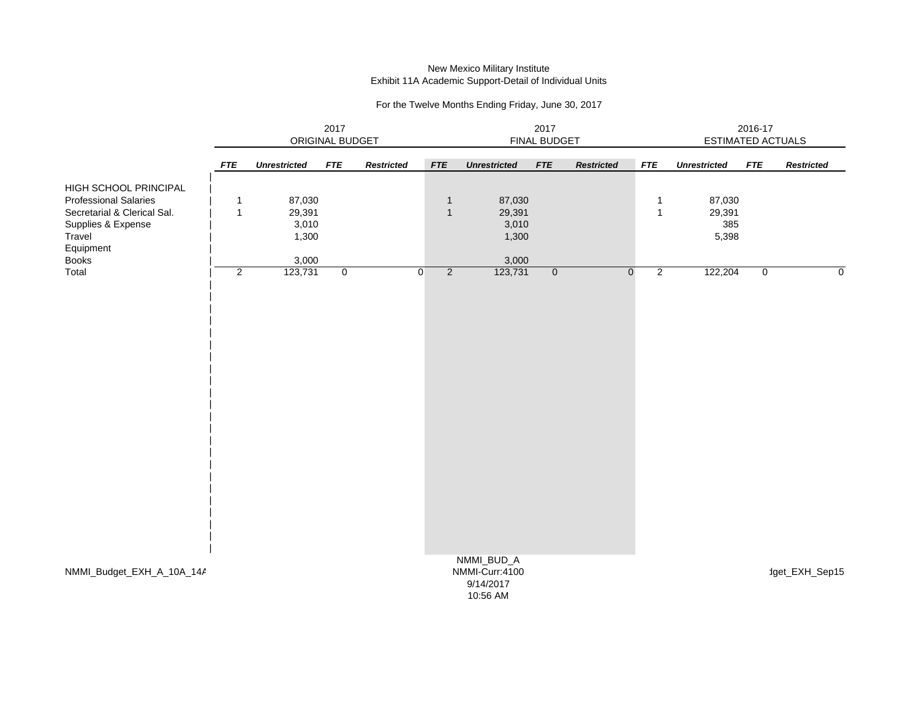New Mexico Military Institute
Exhibit 11A Academic Support-Detail of Individual Units

For the Twelve Months Ending Friday, June 30, 2017

| | 2017 ORIGINAL BUDGET | | | | 2017 FINAL BUDGET | | | | 2016-17 ESTIMATED ACTUALS | | | |
|---|---|---|---|---|---|---|---|---|---|---|---|---|
| | ***FTE*** | ***Unrestricted*** | ***FTE*** | ***Restricted*** | ***FTE*** | ***Unrestricted*** | ***FTE*** | ***Restricted*** | ***FTE*** | ***Unrestricted*** | ***FTE*** | ***Restricted*** |
| HIGH SCHOOL PRINCIPAL | | | | | | | | | | | | |
| Professional Salaries | 1 | 87,030 | | | 1 | 87,030 | | | 1 | 87,030 | | |
| Secretarial & Clerical Sal. | 1 | 29,391 | | | 1 | 29,391 | | | 1 | 29,391 | | |
| Supplies & Expense | | 3,010 | | | | 3,010 | | | | 385 | | |
| Travel | | 1,300 | | | | 1,300 | | | | 5,398 | | |
| Equipment | | | | | | | | | | | | |
| Books | | 3,000 | | | | 3,000 | | | | | | |
| Total | 2 | 123,731 | 0 | 0 | 2 | 123,731 | 0 | 0 | 2 | 122,204 | 0 | 0 |

NMMI_Budget_EXH_A_10A_14A

NMMI_BUD_A
NMMI-Curr:4100
9/14/2017
10:56 AM

dget_EXH_Sep15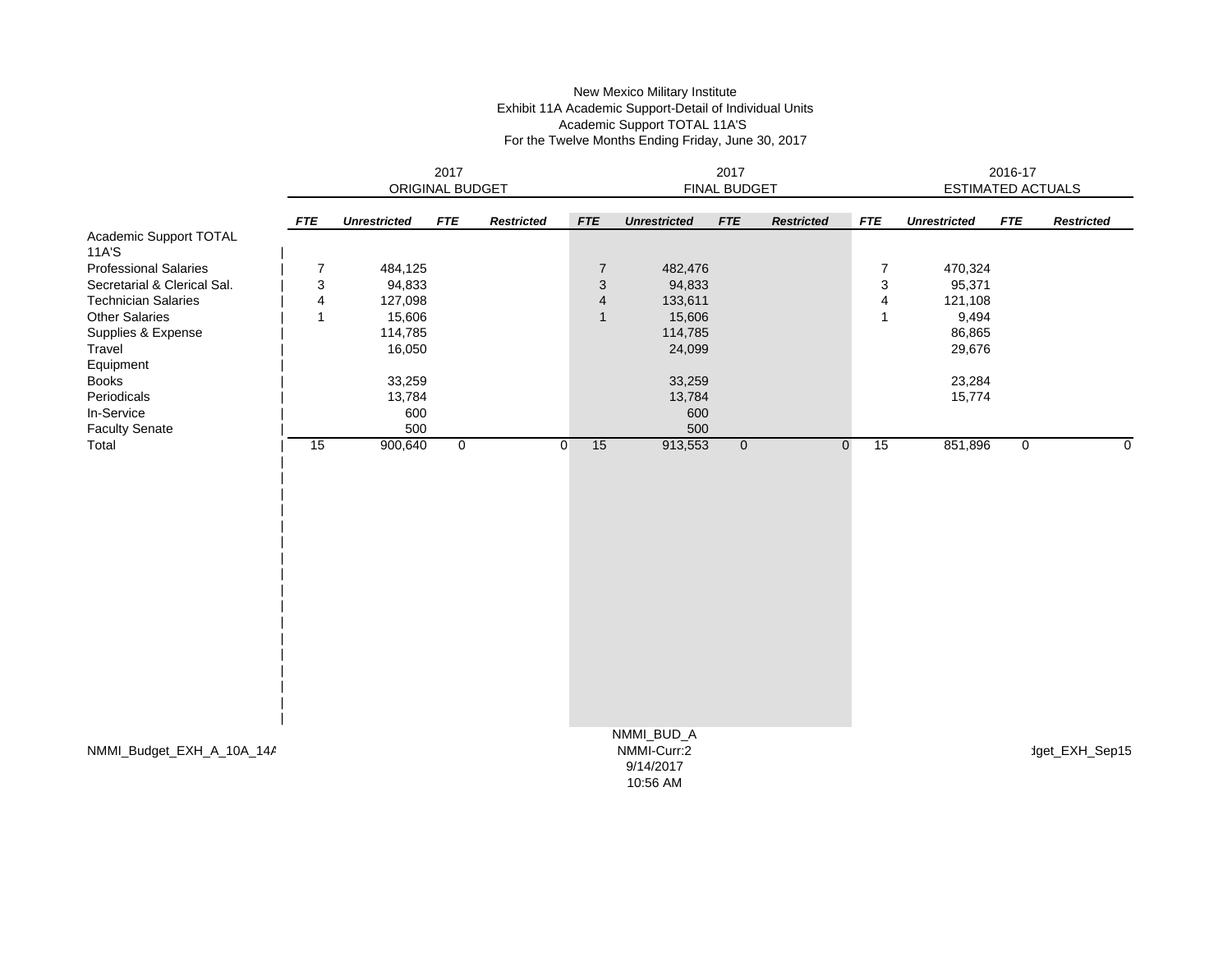New Mexico Military Institute
Exhibit 11A Academic Support-Detail of Individual Units
Academic Support TOTAL 11A'S
For the Twelve Months Ending Friday, June 30, 2017

| | 2017 ORIGINAL BUDGET | | | | 2017 FINAL BUDGET | | | | 2016-17 ESTIMATED ACTUALS | | | |
|---|---|---|---|---|---|---|---|---|---|---|---|---|
| | ***FTE*** | ***Unrestricted*** | ***FTE*** | ***Restricted*** | ***FTE*** | ***Unrestricted*** | ***FTE*** | ***Restricted*** | ***FTE*** | ***Unrestricted*** | ***FTE*** | ***Restricted*** |
| Academic Support TOTAL 11A'S | | | | | | | | | | | | |
| Professional Salaries | 7 | 484,125 | | | 7 | 482,476 | | | 7 | 470,324 | | |
| Secretarial & Clerical Sal. | 3 | 94,833 | | | 3 | 94,833 | | | 3 | 95,371 | | |
| Technician Salaries | 4 | 127,098 | | | 4 | 133,611 | | | 4 | 121,108 | | |
| Other Salaries | 1 | 15,606 | | | 1 | 15,606 | | | 1 | 9,494 | | |
| Supplies & Expense | | 114,785 | | | | 114,785 | | | | 86,865 | | |
| Travel | | 16,050 | | | | 24,099 | | | | 29,676 | | |
| Equipment | | | | | | | | | | | | |
| Books | | 33,259 | | | | 33,259 | | | | 23,284 | | |
| Periodicals | | 13,784 | | | | 13,784 | | | | 15,774 | | |
| In-Service | | 600 | | | | 600 | | | | | | |
| Faculty Senate | | 500 | | | | 500 | | | | | | |
| Total | 15 | 900,640 | 0 | 0 | 15 | 913,553 | 0 | 0 | 15 | 851,896 | 0 | 0 |

NMMI_Budget_EXH_A_10A_14A    NMMI_BUD_A NMMI-Curr:2 9/14/2017 10:56 AM    dget_EXH_Sep15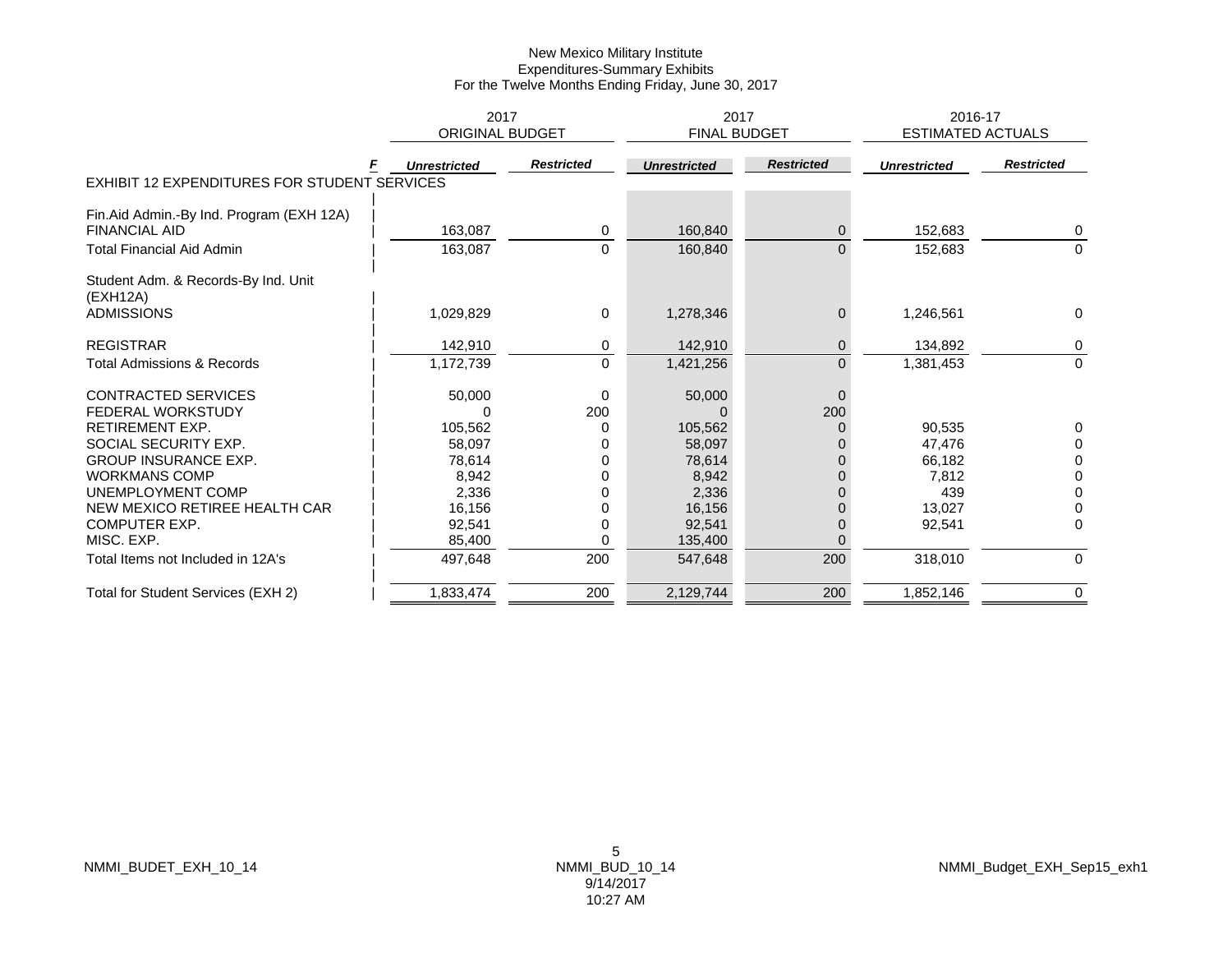New Mexico Military Institute
Expenditures-Summary Exhibits
For the Twelve Months Ending Friday, June 30, 2017

| | 2017 ORIGINAL BUDGET | | 2017 FINAL BUDGET | | 2016-17 ESTIMATED ACTUALS | |
|---|---|---|---|---|---|---|
| | ***Unrestricted*** | ***Restricted*** | ***Unrestricted*** | ***Restricted*** | ***Unrestricted*** | ***Restricted*** |
| EXHIBIT 12 EXPENDITURES FOR STUDENT SERVICES | | | | | | |
| Fin.Aid Admin.-By Ind. Program (EXH 12A) | | | | | | |
| FINANCIAL AID | 163,087 | 0 | 160,840 | 0 | 152,683 | 0 |
| Total Financial Aid Admin | 163,087 | 0 | 160,840 | 0 | 152,683 | 0 |
| Student Adm. & Records-By Ind. Unit (EXH12A) | | | | | | |
| ADMISSIONS | 1,029,829 | 0 | 1,278,346 | 0 | 1,246,561 | 0 |
| REGISTRAR | 142,910 | 0 | 142,910 | 0 | 134,892 | 0 |
| Total Admissions & Records | 1,172,739 | 0 | 1,421,256 | 0 | 1,381,453 | 0 |
| CONTRACTED SERVICES | 50,000 | 0 | 50,000 | 0 | | |
| FEDERAL WORKSTUDY | 0 | 200 | 0 | 200 | | |
| RETIREMENT EXP. | 105,562 | 0 | 105,562 | 0 | 90,535 | 0 |
| SOCIAL SECURITY EXP. | 58,097 | 0 | 58,097 | 0 | 47,476 | 0 |
| GROUP INSURANCE EXP. | 78,614 | 0 | 78,614 | 0 | 66,182 | 0 |
| WORKMANS COMP | 8,942 | 0 | 8,942 | 0 | 7,812 | 0 |
| UNEMPLOYMENT COMP | 2,336 | 0 | 2,336 | 0 | 439 | 0 |
| NEW MEXICO RETIREE HEALTH CAR | 16,156 | 0 | 16,156 | 0 | 13,027 | 0 |
| COMPUTER EXP. | 92,541 | 0 | 92,541 | 0 | 92,541 | 0 |
| MISC. EXP. | 85,400 | 0 | 135,400 | 0 | | |
| Total Items not Included in 12A's | 497,648 | 200 | 547,648 | 200 | 318,010 | 0 |
| Total for Student Services (EXH 2) | 1,833,474 | 200 | 2,129,744 | 200 | 1,852,146 | 0 |

NMMI_BUDET_EXH_10_14 NMMI_BUD_10_14 9/14/2017 10:27 AM NMMI_Budget_EXH_Sep15_exh1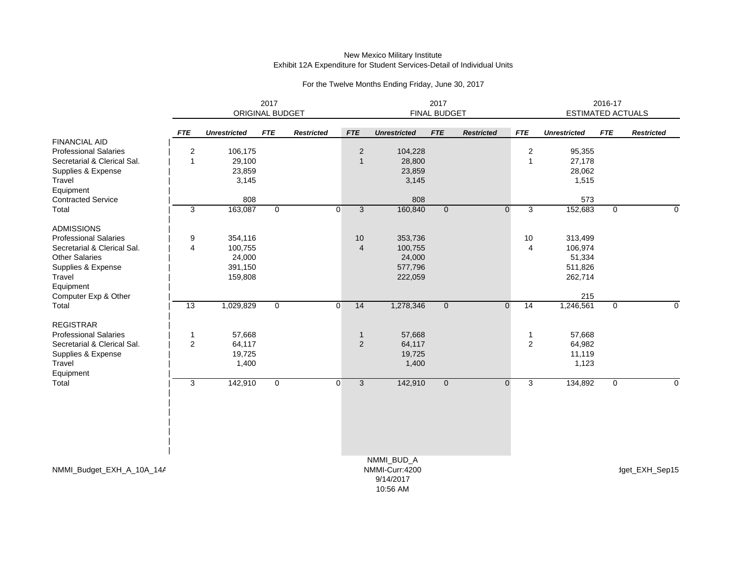New Mexico Military Institute
Exhibit 12A Expenditure for Student Services-Detail of Individual Units

For the Twelve Months Ending Friday, June 30, 2017

| | 2017 ORIGINAL BUDGET | | | | 2017 FINAL BUDGET | | | | 2016-17 ESTIMATED ACTUALS | | | |
|---|---|---|---|---|---|---|---|---|---|---|---|---|
| | *FTE* | *Unrestricted* | *FTE* | *Restricted* | *FTE* | *Unrestricted* | *FTE* | *Restricted* | *FTE* | *Unrestricted* | *FTE* | *Restricted* |
| FINANCIAL AID | | | | | | | | | | | | |
| Professional Salaries | 2 | 106,175 | | | 2 | 104,228 | | | 2 | 95,355 | | |
| Secretarial & Clerical Sal. | 1 | 29,100 | | | 1 | 28,800 | | | 1 | 27,178 | | |
| Supplies & Expense | | 23,859 | | | | 23,859 | | | | 28,062 | | |
| Travel | | 3,145 | | | | 3,145 | | | | 1,515 | | |
| Equipment | | | | | | | | | | | | |
| Contracted Service | | 808 | | | | 808 | | | | 573 | | |
| Total | 3 | 163,087 | 0 | 0 | 3 | 160,840 | 0 | 0 | 3 | 152,683 | 0 | 0 |
| ADMISSIONS | | | | | | | | | | | | |
| Professional Salaries | 9 | 354,116 | | | 10 | 353,736 | | | 10 | 313,499 | | |
| Secretarial & Clerical Sal. | 4 | 100,755 | | | 4 | 100,755 | | | 4 | 106,974 | | |
| Other Salaries | | 24,000 | | | | 24,000 | | | | 51,334 | | |
| Supplies & Expense | | 391,150 | | | | 577,796 | | | | 511,826 | | |
| Travel | | 159,808 | | | | 222,059 | | | | 262,714 | | |
| Equipment | | | | | | | | | | | | |
| Computer Exp & Other | | | | | | | | | | 215 | | |
| Total | 13 | 1,029,829 | 0 | 0 | 14 | 1,278,346 | 0 | 0 | 14 | 1,246,561 | 0 | 0 |
| REGISTRAR | | | | | | | | | | | | |
| Professional Salaries | 1 | 57,668 | | | 1 | 57,668 | | | 1 | 57,668 | | |
| Secretarial & Clerical Sal. | 2 | 64,117 | | | 2 | 64,117 | | | 2 | 64,982 | | |
| Supplies & Expense | | 19,725 | | | | 19,725 | | | | 11,119 | | |
| Travel | | 1,400 | | | | 1,400 | | | | 1,123 | | |
| Equipment | | | | | | | | | | | | |
| Total | 3 | 142,910 | 0 | 0 | 3 | 142,910 | 0 | 0 | 3 | 134,892 | 0 | 0 |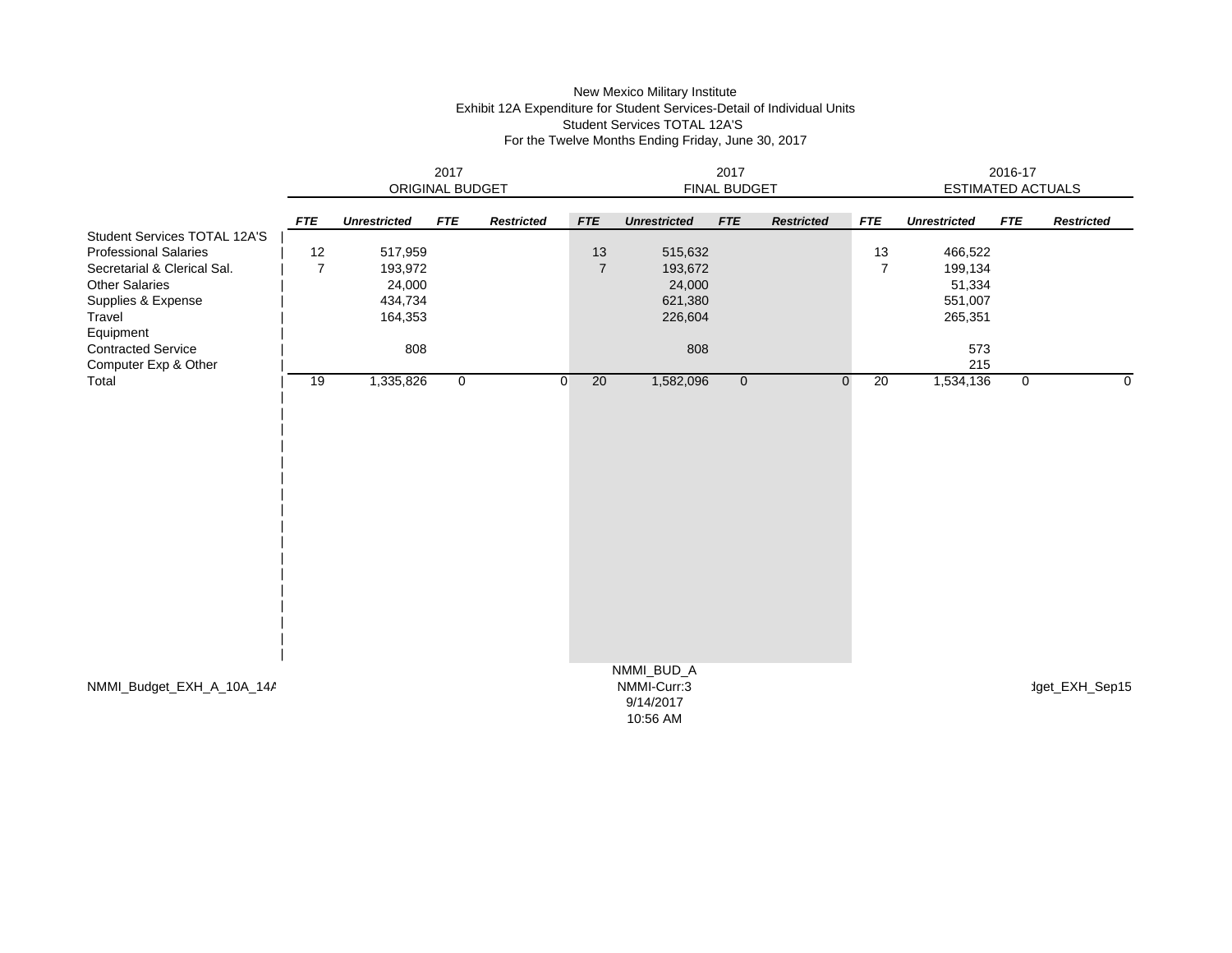New Mexico Military Institute
Exhibit 12A Expenditure for Student Services-Detail of Individual Units
Student Services TOTAL 12A'S
For the Twelve Months Ending Friday, June 30, 2017

| | 2017 ORIGINAL BUDGET | | | | 2017 FINAL BUDGET | | | | 2016-17 ESTIMATED ACTUALS | | | |
|---|---|---|---|---|---|---|---|---|---|---|---|---|
| | ***FTE*** | ***Unrestricted*** | ***FTE*** | ***Restricted*** | ***FTE*** | ***Unrestricted*** | ***FTE*** | ***Restricted*** | ***FTE*** | ***Unrestricted*** | ***FTE*** | ***Restricted*** |
| Student Services TOTAL 12A'S | | | | | | | | | | | | |
| Professional Salaries | 12 | 517,959 | | | 13 | 515,632 | | | 13 | 466,522 | | |
| Secretarial & Clerical Sal. | 7 | 193,972 | | | 7 | 193,672 | | | 7 | 199,134 | | |
| Other Salaries | | 24,000 | | | | 24,000 | | | | 51,334 | | |
| Supplies & Expense | | 434,734 | | | | 621,380 | | | | 551,007 | | |
| Travel | | 164,353 | | | | 226,604 | | | | 265,351 | | |
| Equipment | | | | | | | | | | | | |
| Contracted Service | | 808 | | | | 808 | | | | 573 | | |
| Computer Exp & Other | | | | | | | | | | 215 | | |
| Total | 19 | 1,335,826 | 0 | 0 | 20 | 1,582,096 | 0 | 0 | 20 | 1,534,136 | 0 | 0 |

NMMI_Budget_EXH_A_10A_14A

NMMI_BUD_A
NMMI-Curr:3
9/14/2017
10:56 AM

dget_EXH_Sep15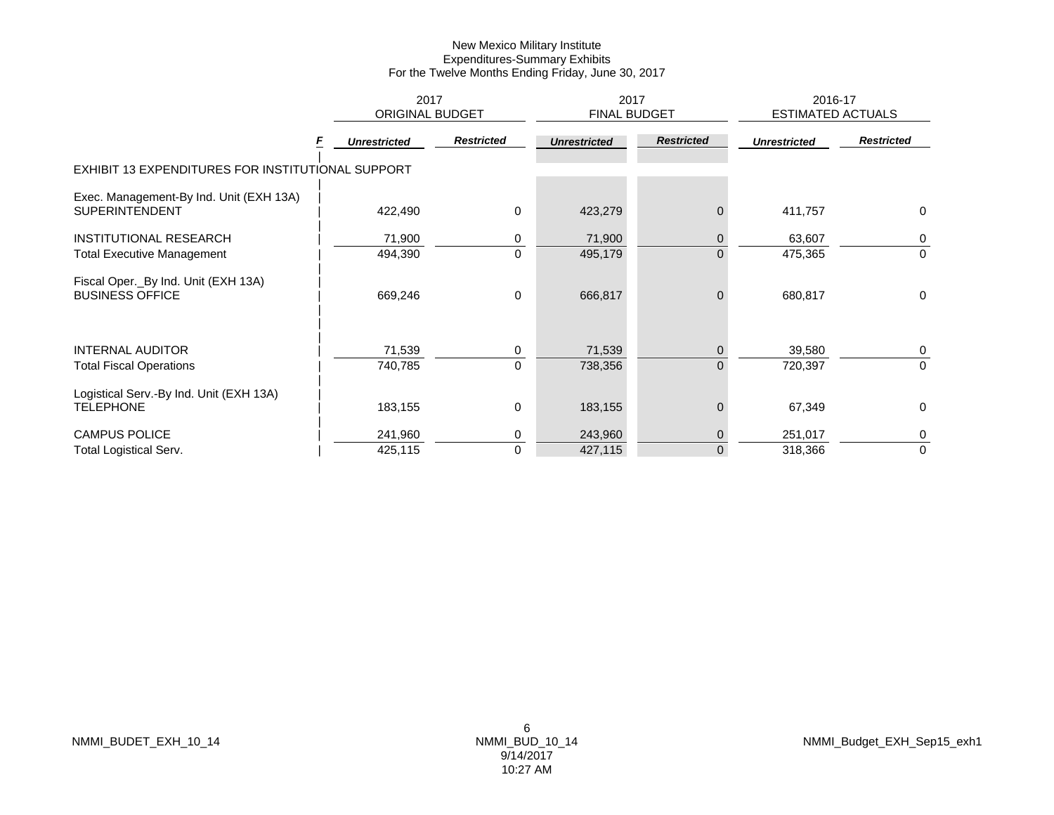New Mexico Military Institute
Expenditures-Summary Exhibits
For the Twelve Months Ending Friday, June 30, 2017

| | F | 2017 ORIGINAL BUDGET | | 2017 FINAL BUDGET | | 2016-17 ESTIMATED ACTUALS | |
|---|---|---|---|---|---|---|---|
| | | ***Unrestricted*** | ***Restricted*** | ***Unrestricted*** | ***Restricted*** | ***Unrestricted*** | ***Restricted*** |
| EXHIBIT 13 EXPENDITURES FOR INSTITUTIONAL SUPPORT | | | | | | | |
| Exec. Management-By Ind. Unit (EXH 13A) | | | | | | | |
| SUPERINTENDENT | | 422,490 | 0 | 423,279 | 0 | 411,757 | 0 |
| INSTITUTIONAL RESEARCH | | 71,900 | 0 | 71,900 | 0 | 63,607 | 0 |
| Total Executive Management | | 494,390 | 0 | 495,179 | 0 | 475,365 | 0 |
| Fiscal Oper._By Ind. Unit (EXH 13A) | | | | | | | |
| BUSINESS OFFICE | | 669,246 | 0 | 666,817 | 0 | 680,817 | 0 |
| INTERNAL AUDITOR | | 71,539 | 0 | 71,539 | 0 | 39,580 | 0 |
| Total Fiscal Operations | | 740,785 | 0 | 738,356 | 0 | 720,397 | 0 |
| Logistical Serv.-By Ind. Unit (EXH 13A) | | | | | | | |
| TELEPHONE | | 183,155 | 0 | 183,155 | 0 | 67,349 | 0 |
| CAMPUS POLICE | | 241,960 | 0 | 243,960 | 0 | 251,017 | 0 |
| Total Logistical Serv. | | 425,115 | 0 | 427,115 | 0 | 318,366 | 0 |

NMMI_BUDET_EXH_10_14 NMMI_BUD_10_14 9/14/2017 10:27 AM NMMI_Budget_EXH_Sep15_exh1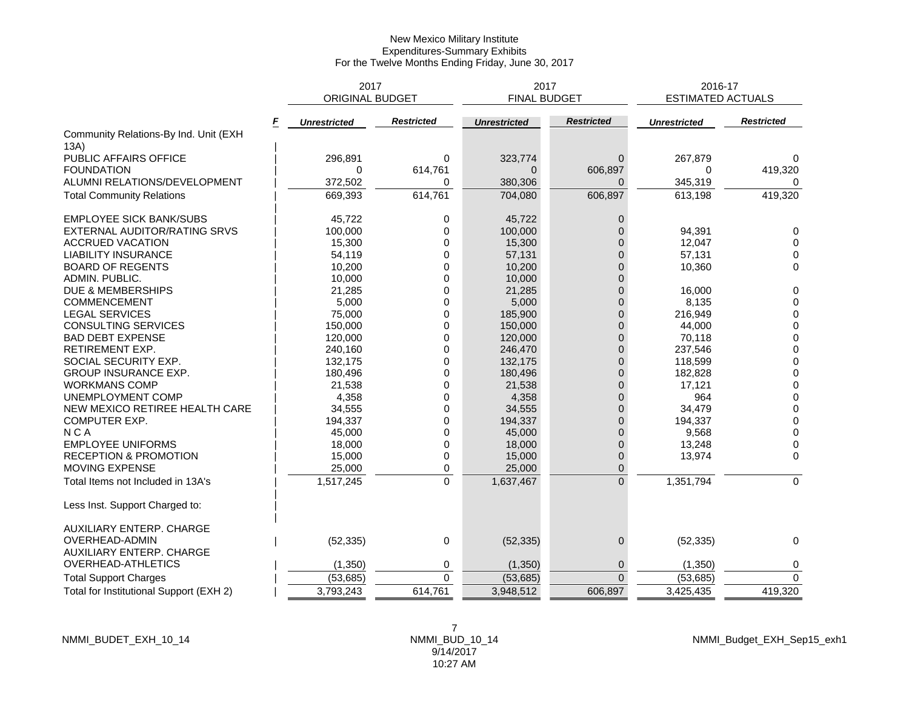New Mexico Military Institute
Expenditures-Summary Exhibits
For the Twelve Months Ending Friday, June 30, 2017

| | F | 2017 ORIGINAL BUDGET | | 2017 FINAL BUDGET | | 2016-17 ESTIMATED ACTUALS | |
|---|---|---|---|---|---|---|---|
| | | *Unrestricted* | *Restricted* | *Unrestricted* | *Restricted* | *Unrestricted* | *Restricted* |
| Community Relations-By Ind. Unit (EXH 13A) | | | | | | | |
| PUBLIC AFFAIRS OFFICE | | 296,891 | 0 | 323,774 | 0 | 267,879 | 0 |
| FOUNDATION | | 0 | 614,761 | 0 | 606,897 | 0 | 419,320 |
| ALUMNI RELATIONS/DEVELOPMENT | | 372,502 | 0 | 380,306 | 0 | 345,319 | 0 |
| Total Community Relations | | 669,393 | 614,761 | 704,080 | 606,897 | 613,198 | 419,320 |
| EMPLOYEE SICK BANK/SUBS | | 45,722 | 0 | 45,722 | 0 | | |
| EXTERNAL AUDITOR/RATING SRVS | | 100,000 | 0 | 100,000 | 0 | 94,391 | 0 |
| ACCRUED VACATION | | 15,300 | 0 | 15,300 | 0 | 12,047 | 0 |
| LIABILITY INSURANCE | | 54,119 | 0 | 57,131 | 0 | 57,131 | 0 |
| BOARD OF REGENTS | | 10,200 | 0 | 10,200 | 0 | 10,360 | 0 |
| ADMIN. PUBLIC. | | 10,000 | 0 | 10,000 | 0 | | |
| DUE & MEMBERSHIPS | | 21,285 | 0 | 21,285 | 0 | 16,000 | 0 |
| COMMENCEMENT | | 5,000 | 0 | 5,000 | 0 | 8,135 | 0 |
| LEGAL SERVICES | | 75,000 | 0 | 185,900 | 0 | 216,949 | 0 |
| CONSULTING SERVICES | | 150,000 | 0 | 150,000 | 0 | 44,000 | 0 |
| BAD DEBT EXPENSE | | 120,000 | 0 | 120,000 | 0 | 70,118 | 0 |
| RETIREMENT EXP. | | 240,160 | 0 | 246,470 | 0 | 237,546 | 0 |
| SOCIAL SECURITY EXP. | | 132,175 | 0 | 132,175 | 0 | 118,599 | 0 |
| GROUP INSURANCE EXP. | | 180,496 | 0 | 180,496 | 0 | 182,828 | 0 |
| WORKMANS COMP | | 21,538 | 0 | 21,538 | 0 | 17,121 | 0 |
| UNEMPLOYMENT COMP | | 4,358 | 0 | 4,358 | 0 | 964 | 0 |
| NEW MEXICO RETIREE HEALTH CARE | | 34,555 | 0 | 34,555 | 0 | 34,479 | 0 |
| COMPUTER EXP. | | 194,337 | 0 | 194,337 | 0 | 194,337 | 0 |
| N C A | | 45,000 | 0 | 45,000 | 0 | 9,568 | 0 |
| EMPLOYEE UNIFORMS | | 18,000 | 0 | 18,000 | 0 | 13,248 | 0 |
| RECEPTION & PROMOTION | | 15,000 | 0 | 15,000 | 0 | 13,974 | 0 |
| MOVING EXPENSE | | 25,000 | 0 | 25,000 | 0 | | |
| Total Items not Included in 13A's | | 1,517,245 | 0 | 1,637,467 | 0 | 1,351,794 | 0 |
| Less Inst. Support Charged to: | | | | | | | |
| AUXILIARY ENTERP. CHARGE OVERHEAD-ADMIN | | (52,335) | 0 | (52,335) | 0 | (52,335) | 0 |
| AUXILIARY ENTERP. CHARGE OVERHEAD-ATHLETICS | | (1,350) | 0 | (1,350) | 0 | (1,350) | 0 |
| Total Support Charges | | (53,685) | 0 | (53,685) | 0 | (53,685) | 0 |
| Total for Institutional Support (EXH 2) | | 3,793,243 | 614,761 | 3,948,512 | 606,897 | 3,425,435 | 419,320 |

NMMI_BUDET_EXH_10_14 NMMI_BUD_10_14 9/14/2017 10:27 AM NMMI_Budget_EXH_Sep15_exh1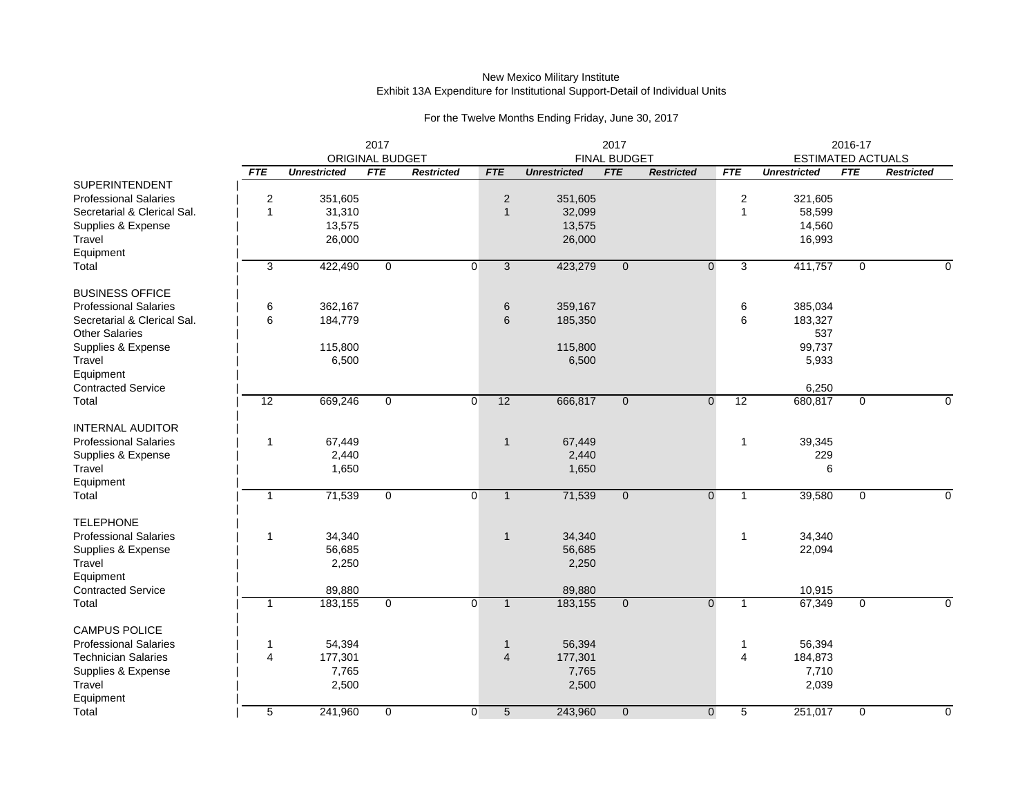New Mexico Military Institute
Exhibit 13A Expenditure for Institutional Support-Detail of Individual Units

For the Twelve Months Ending Friday, June 30, 2017

| | 2017 ORIGINAL BUDGET | | | | 2017 FINAL BUDGET | | | | 2016-17 ESTIMATED ACTUALS | | | |
|---|---|---|---|---|---|---|---|---|---|---|---|---|
| | *FTE* | *Unrestricted* | *FTE* | *Restricted* | *FTE* | *Unrestricted* | *FTE* | *Restricted* | *FTE* | *Unrestricted* | *FTE* | *Restricted* |
| SUPERINTENDENT | | | | | | | | | | | | |
| Professional Salaries | 2 | 351,605 | | | 2 | 351,605 | | | 2 | 321,605 | | |
| Secretarial & Clerical Sal. | 1 | 31,310 | | | 1 | 32,099 | | | 1 | 58,599 | | |
| Supplies & Expense | | 13,575 | | | | 13,575 | | | | 14,560 | | |
| Travel | | 26,000 | | | | 26,000 | | | | 16,993 | | |
| Equipment | | | | | | | | | | | | |
| Total | 3 | 422,490 | 0 | 0 | 3 | 423,279 | 0 | 0 | 3 | 411,757 | 0 | 0 |
| BUSINESS OFFICE | | | | | | | | | | | | |
| Professional Salaries | 6 | 362,167 | | | 6 | 359,167 | | | 6 | 385,034 | | |
| Secretarial & Clerical Sal. | 6 | 184,779 | | | 6 | 185,350 | | | 6 | 183,327 | | |
| Other Salaries | | | | | | | | | | 537 | | |
| Supplies & Expense | | 115,800 | | | | 115,800 | | | | 99,737 | | |
| Travel | | 6,500 | | | | 6,500 | | | | 5,933 | | |
| Equipment | | | | | | | | | | | | |
| Contracted Service | | | | | | | | | | 6,250 | | |
| Total | 12 | 669,246 | 0 | 0 | 12 | 666,817 | 0 | 0 | 12 | 680,817 | 0 | 0 |
| INTERNAL AUDITOR | | | | | | | | | | | | |
| Professional Salaries | 1 | 67,449 | | | 1 | 67,449 | | | 1 | 39,345 | | |
| Supplies & Expense | | 2,440 | | | | 2,440 | | | | 229 | | |
| Travel | | 1,650 | | | | 1,650 | | | | 6 | | |
| Equipment | | | | | | | | | | | | |
| Total | 1 | 71,539 | 0 | 0 | 1 | 71,539 | 0 | 0 | 1 | 39,580 | 0 | 0 |
| TELEPHONE | | | | | | | | | | | | |
| Professional Salaries | 1 | 34,340 | | | 1 | 34,340 | | | 1 | 34,340 | | |
| Supplies & Expense | | 56,685 | | | | 56,685 | | | | 22,094 | | |
| Travel | | 2,250 | | | | 2,250 | | | | | | |
| Equipment | | | | | | | | | | | | |
| Contracted Service | | 89,880 | | | | 89,880 | | | | 10,915 | | |
| Total | 1 | 183,155 | 0 | 0 | 1 | 183,155 | 0 | 0 | 1 | 67,349 | 0 | 0 |
| CAMPUS POLICE | | | | | | | | | | | | |
| Professional Salaries | 1 | 54,394 | | | 1 | 56,394 | | | 1 | 56,394 | | |
| Technician Salaries | 4 | 177,301 | | | 4 | 177,301 | | | 4 | 184,873 | | |
| Supplies & Expense | | 7,765 | | | | 7,765 | | | | 7,710 | | |
| Travel | | 2,500 | | | | 2,500 | | | | 2,039 | | |
| Equipment | | | | | | | | | | | | |
| Total | 5 | 241,960 | 0 | 0 | 5 | 243,960 | 0 | 0 | 5 | 251,017 | 0 | 0 |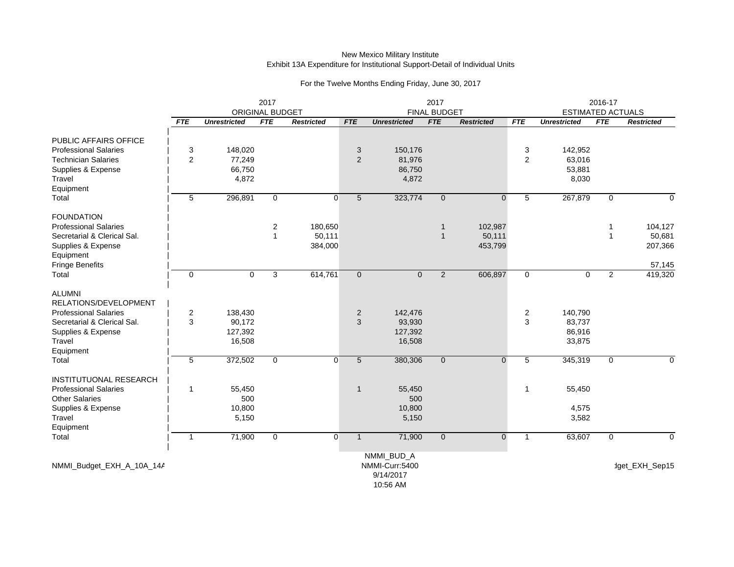New Mexico Military Institute
Exhibit 13A Expenditure for Institutional Support-Detail of Individual Units

For the Twelve Months Ending Friday, June 30, 2017

| | 2017 ORIGINAL BUDGET | | | | 2017 FINAL BUDGET | | | | 2016-17 ESTIMATED ACTUALS | | | |
|---|---|---|---|---|---|---|---|---|---|---|---|---|
| | *FTE* | *Unrestricted* | *FTE* | *Restricted* | *FTE* | *Unrestricted* | *FTE* | *Restricted* | *FTE* | *Unrestricted* | *FTE* | *Restricted* |
| PUBLIC AFFAIRS OFFICE | | | | | | | | | | | | |
| Professional Salaries | 3 | 148,020 | | | 3 | 150,176 | | | 3 | 142,952 | | |
| Technician Salaries | 2 | 77,249 | | | 2 | 81,976 | | | 2 | 63,016 | | |
| Supplies & Expense | | 66,750 | | | | 86,750 | | | | 53,881 | | |
| Travel | | 4,872 | | | | 4,872 | | | | 8,030 | | |
| Equipment | | | | | | | | | | | | |
| Total | 5 | 296,891 | 0 | 0 | 5 | 323,774 | 0 | 0 | 5 | 267,879 | 0 | 0 |
| FOUNDATION | | | | | | | | | | | | |
| Professional Salaries | | | 2 | 180,650 | | | 1 | 102,987 | | | 1 | 104,127 |
| Secretarial & Clerical Sal. | | | 1 | 50,111 | | | 1 | 50,111 | | | 1 | 50,681 |
| Supplies & Expense | | | | 384,000 | | | | 453,799 | | | | 207,366 |
| Equipment | | | | | | | | | | | | |
| Fringe Benefits | | | | | | | | | | | | 57,145 |
| Total | 0 | 0 | 3 | 614,761 | 0 | 0 | 2 | 606,897 | 0 | 0 | 2 | 419,320 |
| ALUMNI RELATIONS/DEVELOPMENT | | | | | | | | | | | | |
| Professional Salaries | 2 | 138,430 | | | 2 | 142,476 | | | 2 | 140,790 | | |
| Secretarial & Clerical Sal. | 3 | 90,172 | | | 3 | 93,930 | | | 3 | 83,737 | | |
| Supplies & Expense | | 127,392 | | | | 127,392 | | | | 86,916 | | |
| Travel | | 16,508 | | | | 16,508 | | | | 33,875 | | |
| Equipment | | | | | | | | | | | | |
| Total | 5 | 372,502 | 0 | 0 | 5 | 380,306 | 0 | 0 | 5 | 345,319 | 0 | 0 |
| INSTITUTUONAL RESEARCH | | | | | | | | | | | | |
| Professional Salaries | 1 | 55,450 | | | 1 | 55,450 | | | 1 | 55,450 | | |
| Other Salaries | | 500 | | | | 500 | | | | | | |
| Supplies & Expense | | 10,800 | | | | 10,800 | | | | 4,575 | | |
| Travel | | 5,150 | | | | 5,150 | | | | 3,582 | | |
| Equipment | | | | | | | | | | | | |
| Total | 1 | 71,900 | 0 | 0 | 1 | 71,900 | 0 | 0 | 1 | 63,607 | 0 | 0 |

NMMI_Budget_EXH_A_10A_14A NMMI_BUD_A NMMI-Curr:5400 9/14/2017 10:56 AM dget_EXH_Sep15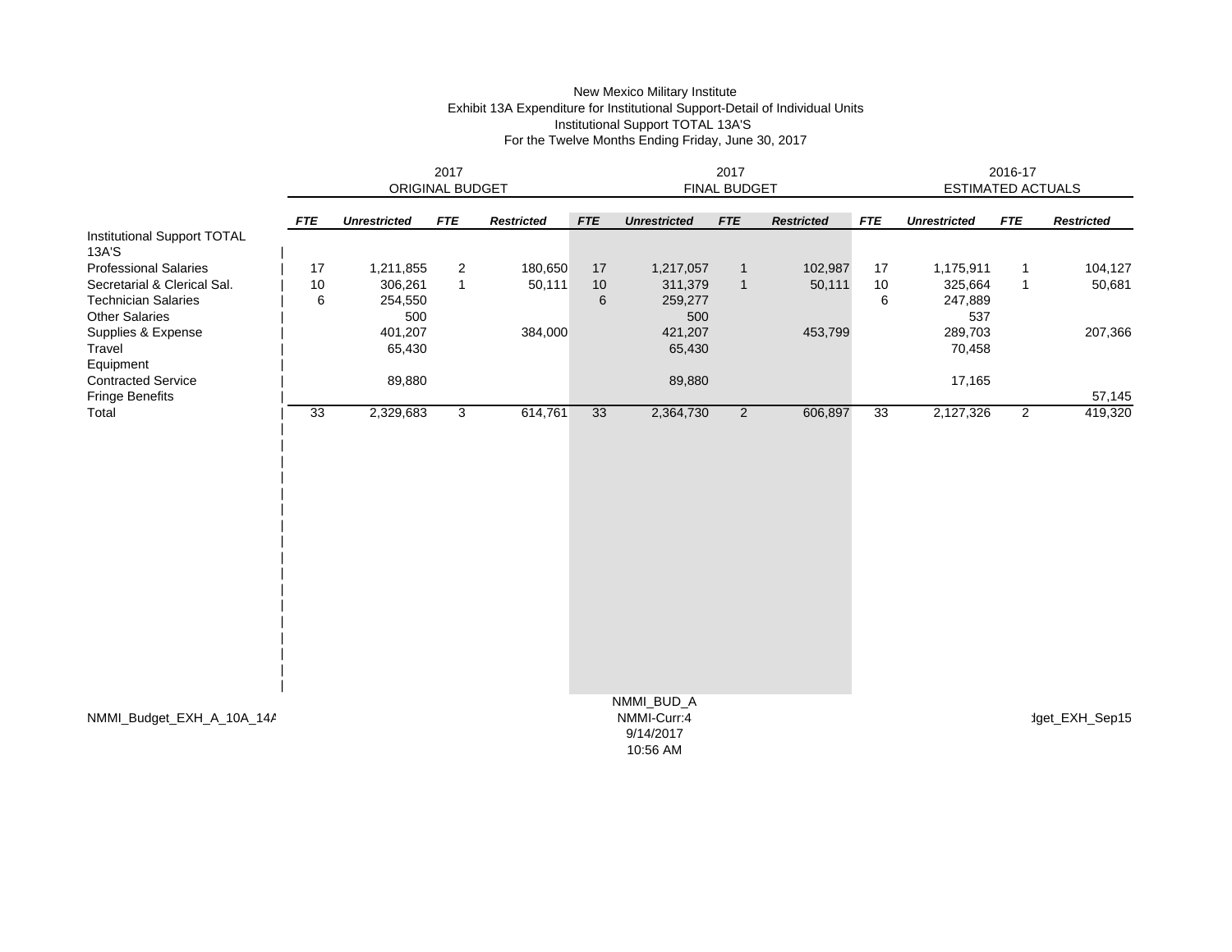New Mexico Military Institute
Exhibit 13A Expenditure for Institutional Support-Detail of Individual Units
Institutional Support TOTAL 13A'S
For the Twelve Months Ending Friday, June 30, 2017

| | 2017 ORIGINAL BUDGET | | | | 2017 FINAL BUDGET | | | | 2016-17 ESTIMATED ACTUALS | | | |
|---|---|---|---|---|---|---|---|---|---|---|---|---|
| | *FTE* | *Unrestricted* | *FTE* | *Restricted* | *FTE* | *Unrestricted* | *FTE* | *Restricted* | *FTE* | *Unrestricted* | *FTE* | *Restricted* |
| Institutional Support TOTAL 13A'S | | | | | | | | | | | | |
| Professional Salaries | 17 | 1,211,855 | 2 | 180,650 | 17 | 1,217,057 | 1 | 102,987 | 17 | 1,175,911 | 1 | 104,127 |
| Secretarial & Clerical Sal. | 10 | 306,261 | 1 | 50,111 | 10 | 311,379 | 1 | 50,111 | 10 | 325,664 | 1 | 50,681 |
| Technician Salaries | 6 | 254,550 | | | 6 | 259,277 | | | 6 | 247,889 | | |
| Other Salaries | | 500 | | | | 500 | | | | 537 | | |
| Supplies & Expense | | 401,207 | | 384,000 | | 421,207 | | 453,799 | | 289,703 | | 207,366 |
| Travel | | 65,430 | | | | 65,430 | | | | 70,458 | | |
| Equipment | | | | | | | | | | | | |
| Contracted Service | | 89,880 | | | | 89,880 | | | | 17,165 | | |
| Fringe Benefits | | | | | | | | | | | | 57,145 |
| Total | 33 | 2,329,683 | 3 | 614,761 | 33 | 2,364,730 | 2 | 606,897 | 33 | 2,127,326 | 2 | 419,320 |

NMMI_Budget_EXH_A_10A_14A

NMMI_BUD_A
NMMI-Curr:4
9/14/2017
10:56 AM

dget_EXH_Sep15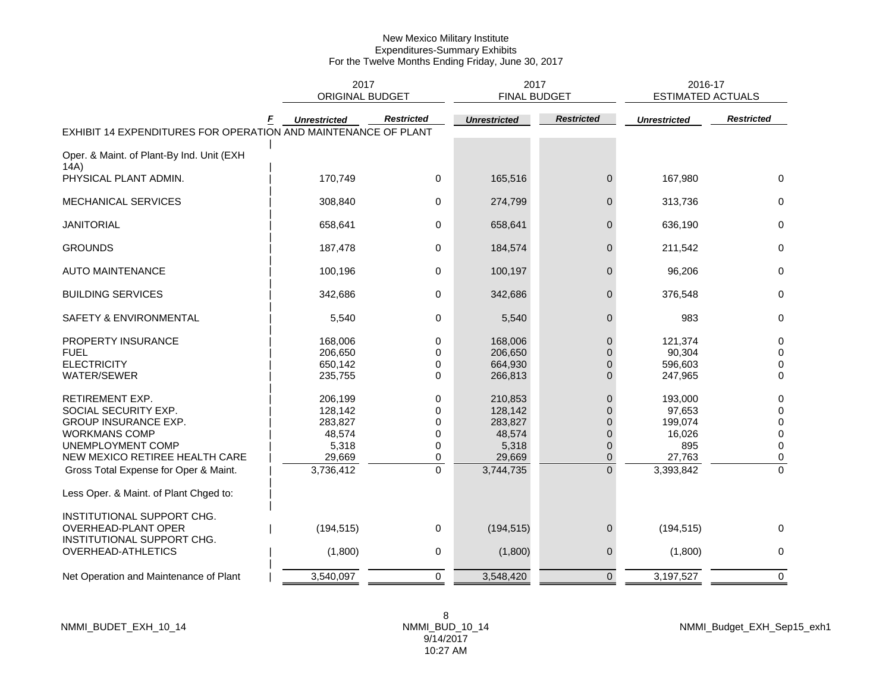# New Mexico Military Institute
## Expenditures-Summary Exhibits
### For the Twelve Months Ending Friday, June 30, 2017

| | F | 2017 ORIGINAL BUDGET | | 2017 FINAL BUDGET | | 2016-17 ESTIMATED ACTUALS | |
|---|---|---|---|---|---|---|---|
| | | *Unrestricted* | *Restricted* | *Unrestricted* | *Restricted* | *Unrestricted* | *Restricted* |
| EXHIBIT 14 EXPENDITURES FOR OPERATION AND MAINTENANCE OF PLANT | | | | | | | |
| Oper. & Maint. of Plant-By Ind. Unit (EXH 14A) | | | | | | | |
| PHYSICAL PLANT ADMIN. | | 170,749 | 0 | 165,516 | 0 | 167,980 | 0 |
| MECHANICAL SERVICES | | 308,840 | 0 | 274,799 | 0 | 313,736 | 0 |
| JANITORIAL | | 658,641 | 0 | 658,641 | 0 | 636,190 | 0 |
| GROUNDS | | 187,478 | 0 | 184,574 | 0 | 211,542 | 0 |
| AUTO MAINTENANCE | | 100,196 | 0 | 100,197 | 0 | 96,206 | 0 |
| BUILDING SERVICES | | 342,686 | 0 | 342,686 | 0 | 376,548 | 0 |
| SAFETY & ENVIRONMENTAL | | 5,540 | 0 | 5,540 | 0 | 983 | 0 |
| PROPERTY INSURANCE | | 168,006 | 0 | 168,006 | 0 | 121,374 | 0 |
| FUEL | | 206,650 | 0 | 206,650 | 0 | 90,304 | 0 |
| ELECTRICITY | | 650,142 | 0 | 664,930 | 0 | 596,603 | 0 |
| WATER/SEWER | | 235,755 | 0 | 266,813 | 0 | 247,965 | 0 |
| RETIREMENT EXP. | | 206,199 | 0 | 210,853 | 0 | 193,000 | 0 |
| SOCIAL SECURITY EXP. | | 128,142 | 0 | 128,142 | 0 | 97,653 | 0 |
| GROUP INSURANCE EXP. | | 283,827 | 0 | 283,827 | 0 | 199,074 | 0 |
| WORKMANS COMP | | 48,574 | 0 | 48,574 | 0 | 16,026 | 0 |
| UNEMPLOYMENT COMP | | 5,318 | 0 | 5,318 | 0 | 895 | 0 |
| NEW MEXICO RETIREE HEALTH CARE | | 29,669 | 0 | 29,669 | 0 | 27,763 | 0 |
| Gross Total Expense for Oper & Maint. | | 3,736,412 | 0 | 3,744,735 | 0 | 3,393,842 | 0 |
| Less Oper. & Maint. of Plant Chged to: | | | | | | | |
| INSTITUTIONAL SUPPORT CHG. OVERHEAD-PLANT OPER | | (194,515) | 0 | (194,515) | 0 | (194,515) | 0 |
| INSTITUTIONAL SUPPORT CHG. OVERHEAD-ATHLETICS | | (1,800) | 0 | (1,800) | 0 | (1,800) | 0 |
| Net Operation and Maintenance of Plant | | 3,540,097 | 0 | 3,548,420 | 0 | 3,197,527 | 0 |

NMMI_BUDET_EXH_10_14 NMMI_BUD_10_14 9/14/2017 10:27 AM NMMI_Budget_EXH_Sep15_exh1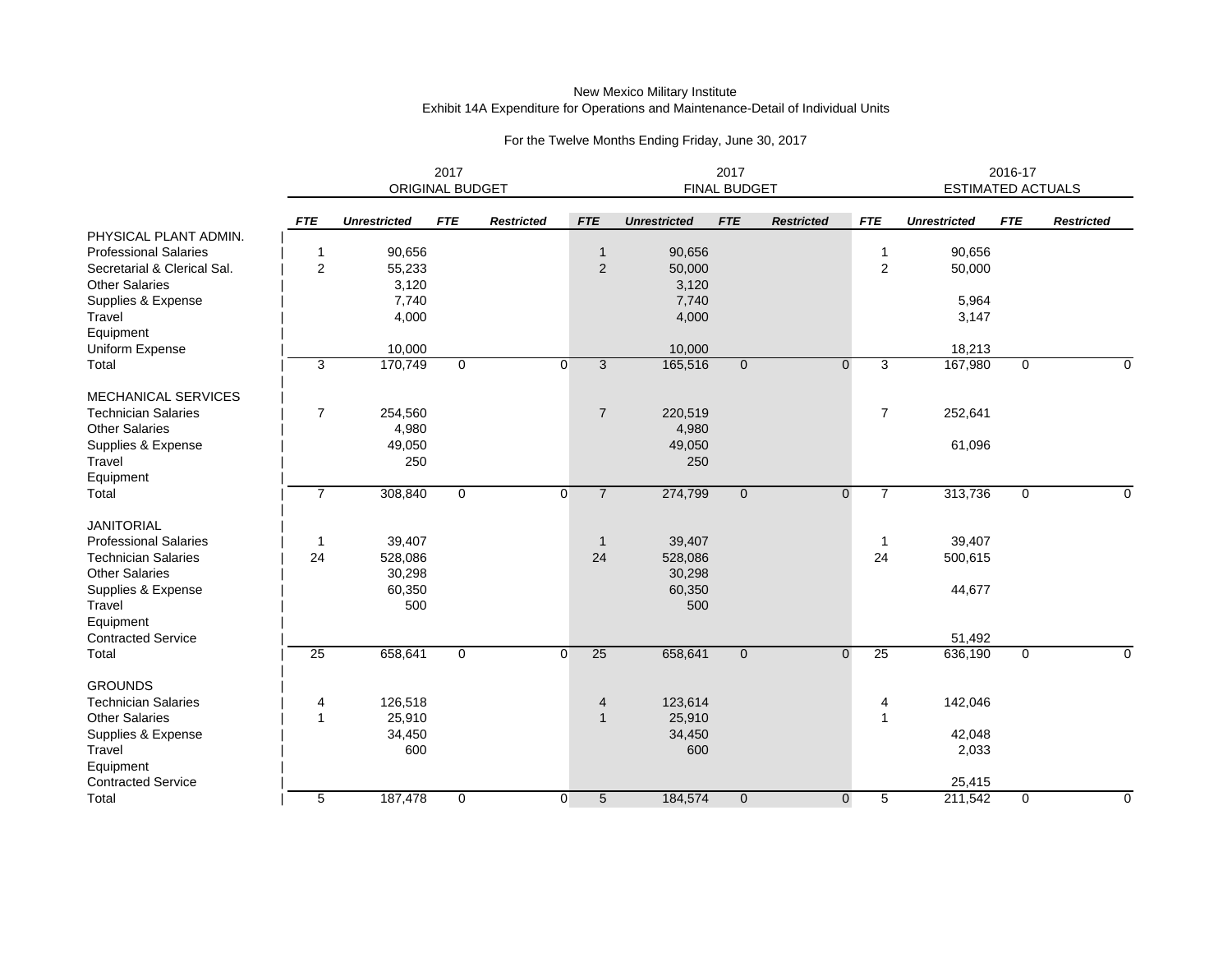New Mexico Military Institute
Exhibit 14A Expenditure for Operations and Maintenance-Detail of Individual Units

For the Twelve Months Ending Friday, June 30, 2017

| | 2017 ORIGINAL BUDGET | | | | 2017 FINAL BUDGET | | | | 2016-17 ESTIMATED ACTUALS | | | |
|---|---|---|---|---|---|---|---|---|---|---|---|---|
| | *FTE* | *Unrestricted* | *FTE* | *Restricted* | *FTE* | *Unrestricted* | *FTE* | *Restricted* | *FTE* | *Unrestricted* | *FTE* | *Restricted* |
| PHYSICAL PLANT ADMIN. | | | | | | | | | | | | |
| Professional Salaries | 1 | 90,656 | | | 1 | 90,656 | | | 1 | 90,656 | | |
| Secretarial & Clerical Sal. | 2 | 55,233 | | | 2 | 50,000 | | | 2 | 50,000 | | |
| Other Salaries | | 3,120 | | | | 3,120 | | | | | | |
| Supplies & Expense | | 7,740 | | | | 7,740 | | | | 5,964 | | |
| Travel | | 4,000 | | | | 4,000 | | | | 3,147 | | |
| Equipment | | | | | | | | | | | | |
| Uniform Expense | | 10,000 | | | | 10,000 | | | | 18,213 | | |
| Total | 3 | 170,749 | 0 | 0 | 3 | 165,516 | 0 | 0 | 3 | 167,980 | 0 | 0 |
| | | | | | | | | | | | | |
| MECHANICAL SERVICES | | | | | | | | | | | | |
| Technician Salaries | 7 | 254,560 | | | 7 | 220,519 | | | 7 | 252,641 | | |
| Other Salaries | | 4,980 | | | | 4,980 | | | | | | |
| Supplies & Expense | | 49,050 | | | | 49,050 | | | | 61,096 | | |
| Travel | | 250 | | | | 250 | | | | | | |
| Equipment | | | | | | | | | | | | |
| Total | 7 | 308,840 | 0 | 0 | 7 | 274,799 | 0 | 0 | 7 | 313,736 | 0 | 0 |
| | | | | | | | | | | | | |
| JANITORIAL | | | | | | | | | | | | |
| Professional Salaries | 1 | 39,407 | | | 1 | 39,407 | | | 1 | 39,407 | | |
| Technician Salaries | 24 | 528,086 | | | 24 | 528,086 | | | 24 | 500,615 | | |
| Other Salaries | | 30,298 | | | | 30,298 | | | | | | |
| Supplies & Expense | | 60,350 | | | | 60,350 | | | | 44,677 | | |
| Travel | | 500 | | | | 500 | | | | | | |
| Equipment | | | | | | | | | | | | |
| Contracted Service | | | | | | | | | | 51,492 | | |
| Total | 25 | 658,641 | 0 | 0 | 25 | 658,641 | 0 | 0 | 25 | 636,190 | 0 | 0 |
| | | | | | | | | | | | | |
| GROUNDS | | | | | | | | | | | | |
| Technician Salaries | 4 | 126,518 | | | 4 | 123,614 | | | 4 | 142,046 | | |
| Other Salaries | 1 | 25,910 | | | 1 | 25,910 | | | 1 | | | |
| Supplies & Expense | | 34,450 | | | | 34,450 | | | | 42,048 | | |
| Travel | | 600 | | | | 600 | | | | 2,033 | | |
| Equipment | | | | | | | | | | | | |
| Contracted Service | | | | | | | | | | 25,415 | | |
| Total | 5 | 187,478 | 0 | 0 | 5 | 184,574 | 0 | 0 | 5 | 211,542 | 0 | 0 |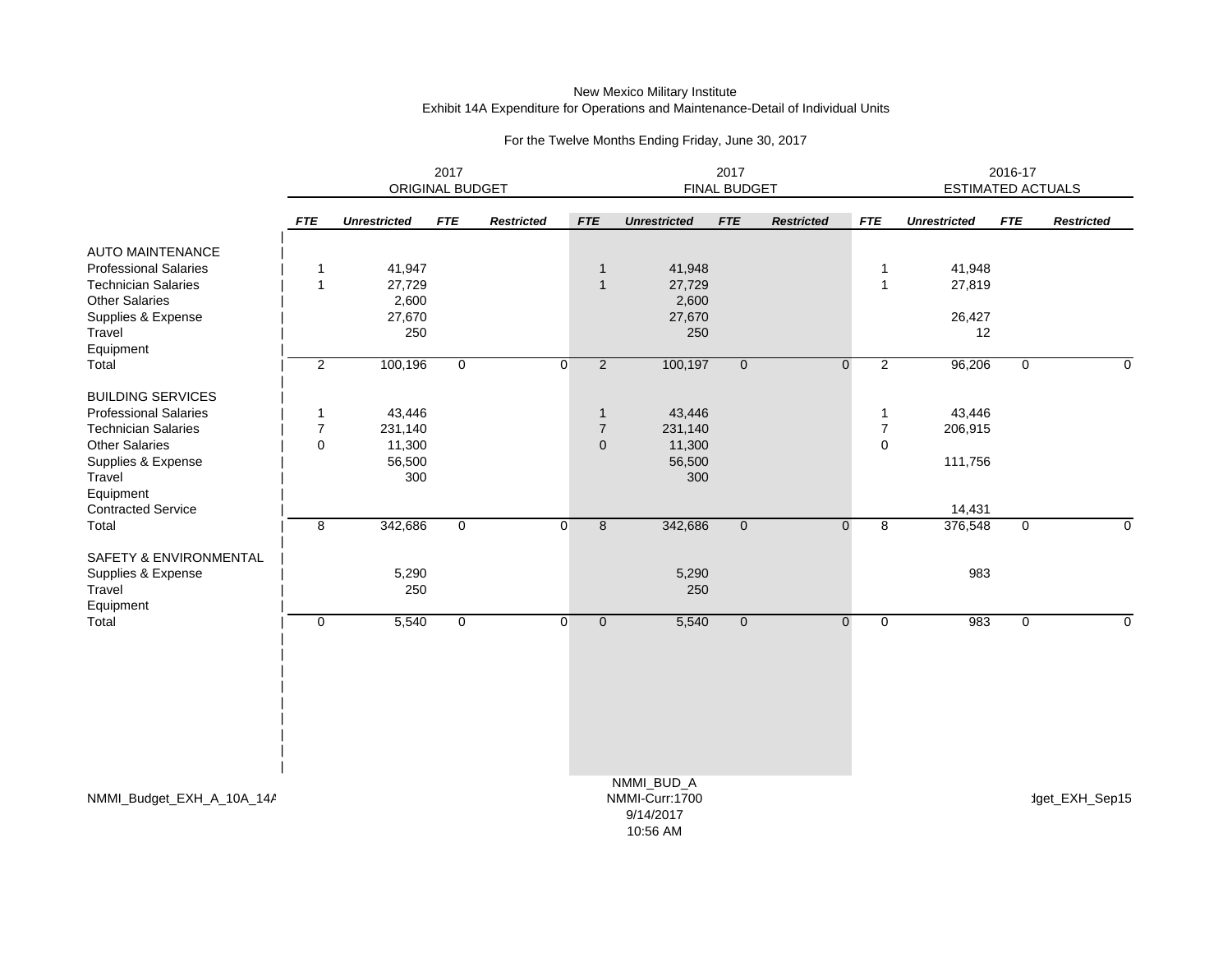New Mexico Military Institute
Exhibit 14A Expenditure for Operations and Maintenance-Detail of Individual Units

For the Twelve Months Ending Friday, June 30, 2017

| | 2017 ORIGINAL BUDGET | | | | 2017 FINAL BUDGET | | | | 2016-17 ESTIMATED ACTUALS | | | |
|---|---|---|---|---|---|---|---|---|---|---|---|---|
| | ***FTE*** | ***Unrestricted*** | ***FTE*** | ***Restricted*** | ***FTE*** | ***Unrestricted*** | ***FTE*** | ***Restricted*** | ***FTE*** | ***Unrestricted*** | ***FTE*** | ***Restricted*** |
| AUTO MAINTENANCE | | | | | | | | | | | | |
| Professional Salaries | 1 | 41,947 | | | 1 | 41,948 | | | 1 | 41,948 | | |
| Technician Salaries | 1 | 27,729 | | | 1 | 27,729 | | | 1 | 27,819 | | |
| Other Salaries | | 2,600 | | | | 2,600 | | | | | | |
| Supplies & Expense | | 27,670 | | | | 27,670 | | | | 26,427 | | |
| Travel | | 250 | | | | 250 | | | | 12 | | |
| Equipment | | | | | | | | | | | | |
| Total | 2 | 100,196 | 0 | 0 | 2 | 100,197 | 0 | 0 | 2 | 96,206 | 0 | 0 |
| BUILDING SERVICES | | | | | | | | | | | | |
| Professional Salaries | 1 | 43,446 | | | 1 | 43,446 | | | 1 | 43,446 | | |
| Technician Salaries | 7 | 231,140 | | | 7 | 231,140 | | | 7 | 206,915 | | |
| Other Salaries | 0 | 11,300 | | | 0 | 11,300 | | | 0 | | | |
| Supplies & Expense | | 56,500 | | | | 56,500 | | | | 111,756 | | |
| Travel | | 300 | | | | 300 | | | | | | |
| Equipment | | | | | | | | | | | | |
| Contracted Service | | | | | | | | | | 14,431 | | |
| Total | 8 | 342,686 | 0 | 0 | 8 | 342,686 | 0 | 0 | 8 | 376,548 | 0 | 0 |
| SAFETY & ENVIRONMENTAL | | | | | | | | | | | | |
| Supplies & Expense | | 5,290 | | | | 5,290 | | | | 983 | | |
| Travel | | 250 | | | | 250 | | | | | | |
| Equipment | | | | | | | | | | | | |
| Total | 0 | 5,540 | 0 | 0 | 0 | 5,540 | 0 | 0 | 0 | 983 | 0 | 0 |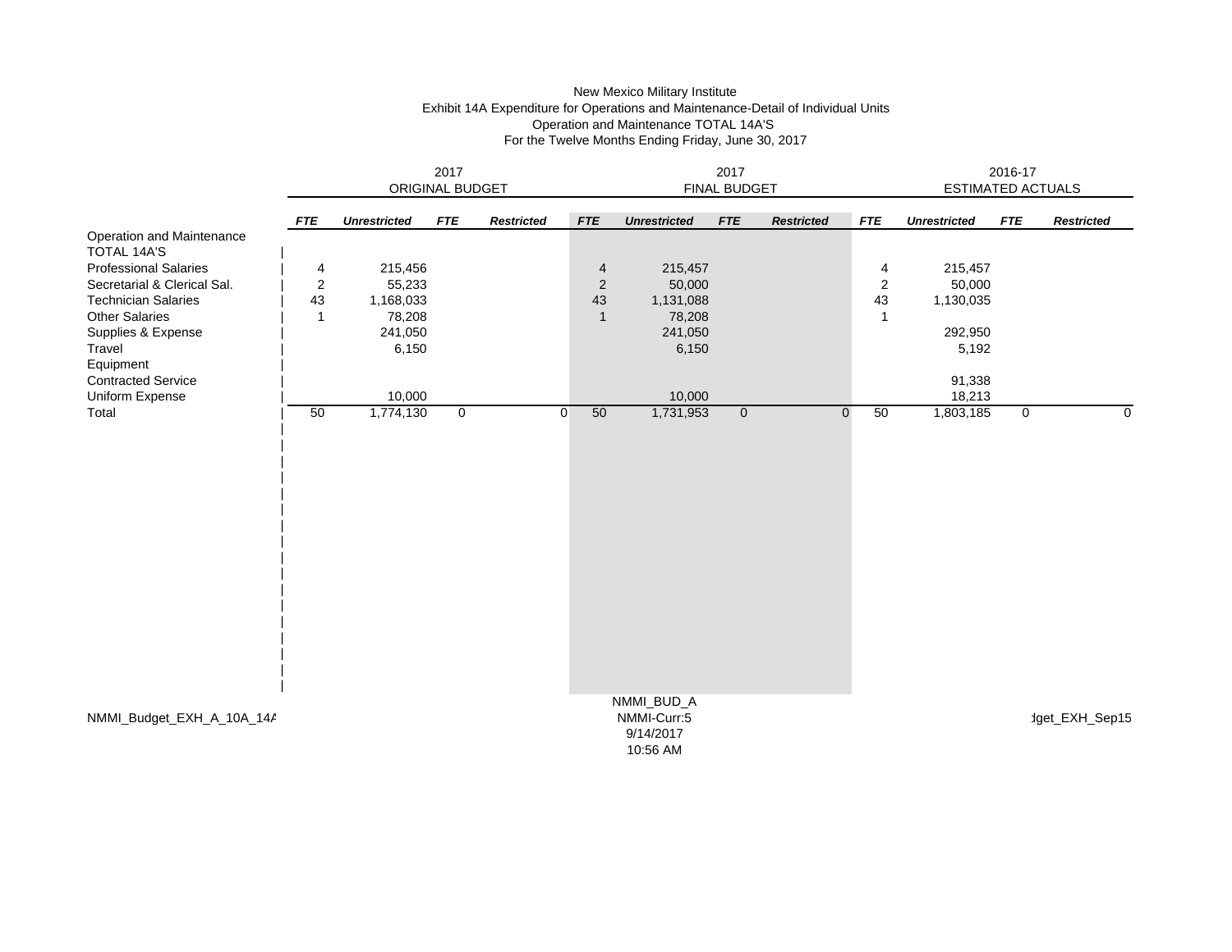New Mexico Military Institute
Exhibit 14A Expenditure for Operations and Maintenance-Detail of Individual Units
Operation and Maintenance TOTAL 14A'S
For the Twelve Months Ending Friday, June 30, 2017

| | 2017 ORIGINAL BUDGET | | | | 2017 FINAL BUDGET | | | | 2016-17 ESTIMATED ACTUALS | | | |
|---|---|---|---|---|---|---|---|---|---|---|---|---|
| | ***FTE*** | ***Unrestricted*** | ***FTE*** | ***Restricted*** | ***FTE*** | ***Unrestricted*** | ***FTE*** | ***Restricted*** | ***FTE*** | ***Unrestricted*** | ***FTE*** | ***Restricted*** |
| Operation and Maintenance TOTAL 14A'S | | | | | | | | | | | | |
| Professional Salaries | 4 | 215,456 | | | 4 | 215,457 | | | 4 | 215,457 | | |
| Secretarial & Clerical Sal. | 2 | 55,233 | | | 2 | 50,000 | | | 2 | 50,000 | | |
| Technician Salaries | 43 | 1,168,033 | | | 43 | 1,131,088 | | | 43 | 1,130,035 | | |
| Other Salaries | 1 | 78,208 | | | 1 | 78,208 | | | 1 | | | |
| Supplies & Expense | | 241,050 | | | | 241,050 | | | | 292,950 | | |
| Travel | | 6,150 | | | | 6,150 | | | | 5,192 | | |
| Equipment | | | | | | | | | | | | |
| Contracted Service | | | | | | | | | | 91,338 | | |
| Uniform Expense | | 10,000 | | | | 10,000 | | | | 18,213 | | |
| Total | 50 | 1,774,130 | 0 | 0 | 50 | 1,731,953 | 0 | 0 | 50 | 1,803,185 | 0 | 0 |

NMMI_Budget_EXH_A_10A_14A

NMMI_BUD_A
NMMI-Curr:5
9/14/2017
10:56 AM

dget_EXH_Sep15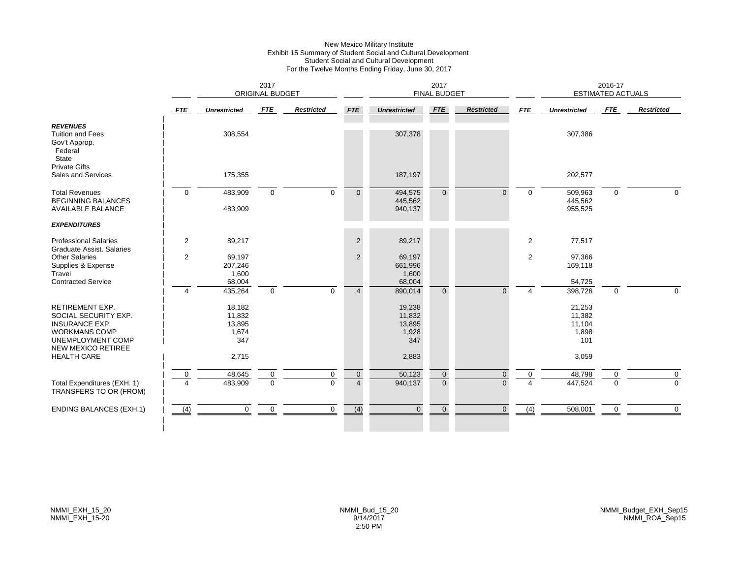# New Mexico Military Institute
## Exhibit 15 Summary of Student Social and Cultural Development
### Student Social and Cultural Development
### For the Twelve Months Ending Friday, June 30, 2017

| | 2017 ORIGINAL BUDGET | | | | 2017 FINAL BUDGET | | | | 2016-17 ESTIMATED ACTUALS | | | |
|---|---|---|---|---|---|---|---|---|---|---|---|---|
| | ***FTE*** | ***Unrestricted*** | ***FTE*** | ***Restricted*** | ***FTE*** | ***Unrestricted*** | ***FTE*** | ***Restricted*** | ***FTE*** | ***Unrestricted*** | ***FTE*** | ***Restricted*** |
| ***REVENUES*** | | | | | | | | | | | | |
| Tuition and Fees | | 308,554 | | | | 307,378 | | | | 307,386 | | |
| Gov't Approp. | | | | | | | | | | | | |
| Federal | | | | | | | | | | | | |
| State | | | | | | | | | | | | |
| Private Gifts | | | | | | | | | | | | |
| Sales and Services | | 175,355 | | | | 187,197 | | | | 202,577 | | |
| Total Revenues | 0 | 483,909 | 0 | 0 | 0 | 494,575 | 0 | 0 | 0 | 509,963 | 0 | 0 |
| BEGINNING BALANCES | | | | | | 445,562 | | | | 445,562 | | |
| AVAILABLE BALANCE | | 483,909 | | | | 940,137 | | | | 955,525 | | |
| ***EXPENDITURES*** | | | | | | | | | | | | |
| Professional Salaries | 2 | 89,217 | | | 2 | 89,217 | | | 2 | 77,517 | | |
| Graduate Assist. Salaries | | | | | | | | | | | | |
| Other Salaries | 2 | 69,197 | | | 2 | 69,197 | | | 2 | 97,366 | | |
| Supplies & Expense | | 207,246 | | | | 661,996 | | | | 169,118 | | |
| Travel | | 1,600 | | | | 1,600 | | | | | | |
| Contracted Service | | 68,004 | | | | 68,004 | | | | 54,725 | | |
| | 4 | 435,264 | 0 | 0 | 4 | 890,014 | 0 | 0 | 4 | 398,726 | 0 | 0 |
| RETIREMENT EXP. | | 18,182 | | | | 19,238 | | | | 21,253 | | |
| SOCIAL SECURITY EXP. | | 11,832 | | | | 11,832 | | | | 11,382 | | |
| INSURANCE EXP. | | 13,895 | | | | 13,895 | | | | 11,104 | | |
| WORKMANS COMP | | 1,674 | | | | 1,928 | | | | 1,898 | | |
| UNEMPLOYMENT COMP | | 347 | | | | 347 | | | | 101 | | |
| NEW MEXICO RETIREE HEALTH CARE | | 2,715 | | | | 2,883 | | | | 3,059 | | |
| | 0 | 48,645 | 0 | 0 | 0 | 50,123 | 0 | 0 | 0 | 48,798 | 0 | 0 |
| Total Expenditures (EXH. 1) | 4 | 483,909 | 0 | 0 | 4 | 940,137 | 0 | 0 | 4 | 447,524 | 0 | 0 |
| TRANSFERS TO OR (FROM) | | | | | | | | | | | | |
| ENDING BALANCES (EXH.1) | (4) | 0 | 0 | 0 | (4) | 0 | 0 | 0 | (4) | 508,001 | 0 | 0 |

NMMI_EXH_15_20
NMMI_EXH_15-20

NMMI_Bud_15_20
9/14/2017
2:50 PM

NMMI_Budget_EXH_Sep15
NMMI_ROA_Sep15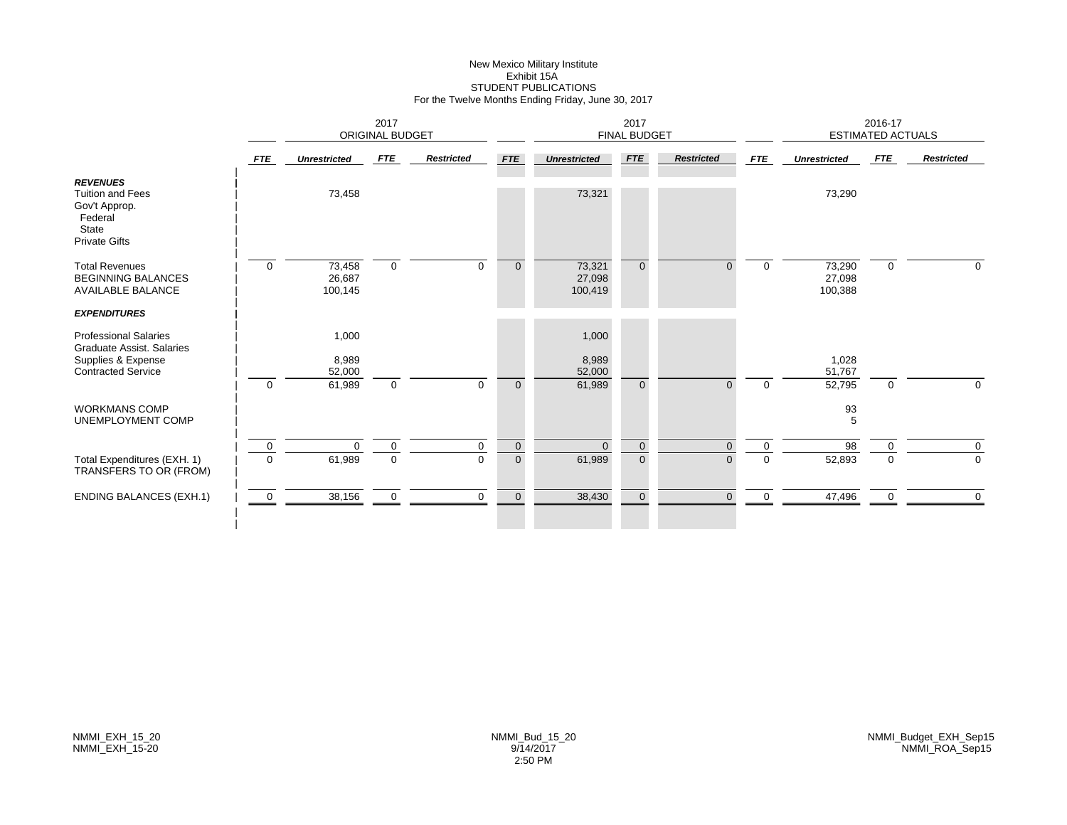New Mexico Military Institute
Exhibit 15A
STUDENT PUBLICATIONS
For the Twelve Months Ending Friday, June 30, 2017

| | 2017 ORIGINAL BUDGET | | | | 2017 FINAL BUDGET | | | | 2016-17 ESTIMATED ACTUALS | | | |
|---|---|---|---|---|---|---|---|---|---|---|---|---|
| | *FTE* | *Unrestricted* | *FTE* | *Restricted* | *FTE* | *Unrestricted* | *FTE* | *Restricted* | *FTE* | *Unrestricted* | *FTE* | *Restricted* |
| ***REVENUES*** | | | | | | | | | | | | |
| Tuition and Fees | | 73,458 | | | | 73,321 | | | | 73,290 | | |
| Gov't Approp. | | | | | | | | | | | | |
| Federal | | | | | | | | | | | | |
| State | | | | | | | | | | | | |
| Private Gifts | | | | | | | | | | | | |
| Total Revenues | 0 | 73,458 | 0 | 0 | 0 | 73,321 | 0 | 0 | 0 | 73,290 | 0 | 0 |
| BEGINNING BALANCES | | 26,687 | | | | 27,098 | | | | 27,098 | | |
| AVAILABLE BALANCE | | 100,145 | | | | 100,419 | | | | 100,388 | | |
| ***EXPENDITURES*** | | | | | | | | | | | | |
| Professional Salaries | | 1,000 | | | | 1,000 | | | | | | |
| Graduate Assist. Salaries | | | | | | | | | | | | |
| Supplies & Expense | | 8,989 | | | | 8,989 | | | | 1,028 | | |
| Contracted Service | | 52,000 | | | | 52,000 | | | | 51,767 | | |
| | 0 | 61,989 | 0 | 0 | 0 | 61,989 | 0 | 0 | 0 | 52,795 | 0 | 0 |
| WORKMANS COMP | | | | | | | | | | 93 | | |
| UNEMPLOYMENT COMP | | | | | | | | | | 5 | | |
| | 0 | 0 | 0 | 0 | 0 | 0 | 0 | 0 | 0 | 98 | 0 | 0 |
| Total Expenditures (EXH. 1) | 0 | 61,989 | 0 | 0 | 0 | 61,989 | 0 | 0 | 0 | 52,893 | 0 | 0 |
| TRANSFERS TO OR (FROM) | | | | | | | | | | | | |
| ENDING BALANCES (EXH.1) | 0 | 38,156 | 0 | 0 | 0 | 38,430 | 0 | 0 | 0 | 47,496 | 0 | 0 |

NMMI_EXH_15_20
NMMI_EXH_15-20

NMMI_Bud_15_20
9/14/2017
2:50 PM

NMMI_Budget_EXH_Sep15
NMMI_ROA_Sep15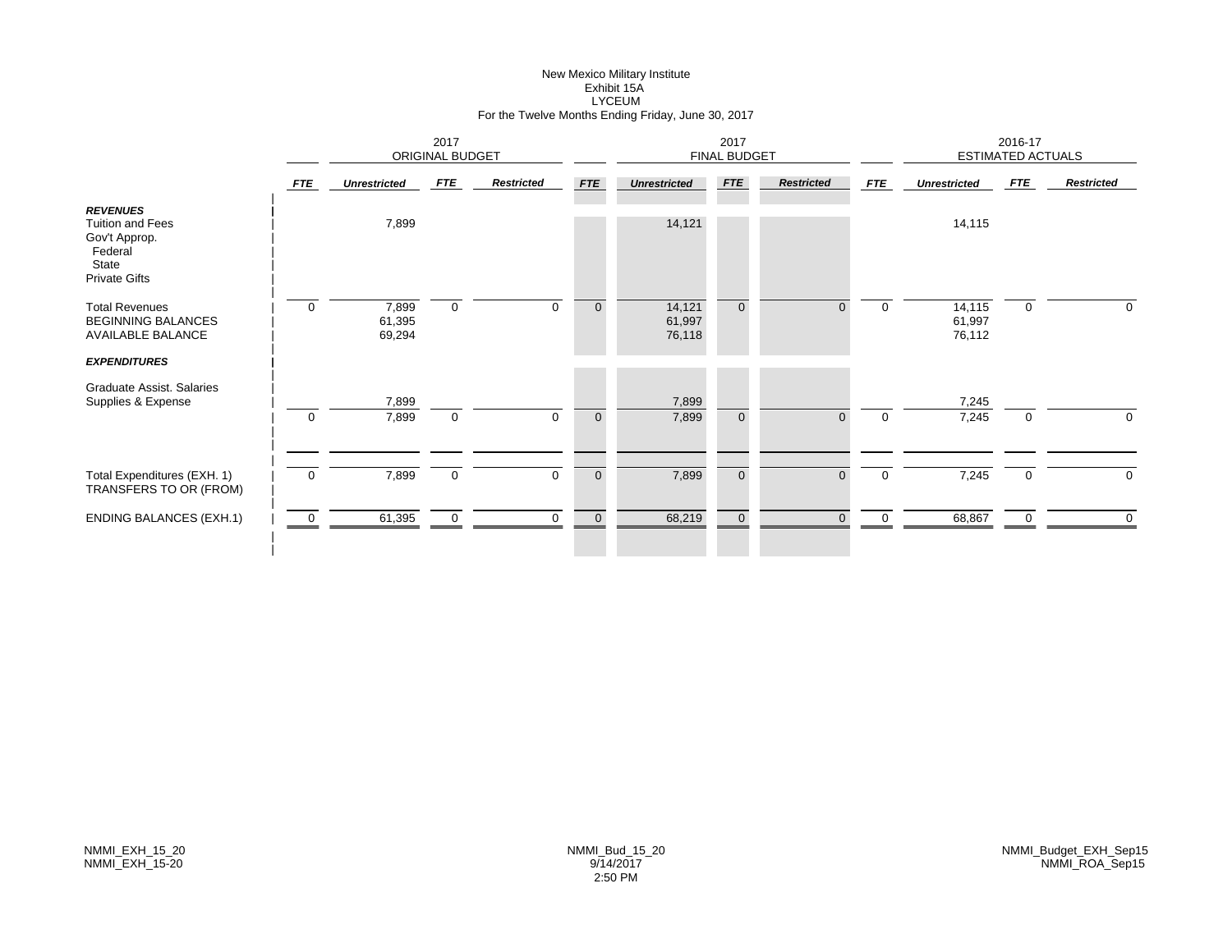New Mexico Military Institute
Exhibit 15A
LYCEUM
For the Twelve Months Ending Friday, June 30, 2017

| | 2017 ORIGINAL BUDGET | | | | 2017 FINAL BUDGET | | | | 2016-17 ESTIMATED ACTUALS | | | |
|---|---|---|---|---|---|---|---|---|---|---|---|---|
| | *FTE* | *Unrestricted* | *FTE* | *Restricted* | *FTE* | *Unrestricted* | *FTE* | *Restricted* | *FTE* | *Unrestricted* | *FTE* | *Restricted* |
| ***REVENUES*** | | | | | | | | | | | | |
| Tuition and Fees | | 7,899 | | | | 14,121 | | | | 14,115 | | |
| Gov't Approp. | | | | | | | | | | | | |
| Federal | | | | | | | | | | | | |
| State | | | | | | | | | | | | |
| Private Gifts | | | | | | | | | | | | |
| Total Revenues | 0 | 7,899 | 0 | 0 | 0 | 14,121 | 0 | 0 | 0 | 14,115 | 0 | 0 |
| BEGINNING BALANCES | | 61,395 | | | | 61,997 | | | | 61,997 | | |
| AVAILABLE BALANCE | | 69,294 | | | | 76,118 | | | | 76,112 | | |
| ***EXPENDITURES*** | | | | | | | | | | | | |
| Graduate Assist. Salaries | | | | | | | | | | | | |
| Supplies & Expense | | 7,899 | | | | 7,899 | | | | 7,245 | | |
| | 0 | 7,899 | 0 | 0 | 0 | 7,899 | 0 | 0 | 0 | 7,245 | 0 | 0 |
| Total Expenditures (EXH. 1) | 0 | 7,899 | 0 | 0 | 0 | 7,899 | 0 | 0 | 0 | 7,245 | 0 | 0 |
| TRANSFERS TO OR (FROM) | | | | | | | | | | | | |
| ENDING BALANCES (EXH.1) | 0 | 61,395 | 0 | 0 | 0 | 68,219 | 0 | 0 | 0 | 68,867 | 0 | 0 |

NMMI_EXH_15_20
NMMI_EXH_15-20

NMMI_Bud_15_20
9/14/2017
2:50 PM

NMMI_Budget_EXH_Sep15
NMMI_ROA_Sep15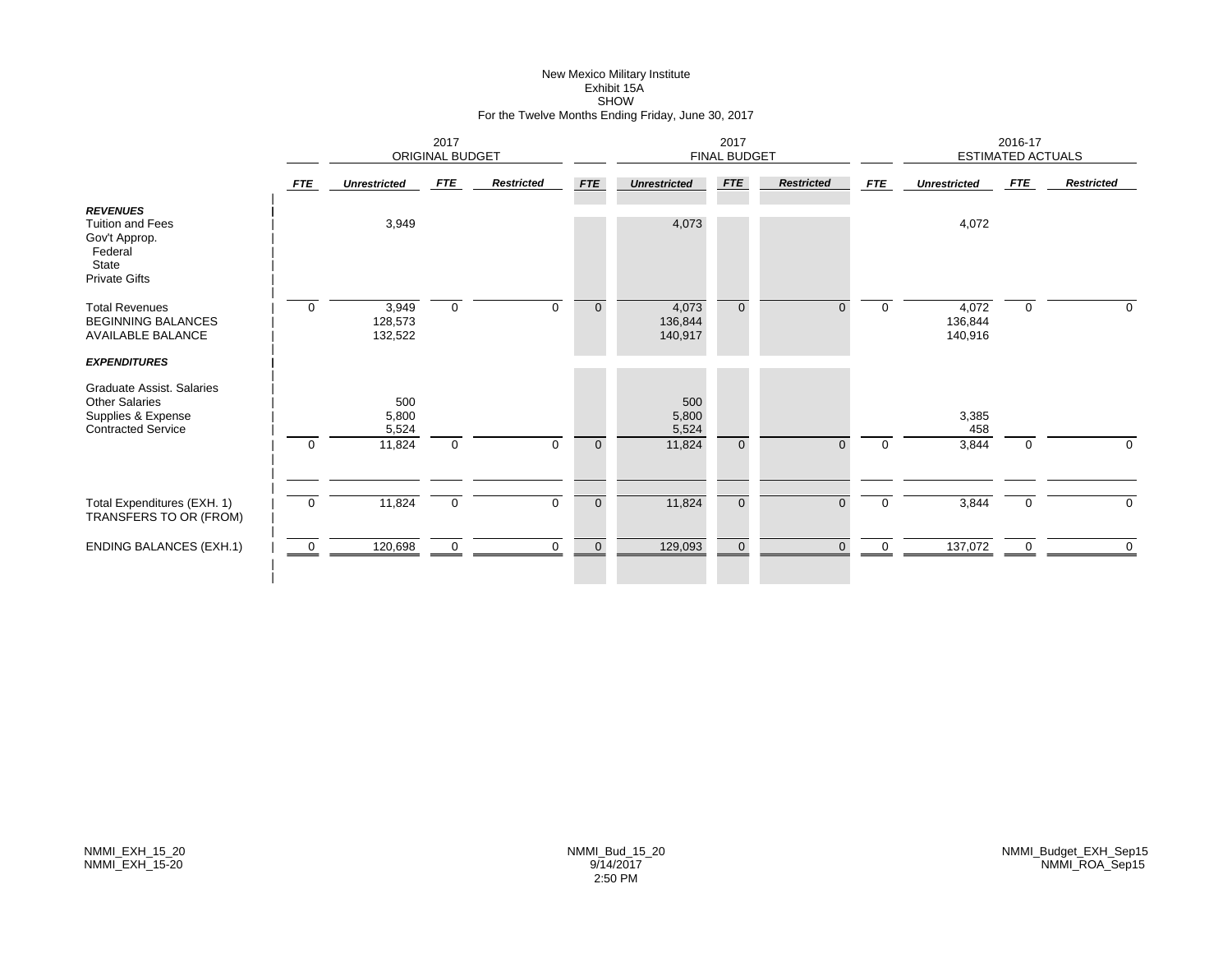New Mexico Military Institute
Exhibit 15A
SHOW
For the Twelve Months Ending Friday, June 30, 2017

| | 2017 ORIGINAL BUDGET | | | | 2017 FINAL BUDGET | | | | 2016-17 ESTIMATED ACTUALS | | | |
|---|---|---|---|---|---|---|---|---|---|---|---|---|
| | *FTE* | *Unrestricted* | *FTE* | *Restricted* | *FTE* | *Unrestricted* | *FTE* | *Restricted* | *FTE* | *Unrestricted* | *FTE* | *Restricted* |
| ***REVENUES*** | | | | | | | | | | | | |
| Tuition and Fees | | 3,949 | | | | 4,073 | | | | 4,072 | | |
| Gov't Approp. | | | | | | | | | | | | |
| Federal | | | | | | | | | | | | |
| State | | | | | | | | | | | | |
| Private Gifts | | | | | | | | | | | | |
| Total Revenues | 0 | 3,949 | 0 | 0 | 0 | 4,073 | 0 | 0 | 0 | 4,072 | 0 | 0 |
| BEGINNING BALANCES | | 128,573 | | | | 136,844 | | | | 136,844 | | |
| AVAILABLE BALANCE | | 132,522 | | | | 140,917 | | | | 140,916 | | |
| ***EXPENDITURES*** | | | | | | | | | | | | |
| Graduate Assist. Salaries | | | | | | | | | | | | |
| Other Salaries | | 500 | | | | 500 | | | | | | |
| Supplies & Expense | | 5,800 | | | | 5,800 | | | | 3,385 | | |
| Contracted Service | | 5,524 | | | | 5,524 | | | | 458 | | |
| | 0 | 11,824 | 0 | 0 | 0 | 11,824 | 0 | 0 | 0 | 3,844 | 0 | 0 |
| Total Expenditures (EXH. 1) | 0 | 11,824 | 0 | 0 | 0 | 11,824 | 0 | 0 | 0 | 3,844 | 0 | 0 |
| TRANSFERS TO OR (FROM) | | | | | | | | | | | | |
| ENDING BALANCES (EXH.1) | 0 | 120,698 | 0 | 0 | 0 | 129,093 | 0 | 0 | 0 | 137,072 | 0 | 0 |

NMMI_EXH_15_20
NMMI_EXH_15-20

NMMI_Bud_15_20
9/14/2017
2:50 PM

NMMI_Budget_EXH_Sep15
NMMI_ROA_Sep15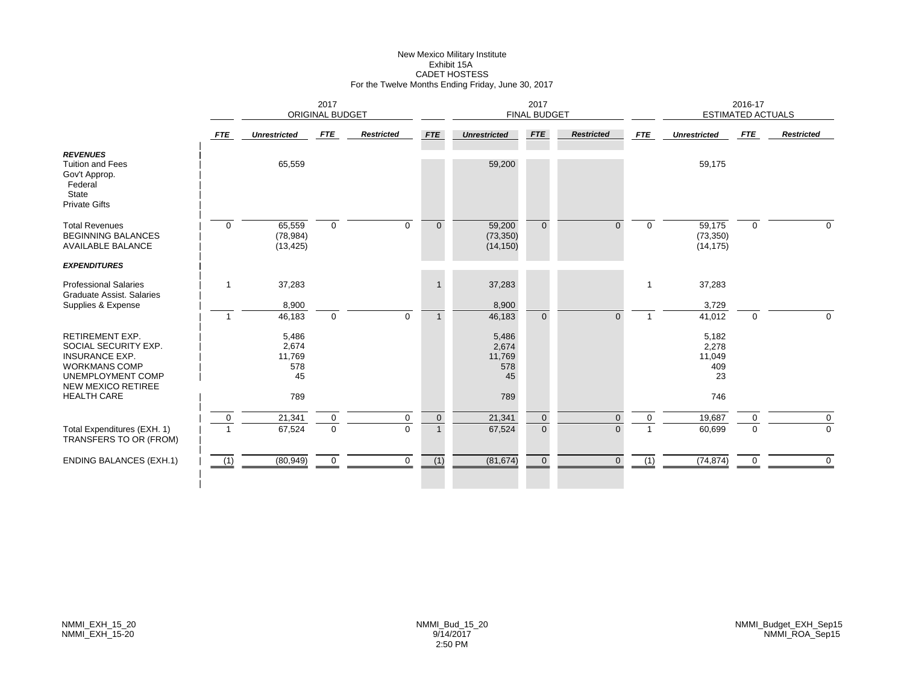# New Mexico Military Institute
## Exhibit 15A
## CADET HOSTESS
### For the Twelve Months Ending Friday, June 30, 2017

| | 2017 ORIGINAL BUDGET | | | | 2017 FINAL BUDGET | | | | 2016-17 ESTIMATED ACTUALS | | | |
|---|---|---|---|---|---|---|---|---|---|---|---|---|
| | *FTE* | *Unrestricted* | *FTE* | *Restricted* | *FTE* | *Unrestricted* | *FTE* | *Restricted* | *FTE* | *Unrestricted* | *FTE* | *Restricted* |
| ***REVENUES*** | | | | | | | | | | | | |
| Tuition and Fees | | 65,559 | | | | 59,200 | | | | 59,175 | | |
| Gov't Approp. | | | | | | | | | | | | |
| Federal | | | | | | | | | | | | |
| State | | | | | | | | | | | | |
| Private Gifts | | | | | | | | | | | | |
| Total Revenues | 0 | 65,559 | 0 | 0 | 0 | 59,200 | 0 | 0 | 0 | 59,175 | 0 | 0 |
| BEGINNING BALANCES | | (78,984) | | | | (73,350) | | | | (73,350) | | |
| AVAILABLE BALANCE | | (13,425) | | | | (14,150) | | | | (14,175) | | |
| ***EXPENDITURES*** | | | | | | | | | | | | |
| Professional Salaries | 1 | 37,283 | | | 1 | 37,283 | | | 1 | 37,283 | | |
| Graduate Assist. Salaries | | | | | | | | | | | | |
| Supplies & Expense | | 8,900 | | | | 8,900 | | | | 3,729 | | |
| | 1 | 46,183 | 0 | 0 | 1 | 46,183 | 0 | 0 | 1 | 41,012 | 0 | 0 |
| RETIREMENT EXP. | | 5,486 | | | | 5,486 | | | | 5,182 | | |
| SOCIAL SECURITY EXP. | | 2,674 | | | | 2,674 | | | | 2,278 | | |
| INSURANCE EXP. | | 11,769 | | | | 11,769 | | | | 11,049 | | |
| WORKMANS COMP | | 578 | | | | 578 | | | | 409 | | |
| UNEMPLOYMENT COMP | | 45 | | | | 45 | | | | 23 | | |
| NEW MEXICO RETIREE HEALTH CARE | | 789 | | | | 789 | | | | 746 | | |
| | 0 | 21,341 | 0 | 0 | 0 | 21,341 | 0 | 0 | 0 | 19,687 | 0 | 0 |
| Total Expenditures (EXH. 1) | 1 | 67,524 | 0 | 0 | 1 | 67,524 | 0 | 0 | 1 | 60,699 | 0 | 0 |
| TRANSFERS TO OR (FROM) | | | | | | | | | | | | |
| ENDING BALANCES (EXH.1) | (1) | (80,949) | 0 | 0 | (1) | (81,674) | 0 | 0 | (1) | (74,874) | 0 | 0 |

NMMI_EXH_15_20
NMMI_EXH_15-20

NMMI_Bud_15_20
9/14/2017
2:50 PM

NMMI_Budget_EXH_Sep15
NMMI_ROA_Sep15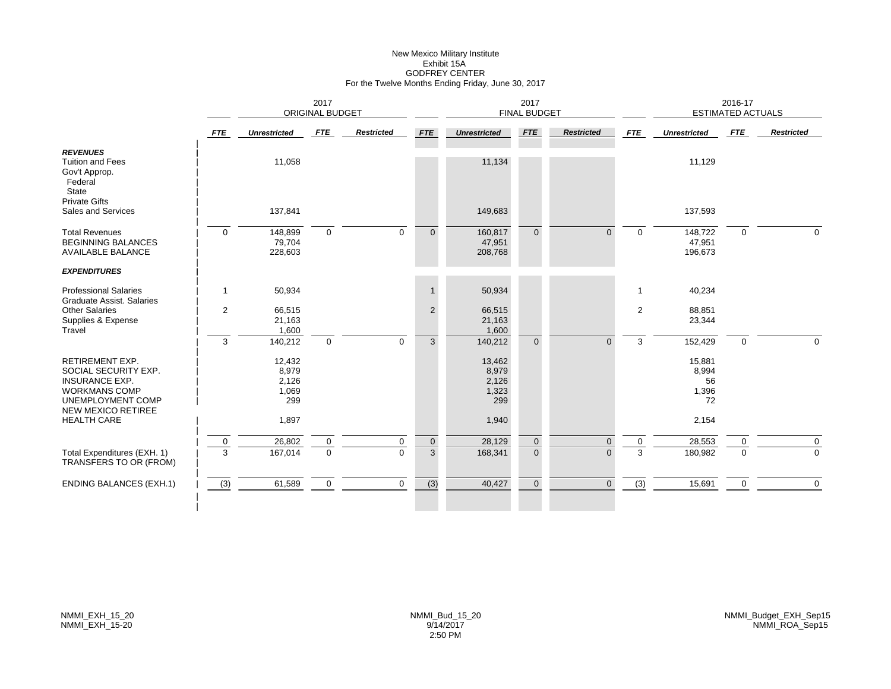New Mexico Military Institute
Exhibit 15A
GODFREY CENTER
For the Twelve Months Ending Friday, June 30, 2017

| | 2017 ORIGINAL BUDGET | | | | 2017 FINAL BUDGET | | | | 2016-17 ESTIMATED ACTUALS | | | |
|---|---|---|---|---|---|---|---|---|---|---|---|---|
| | *FTE* | *Unrestricted* | *FTE* | *Restricted* | *FTE* | *Unrestricted* | *FTE* | *Restricted* | *FTE* | *Unrestricted* | *FTE* | *Restricted* |
| ***REVENUES*** | | | | | | | | | | | | |
| Tuition and Fees | | 11,058 | | | | 11,134 | | | | 11,129 | | |
| Gov't Approp. | | | | | | | | | | | | |
| Federal | | | | | | | | | | | | |
| State | | | | | | | | | | | | |
| Private Gifts | | | | | | | | | | | | |
| Sales and Services | | 137,841 | | | | 149,683 | | | | 137,593 | | |
| Total Revenues | 0 | 148,899 | 0 | 0 | 0 | 160,817 | 0 | 0 | 0 | 148,722 | 0 | 0 |
| BEGINNING BALANCES | | 79,704 | | | | 47,951 | | | | 47,951 | | |
| AVAILABLE BALANCE | | 228,603 | | | | 208,768 | | | | 196,673 | | |
| ***EXPENDITURES*** | | | | | | | | | | | | |
| Professional Salaries | 1 | 50,934 | | | 1 | 50,934 | | | 1 | 40,234 | | |
| Graduate Assist. Salaries | | | | | | | | | | | | |
| Other Salaries | 2 | 66,515 | | | 2 | 66,515 | | | 2 | 88,851 | | |
| Supplies & Expense | | 21,163 | | | | 21,163 | | | | 23,344 | | |
| Travel | | 1,600 | | | | 1,600 | | | | | | |
| | 3 | 140,212 | 0 | 0 | 3 | 140,212 | 0 | 0 | 3 | 152,429 | 0 | 0 |
| RETIREMENT EXP. | | 12,432 | | | | 13,462 | | | | 15,881 | | |
| SOCIAL SECURITY EXP. | | 8,979 | | | | 8,979 | | | | 8,994 | | |
| INSURANCE EXP. | | 2,126 | | | | 2,126 | | | | 56 | | |
| WORKMANS COMP | | 1,069 | | | | 1,323 | | | | 1,396 | | |
| UNEMPLOYMENT COMP | | 299 | | | | 299 | | | | 72 | | |
| NEW MEXICO RETIREE HEALTH CARE | | 1,897 | | | | 1,940 | | | | 2,154 | | |
| | 0 | 26,802 | 0 | 0 | 0 | 28,129 | 0 | 0 | 0 | 28,553 | 0 | 0 |
| Total Expenditures (EXH. 1) | 3 | 167,014 | 0 | 0 | 3 | 168,341 | 0 | 0 | 3 | 180,982 | 0 | 0 |
| TRANSFERS TO OR (FROM) | | | | | | | | | | | | |
| ENDING BALANCES (EXH.1) | (3) | 61,589 | 0 | 0 | (3) | 40,427 | 0 | 0 | (3) | 15,691 | 0 | 0 |

NMMI_EXH_15_20
NMMI_EXH_15-20

NMMI_Bud_15_20
9/14/2017
2:50 PM

NMMI_Budget_EXH_Sep15
NMMI_ROA_Sep15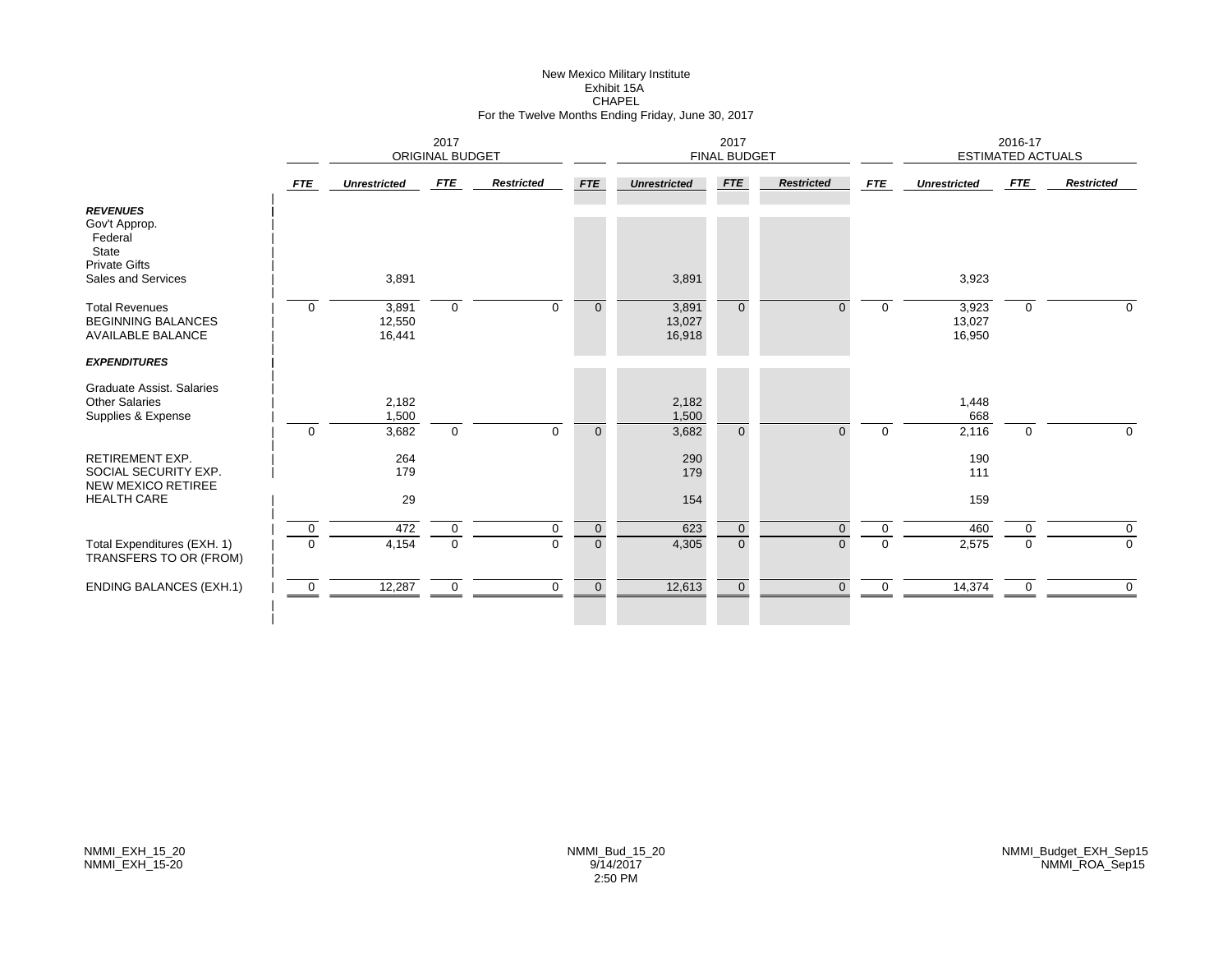# New Mexico Military Institute
## Exhibit 15A
## CHAPEL
### For the Twelve Months Ending Friday, June 30, 2017

| | 2017 ORIGINAL BUDGET | | | | 2017 FINAL BUDGET | | | | 2016-17 ESTIMATED ACTUALS | | | |
|---|---|---|---|---|---|---|---|---|---|---|---|---|
| | ***FTE*** | ***Unrestricted*** | ***FTE*** | ***Restricted*** | ***FTE*** | ***Unrestricted*** | ***FTE*** | ***Restricted*** | ***FTE*** | ***Unrestricted*** | ***FTE*** | ***Restricted*** |
| ***REVENUES*** | | | | | | | | | | | | |
| Gov't Approp. | | | | | | | | | | | | |
| Federal | | | | | | | | | | | | |
| State | | | | | | | | | | | | |
| Private Gifts | | | | | | | | | | | | |
| Sales and Services | | 3,891 | | | | 3,891 | | | | 3,923 | | |
| Total Revenues | 0 | 3,891 | 0 | 0 | 0 | 3,891 | 0 | 0 | 0 | 3,923 | 0 | 0 |
| BEGINNING BALANCES | | 12,550 | | | | 13,027 | | | | 13,027 | | |
| AVAILABLE BALANCE | | 16,441 | | | | 16,918 | | | | 16,950 | | |
| ***EXPENDITURES*** | | | | | | | | | | | | |
| Graduate Assist. Salaries | | | | | | | | | | | | |
| Other Salaries | | 2,182 | | | | 2,182 | | | | 1,448 | | |
| Supplies & Expense | | 1,500 | | | | 1,500 | | | | 668 | | |
| | 0 | 3,682 | 0 | 0 | 0 | 3,682 | 0 | 0 | 0 | 2,116 | 0 | 0 |
| RETIREMENT EXP. | | 264 | | | | 290 | | | | 190 | | |
| SOCIAL SECURITY EXP. | | 179 | | | | 179 | | | | 111 | | |
| NEW MEXICO RETIREE HEALTH CARE | | 29 | | | | 154 | | | | 159 | | |
| | 0 | 472 | 0 | 0 | 0 | 623 | 0 | 0 | 0 | 460 | 0 | 0 |
| Total Expenditures (EXH. 1) | 0 | 4,154 | 0 | 0 | 0 | 4,305 | 0 | 0 | 0 | 2,575 | 0 | 0 |
| TRANSFERS TO OR (FROM) | | | | | | | | | | | | |
| ENDING BALANCES (EXH.1) | 0 | 12,287 | 0 | 0 | 0 | 12,613 | 0 | 0 | 0 | 14,374 | 0 | 0 |

NMMI_EXH_15_20
NMMI_EXH_15-20

NMMI_Bud_15_20
9/14/2017
2:50 PM

NMMI_Budget_EXH_Sep15
NMMI_ROA_Sep15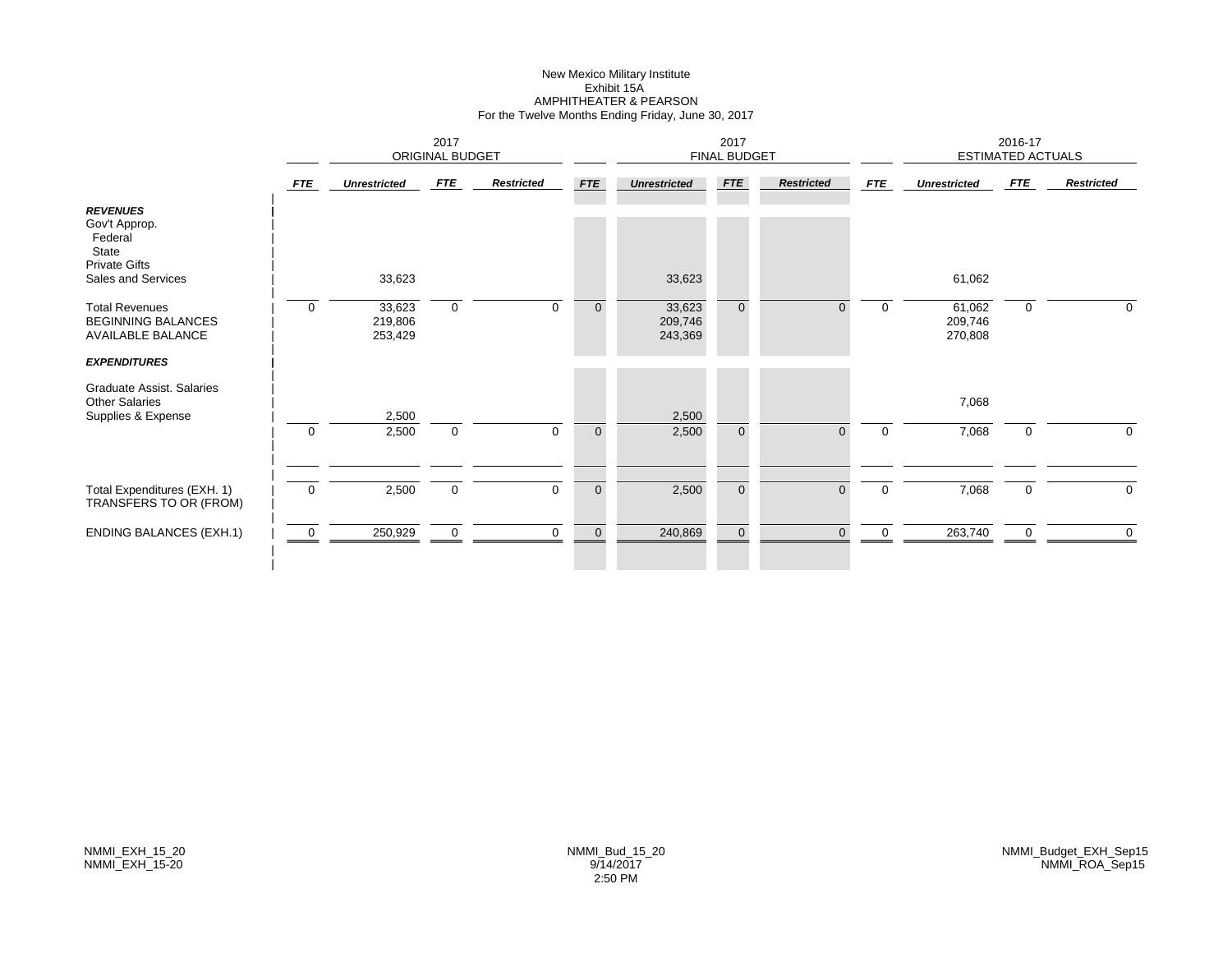New Mexico Military Institute
Exhibit 15A
AMPHITHEATER & PEARSON
For the Twelve Months Ending Friday, June 30, 2017

| | 2017 ORIGINAL BUDGET | | | | 2017 FINAL BUDGET | | | | 2016-17 ESTIMATED ACTUALS | | | |
|---|---|---|---|---|---|---|---|---|---|---|---|---|
| | *FTE* | *Unrestricted* | *FTE* | *Restricted* | *FTE* | *Unrestricted* | *FTE* | *Restricted* | *FTE* | *Unrestricted* | *FTE* | *Restricted* |
| ***REVENUES*** | | | | | | | | | | | | |
| Gov't Approp. | | | | | | | | | | | | |
| Federal | | | | | | | | | | | | |
| State | | | | | | | | | | | | |
| Private Gifts | | | | | | | | | | | | |
| Sales and Services | | 33,623 | | | | 33,623 | | | | 61,062 | | |
| Total Revenues | 0 | 33,623 | 0 | 0 | 0 | 33,623 | 0 | 0 | 0 | 61,062 | 0 | 0 |
| BEGINNING BALANCES | | 219,806 | | | | 209,746 | | | | 209,746 | | |
| AVAILABLE BALANCE | | 253,429 | | | | 243,369 | | | | 270,808 | | |
| ***EXPENDITURES*** | | | | | | | | | | | | |
| Graduate Assist. Salaries | | | | | | | | | | | | |
| Other Salaries | | | | | | | | | | 7,068 | | |
| Supplies & Expense | | 2,500 | | | | 2,500 | | | | | | |
| | 0 | 2,500 | 0 | 0 | 0 | 2,500 | 0 | 0 | 0 | 7,068 | 0 | 0 |
| Total Expenditures (EXH. 1) | 0 | 2,500 | 0 | 0 | 0 | 2,500 | 0 | 0 | 0 | 7,068 | 0 | 0 |
| TRANSFERS TO OR (FROM) | | | | | | | | | | | | |
| ENDING BALANCES (EXH.1) | 0 | 250,929 | 0 | 0 | 0 | 240,869 | 0 | 0 | 0 | 263,740 | 0 | 0 |

NMMI_EXH_15_20
NMMI_EXH_15-20

NMMI_Bud_15_20
9/14/2017
2:50 PM

NMMI_Budget_EXH_Sep15
NMMI_ROA_Sep15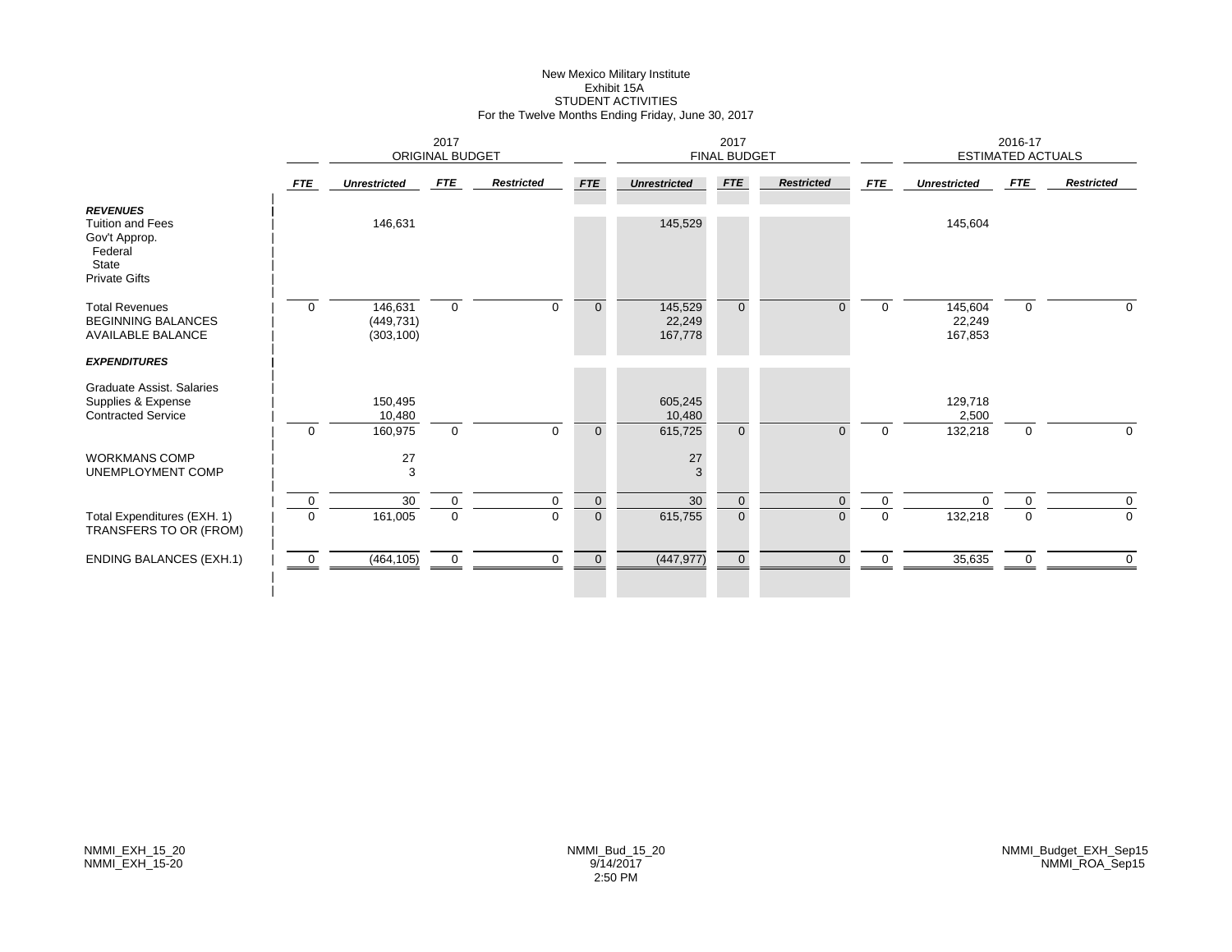# New Mexico Military Institute
## Exhibit 15A
## STUDENT ACTIVITIES
### For the Twelve Months Ending Friday, June 30, 2017

| | 2017 ORIGINAL BUDGET | | | | 2017 FINAL BUDGET | | | | 2016-17 ESTIMATED ACTUALS | | | |
|---|---|---|---|---|---|---|---|---|---|---|---|---|
| | *FTE* | *Unrestricted* | *FTE* | *Restricted* | *FTE* | *Unrestricted* | *FTE* | *Restricted* | *FTE* | *Unrestricted* | *FTE* | *Restricted* |
| ***REVENUES*** | | | | | | | | | | | | |
| Tuition and Fees | | 146,631 | | | | 145,529 | | | | 145,604 | | |
| Gov't Approp. | | | | | | | | | | | | |
| Federal | | | | | | | | | | | | |
| State | | | | | | | | | | | | |
| Private Gifts | | | | | | | | | | | | |
| Total Revenues | 0 | 146,631 | 0 | 0 | 0 | 145,529 | 0 | 0 | 0 | 145,604 | 0 | 0 |
| BEGINNING BALANCES | | (449,731) | | | | 22,249 | | | | 22,249 | | |
| AVAILABLE BALANCE | | (303,100) | | | | 167,778 | | | | 167,853 | | |
| ***EXPENDITURES*** | | | | | | | | | | | | |
| Graduate Assist. Salaries | | | | | | | | | | | | |
| Supplies & Expense | | 150,495 | | | | 605,245 | | | | 129,718 | | |
| Contracted Service | | 10,480 | | | | 10,480 | | | | 2,500 | | |
| | 0 | 160,975 | 0 | 0 | 0 | 615,725 | 0 | 0 | 0 | 132,218 | 0 | 0 |
| WORKMANS COMP | | 27 | | | | 27 | | | | | | |
| UNEMPLOYMENT COMP | | 3 | | | | 3 | | | | | | |
| | 0 | 30 | 0 | 0 | 0 | 30 | 0 | 0 | 0 | 0 | 0 | 0 |
| Total Expenditures (EXH. 1) | 0 | 161,005 | 0 | 0 | 0 | 615,755 | 0 | 0 | 0 | 132,218 | 0 | 0 |
| TRANSFERS TO OR (FROM) | | | | | | | | | | | | |
| ENDING BALANCES (EXH.1) | 0 | (464,105) | 0 | 0 | 0 | (447,977) | 0 | 0 | 0 | 35,635 | 0 | 0 |

NMMI_EXH_15_20
NMMI_EXH_15-20

NMMI_Bud_15_20
9/14/2017
2:50 PM

NMMI_Budget_EXH_Sep15
NMMI_ROA_Sep15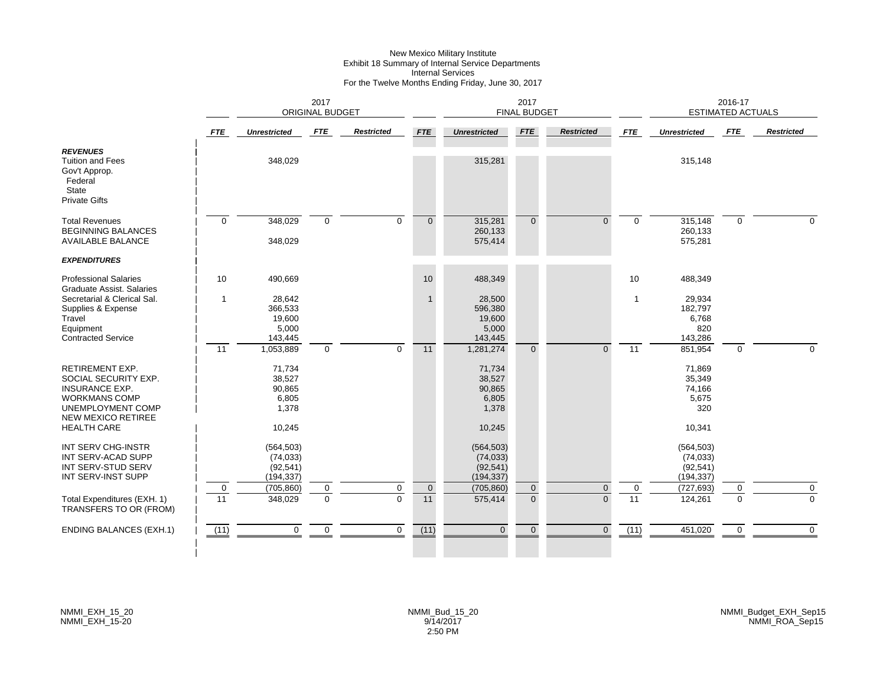# New Mexico Military Institute
## Exhibit 18 Summary of Internal Service Departments
### Internal Services
### For the Twelve Months Ending Friday, June 30, 2017

| | 2017 ORIGINAL BUDGET | | | | 2017 FINAL BUDGET | | | | 2016-17 ESTIMATED ACTUALS | | | |
|---|---|---|---|---|---|---|---|---|---|---|---|---|
| | *FTE* | *Unrestricted* | *FTE* | *Restricted* | *FTE* | *Unrestricted* | *FTE* | *Restricted* | *FTE* | *Unrestricted* | *FTE* | *Restricted* |
| ***REVENUES*** | | | | | | | | | | | | |
| Tuition and Fees | | 348,029 | | | | 315,281 | | | | 315,148 | | |
| Gov't Approp. | | | | | | | | | | | | |
| Federal | | | | | | | | | | | | |
| State | | | | | | | | | | | | |
| Private Gifts | | | | | | | | | | | | |
| Total Revenues | 0 | 348,029 | 0 | 0 | 0 | 315,281 | 0 | 0 | 0 | 315,148 | 0 | 0 |
| BEGINNING BALANCES | | | | | | 260,133 | | | | 260,133 | | |
| AVAILABLE BALANCE | | 348,029 | | | | 575,414 | | | | 575,281 | | |
| ***EXPENDITURES*** | | | | | | | | | | | | |
| Professional Salaries | 10 | 490,669 | | | 10 | 488,349 | | | 10 | 488,349 | | |
| Graduate Assist. Salaries | | | | | | | | | | | | |
| Secretarial & Clerical Sal. | 1 | 28,642 | | | 1 | 28,500 | | | 1 | 29,934 | | |
| Supplies & Expense | | 366,533 | | | | 596,380 | | | | 182,797 | | |
| Travel | | 19,600 | | | | 19,600 | | | | 6,768 | | |
| Equipment | | 5,000 | | | | 5,000 | | | | 820 | | |
| Contracted Service | | 143,445 | | | | 143,445 | | | | 143,286 | | |
| | 11 | 1,053,889 | 0 | 0 | 11 | 1,281,274 | 0 | 0 | 11 | 851,954 | 0 | 0 |
| RETIREMENT EXP. | | 71,734 | | | | 71,734 | | | | 71,869 | | |
| SOCIAL SECURITY EXP. | | 38,527 | | | | 38,527 | | | | 35,349 | | |
| INSURANCE EXP. | | 90,865 | | | | 90,865 | | | | 74,166 | | |
| WORKMANS COMP | | 6,805 | | | | 6,805 | | | | 5,675 | | |
| UNEMPLOYMENT COMP | | 1,378 | | | | 1,378 | | | | 320 | | |
| NEW MEXICO RETIREE HEALTH CARE | | 10,245 | | | | 10,245 | | | | 10,341 | | |
| INT SERV CHG-INSTR | | (564,503) | | | | (564,503) | | | | (564,503) | | |
| INT SERV-ACAD SUPP | | (74,033) | | | | (74,033) | | | | (74,033) | | |
| INT SERV-STUD SERV | | (92,541) | | | | (92,541) | | | | (92,541) | | |
| INT SERV-INST SUPP | | (194,337) | | | | (194,337) | | | | (194,337) | | |
| | 0 | (705,860) | 0 | 0 | 0 | (705,860) | 0 | 0 | 0 | (727,693) | 0 | 0 |
| Total Expenditures (EXH. 1) | 11 | 348,029 | 0 | 0 | 11 | 575,414 | 0 | 0 | 11 | 124,261 | 0 | 0 |
| TRANSFERS TO OR (FROM) | | | | | | | | | | | | |
| ENDING BALANCES (EXH.1) | (11) | 0 | 0 | 0 | (11) | 0 | 0 | 0 | (11) | 451,020 | 0 | 0 |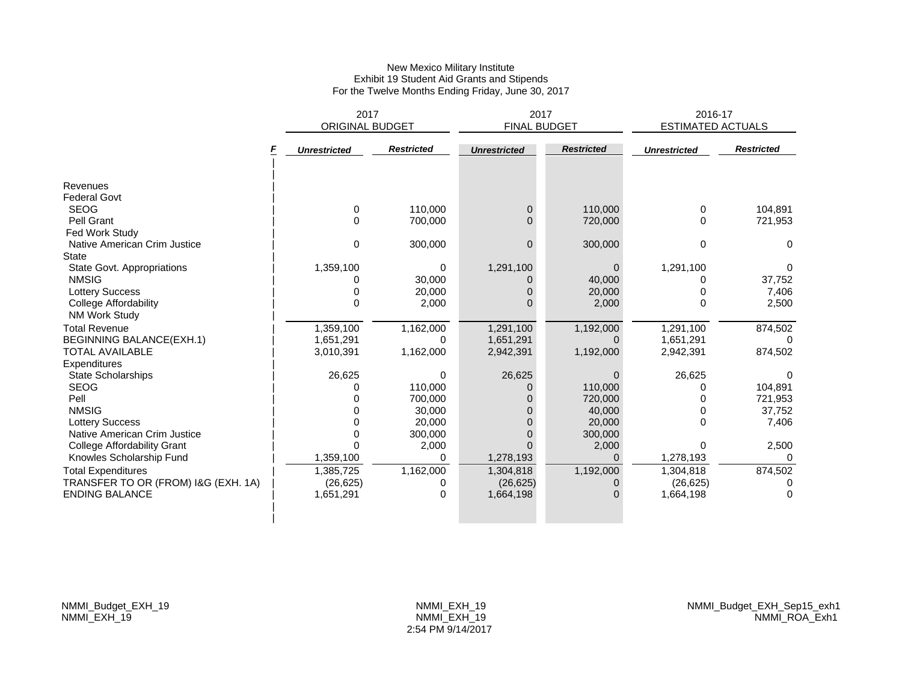New Mexico Military Institute
Exhibit 19 Student Aid Grants and Stipends
For the Twelve Months Ending Friday, June 30, 2017

| | 2017 ORIGINAL BUDGET | | 2017 FINAL BUDGET | | 2016-17 ESTIMATED ACTUALS | |
|---|---|---|---|---|---|---|
| | ***Unrestricted*** | ***Restricted*** | ***Unrestricted*** | ***Restricted*** | ***Unrestricted*** | ***Restricted*** |
| Revenues | | | | | | |
| Federal Govt | | | | | | |
| SEOG | 0 | 110,000 | 0 | 110,000 | 0 | 104,891 |
| Pell Grant | 0 | 700,000 | 0 | 720,000 | 0 | 721,953 |
| Fed Work Study | | | | | | |
| Native American Crim Justice | 0 | 300,000 | 0 | 300,000 | 0 | 0 |
| State | | | | | | |
| State Govt. Appropriations | 1,359,100 | 0 | 1,291,100 | 0 | 1,291,100 | 0 |
| NMSIG | 0 | 30,000 | 0 | 40,000 | 0 | 37,752 |
| Lottery Success | 0 | 20,000 | 0 | 20,000 | 0 | 7,406 |
| College Affordability | 0 | 2,000 | 0 | 2,000 | 0 | 2,500 |
| NM Work Study | | | | | | |
| Total Revenue | 1,359,100 | 1,162,000 | 1,291,100 | 1,192,000 | 1,291,100 | 874,502 |
| BEGINNING BALANCE(EXH.1) | 1,651,291 | 0 | 1,651,291 | 0 | 1,651,291 | 0 |
| TOTAL AVAILABLE | 3,010,391 | 1,162,000 | 2,942,391 | 1,192,000 | 2,942,391 | 874,502 |
| Expenditures | | | | | | |
| State Scholarships | 26,625 | 0 | 26,625 | 0 | 26,625 | 0 |
| SEOG | 0 | 110,000 | 0 | 110,000 | 0 | 104,891 |
| Pell | 0 | 700,000 | 0 | 720,000 | 0 | 721,953 |
| NMSIG | 0 | 30,000 | 0 | 40,000 | 0 | 37,752 |
| Lottery Success | 0 | 20,000 | 0 | 20,000 | 0 | 7,406 |
| Native American Crim Justice | 0 | 300,000 | 0 | 300,000 | | |
| College Affordability Grant | 0 | 2,000 | 0 | 2,000 | 0 | 2,500 |
| Knowles Scholarship Fund | 1,359,100 | 0 | 1,278,193 | 0 | 1,278,193 | 0 |
| Total Expenditures | 1,385,725 | 1,162,000 | 1,304,818 | 1,192,000 | 1,304,818 | 874,502 |
| TRANSFER TO OR (FROM) I&G (EXH. 1A) | (26,625) | 0 | (26,625) | 0 | (26,625) | 0 |
| ENDING BALANCE | 1,651,291 | 0 | 1,664,198 | 0 | 1,664,198 | 0 |

NMMI_Budget_EXH_19
NMMI_EXH_19

NMMI_EXH_19
NMMI_EXH_19
2:54 PM 9/14/2017

NMMI_Budget_EXH_Sep15_exh1
NMMI_ROA_Exh1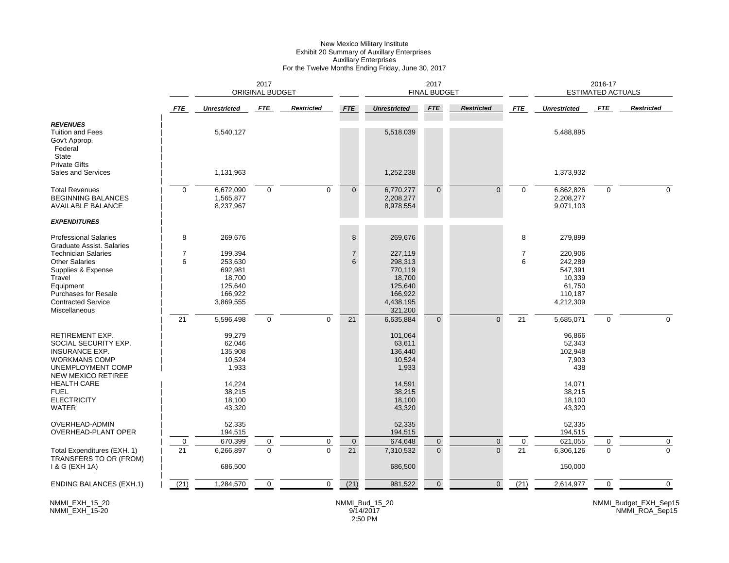New Mexico Military Institute
Exhibit 20 Summary of Auxillary Enterprises
Auxiliary Enterprises
For the Twelve Months Ending Friday, June 30, 2017

| | 2017 ORIGINAL BUDGET | | | | 2017 FINAL BUDGET | | | | 2016-17 ESTIMATED ACTUALS | | | |
|---|---|---|---|---|---|---|---|---|---|---|---|---|
| | *FTE* | *Unrestricted* | *FTE* | *Restricted* | *FTE* | *Unrestricted* | *FTE* | *Restricted* | *FTE* | *Unrestricted* | *FTE* | *Restricted* |
| ***REVENUES*** | | | | | | | | | | | | |
| Tuition and Fees | | 5,540,127 | | | | 5,518,039 | | | | 5,488,895 | | |
| Gov't Approp. | | | | | | | | | | | | |
| Federal | | | | | | | | | | | | |
| State | | | | | | | | | | | | |
| Private Gifts | | | | | | | | | | | | |
| Sales and Services | | 1,131,963 | | | | 1,252,238 | | | | 1,373,932 | | |
| Total Revenues | 0 | 6,672,090 | 0 | 0 | 0 | 6,770,277 | 0 | 0 | 0 | 6,862,826 | 0 | 0 |
| BEGINNING BALANCES | | 1,565,877 | | | | 2,208,277 | | | | 2,208,277 | | |
| AVAILABLE BALANCE | | 8,237,967 | | | | 8,978,554 | | | | 9,071,103 | | |
| ***EXPENDITURES*** | | | | | | | | | | | | |
| Professional Salaries | 8 | 269,676 | | | 8 | 269,676 | | | 8 | 279,899 | | |
| Graduate Assist. Salaries | | | | | | | | | | | | |
| Technician Salaries | 7 | 199,394 | | | 7 | 227,119 | | | 7 | 220,906 | | |
| Other Salaries | 6 | 253,630 | | | 6 | 298,313 | | | 6 | 242,289 | | |
| Supplies & Expense | | 692,981 | | | | 770,119 | | | | 547,391 | | |
| Travel | | 18,700 | | | | 18,700 | | | | 10,339 | | |
| Equipment | | 125,640 | | | | 125,640 | | | | 61,750 | | |
| Purchases for Resale | | 166,922 | | | | 166,922 | | | | 110,187 | | |
| Contracted Service | | 3,869,555 | | | | 4,438,195 | | | | 4,212,309 | | |
| Miscellaneous | | | | | | 321,200 | | | | | | |
| | 21 | 5,596,498 | 0 | 0 | 21 | 6,635,884 | 0 | 0 | 21 | 5,685,071 | 0 | 0 |
| RETIREMENT EXP. | | 99,279 | | | | 101,064 | | | | 96,866 | | |
| SOCIAL SECURITY EXP. | | 62,046 | | | | 63,611 | | | | 52,343 | | |
| INSURANCE EXP. | | 135,908 | | | | 136,440 | | | | 102,948 | | |
| WORKMANS COMP | | 10,524 | | | | 10,524 | | | | 7,903 | | |
| UNEMPLOYMENT COMP | | 1,933 | | | | 1,933 | | | | 438 | | |
| NEW MEXICO RETIREE HEALTH CARE | | 14,224 | | | | 14,591 | | | | 14,071 | | |
| FUEL | | 38,215 | | | | 38,215 | | | | 38,215 | | |
| ELECTRICITY | | 18,100 | | | | 18,100 | | | | 18,100 | | |
| WATER | | 43,320 | | | | 43,320 | | | | 43,320 | | |
| OVERHEAD-ADMIN | | 52,335 | | | | 52,335 | | | | 52,335 | | |
| OVERHEAD-PLANT OPER | | 194,515 | | | | 194,515 | | | | 194,515 | | |
| | 0 | 670,399 | 0 | 0 | 0 | 674,648 | 0 | 0 | 0 | 621,055 | 0 | 0 |
| Total Expenditures (EXH. 1) | 21 | 6,266,897 | 0 | 0 | 21 | 7,310,532 | 0 | 0 | 21 | 6,306,126 | 0 | 0 |
| TRANSFERS TO OR (FROM) I & G (EXH 1A) | | 686,500 | | | | 686,500 | | | | 150,000 | | |
| ENDING BALANCES (EXH.1) | (21) | 1,284,570 | 0 | 0 | (21) | 981,522 | 0 | 0 | (21) | 2,614,977 | 0 | 0 |

NMMI_EXH_15_20
NMMI_EXH_15-20

NMMI_Bud_15_20
9/14/2017
2:50 PM

NMMI_Budget_EXH_Sep15
NMMI_ROA_Sep15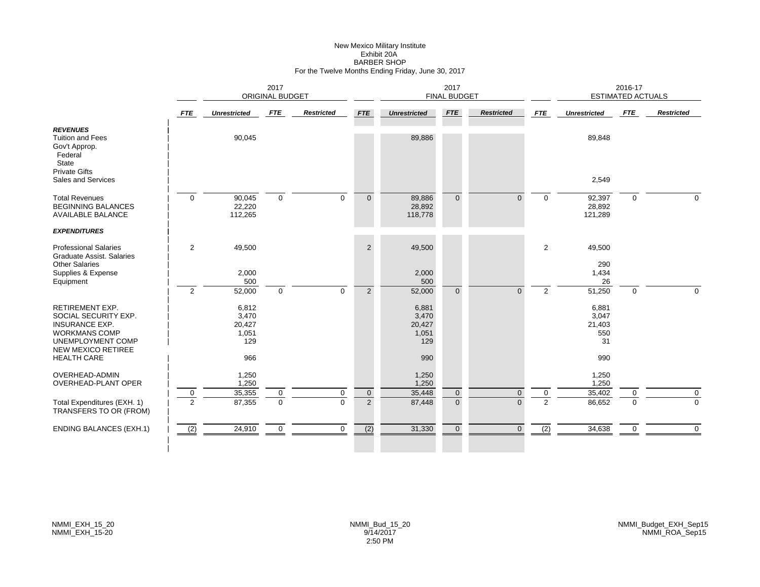New Mexico Military Institute
Exhibit 20A
BARBER SHOP
For the Twelve Months Ending Friday, June 30, 2017

| | 2017 ORIGINAL BUDGET | | | | 2017 FINAL BUDGET | | | | 2016-17 ESTIMATED ACTUALS | | | |
|---|---|---|---|---|---|---|---|---|---|---|---|---|
| | ***FTE*** | ***Unrestricted*** | ***FTE*** | ***Restricted*** | ***FTE*** | ***Unrestricted*** | ***FTE*** | ***Restricted*** | ***FTE*** | ***Unrestricted*** | ***FTE*** | ***Restricted*** |
| ***REVENUES*** | | | | | | | | | | | | |
| Tuition and Fees | | 90,045 | | | | 89,886 | | | | 89,848 | | |
| Gov't Approp. | | | | | | | | | | | | |
| Federal | | | | | | | | | | | | |
| State | | | | | | | | | | | | |
| Private Gifts | | | | | | | | | | | | |
| Sales and Services | | | | | | | | | | 2,549 | | |
| Total Revenues | 0 | 90,045 | 0 | 0 | 0 | 89,886 | 0 | 0 | 0 | 92,397 | 0 | 0 |
| BEGINNING BALANCES | | 22,220 | | | | 28,892 | | | | 28,892 | | |
| AVAILABLE BALANCE | | 112,265 | | | | 118,778 | | | | 121,289 | | |
| ***EXPENDITURES*** | | | | | | | | | | | | |
| Professional Salaries | 2 | 49,500 | | | 2 | 49,500 | | | 2 | 49,500 | | |
| Graduate Assist. Salaries | | | | | | | | | | | | |
| Other Salaries | | | | | | | | | | 290 | | |
| Supplies & Expense | | 2,000 | | | | 2,000 | | | | 1,434 | | |
| Equipment | | 500 | | | | 500 | | | | 26 | | |
| | 2 | 52,000 | 0 | 0 | 2 | 52,000 | 0 | 0 | 2 | 51,250 | 0 | 0 |
| RETIREMENT EXP. | | 6,812 | | | | 6,881 | | | | 6,881 | | |
| SOCIAL SECURITY EXP. | | 3,470 | | | | 3,470 | | | | 3,047 | | |
| INSURANCE EXP. | | 20,427 | | | | 20,427 | | | | 21,403 | | |
| WORKMANS COMP | | 1,051 | | | | 1,051 | | | | 550 | | |
| UNEMPLOYMENT COMP | | 129 | | | | 129 | | | | 31 | | |
| NEW MEXICO RETIREE HEALTH CARE | | 966 | | | | 990 | | | | 990 | | |
| OVERHEAD-ADMIN | | 1,250 | | | | 1,250 | | | | 1,250 | | |
| OVERHEAD-PLANT OPER | | 1,250 | | | | 1,250 | | | | 1,250 | | |
| | 0 | 35,355 | 0 | 0 | 0 | 35,448 | 0 | 0 | 0 | 35,402 | 0 | 0 |
| Total Expenditures (EXH. 1) | 2 | 87,355 | 0 | 0 | 2 | 87,448 | 0 | 0 | 2 | 86,652 | 0 | 0 |
| TRANSFERS TO OR (FROM) | | | | | | | | | | | | |
| ENDING BALANCES (EXH.1) | (2) | 24,910 | 0 | 0 | (2) | 31,330 | 0 | 0 | (2) | 34,638 | 0 | 0 |

NMMI_EXH_15_20
NMMI_EXH_15-20

NMMI_Bud_15_20
9/14/2017
2:50 PM

NMMI_Budget_EXH_Sep15
NMMI_ROA_Sep15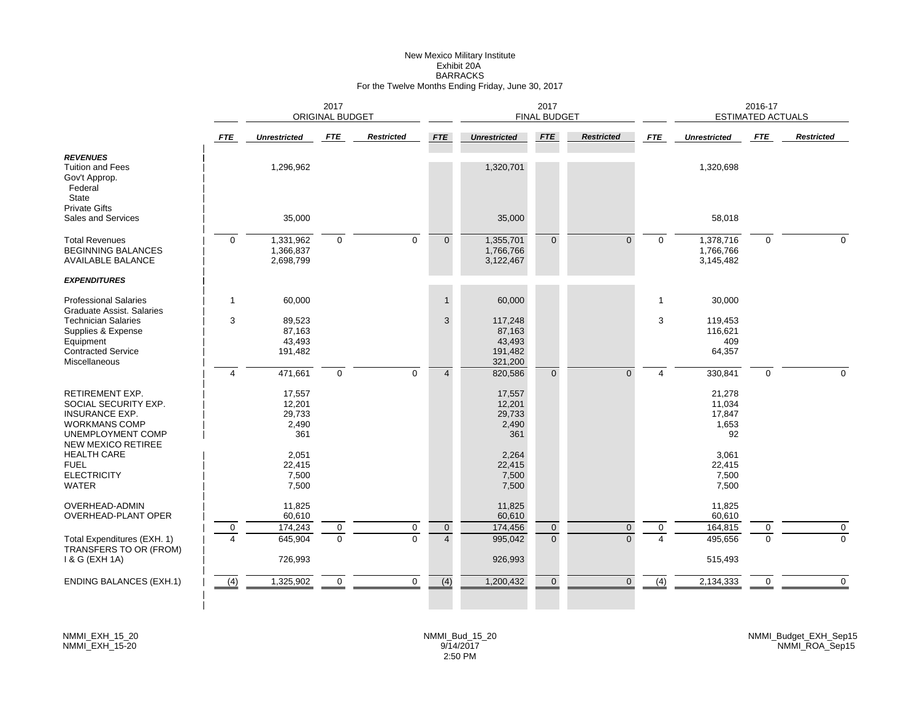New Mexico Military Institute
Exhibit 20A
BARRACKS
For the Twelve Months Ending Friday, June 30, 2017

| | 2017 ORIGINAL BUDGET | | | | 2017 FINAL BUDGET | | | | 2016-17 ESTIMATED ACTUALS | | | |
|---|---|---|---|---|---|---|---|---|---|---|---|---|
| | *FTE* | *Unrestricted* | *FTE* | *Restricted* | *FTE* | *Unrestricted* | *FTE* | *Restricted* | *FTE* | *Unrestricted* | *FTE* | *Restricted* |
| ***REVENUES*** | | | | | | | | | | | | |
| Tuition and Fees | | 1,296,962 | | | | 1,320,701 | | | | 1,320,698 | | |
| Gov't Approp. | | | | | | | | | | | | |
| Federal | | | | | | | | | | | | |
| State | | | | | | | | | | | | |
| Private Gifts | | | | | | | | | | | | |
| Sales and Services | | 35,000 | | | | 35,000 | | | | 58,018 | | |
| Total Revenues | 0 | 1,331,962 | 0 | 0 | 0 | 1,355,701 | 0 | 0 | 0 | 1,378,716 | 0 | 0 |
| BEGINNING BALANCES | | 1,366,837 | | | | 1,766,766 | | | | 1,766,766 | | |
| AVAILABLE BALANCE | | 2,698,799 | | | | 3,122,467 | | | | 3,145,482 | | |
| ***EXPENDITURES*** | | | | | | | | | | | | |
| Professional Salaries | 1 | 60,000 | | | 1 | 60,000 | | | 1 | 30,000 | | |
| Graduate Assist. Salaries | | | | | | | | | | | | |
| Technician Salaries | 3 | 89,523 | | | 3 | 117,248 | | | 3 | 119,453 | | |
| Supplies & Expense | | 87,163 | | | | 87,163 | | | | 116,621 | | |
| Equipment | | 43,493 | | | | 43,493 | | | | 409 | | |
| Contracted Service | | 191,482 | | | | 191,482 | | | | 64,357 | | |
| Miscellaneous | | | | | | 321,200 | | | | | | |
| | 4 | 471,661 | 0 | 0 | 4 | 820,586 | 0 | 0 | 4 | 330,841 | 0 | 0 |
| RETIREMENT EXP. | | 17,557 | | | | 17,557 | | | | 21,278 | | |
| SOCIAL SECURITY EXP. | | 12,201 | | | | 12,201 | | | | 11,034 | | |
| INSURANCE EXP. | | 29,733 | | | | 29,733 | | | | 17,847 | | |
| WORKMANS COMP | | 2,490 | | | | 2,490 | | | | 1,653 | | |
| UNEMPLOYMENT COMP | | 361 | | | | 361 | | | | 92 | | |
| NEW MEXICO RETIREE HEALTH CARE | | 2,051 | | | | 2,264 | | | | 3,061 | | |
| FUEL | | 22,415 | | | | 22,415 | | | | 22,415 | | |
| ELECTRICITY | | 7,500 | | | | 7,500 | | | | 7,500 | | |
| WATER | | 7,500 | | | | 7,500 | | | | 7,500 | | |
| OVERHEAD-ADMIN | | 11,825 | | | | 11,825 | | | | 11,825 | | |
| OVERHEAD-PLANT OPER | | 60,610 | | | | 60,610 | | | | 60,610 | | |
| | 0 | 174,243 | 0 | 0 | 0 | 174,456 | 0 | 0 | 0 | 164,815 | 0 | 0 |
| Total Expenditures (EXH. 1) | 4 | 645,904 | 0 | 0 | 4 | 995,042 | 0 | 0 | 4 | 495,656 | 0 | 0 |
| TRANSFERS TO OR (FROM) I & G (EXH 1A) | | 726,993 | | | | 926,993 | | | | 515,493 | | |
| ENDING BALANCES (EXH.1) | (4) | 1,325,902 | 0 | 0 | (4) | 1,200,432 | 0 | 0 | (4) | 2,134,333 | 0 | 0 |

NMMI_EXH_15_20
NMMI_EXH_15-20

NMMI_Bud_15_20
9/14/2017
2:50 PM

NMMI_Budget_EXH_Sep15
NMMI_ROA_Sep15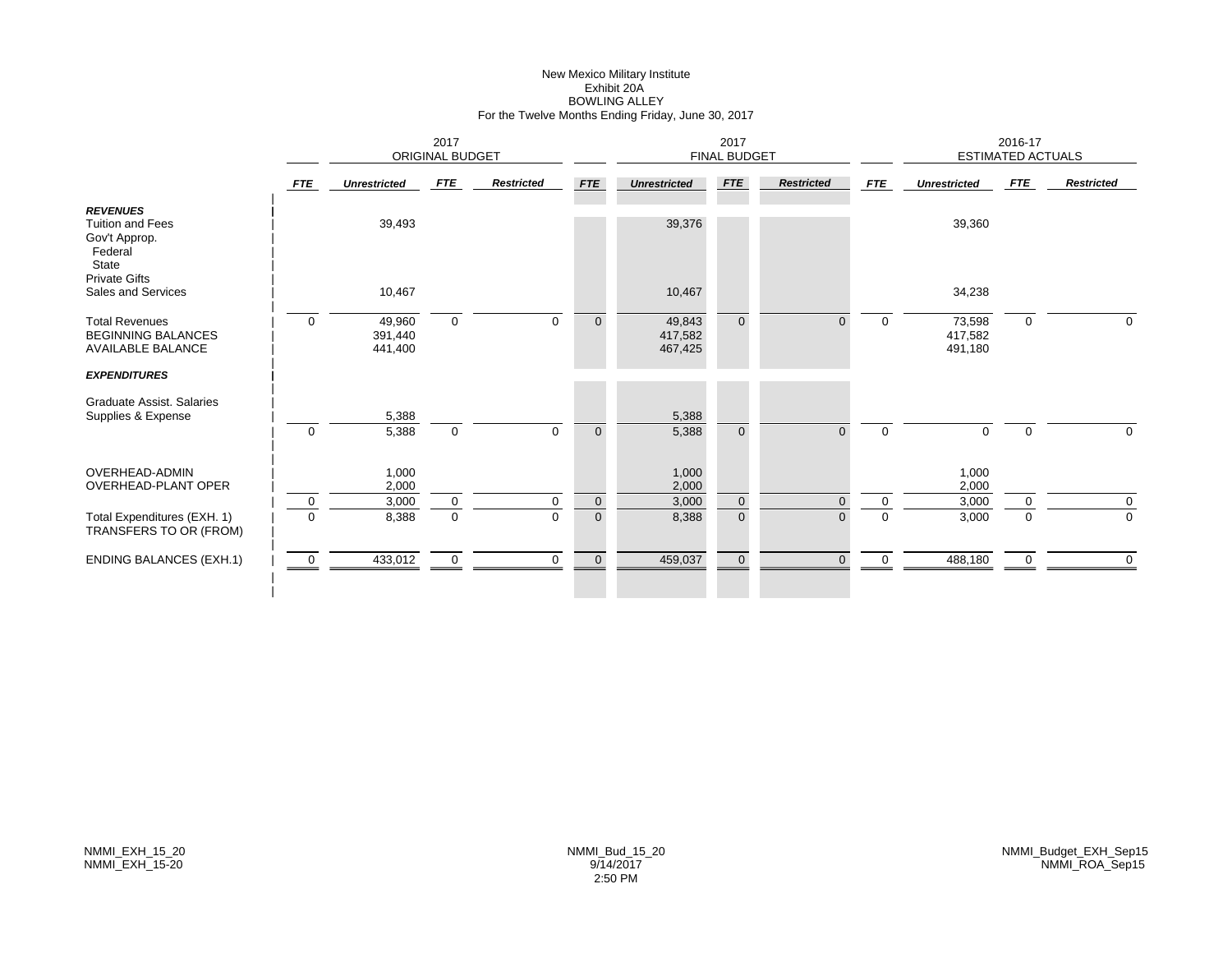# New Mexico Military Institute
## Exhibit 20A
## BOWLING ALLEY
### For the Twelve Months Ending Friday, June 30, 2017

| | 2017 ORIGINAL BUDGET | | | | 2017 FINAL BUDGET | | | | 2016-17 ESTIMATED ACTUALS | | | |
|---|---|---|---|---|---|---|---|---|---|---|---|---|
| | *FTE* | *Unrestricted* | *FTE* | *Restricted* | *FTE* | *Unrestricted* | *FTE* | *Restricted* | *FTE* | *Unrestricted* | *FTE* | *Restricted* |
| ***REVENUES*** | | | | | | | | | | | | |
| Tuition and Fees | | 39,493 | | | | 39,376 | | | | 39,360 | | |
| Gov't Approp. | | | | | | | | | | | | |
| Federal | | | | | | | | | | | | |
| State | | | | | | | | | | | | |
| Private Gifts | | | | | | | | | | | | |
| Sales and Services | | 10,467 | | | | 10,467 | | | | 34,238 | | |
| Total Revenues | 0 | 49,960 | 0 | 0 | 0 | 49,843 | 0 | 0 | 0 | 73,598 | 0 | 0 |
| BEGINNING BALANCES | | 391,440 | | | | 417,582 | | | | 417,582 | | |
| AVAILABLE BALANCE | | 441,400 | | | | 467,425 | | | | 491,180 | | |
| ***EXPENDITURES*** | | | | | | | | | | | | |
| Graduate Assist. Salaries | | | | | | | | | | | | |
| Supplies & Expense | | 5,388 | | | | 5,388 | | | | | | |
| | 0 | 5,388 | 0 | 0 | 0 | 5,388 | 0 | 0 | 0 | 0 | 0 | 0 |
| OVERHEAD-ADMIN | | 1,000 | | | | 1,000 | | | | 1,000 | | |
| OVERHEAD-PLANT OPER | | 2,000 | | | | 2,000 | | | | 2,000 | | |
| | 0 | 3,000 | 0 | 0 | 0 | 3,000 | 0 | 0 | 0 | 3,000 | 0 | 0 |
| Total Expenditures (EXH. 1) | 0 | 8,388 | 0 | 0 | 0 | 8,388 | 0 | 0 | 0 | 3,000 | 0 | 0 |
| TRANSFERS TO OR (FROM) | | | | | | | | | | | | |
| ENDING BALANCES (EXH.1) | 0 | 433,012 | 0 | 0 | 0 | 459,037 | 0 | 0 | 0 | 488,180 | 0 | 0 |

NMMI_EXH_15_20
NMMI_EXH_15-20

NMMI_Bud_15_20
9/14/2017
2:50 PM

NMMI_Budget_EXH_Sep15
NMMI_ROA_Sep15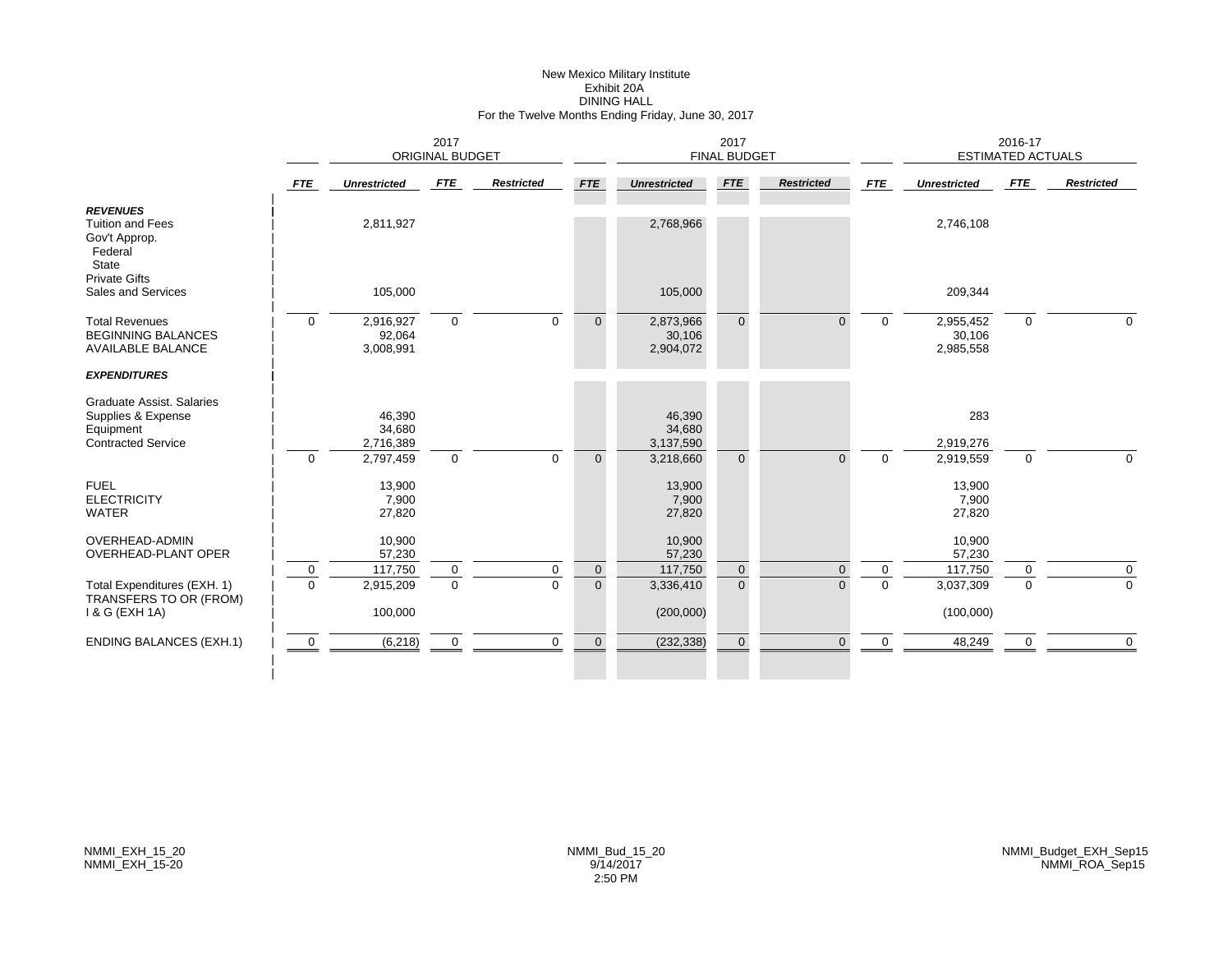New Mexico Military Institute
Exhibit 20A
DINING HALL
For the Twelve Months Ending Friday, June 30, 2017

| | 2017 ORIGINAL BUDGET | | | | 2017 FINAL BUDGET | | | | 2016-17 ESTIMATED ACTUALS | | | |
|---|---|---|---|---|---|---|---|---|---|---|---|---|
| | *FTE* | *Unrestricted* | *FTE* | *Restricted* | *FTE* | *Unrestricted* | *FTE* | *Restricted* | *FTE* | *Unrestricted* | *FTE* | *Restricted* |
| ***REVENUES*** | | | | | | | | | | | | |
| Tuition and Fees | | 2,811,927 | | | | 2,768,966 | | | | 2,746,108 | | |
| Gov't Approp. | | | | | | | | | | | | |
| Federal | | | | | | | | | | | | |
| State | | | | | | | | | | | | |
| Private Gifts | | | | | | | | | | | | |
| Sales and Services | | 105,000 | | | | 105,000 | | | | 209,344 | | |
| Total Revenues | 0 | 2,916,927 | 0 | 0 | 0 | 2,873,966 | 0 | 0 | 0 | 2,955,452 | 0 | 0 |
| BEGINNING BALANCES | | 92,064 | | | | 30,106 | | | | 30,106 | | |
| AVAILABLE BALANCE | | 3,008,991 | | | | 2,904,072 | | | | 2,985,558 | | |
| ***EXPENDITURES*** | | | | | | | | | | | | |
| Graduate Assist. Salaries | | | | | | | | | | | | |
| Supplies & Expense | | 46,390 | | | | 46,390 | | | | 283 | | |
| Equipment | | 34,680 | | | | 34,680 | | | | | | |
| Contracted Service | | 2,716,389 | | | | 3,137,590 | | | | 2,919,276 | | |
| | 0 | 2,797,459 | 0 | 0 | 0 | 3,218,660 | 0 | 0 | 0 | 2,919,559 | 0 | 0 |
| FUEL | | 13,900 | | | | 13,900 | | | | 13,900 | | |
| ELECTRICITY | | 7,900 | | | | 7,900 | | | | 7,900 | | |
| WATER | | 27,820 | | | | 27,820 | | | | 27,820 | | |
| OVERHEAD-ADMIN | | 10,900 | | | | 10,900 | | | | 10,900 | | |
| OVERHEAD-PLANT OPER | | 57,230 | | | | 57,230 | | | | 57,230 | | |
| | 0 | 117,750 | 0 | 0 | 0 | 117,750 | 0 | 0 | 0 | 117,750 | 0 | 0 |
| Total Expenditures (EXH. 1) | 0 | 2,915,209 | 0 | 0 | 0 | 3,336,410 | 0 | 0 | 0 | 3,037,309 | 0 | 0 |
| TRANSFERS TO OR (FROM) I & G (EXH 1A) | | 100,000 | | | | (200,000) | | | | (100,000) | | |
| ENDING BALANCES (EXH.1) | 0 | (6,218) | 0 | 0 | 0 | (232,338) | 0 | 0 | 0 | 48,249 | 0 | 0 |

NMMI_EXH_15_20
NMMI_EXH_15-20

NMMI_Bud_15_20
9/14/2017
2:50 PM

NMMI_Budget_EXH_Sep15
NMMI_ROA_Sep15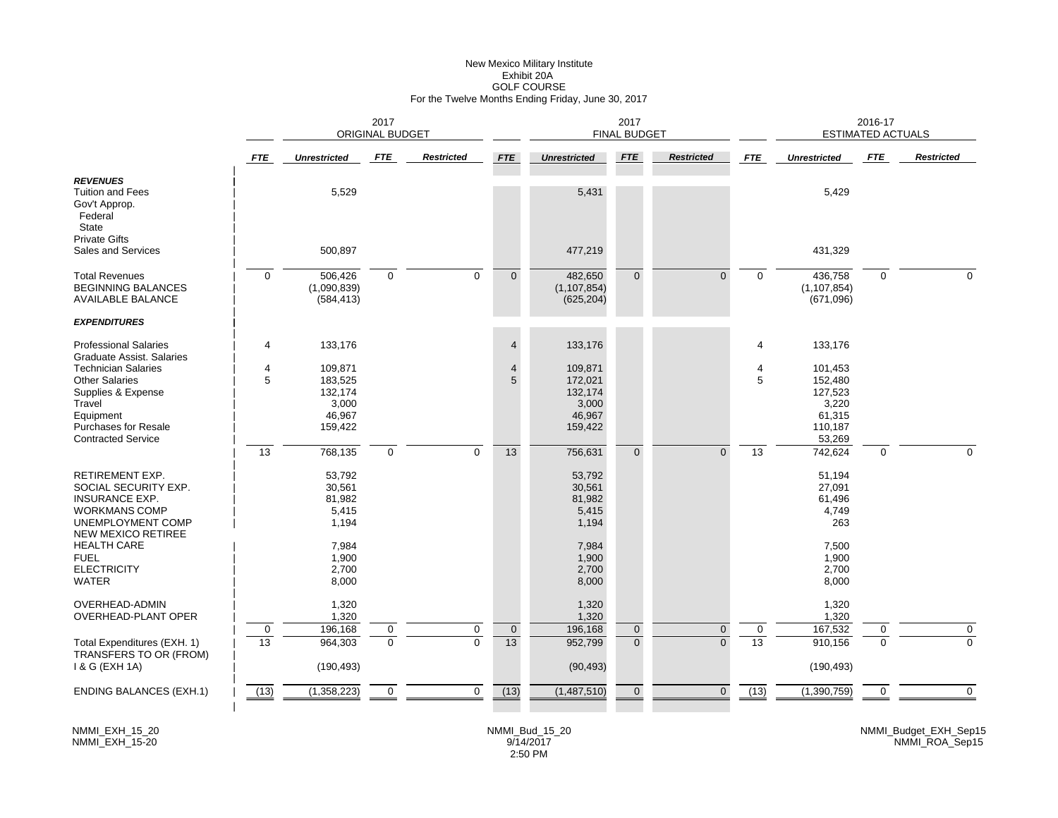New Mexico Military Institute
Exhibit 20A
GOLF COURSE
For the Twelve Months Ending Friday, June 30, 2017

| | 2017 ORIGINAL BUDGET | | | | 2017 FINAL BUDGET | | | | 2016-17 ESTIMATED ACTUALS | | | |
|---|---|---|---|---|---|---|---|---|---|---|---|---|
| | *FTE* | *Unrestricted* | *FTE* | *Restricted* | *FTE* | *Unrestricted* | *FTE* | *Restricted* | *FTE* | *Unrestricted* | *FTE* | *Restricted* |
| ***REVENUES*** | | | | | | | | | | | | |
| Tuition and Fees | | 5,529 | | | | 5,431 | | | | 5,429 | | |
| Gov't Approp. | | | | | | | | | | | | |
| Federal | | | | | | | | | | | | |
| State | | | | | | | | | | | | |
| Private Gifts | | | | | | | | | | | | |
| Sales and Services | | 500,897 | | | | 477,219 | | | | 431,329 | | |
| Total Revenues | 0 | 506,426 | 0 | 0 | 0 | 482,650 | 0 | 0 | 0 | 436,758 | 0 | 0 |
| BEGINNING BALANCES | | (1,090,839) | | | | (1,107,854) | | | | (1,107,854) | | |
| AVAILABLE BALANCE | | (584,413) | | | | (625,204) | | | | (671,096) | | |
| ***EXPENDITURES*** | | | | | | | | | | | | |
| Professional Salaries | 4 | 133,176 | | | 4 | 133,176 | | | 4 | 133,176 | | |
| Graduate Assist. Salaries | | | | | | | | | | | | |
| Technician Salaries | 4 | 109,871 | | | 4 | 109,871 | | | 4 | 101,453 | | |
| Other Salaries | 5 | 183,525 | | | 5 | 172,021 | | | 5 | 152,480 | | |
| Supplies & Expense | | 132,174 | | | | 132,174 | | | | 127,523 | | |
| Travel | | 3,000 | | | | 3,000 | | | | 3,220 | | |
| Equipment | | 46,967 | | | | 46,967 | | | | 61,315 | | |
| Purchases for Resale | | 159,422 | | | | 159,422 | | | | 110,187 | | |
| Contracted Service | | | | | | | | | | 53,269 | | |
| | 13 | 768,135 | 0 | 0 | 13 | 756,631 | 0 | 0 | 13 | 742,624 | 0 | 0 |
| RETIREMENT EXP. | | 53,792 | | | | 53,792 | | | | 51,194 | | |
| SOCIAL SECURITY EXP. | | 30,561 | | | | 30,561 | | | | 27,091 | | |
| INSURANCE EXP. | | 81,982 | | | | 81,982 | | | | 61,496 | | |
| WORKMANS COMP | | 5,415 | | | | 5,415 | | | | 4,749 | | |
| UNEMPLOYMENT COMP | | 1,194 | | | | 1,194 | | | | 263 | | |
| NEW MEXICO RETIREE HEALTH CARE | | 7,984 | | | | 7,984 | | | | 7,500 | | |
| FUEL | | 1,900 | | | | 1,900 | | | | 1,900 | | |
| ELECTRICITY | | 2,700 | | | | 2,700 | | | | 2,700 | | |
| WATER | | 8,000 | | | | 8,000 | | | | 8,000 | | |
| OVERHEAD-ADMIN | | 1,320 | | | | 1,320 | | | | 1,320 | | |
| OVERHEAD-PLANT OPER | | 1,320 | | | | 1,320 | | | | 1,320 | | |
| | 0 | 196,168 | 0 | 0 | 0 | 196,168 | 0 | 0 | 0 | 167,532 | 0 | 0 |
| Total Expenditures (EXH. 1) | 13 | 964,303 | 0 | 0 | 13 | 952,799 | 0 | 0 | 13 | 910,156 | 0 | 0 |
| TRANSFERS TO OR (FROM) I & G (EXH 1A) | | (190,493) | | | | (90,493) | | | | (190,493) | | |
| ENDING BALANCES (EXH.1) | (13) | (1,358,223) | 0 | 0 | (13) | (1,487,510) | 0 | 0 | (13) | (1,390,759) | 0 | 0 |

NMMI_EXH_15_20
NMMI_EXH_15-20

NMMI_Bud_15_20
9/14/2017
2:50 PM

NMMI_Budget_EXH_Sep15
NMMI_ROA_Sep15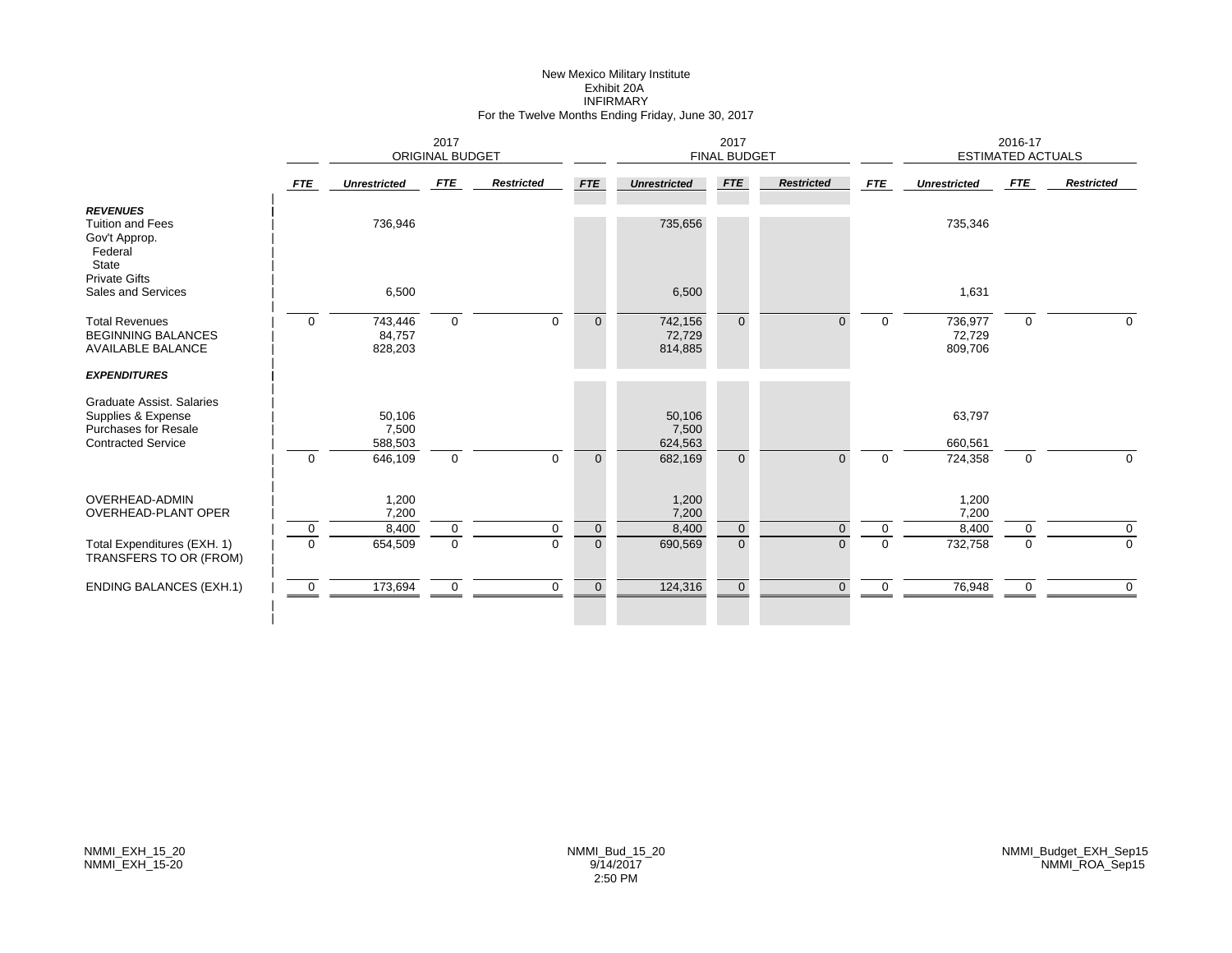New Mexico Military Institute
Exhibit 20A
INFIRMARY
For the Twelve Months Ending Friday, June 30, 2017

| | 2017 ORIGINAL BUDGET | | | | 2017 FINAL BUDGET | | | | 2016-17 ESTIMATED ACTUALS | | | |
|---|---|---|---|---|---|---|---|---|---|---|---|---|
| | *FTE* | *Unrestricted* | *FTE* | *Restricted* | *FTE* | *Unrestricted* | *FTE* | *Restricted* | *FTE* | *Unrestricted* | *FTE* | *Restricted* |
| ***REVENUES*** | | | | | | | | | | | | |
| Tuition and Fees | | 736,946 | | | | 735,656 | | | | 735,346 | | |
| Gov't Approp. | | | | | | | | | | | | |
| Federal | | | | | | | | | | | | |
| State | | | | | | | | | | | | |
| Private Gifts | | | | | | | | | | | | |
| Sales and Services | | 6,500 | | | | 6,500 | | | | 1,631 | | |
| Total Revenues | 0 | 743,446 | 0 | 0 | 0 | 742,156 | 0 | 0 | 0 | 736,977 | 0 | 0 |
| BEGINNING BALANCES | | 84,757 | | | | 72,729 | | | | 72,729 | | |
| AVAILABLE BALANCE | | 828,203 | | | | 814,885 | | | | 809,706 | | |
| ***EXPENDITURES*** | | | | | | | | | | | | |
| Graduate Assist. Salaries | | | | | | | | | | | | |
| Supplies & Expense | | 50,106 | | | | 50,106 | | | | 63,797 | | |
| Purchases for Resale | | 7,500 | | | | 7,500 | | | | | | |
| Contracted Service | | 588,503 | | | | 624,563 | | | | 660,561 | | |
| | 0 | 646,109 | 0 | 0 | 0 | 682,169 | 0 | 0 | 0 | 724,358 | 0 | 0 |
| OVERHEAD-ADMIN | | 1,200 | | | | 1,200 | | | | 1,200 | | |
| OVERHEAD-PLANT OPER | | 7,200 | | | | 7,200 | | | | 7,200 | | |
| | 0 | 8,400 | 0 | 0 | 0 | 8,400 | 0 | 0 | 0 | 8,400 | 0 | 0 |
| Total Expenditures (EXH. 1) | 0 | 654,509 | 0 | 0 | 0 | 690,569 | 0 | 0 | 0 | 732,758 | 0 | 0 |
| TRANSFERS TO OR (FROM) | | | | | | | | | | | | |
| ENDING BALANCES (EXH.1) | 0 | 173,694 | 0 | 0 | 0 | 124,316 | 0 | 0 | 0 | 76,948 | 0 | 0 |

NMMI_EXH_15_20
NMMI_EXH_15-20

NMMI_Bud_15_20
9/14/2017
2:50 PM

NMMI_Budget_EXH_Sep15
NMMI_ROA_Sep15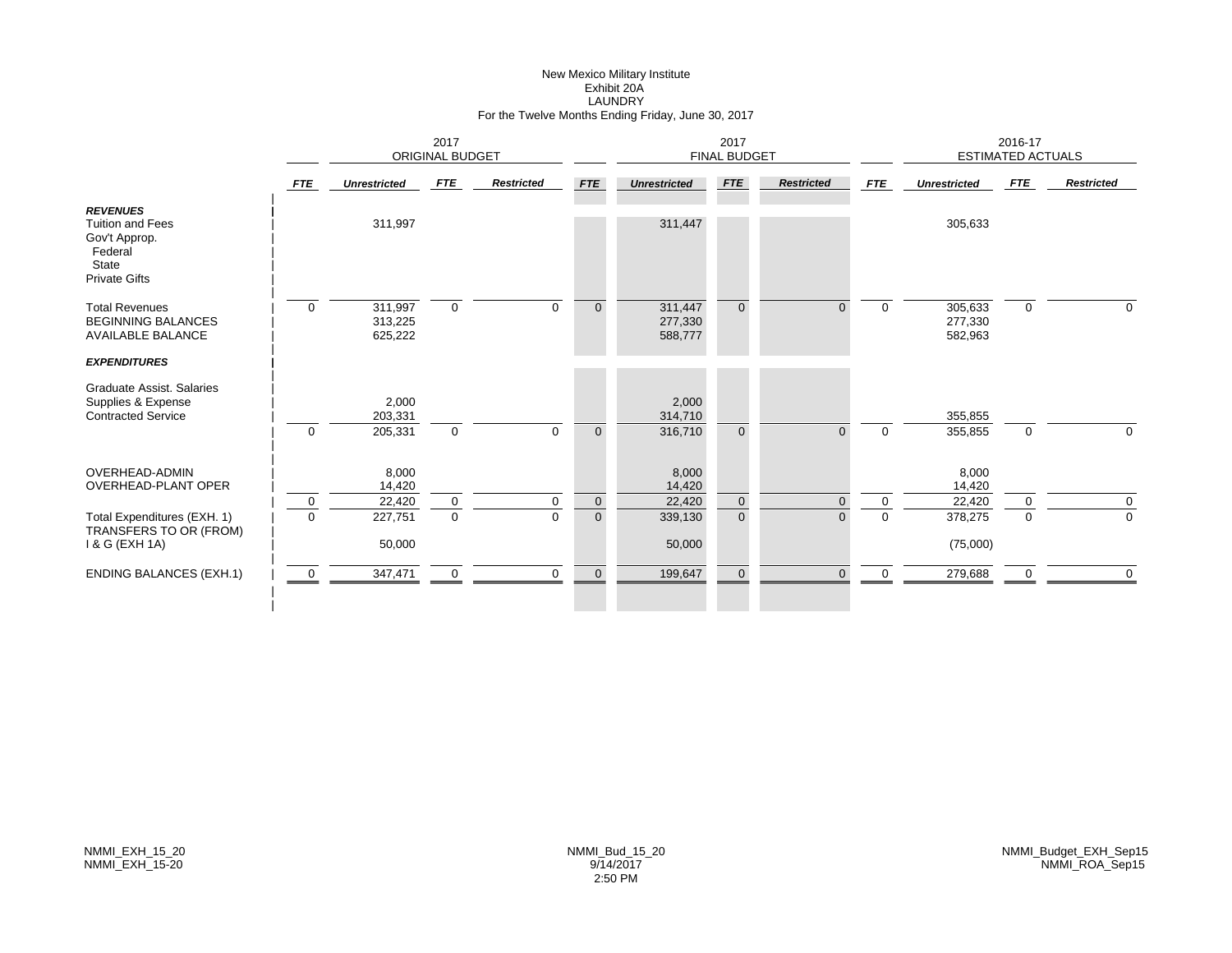# New Mexico Military Institute
## Exhibit 20A
## LAUNDRY
### For the Twelve Months Ending Friday, June 30, 2017

| | 2017 ORIGINAL BUDGET | | | | 2017 FINAL BUDGET | | | | 2016-17 ESTIMATED ACTUALS | | | |
|---|---|---|---|---|---|---|---|---|---|---|---|---|
| | ***FTE*** | ***Unrestricted*** | ***FTE*** | ***Restricted*** | ***FTE*** | ***Unrestricted*** | ***FTE*** | ***Restricted*** | ***FTE*** | ***Unrestricted*** | ***FTE*** | ***Restricted*** |
| ***REVENUES*** | | | | | | | | | | | | |
| Tuition and Fees | | 311,997 | | | | 311,447 | | | | 305,633 | | |
| Gov't Approp. | | | | | | | | | | | | |
| Federal | | | | | | | | | | | | |
| State | | | | | | | | | | | | |
| Private Gifts | | | | | | | | | | | | |
| Total Revenues | 0 | 311,997 | 0 | 0 | 0 | 311,447 | 0 | 0 | 0 | 305,633 | 0 | 0 |
| BEGINNING BALANCES | | 313,225 | | | | 277,330 | | | | 277,330 | | |
| AVAILABLE BALANCE | | 625,222 | | | | 588,777 | | | | 582,963 | | |
| ***EXPENDITURES*** | | | | | | | | | | | | |
| Graduate Assist. Salaries | | | | | | | | | | | | |
| Supplies & Expense | | 2,000 | | | | 2,000 | | | | | | |
| Contracted Service | | 203,331 | | | | 314,710 | | | | 355,855 | | |
| | 0 | 205,331 | 0 | 0 | 0 | 316,710 | 0 | 0 | 0 | 355,855 | 0 | 0 |
| OVERHEAD-ADMIN | | 8,000 | | | | 8,000 | | | | 8,000 | | |
| OVERHEAD-PLANT OPER | | 14,420 | | | | 14,420 | | | | 14,420 | | |
| | 0 | 22,420 | 0 | 0 | 0 | 22,420 | 0 | 0 | 0 | 22,420 | 0 | 0 |
| Total Expenditures (EXH. 1) | 0 | 227,751 | 0 | 0 | 0 | 339,130 | 0 | 0 | 0 | 378,275 | 0 | 0 |
| TRANSFERS TO OR (FROM) I & G (EXH 1A) | | 50,000 | | | | 50,000 | | | | (75,000) | | |
| ENDING BALANCES (EXH.1) | 0 | 347,471 | 0 | 0 | 0 | 199,647 | 0 | 0 | 0 | 279,688 | 0 | 0 |

NMMI_EXH_15_20
NMMI_EXH_15-20

NMMI_Bud_15_20
9/14/2017
2:50 PM

NMMI_Budget_EXH_Sep15
NMMI_ROA_Sep15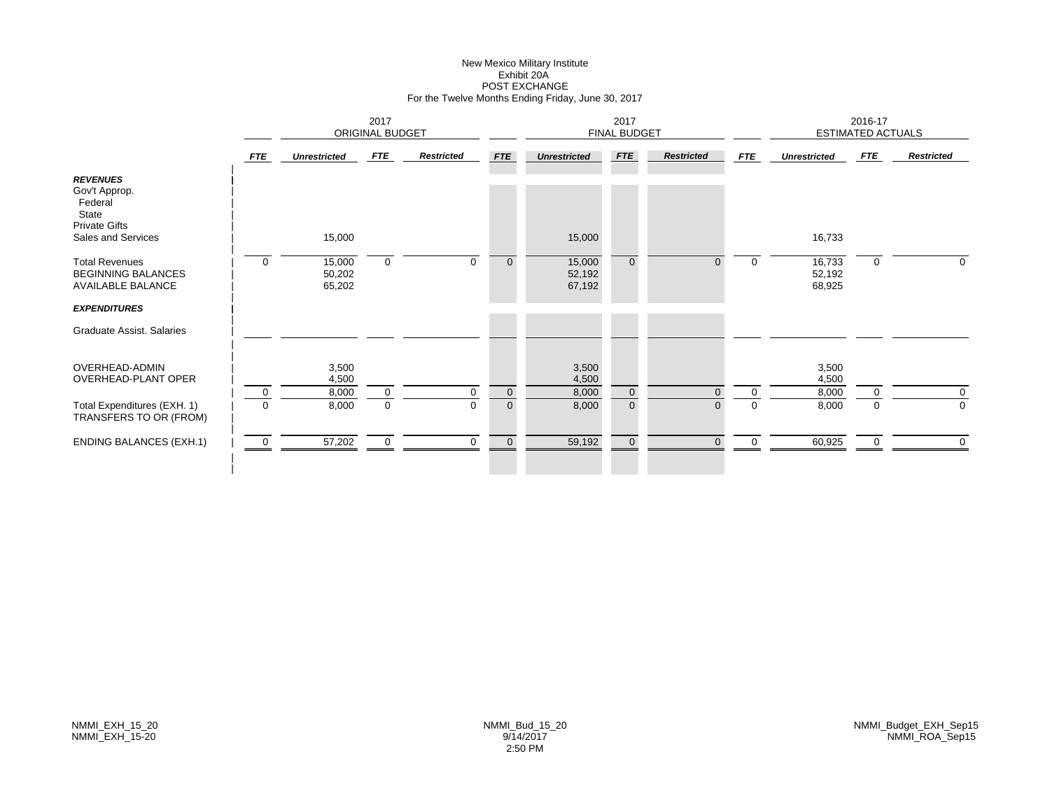New Mexico Military Institute
Exhibit 20A
POST EXCHANGE
For the Twelve Months Ending Friday, June 30, 2017

| | 2017 ORIGINAL BUDGET | | | | 2017 FINAL BUDGET | | | | 2016-17 ESTIMATED ACTUALS | | | |
|---|---|---|---|---|---|---|---|---|---|---|---|---|
| | *FTE* | *Unrestricted* | *FTE* | *Restricted* | *FTE* | *Unrestricted* | *FTE* | *Restricted* | *FTE* | *Unrestricted* | *FTE* | *Restricted* |
| ***REVENUES*** | | | | | | | | | | | | |
| Gov't Approp. | | | | | | | | | | | | |
| Federal | | | | | | | | | | | | |
| State | | | | | | | | | | | | |
| Private Gifts | | | | | | | | | | | | |
| Sales and Services | | 15,000 | | | | 15,000 | | | | 16,733 | | |
| Total Revenues | 0 | 15,000 | 0 | 0 | 0 | 15,000 | 0 | 0 | 0 | 16,733 | 0 | 0 |
| BEGINNING BALANCES | | 50,202 | | | | 52,192 | | | | 52,192 | | |
| AVAILABLE BALANCE | | 65,202 | | | | 67,192 | | | | 68,925 | | |
| ***EXPENDITURES*** | | | | | | | | | | | | |
| Graduate Assist. Salaries | | | | | | | | | | | | |
| OVERHEAD-ADMIN | | 3,500 | | | | 3,500 | | | | 3,500 | | |
| OVERHEAD-PLANT OPER | | 4,500 | | | | 4,500 | | | | 4,500 | | |
| | 0 | 8,000 | 0 | 0 | 0 | 8,000 | 0 | 0 | 0 | 8,000 | 0 | 0 |
| Total Expenditures (EXH. 1) | 0 | 8,000 | 0 | 0 | 0 | 8,000 | 0 | 0 | 0 | 8,000 | 0 | 0 |
| TRANSFERS TO OR (FROM) | | | | | | | | | | | | |
| ENDING BALANCES (EXH.1) | 0 | 57,202 | 0 | 0 | 0 | 59,192 | 0 | 0 | 0 | 60,925 | 0 | 0 |

NMMI_EXH_15_20
NMMI_EXH_15-20

NMMI_Bud_15_20
9/14/2017
2:50 PM

NMMI_Budget_EXH_Sep15
NMMI_ROA_Sep15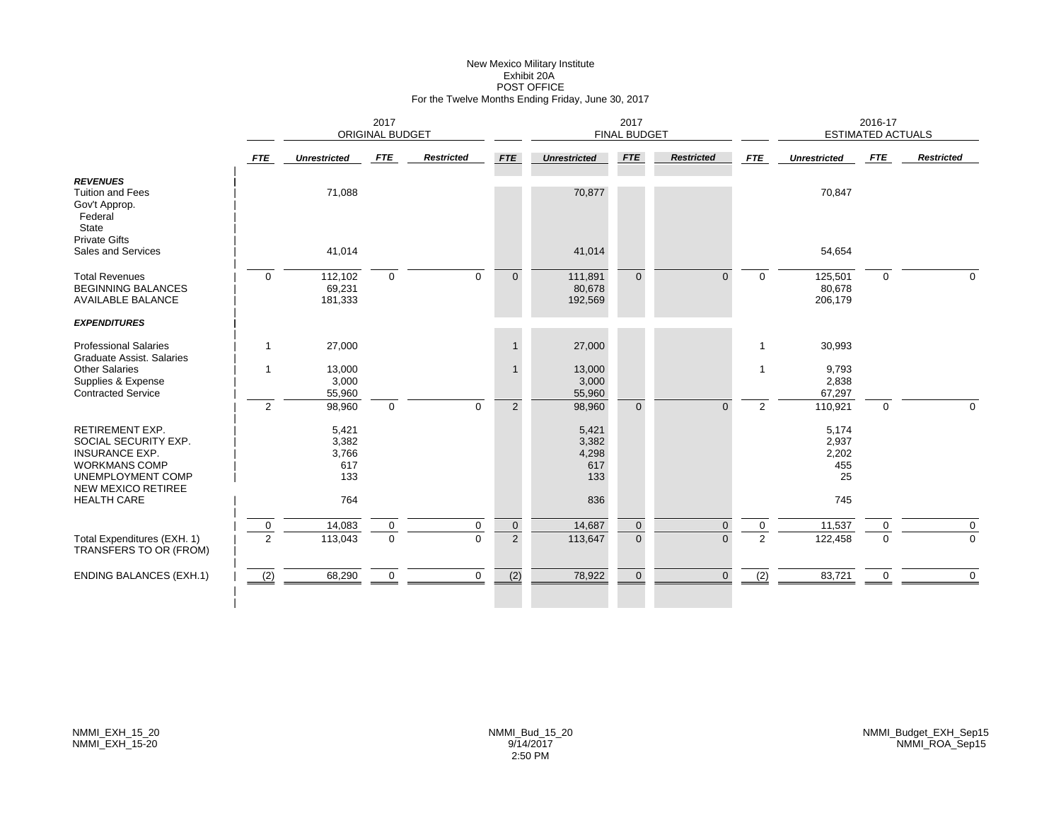# New Mexico Military Institute
## Exhibit 20A
## POST OFFICE
### For the Twelve Months Ending Friday, June 30, 2017

| | 2017 ORIGINAL BUDGET | | | | 2017 FINAL BUDGET | | | | 2016-17 ESTIMATED ACTUALS | | | |
|---|---|---|---|---|---|---|---|---|---|---|---|---|
| | *FTE* | *Unrestricted* | *FTE* | *Restricted* | *FTE* | *Unrestricted* | *FTE* | *Restricted* | *FTE* | *Unrestricted* | *FTE* | *Restricted* |
| ***REVENUES*** | | | | | | | | | | | | |
| Tuition and Fees | | 71,088 | | | | 70,877 | | | | 70,847 | | |
| Gov't Approp. | | | | | | | | | | | | |
| Federal | | | | | | | | | | | | |
| State | | | | | | | | | | | | |
| Private Gifts | | | | | | | | | | | | |
| Sales and Services | | 41,014 | | | | 41,014 | | | | 54,654 | | |
| Total Revenues | 0 | 112,102 | 0 | 0 | 0 | 111,891 | 0 | 0 | 0 | 125,501 | 0 | 0 |
| BEGINNING BALANCES | | 69,231 | | | | 80,678 | | | | 80,678 | | |
| AVAILABLE BALANCE | | 181,333 | | | | 192,569 | | | | 206,179 | | |
| ***EXPENDITURES*** | | | | | | | | | | | | |
| Professional Salaries | 1 | 27,000 | | | 1 | 27,000 | | | 1 | 30,993 | | |
| Graduate Assist. Salaries | | | | | | | | | | | | |
| Other Salaries | 1 | 13,000 | | | 1 | 13,000 | | | 1 | 9,793 | | |
| Supplies & Expense | | 3,000 | | | | 3,000 | | | | 2,838 | | |
| Contracted Service | | 55,960 | | | | 55,960 | | | | 67,297 | | |
| | 2 | 98,960 | 0 | 0 | 2 | 98,960 | 0 | 0 | 2 | 110,921 | 0 | 0 |
| RETIREMENT EXP. | | 5,421 | | | | 5,421 | | | | 5,174 | | |
| SOCIAL SECURITY EXP. | | 3,382 | | | | 3,382 | | | | 2,937 | | |
| INSURANCE EXP. | | 3,766 | | | | 4,298 | | | | 2,202 | | |
| WORKMANS COMP | | 617 | | | | 617 | | | | 455 | | |
| UNEMPLOYMENT COMP | | 133 | | | | 133 | | | | 25 | | |
| NEW MEXICO RETIREE HEALTH CARE | | 764 | | | | 836 | | | | 745 | | |
| | 0 | 14,083 | 0 | 0 | 0 | 14,687 | 0 | 0 | 0 | 11,537 | 0 | 0 |
| Total Expenditures (EXH. 1) | 2 | 113,043 | 0 | 0 | 2 | 113,647 | 0 | 0 | 2 | 122,458 | 0 | 0 |
| TRANSFERS TO OR (FROM) | | | | | | | | | | | | |
| ENDING BALANCES (EXH.1) | (2) | 68,290 | 0 | 0 | (2) | 78,922 | 0 | 0 | (2) | 83,721 | 0 | 0 |

NMMI_EXH_15_20
NMMI_EXH_15-20

NMMI_Bud_15_20
9/14/2017
2:50 PM

NMMI_Budget_EXH_Sep15
NMMI_ROA_Sep15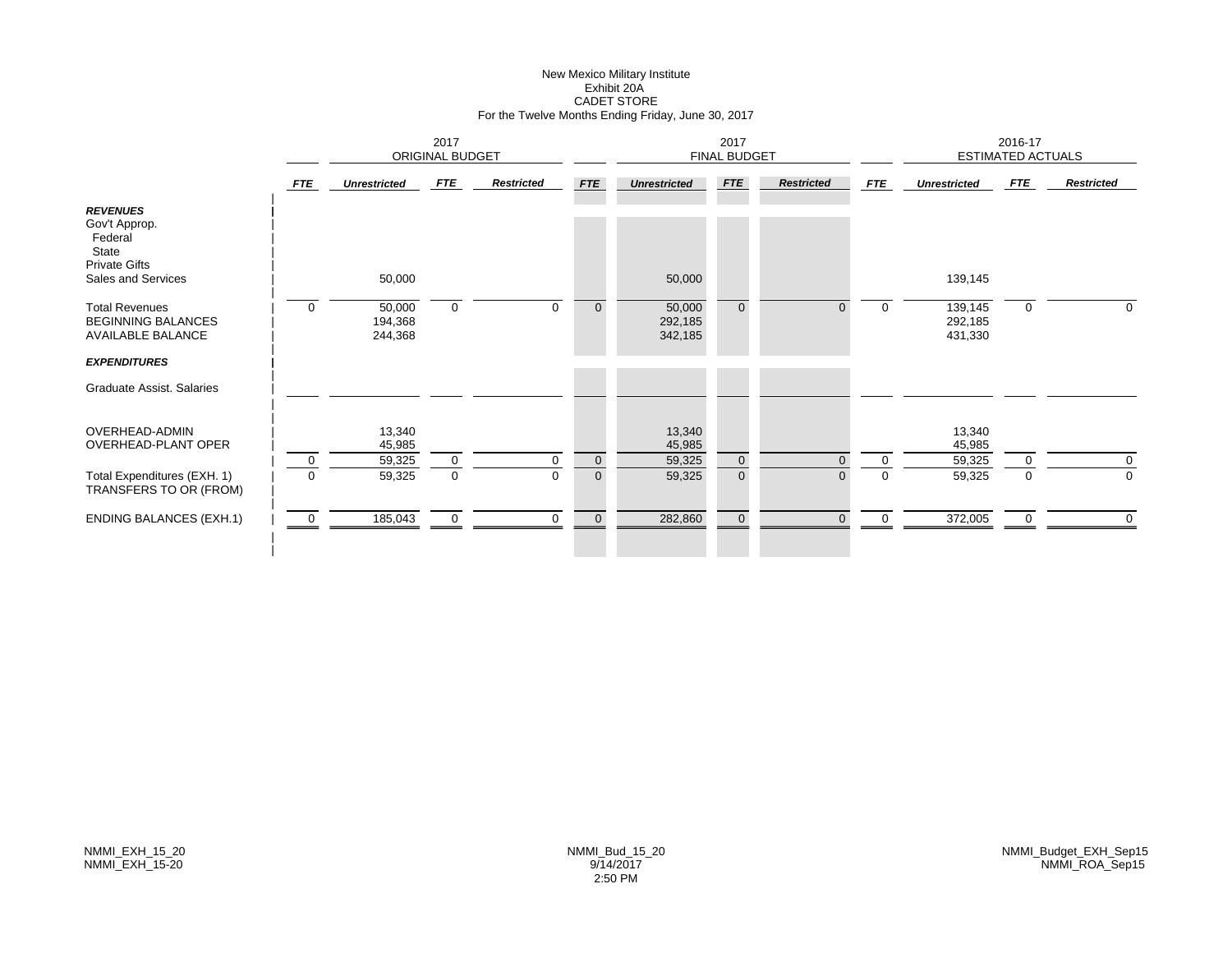# New Mexico Military Institute
## Exhibit 20A
## CADET STORE
### For the Twelve Months Ending Friday, June 30, 2017

| | 2017 ORIGINAL BUDGET | | | | 2017 FINAL BUDGET | | | | 2016-17 ESTIMATED ACTUALS | | | |
|---|---|---|---|---|---|---|---|---|---|---|---|---|
| | *FTE* | *Unrestricted* | *FTE* | *Restricted* | *FTE* | *Unrestricted* | *FTE* | *Restricted* | *FTE* | *Unrestricted* | *FTE* | *Restricted* |
| ***REVENUES*** | | | | | | | | | | | | |
| Gov't Approp. | | | | | | | | | | | | |
| Federal | | | | | | | | | | | | |
| State | | | | | | | | | | | | |
| Private Gifts | | | | | | | | | | | | |
| Sales and Services | | 50,000 | | | | 50,000 | | | | 139,145 | | |
| Total Revenues | 0 | 50,000 | 0 | 0 | 0 | 50,000 | 0 | 0 | 0 | 139,145 | 0 | 0 |
| BEGINNING BALANCES | | 194,368 | | | | 292,185 | | | | 292,185 | | |
| AVAILABLE BALANCE | | 244,368 | | | | 342,185 | | | | 431,330 | | |
| ***EXPENDITURES*** | | | | | | | | | | | | |
| Graduate Assist. Salaries | | | | | | | | | | | | |
| OVERHEAD-ADMIN | | 13,340 | | | | 13,340 | | | | 13,340 | | |
| OVERHEAD-PLANT OPER | | 45,985 | | | | 45,985 | | | | 45,985 | | |
| | 0 | 59,325 | 0 | 0 | 0 | 59,325 | 0 | 0 | 0 | 59,325 | 0 | 0 |
| Total Expenditures (EXH. 1) | 0 | 59,325 | 0 | 0 | 0 | 59,325 | 0 | 0 | 0 | 59,325 | 0 | 0 |
| TRANSFERS TO OR (FROM) | | | | | | | | | | | | |
| ENDING BALANCES (EXH.1) | 0 | 185,043 | 0 | 0 | 0 | 282,860 | 0 | 0 | 0 | 372,005 | 0 | 0 |

NMMI_EXH_15_20
NMMI_EXH_15-20

NMMI_Bud_15_20
9/14/2017
2:50 PM

NMMI_Budget_EXH_Sep15
NMMI_ROA_Sep15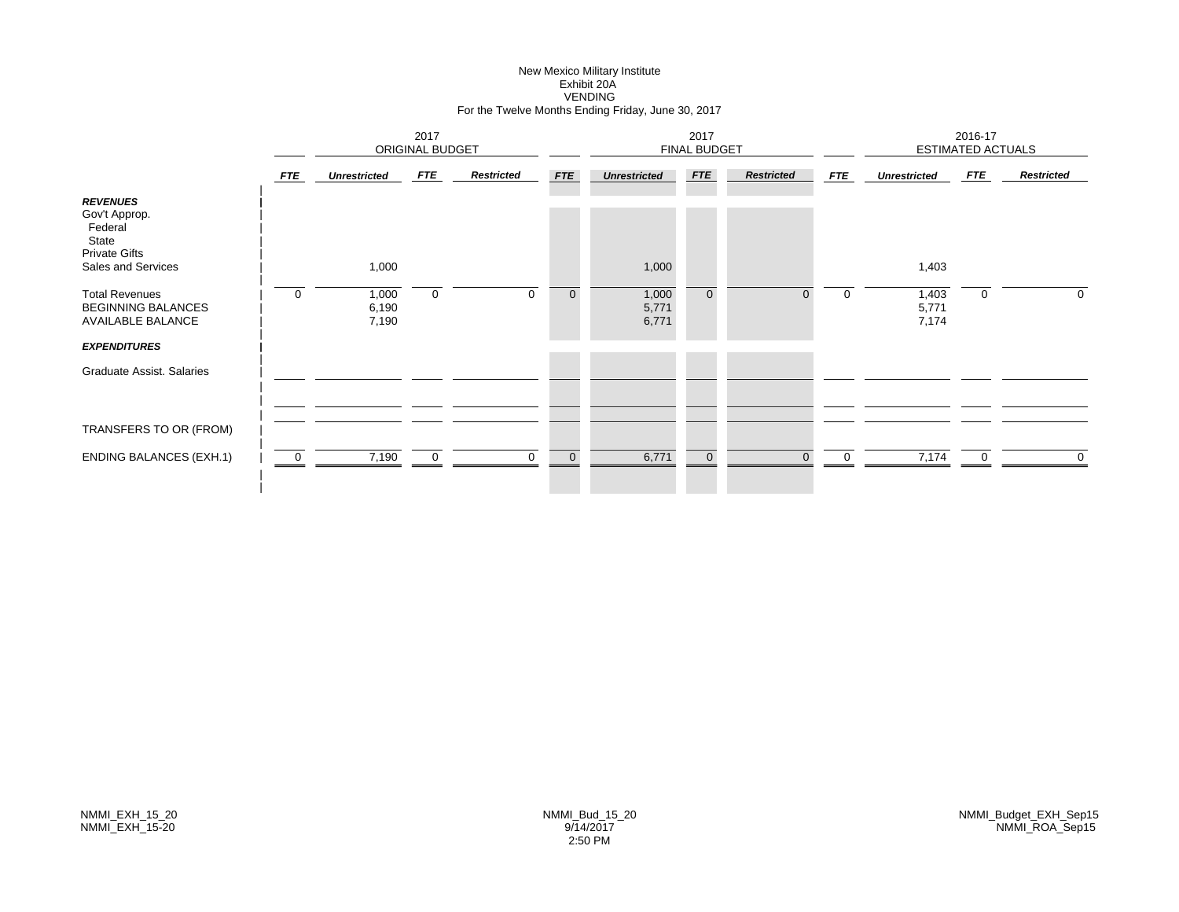# New Mexico Military Institute
## Exhibit 20A
## VENDING
### For the Twelve Months Ending Friday, June 30, 2017

| | 2017 ORIGINAL BUDGET | | | | 2017 FINAL BUDGET | | | | 2016-17 ESTIMATED ACTUALS | | | |
|---|---|---|---|---|---|---|---|---|---|---|---|---|
| | ***FTE*** | ***Unrestricted*** | ***FTE*** | ***Restricted*** | ***FTE*** | ***Unrestricted*** | ***FTE*** | ***Restricted*** | ***FTE*** | ***Unrestricted*** | ***FTE*** | ***Restricted*** |
| ***REVENUES*** | | | | | | | | | | | | |
| Gov't Approp. | | | | | | | | | | | | |
| Federal | | | | | | | | | | | | |
| State | | | | | | | | | | | | |
| Private Gifts | | | | | | | | | | | | |
| Sales and Services | | 1,000 | | | | 1,000 | | | | 1,403 | | |
| Total Revenues | 0 | 1,000 | 0 | 0 | 0 | 1,000 | 0 | 0 | 0 | 1,403 | 0 | 0 |
| BEGINNING BALANCES | | 6,190 | | | | 5,771 | | | | 5,771 | | |
| AVAILABLE BALANCE | | 7,190 | | | | 6,771 | | | | 7,174 | | |
| ***EXPENDITURES*** | | | | | | | | | | | | |
| Graduate Assist. Salaries | | | | | | | | | | | | |
| TRANSFERS TO OR (FROM) | | | | | | | | | | | | |
| ENDING BALANCES (EXH.1) | 0 | 7,190 | 0 | 0 | 0 | 6,771 | 0 | 0 | 0 | 7,174 | 0 | 0 |

NMMI_EXH_15_20
NMMI_EXH_15-20

NMMI_Bud_15_20
9/14/2017
2:50 PM

NMMI_Budget_EXH_Sep15
NMMI_ROA_Sep15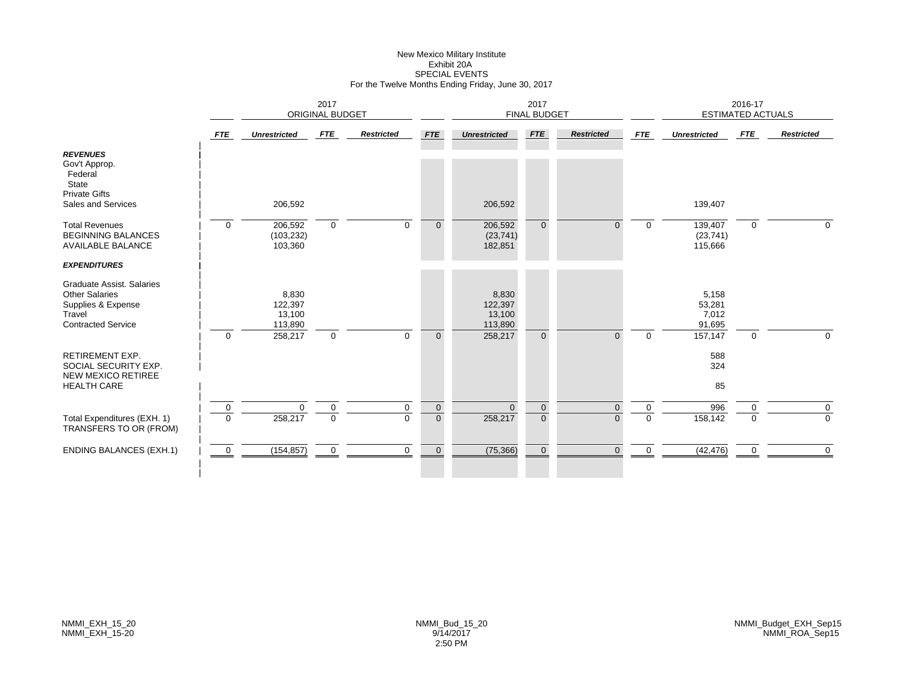New Mexico Military Institute
Exhibit 20A
SPECIAL EVENTS
For the Twelve Months Ending Friday, June 30, 2017

| | 2017 ORIGINAL BUDGET | | | | 2017 FINAL BUDGET | | | | 2016-17 ESTIMATED ACTUALS | | | |
|---|---|---|---|---|---|---|---|---|---|---|---|---|
| | *FTE* | *Unrestricted* | *FTE* | *Restricted* | *FTE* | *Unrestricted* | *FTE* | *Restricted* | *FTE* | *Unrestricted* | *FTE* | *Restricted* |
| ***REVENUES*** | | | | | | | | | | | | |
| Gov't Approp. | | | | | | | | | | | | |
| Federal | | | | | | | | | | | | |
| State | | | | | | | | | | | | |
| Private Gifts | | | | | | | | | | | | |
| Sales and Services | | 206,592 | | | | 206,592 | | | | 139,407 | | |
| Total Revenues | 0 | 206,592 | 0 | 0 | 0 | 206,592 | 0 | 0 | 0 | 139,407 | 0 | 0 |
| BEGINNING BALANCES | | (103,232) | | | | (23,741) | | | | (23,741) | | |
| AVAILABLE BALANCE | | 103,360 | | | | 182,851 | | | | 115,666 | | |
| ***EXPENDITURES*** | | | | | | | | | | | | |
| Graduate Assist. Salaries | | | | | | | | | | | | |
| Other Salaries | | 8,830 | | | | 8,830 | | | | 5,158 | | |
| Supplies & Expense | | 122,397 | | | | 122,397 | | | | 53,281 | | |
| Travel | | 13,100 | | | | 13,100 | | | | 7,012 | | |
| Contracted Service | | 113,890 | | | | 113,890 | | | | 91,695 | | |
| | 0 | 258,217 | 0 | 0 | 0 | 258,217 | 0 | 0 | 0 | 157,147 | 0 | 0 |
| RETIREMENT EXP. | | | | | | | | | | 588 | | |
| SOCIAL SECURITY EXP. | | | | | | | | | | 324 | | |
| NEW MEXICO RETIREE HEALTH CARE | | | | | | | | | | 85 | | |
| | 0 | 0 | 0 | 0 | 0 | 0 | 0 | 0 | 0 | 996 | 0 | 0 |
| Total Expenditures (EXH. 1) | 0 | 258,217 | 0 | 0 | 0 | 258,217 | 0 | 0 | 0 | 158,142 | 0 | 0 |
| TRANSFERS TO OR (FROM) | | | | | | | | | | | | |
| ENDING BALANCES (EXH.1) | 0 | (154,857) | 0 | 0 | 0 | (75,366) | 0 | 0 | 0 | (42,476) | 0 | 0 |

NMMI_EXH_15_20
NMMI_EXH_15-20

NMMI_Bud_15_20
9/14/2017
2:50 PM

NMMI_Budget_EXH_Sep15
NMMI_ROA_Sep15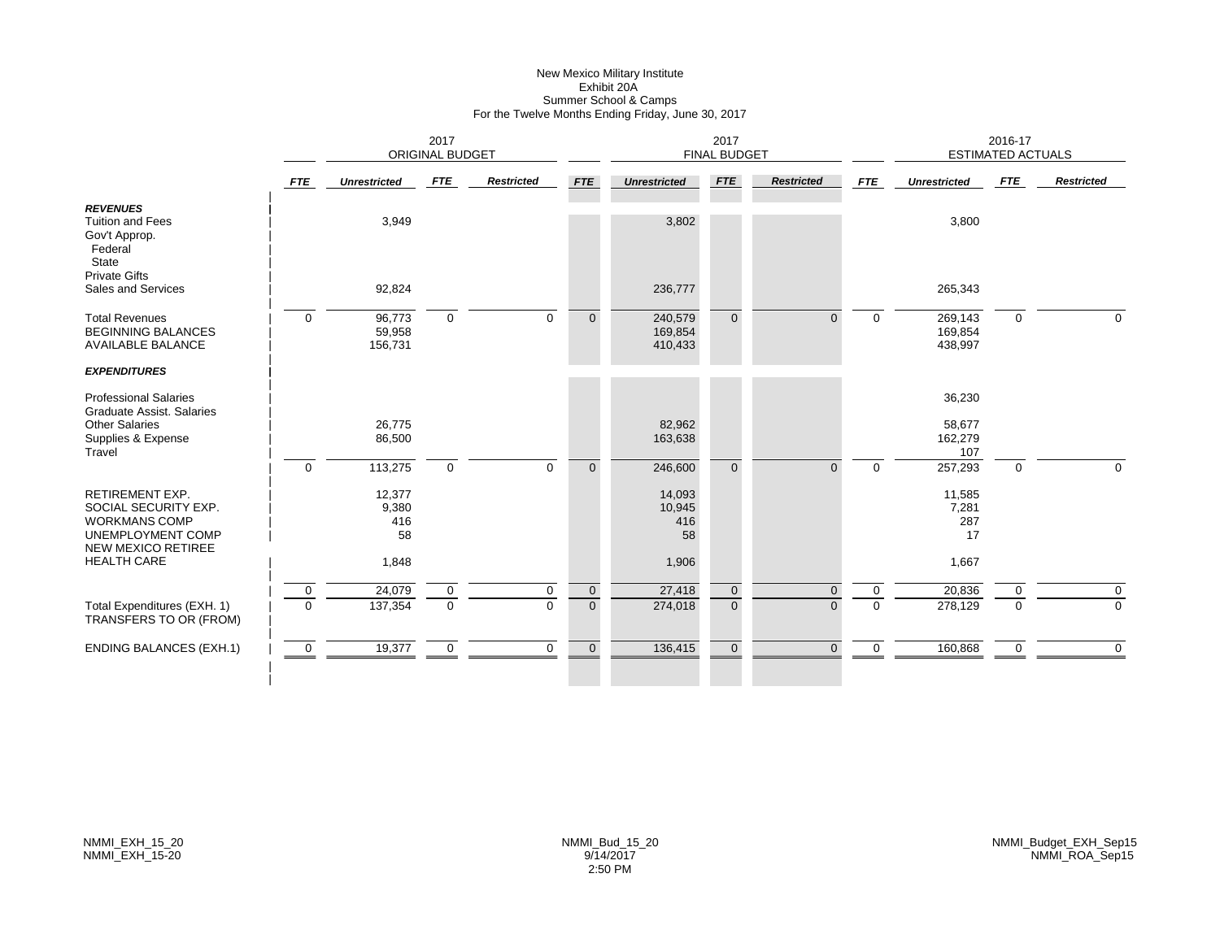New Mexico Military Institute
Exhibit 20A
Summer School & Camps
For the Twelve Months Ending Friday, June 30, 2017

| | 2017 ORIGINAL BUDGET | | | | 2017 FINAL BUDGET | | | | 2016-17 ESTIMATED ACTUALS | | | |
|---|---|---|---|---|---|---|---|---|---|---|---|---|
| | *FTE* | *Unrestricted* | *FTE* | *Restricted* | *FTE* | *Unrestricted* | *FTE* | *Restricted* | *FTE* | *Unrestricted* | *FTE* | *Restricted* |
| ***REVENUES*** | | | | | | | | | | | | |
| Tuition and Fees | | 3,949 | | | | 3,802 | | | | 3,800 | | |
| Gov't Approp. | | | | | | | | | | | | |
| Federal | | | | | | | | | | | | |
| State | | | | | | | | | | | | |
| Private Gifts | | | | | | | | | | | | |
| Sales and Services | | 92,824 | | | | 236,777 | | | | 265,343 | | |
| Total Revenues | 0 | 96,773 | 0 | 0 | 0 | 240,579 | 0 | 0 | 0 | 269,143 | 0 | 0 |
| BEGINNING BALANCES | | 59,958 | | | | 169,854 | | | | 169,854 | | |
| AVAILABLE BALANCE | | 156,731 | | | | 410,433 | | | | 438,997 | | |
| ***EXPENDITURES*** | | | | | | | | | | | | |
| Professional Salaries | | | | | | | | | | 36,230 | | |
| Graduate Assist. Salaries | | | | | | | | | | | | |
| Other Salaries | | 26,775 | | | | 82,962 | | | | 58,677 | | |
| Supplies & Expense | | 86,500 | | | | 163,638 | | | | 162,279 | | |
| Travel | | | | | | | | | | 107 | | |
| | 0 | 113,275 | 0 | 0 | 0 | 246,600 | 0 | 0 | 0 | 257,293 | 0 | 0 |
| RETIREMENT EXP. | | 12,377 | | | | 14,093 | | | | 11,585 | | |
| SOCIAL SECURITY EXP. | | 9,380 | | | | 10,945 | | | | 7,281 | | |
| WORKMANS COMP | | 416 | | | | 416 | | | | 287 | | |
| UNEMPLOYMENT COMP | | 58 | | | | 58 | | | | 17 | | |
| NEW MEXICO RETIREE HEALTH CARE | | 1,848 | | | | 1,906 | | | | 1,667 | | |
| | 0 | 24,079 | 0 | 0 | 0 | 27,418 | 0 | 0 | 0 | 20,836 | 0 | 0 |
| Total Expenditures (EXH. 1) | 0 | 137,354 | 0 | 0 | 0 | 274,018 | 0 | 0 | 0 | 278,129 | 0 | 0 |
| TRANSFERS TO OR (FROM) | | | | | | | | | | | | |
| ENDING BALANCES (EXH.1) | 0 | 19,377 | 0 | 0 | 0 | 136,415 | 0 | 0 | 0 | 160,868 | 0 | 0 |

NMMI_EXH_15_20
NMMI_EXH_15-20

NMMI_Bud_15_20
9/14/2017
2:50 PM

NMMI_Budget_EXH_Sep15
NMMI_ROA_Sep15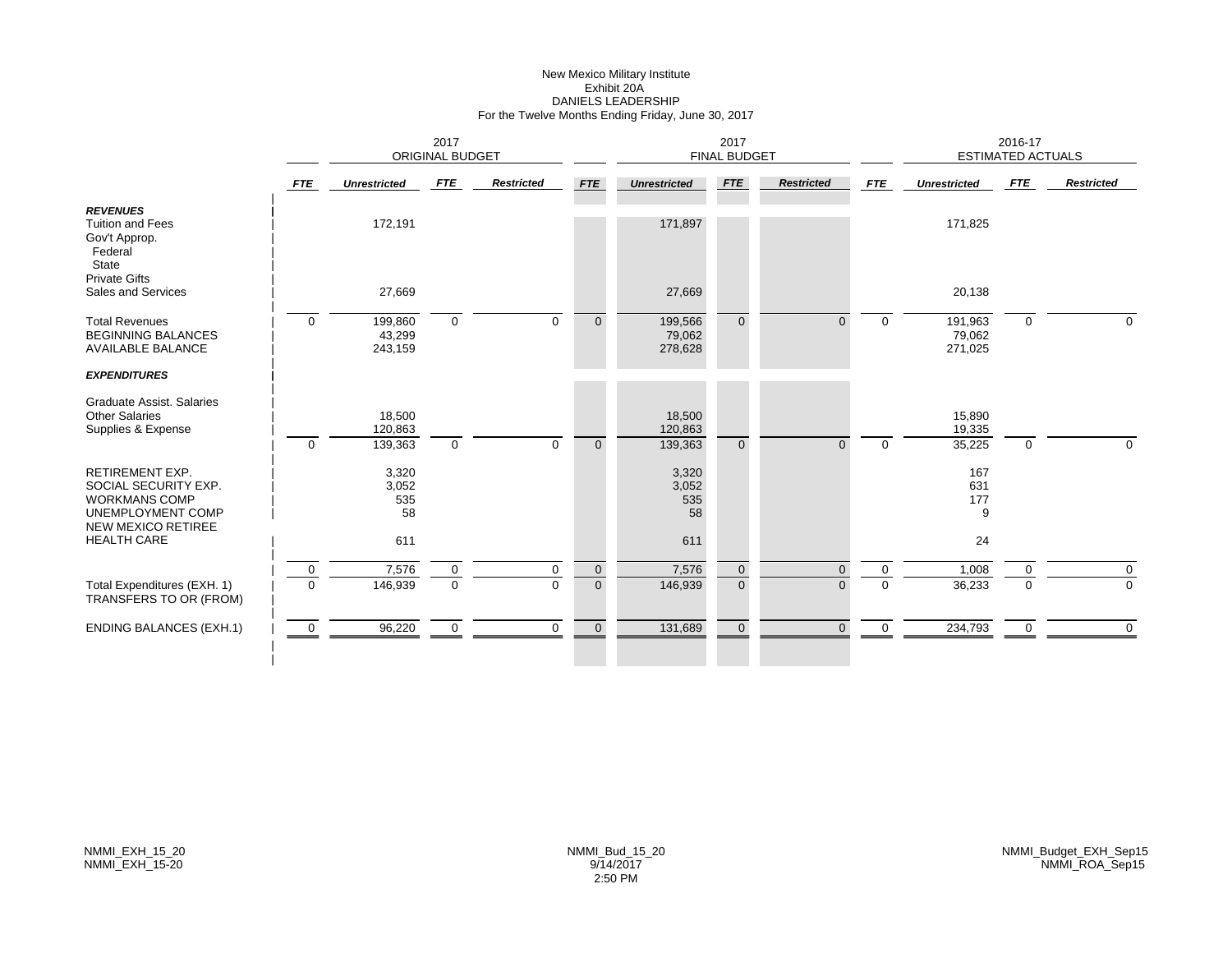New Mexico Military Institute
Exhibit 20A
DANIELS LEADERSHIP
For the Twelve Months Ending Friday, June 30, 2017

| | 2017 ORIGINAL BUDGET | | | | 2017 FINAL BUDGET | | | | 2016-17 ESTIMATED ACTUALS | | | |
|---|---|---|---|---|---|---|---|---|---|---|---|---|
| | *FTE* | *Unrestricted* | *FTE* | *Restricted* | *FTE* | *Unrestricted* | *FTE* | *Restricted* | *FTE* | *Unrestricted* | *FTE* | *Restricted* |
| ***REVENUES*** | | | | | | | | | | | | |
| Tuition and Fees | | 172,191 | | | | 171,897 | | | | 171,825 | | |
| Gov't Approp. | | | | | | | | | | | | |
| Federal | | | | | | | | | | | | |
| State | | | | | | | | | | | | |
| Private Gifts | | | | | | | | | | | | |
| Sales and Services | | 27,669 | | | | 27,669 | | | | 20,138 | | |
| Total Revenues | 0 | 199,860 | 0 | 0 | 0 | 199,566 | 0 | 0 | 0 | 191,963 | 0 | 0 |
| BEGINNING BALANCES | | 43,299 | | | | 79,062 | | | | 79,062 | | |
| AVAILABLE BALANCE | | 243,159 | | | | 278,628 | | | | 271,025 | | |
| ***EXPENDITURES*** | | | | | | | | | | | | |
| Graduate Assist. Salaries | | | | | | | | | | | | |
| Other Salaries | | 18,500 | | | | 18,500 | | | | 15,890 | | |
| Supplies & Expense | | 120,863 | | | | 120,863 | | | | 19,335 | | |
| | 0 | 139,363 | 0 | 0 | 0 | 139,363 | 0 | 0 | 0 | 35,225 | 0 | 0 |
| RETIREMENT EXP. | | 3,320 | | | | 3,320 | | | | 167 | | |
| SOCIAL SECURITY EXP. | | 3,052 | | | | 3,052 | | | | 631 | | |
| WORKMANS COMP | | 535 | | | | 535 | | | | 177 | | |
| UNEMPLOYMENT COMP | | 58 | | | | 58 | | | | 9 | | |
| NEW MEXICO RETIREE HEALTH CARE | | 611 | | | | 611 | | | | 24 | | |
| | 0 | 7,576 | 0 | 0 | 0 | 7,576 | 0 | 0 | 0 | 1,008 | 0 | 0 |
| Total Expenditures (EXH. 1) | 0 | 146,939 | 0 | 0 | 0 | 146,939 | 0 | 0 | 0 | 36,233 | 0 | 0 |
| TRANSFERS TO OR (FROM) | | | | | | | | | | | | |
| ENDING BALANCES (EXH.1) | 0 | 96,220 | 0 | 0 | 0 | 131,689 | 0 | 0 | 0 | 234,793 | 0 | 0 |

NMMI_EXH_15_20
NMMI_EXH_15-20

NMMI_Bud_15_20
9/14/2017
2:50 PM

NMMI_Budget_EXH_Sep15
NMMI_ROA_Sep15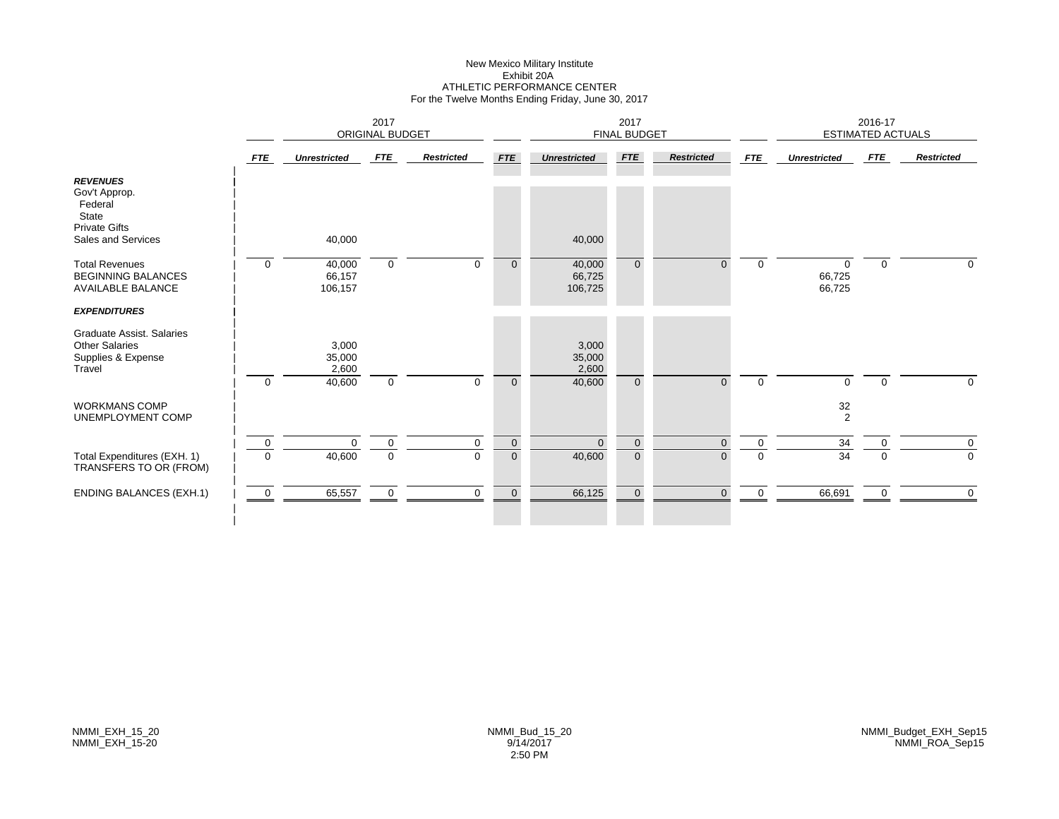New Mexico Military Institute
Exhibit 20A
ATHLETIC PERFORMANCE CENTER
For the Twelve Months Ending Friday, June 30, 2017

| | 2017 ORIGINAL BUDGET | | | | 2017 FINAL BUDGET | | | | 2016-17 ESTIMATED ACTUALS | | | |
|---|---|---|---|---|---|---|---|---|---|---|---|---|
| | ***FTE*** | ***Unrestricted*** | ***FTE*** | ***Restricted*** | ***FTE*** | ***Unrestricted*** | ***FTE*** | ***Restricted*** | ***FTE*** | ***Unrestricted*** | ***FTE*** | ***Restricted*** |
| ***REVENUES*** | | | | | | | | | | | | |
| Gov't Approp. | | | | | | | | | | | | |
| Federal | | | | | | | | | | | | |
| State | | | | | | | | | | | | |
| Private Gifts | | | | | | | | | | | | |
| Sales and Services | | 40,000 | | | | 40,000 | | | | | | |
| Total Revenues | 0 | 40,000 | 0 | 0 | 0 | 40,000 | 0 | 0 | 0 | 0 | 0 | 0 |
| BEGINNING BALANCES | | 66,157 | | | | 66,725 | | | | 66,725 | | |
| AVAILABLE BALANCE | | 106,157 | | | | 106,725 | | | | 66,725 | | |
| ***EXPENDITURES*** | | | | | | | | | | | | |
| Graduate Assist. Salaries | | | | | | | | | | | | |
| Other Salaries | | 3,000 | | | | 3,000 | | | | | | |
| Supplies & Expense | | 35,000 | | | | 35,000 | | | | | | |
| Travel | | 2,600 | | | | 2,600 | | | | | | |
| | 0 | 40,600 | 0 | 0 | 0 | 40,600 | 0 | 0 | 0 | 0 | 0 | 0 |
| WORKMANS COMP | | | | | | | | | | 32 | | |
| UNEMPLOYMENT COMP | | | | | | | | | | 2 | | |
| | 0 | 0 | 0 | 0 | 0 | 0 | 0 | 0 | 0 | 34 | 0 | 0 |
| Total Expenditures (EXH. 1) | 0 | 40,600 | 0 | 0 | 0 | 40,600 | 0 | 0 | 0 | 34 | 0 | 0 |
| TRANSFERS TO OR (FROM) | | | | | | | | | | | | |
| ENDING BALANCES (EXH.1) | 0 | 65,557 | 0 | 0 | 0 | 66,125 | 0 | 0 | 0 | 66,691 | 0 | 0 |

NMMI_EXH_15_20
NMMI_EXH_15-20

NMMI_Bud_15_20
9/14/2017
2:50 PM

NMMI_Budget_EXH_Sep15
NMMI_ROA_Sep15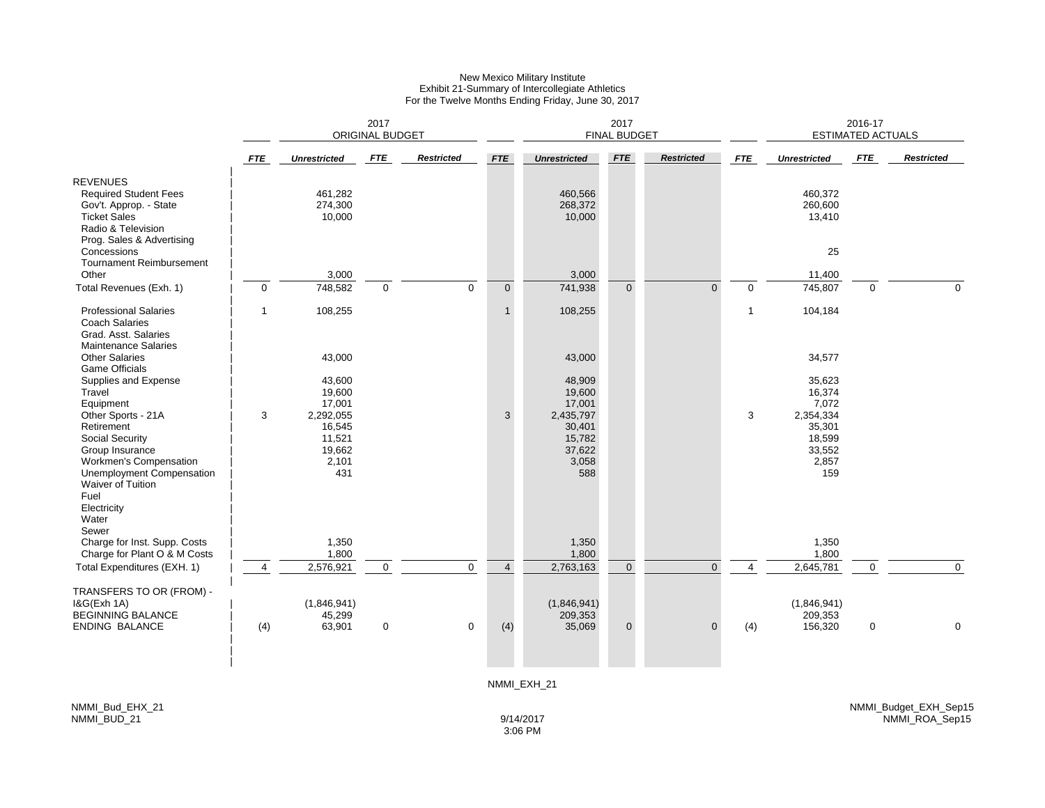New Mexico Military Institute
Exhibit 21-Summary of Intercollegiate Athletics
For the Twelve Months Ending Friday, June 30, 2017

| | 2017 ORIGINAL BUDGET | | | | 2017 FINAL BUDGET | | | | 2016-17 ESTIMATED ACTUALS | | | |
|---|---|---|---|---|---|---|---|---|---|---|---|---|
| | *FTE* | *Unrestricted* | *FTE* | *Restricted* | *FTE* | *Unrestricted* | *FTE* | *Restricted* | *FTE* | *Unrestricted* | *FTE* | *Restricted* |
| REVENUES | | | | | | | | | | | | |
| Required Student Fees | | 461,282 | | | | 460,566 | | | | 460,372 | | |
| Gov't. Approp. - State | | 274,300 | | | | 268,372 | | | | 260,600 | | |
| Ticket Sales | | 10,000 | | | | 10,000 | | | | 13,410 | | |
| Radio & Television | | | | | | | | | | | | |
| Prog. Sales & Advertising | | | | | | | | | | | | |
| Concessions | | | | | | | | | | 25 | | |
| Tournament Reimbursement | | | | | | | | | | | | |
| Other | | 3,000 | | | | 3,000 | | | | 11,400 | | |
| Total Revenues (Exh. 1) | 0 | 748,582 | 0 | 0 | 0 | 741,938 | 0 | 0 | 0 | 745,807 | 0 | 0 |
| Professional Salaries | 1 | 108,255 | | | 1 | 108,255 | | | 1 | 104,184 | | |
| Coach Salaries | | | | | | | | | | | | |
| Grad. Asst. Salaries | | | | | | | | | | | | |
| Maintenance Salaries | | | | | | | | | | | | |
| Other Salaries | | 43,000 | | | | 43,000 | | | | 34,577 | | |
| Game Officials | | | | | | | | | | | | |
| Supplies and Expense | | 43,600 | | | | 48,909 | | | | 35,623 | | |
| Travel | | 19,600 | | | | 19,600 | | | | 16,374 | | |
| Equipment | | 17,001 | | | | 17,001 | | | | 7,072 | | |
| Other Sports - 21A | 3 | 2,292,055 | | | 3 | 2,435,797 | | | 3 | 2,354,334 | | |
| Retirement | | 16,545 | | | | 30,401 | | | | 35,301 | | |
| Social Security | | 11,521 | | | | 15,782 | | | | 18,599 | | |
| Group Insurance | | 19,662 | | | | 37,622 | | | | 33,552 | | |
| Workmen's Compensation | | 2,101 | | | | 3,058 | | | | 2,857 | | |
| Unemployment Compensation | | 431 | | | | 588 | | | | 159 | | |
| Waiver of Tuition | | | | | | | | | | | | |
| Fuel | | | | | | | | | | | | |
| Electricity | | | | | | | | | | | | |
| Water | | | | | | | | | | | | |
| Sewer | | | | | | | | | | | | |
| Charge for Inst. Supp. Costs | | 1,350 | | | | 1,350 | | | | 1,350 | | |
| Charge for Plant O & M Costs | | 1,800 | | | | 1,800 | | | | 1,800 | | |
| Total Expenditures (EXH. 1) | 4 | 2,576,921 | 0 | 0 | 4 | 2,763,163 | 0 | 0 | 4 | 2,645,781 | 0 | 0 |
| TRANSFERS TO OR (FROM) - | | | | | | | | | | | | |
| I&G(Exh 1A) | | (1,846,941) | | | | (1,846,941) | | | | (1,846,941) | | |
| BEGINNING BALANCE | | 45,299 | | | | 209,353 | | | | 209,353 | | |
| ENDING BALANCE | (4) | 63,901 | 0 | 0 | (4) | 35,069 | 0 | 0 | (4) | 156,320 | 0 | 0 |

NMMI_EXH_21

NMMI_Bud_EHX_21
NMMI_BUD_21

9/14/2017
3:06 PM

NMMI_Budget_EXH_Sep15
NMMI_ROA_Sep15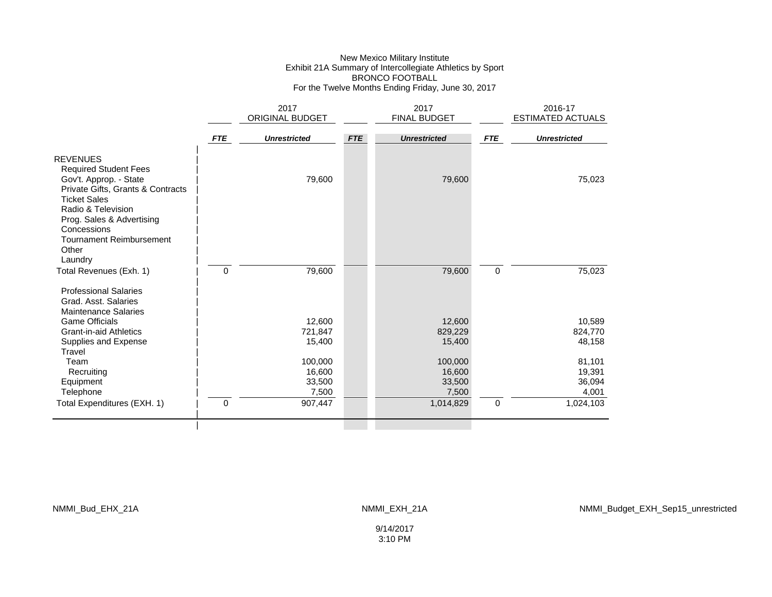New Mexico Military Institute
Exhibit 21A Summary of Intercollegiate Athletics by Sport
BRONCO FOOTBALL
For the Twelve Months Ending Friday, June 30, 2017

| | 2017 ORIGINAL BUDGET | | 2017 FINAL BUDGET | | 2016-17 ESTIMATED ACTUALS | |
|---|---|---|---|---|---|---|
| | ***FTE*** | ***Unrestricted*** | ***FTE*** | ***Unrestricted*** | ***FTE*** | ***Unrestricted*** |
| REVENUES | | | | | | |
| Required Student Fees | | | | | | |
| Gov't. Approp. - State | | 79,600 | | 79,600 | | 75,023 |
| Private Gifts, Grants & Contracts | | | | | | |
| Ticket Sales | | | | | | |
| Radio & Television | | | | | | |
| Prog. Sales & Advertising | | | | | | |
| Concessions | | | | | | |
| Tournament Reimbursement | | | | | | |
| Other | | | | | | |
| Laundry | | | | | | |
| Total Revenues (Exh. 1) | 0 | 79,600 | | 79,600 | 0 | 75,023 |
| Professional Salaries | | | | | | |
| Grad. Asst. Salaries | | | | | | |
| Maintenance Salaries | | | | | | |
| Game Officials | | 12,600 | | 12,600 | | 10,589 |
| Grant-in-aid Athletics | | 721,847 | | 829,229 | | 824,770 |
| Supplies and Expense | | 15,400 | | 15,400 | | 48,158 |
| Travel | | | | | | |
| Team | | 100,000 | | 100,000 | | 81,101 |
| Recruiting | | 16,600 | | 16,600 | | 19,391 |
| Equipment | | 33,500 | | 33,500 | | 36,094 |
| Telephone | | 7,500 | | 7,500 | | 4,001 |
| Total Expenditures (EXH. 1) | 0 | 907,447 | | 1,014,829 | 0 | 1,024,103 |

NMMI_Bud_EHX_21A NMMI_EXH_21A NMMI_Budget_EXH_Sep15_unrestricted

9/14/2017
3:10 PM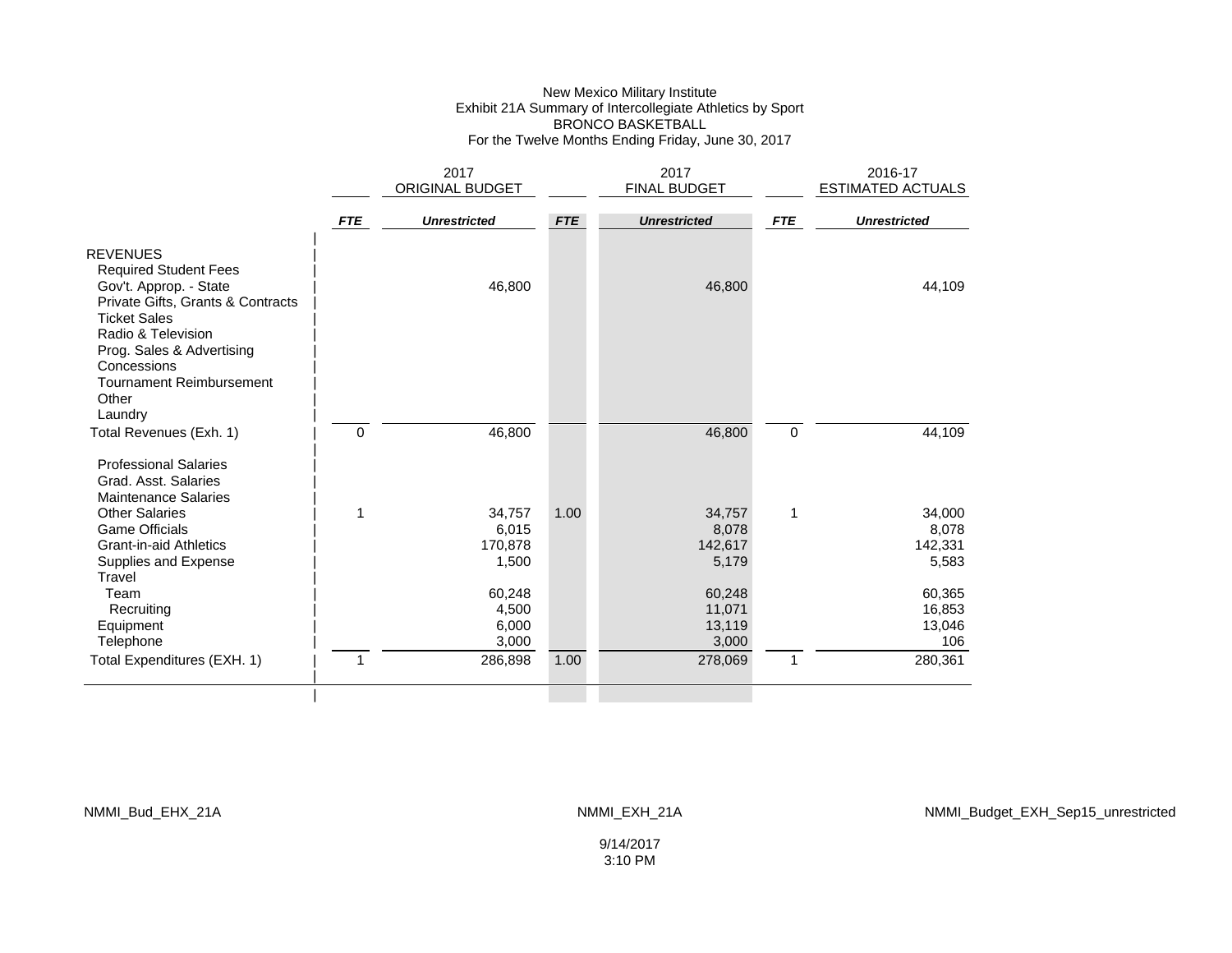New Mexico Military Institute
Exhibit 21A Summary of Intercollegiate Athletics by Sport
BRONCO BASKETBALL
For the Twelve Months Ending Friday, June 30, 2017

| | 2017 ORIGINAL BUDGET | | 2017 FINAL BUDGET | | 2016-17 ESTIMATED ACTUALS | |
|---|---|---|---|---|---|---|
| | *FTE* | *Unrestricted* | *FTE* | *Unrestricted* | *FTE* | *Unrestricted* |
| REVENUES | | | | | | |
| Required Student Fees | | | | | | |
| Gov't. Approp. - State | | 46,800 | | 46,800 | | 44,109 |
| Private Gifts, Grants & Contracts | | | | | | |
| Ticket Sales | | | | | | |
| Radio & Television | | | | | | |
| Prog. Sales & Advertising | | | | | | |
| Concessions | | | | | | |
| Tournament Reimbursement | | | | | | |
| Other | | | | | | |
| Laundry | | | | | | |
| Total Revenues (Exh. 1) | 0 | 46,800 | | 46,800 | 0 | 44,109 |
| Professional Salaries | | | | | | |
| Grad. Asst. Salaries | | | | | | |
| Maintenance Salaries | | | | | | |
| Other Salaries | 1 | 34,757 | 1.00 | 34,757 | 1 | 34,000 |
| Game Officials | | 6,015 | | 8,078 | | 8,078 |
| Grant-in-aid Athletics | | 170,878 | | 142,617 | | 142,331 |
| Supplies and Expense | | 1,500 | | 5,179 | | 5,583 |
| Travel | | | | | | |
| Team | | 60,248 | | 60,248 | | 60,365 |
| Recruiting | | 4,500 | | 11,071 | | 16,853 |
| Equipment | | 6,000 | | 13,119 | | 13,046 |
| Telephone | | 3,000 | | 3,000 | | 106 |
| Total Expenditures (EXH. 1) | 1 | 286,898 | 1.00 | 278,069 | 1 | 280,361 |

NMMI_Bud_EHX_21A NMMI_EXH_21A NMMI_Budget_EXH_Sep15_unrestricted

9/14/2017
3:10 PM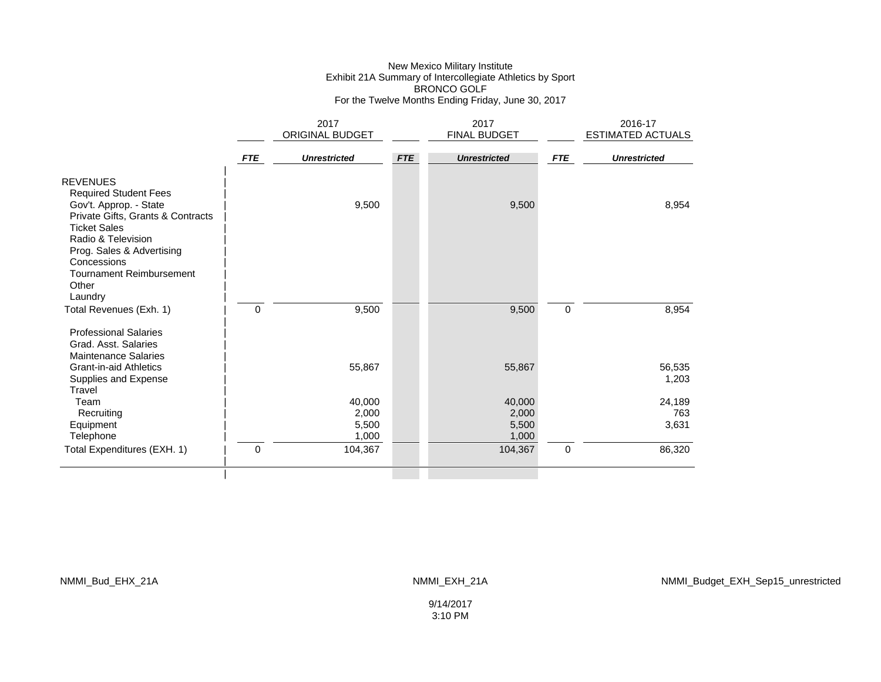# New Mexico Military Institute
## Exhibit 21A Summary of Intercollegiate Athletics by Sport
## BRONCO GOLF
## For the Twelve Months Ending Friday, June 30, 2017

| | 2017 ORIGINAL BUDGET | | 2017 FINAL BUDGET | | 2016-17 ESTIMATED ACTUALS | |
|---|---|---|---|---|---|---|
| | *FTE* | *Unrestricted* | *FTE* | *Unrestricted* | *FTE* | *Unrestricted* |
| REVENUES | | | | | | |
| Required Student Fees | | | | | | |
| Gov't. Approp. - State | | 9,500 | | 9,500 | | 8,954 |
| Private Gifts, Grants & Contracts | | | | | | |
| Ticket Sales | | | | | | |
| Radio & Television | | | | | | |
| Prog. Sales & Advertising | | | | | | |
| Concessions | | | | | | |
| Tournament Reimbursement | | | | | | |
| Other | | | | | | |
| Laundry | | | | | | |
| Total Revenues (Exh. 1) | 0 | 9,500 | | 9,500 | 0 | 8,954 |
| Professional Salaries | | | | | | |
| Grad. Asst. Salaries | | | | | | |
| Maintenance Salaries | | | | | | |
| Grant-in-aid Athletics | | 55,867 | | 55,867 | | 56,535 |
| Supplies and Expense | | | | | | 1,203 |
| Travel | | | | | | |
| Team | | 40,000 | | 40,000 | | 24,189 |
| Recruiting | | 2,000 | | 2,000 | | 763 |
| Equipment | | 5,500 | | 5,500 | | 3,631 |
| Telephone | | 1,000 | | 1,000 | | |
| Total Expenditures (EXH. 1) | 0 | 104,367 | | 104,367 | 0 | 86,320 |

NMMI_Bud_EHX_21A NMMI_EXH_21A NMMI_Budget_EXH_Sep15_unrestricted

9/14/2017
3:10 PM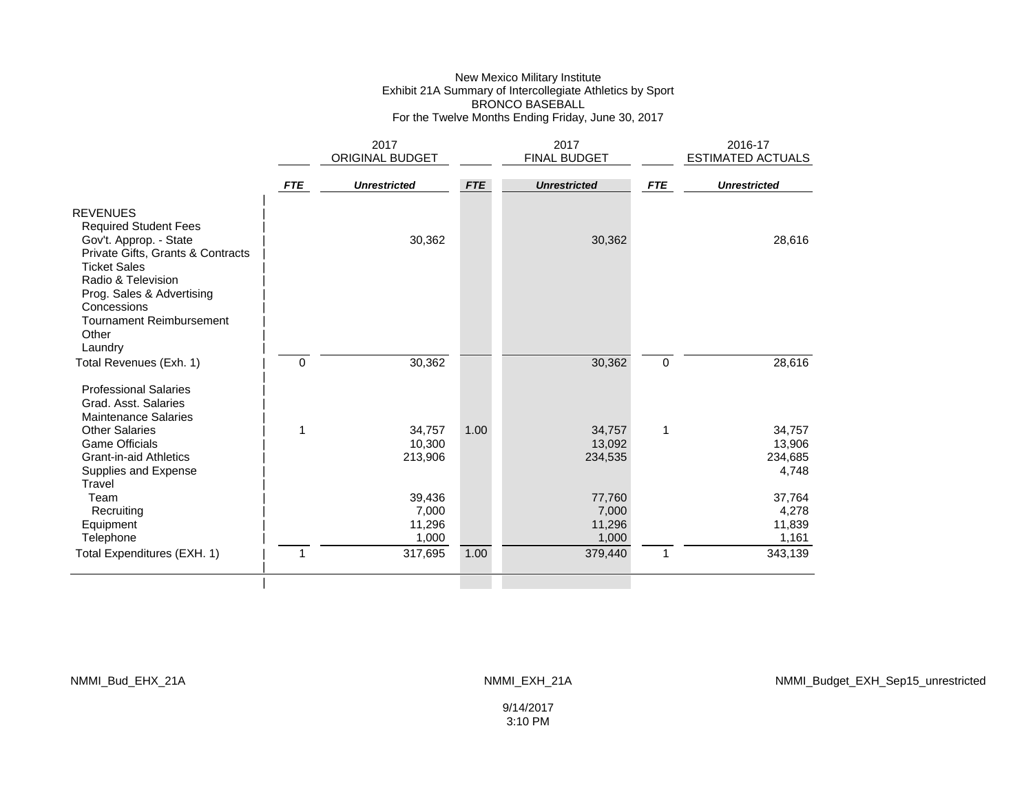New Mexico Military Institute
Exhibit 21A Summary of Intercollegiate Athletics by Sport
BRONCO BASEBALL
For the Twelve Months Ending Friday, June 30, 2017

| | 2017 ORIGINAL BUDGET | | 2017 FINAL BUDGET | | 2016-17 ESTIMATED ACTUALS | |
|---|---|---|---|---|---|---|
| | ***FTE*** | ***Unrestricted*** | ***FTE*** | ***Unrestricted*** | ***FTE*** | ***Unrestricted*** |
| REVENUES | | | | | | |
| Required Student Fees | | | | | | |
| Gov't. Approp. - State | | 30,362 | | 30,362 | | 28,616 |
| Private Gifts, Grants & Contracts | | | | | | |
| Ticket Sales | | | | | | |
| Radio & Television | | | | | | |
| Prog. Sales & Advertising | | | | | | |
| Concessions | | | | | | |
| Tournament Reimbursement | | | | | | |
| Other | | | | | | |
| Laundry | | | | | | |
| Total Revenues (Exh. 1) | 0 | 30,362 | | 30,362 | 0 | 28,616 |
| Professional Salaries | | | | | | |
| Grad. Asst. Salaries | | | | | | |
| Maintenance Salaries | | | | | | |
| Other Salaries | 1 | 34,757 | 1.00 | 34,757 | 1 | 34,757 |
| Game Officials | | 10,300 | | 13,092 | | 13,906 |
| Grant-in-aid Athletics | | 213,906 | | 234,535 | | 234,685 |
| Supplies and Expense | | | | | | 4,748 |
| Travel | | | | | | |
| Team | | 39,436 | | 77,760 | | 37,764 |
| Recruiting | | 7,000 | | 7,000 | | 4,278 |
| Equipment | | 11,296 | | 11,296 | | 11,839 |
| Telephone | | 1,000 | | 1,000 | | 1,161 |
| Total Expenditures (EXH. 1) | 1 | 317,695 | 1.00 | 379,440 | 1 | 343,139 |

NMMI_Bud_EHX_21A NMMI_EXH_21A NMMI_Budget_EXH_Sep15_unrestricted

9/14/2017
3:10 PM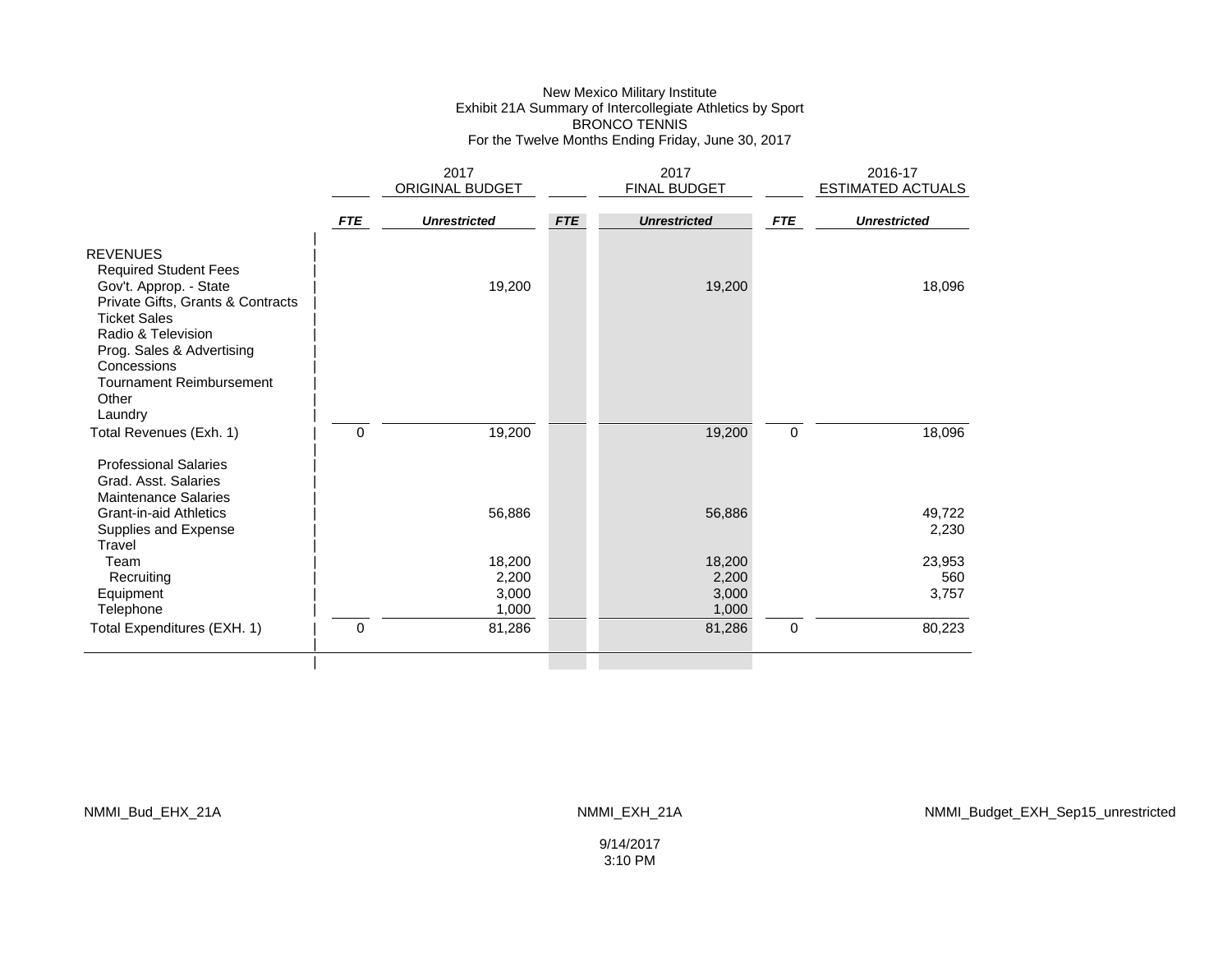New Mexico Military Institute
Exhibit 21A Summary of Intercollegiate Athletics by Sport
BRONCO TENNIS
For the Twelve Months Ending Friday, June 30, 2017

| | 2017 ORIGINAL BUDGET | | 2017 FINAL BUDGET | | 2016-17 ESTIMATED ACTUALS | |
|---|---|---|---|---|---|---|
| | ***FTE*** | ***Unrestricted*** | ***FTE*** | ***Unrestricted*** | ***FTE*** | ***Unrestricted*** |
| REVENUES | | | | | | |
| Required Student Fees | | | | | | |
| Gov't. Approp. - State | | 19,200 | | 19,200 | | 18,096 |
| Private Gifts, Grants & Contracts | | | | | | |
| Ticket Sales | | | | | | |
| Radio & Television | | | | | | |
| Prog. Sales & Advertising | | | | | | |
| Concessions | | | | | | |
| Tournament Reimbursement | | | | | | |
| Other | | | | | | |
| Laundry | | | | | | |
| Total Revenues (Exh. 1) | 0 | 19,200 | | 19,200 | 0 | 18,096 |
| Professional Salaries | | | | | | |
| Grad. Asst. Salaries | | | | | | |
| Maintenance Salaries | | | | | | |
| Grant-in-aid Athletics | | 56,886 | | 56,886 | | 49,722 |
| Supplies and Expense | | | | | | 2,230 |
| Travel | | | | | | |
| Team | | 18,200 | | 18,200 | | 23,953 |
| Recruiting | | 2,200 | | 2,200 | | 560 |
| Equipment | | 3,000 | | 3,000 | | 3,757 |
| Telephone | | 1,000 | | 1,000 | | |
| Total Expenditures (EXH. 1) | 0 | 81,286 | | 81,286 | 0 | 80,223 |

NMMI_Bud_EHX_21A NMMI_EXH_21A NMMI_Budget_EXH_Sep15_unrestricted

9/14/2017
3:10 PM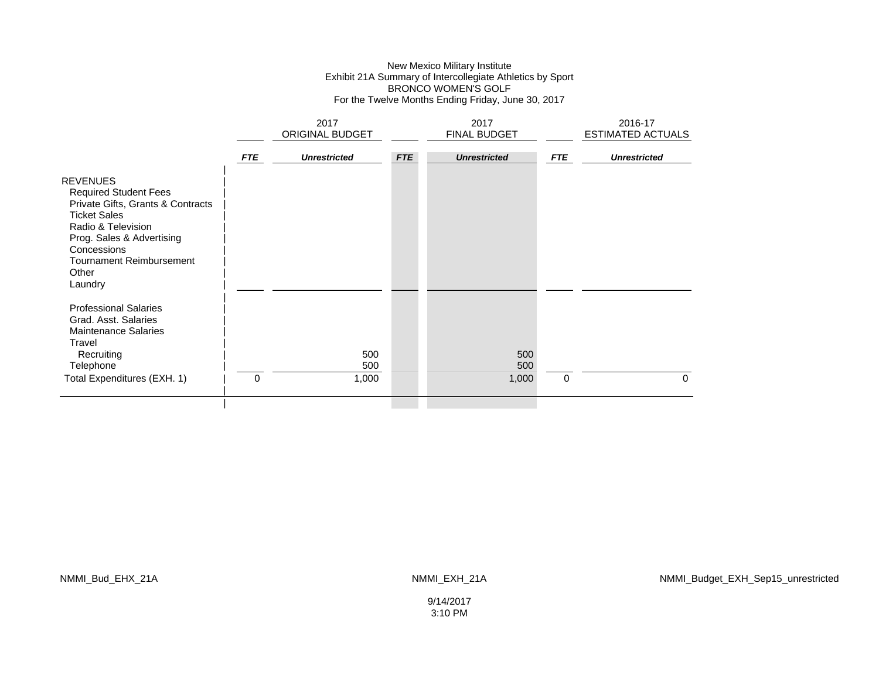New Mexico Military Institute
Exhibit 21A Summary of Intercollegiate Athletics by Sport
BRONCO WOMEN'S GOLF
For the Twelve Months Ending Friday, June 30, 2017

| | 2017 ORIGINAL BUDGET | | 2017 FINAL BUDGET | | 2016-17 ESTIMATED ACTUALS | |
|---|---|---|---|---|---|---|
| | ***FTE*** | ***Unrestricted*** | ***FTE*** | ***Unrestricted*** | ***FTE*** | ***Unrestricted*** |
| REVENUES | | | | | | |
| Required Student Fees | | | | | | |
| Private Gifts, Grants & Contracts | | | | | | |
| Ticket Sales | | | | | | |
| Radio & Television | | | | | | |
| Prog. Sales & Advertising | | | | | | |
| Concessions | | | | | | |
| Tournament Reimbursement | | | | | | |
| Other | | | | | | |
| Laundry | | | | | | |
| Professional Salaries | | | | | | |
| Grad. Asst. Salaries | | | | | | |
| Maintenance Salaries | | | | | | |
| Travel | | | | | | |
| Recruiting | | 500 | | 500 | | |
| Telephone | | 500 | | 500 | | |
| Total Expenditures (EXH. 1) | 0 | 1,000 | | 1,000 | 0 | 0 |

NMMI_Bud_EHX_21A NMMI_EXH_21A NMMI_Budget_EXH_Sep15_unrestricted

9/14/2017
3:10 PM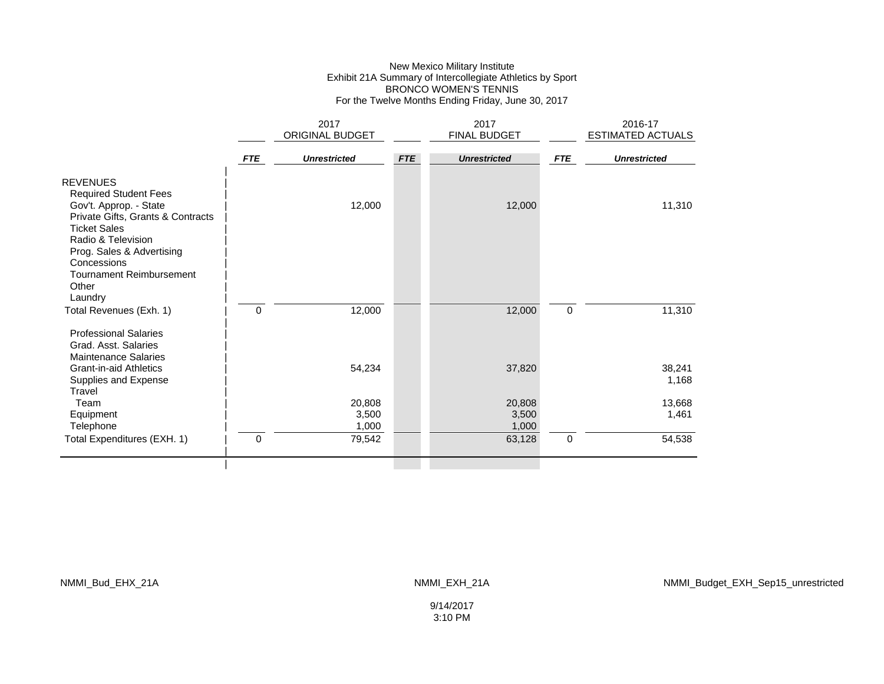New Mexico Military Institute
Exhibit 21A Summary of Intercollegiate Athletics by Sport
BRONCO WOMEN'S TENNIS
For the Twelve Months Ending Friday, June 30, 2017

| | 2017 ORIGINAL BUDGET | | 2017 FINAL BUDGET | | 2016-17 ESTIMATED ACTUALS | |
|---|---|---|---|---|---|---|
| | *FTE* | *Unrestricted* | *FTE* | *Unrestricted* | *FTE* | *Unrestricted* |
| REVENUES | | | | | | |
| Required Student Fees | | | | | | |
| Gov't. Approp. - State | | 12,000 | | 12,000 | | 11,310 |
| Private Gifts, Grants & Contracts | | | | | | |
| Ticket Sales | | | | | | |
| Radio & Television | | | | | | |
| Prog. Sales & Advertising | | | | | | |
| Concessions | | | | | | |
| Tournament Reimbursement | | | | | | |
| Other | | | | | | |
| Laundry | | | | | | |
| Total Revenues (Exh. 1) | 0 | 12,000 | | 12,000 | 0 | 11,310 |
| Professional Salaries | | | | | | |
| Grad. Asst. Salaries | | | | | | |
| Maintenance Salaries | | | | | | |
| Grant-in-aid Athletics | | 54,234 | | 37,820 | | 38,241 |
| Supplies and Expense | | | | | | 1,168 |
| Travel | | | | | | |
| Team | | 20,808 | | 20,808 | | 13,668 |
| Equipment | | 3,500 | | 3,500 | | 1,461 |
| Telephone | | 1,000 | | 1,000 | | |
| Total Expenditures (EXH. 1) | 0 | 79,542 | | 63,128 | 0 | 54,538 |

NMMI_Bud_EHX_21A NMMI_EXH_21A NMMI_Budget_EXH_Sep15_unrestricted

9/14/2017
3:10 PM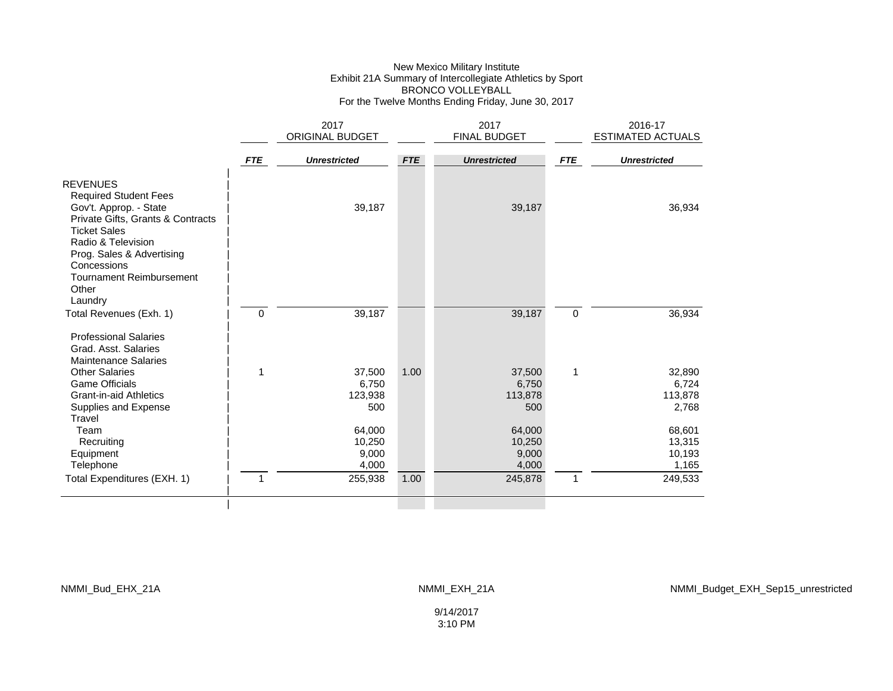New Mexico Military Institute
Exhibit 21A Summary of Intercollegiate Athletics by Sport
BRONCO VOLLEYBALL
For the Twelve Months Ending Friday, June 30, 2017

| | 2017 ORIGINAL BUDGET | | 2017 FINAL BUDGET | | 2016-17 ESTIMATED ACTUALS | |
|---|---|---|---|---|---|---|
| | *FTE* | *Unrestricted* | *FTE* | *Unrestricted* | *FTE* | *Unrestricted* |
| REVENUES | | | | | | |
| Required Student Fees | | | | | | |
| Gov't. Approp. - State | | 39,187 | | 39,187 | | 36,934 |
| Private Gifts, Grants & Contracts | | | | | | |
| Ticket Sales | | | | | | |
| Radio & Television | | | | | | |
| Prog. Sales & Advertising | | | | | | |
| Concessions | | | | | | |
| Tournament Reimbursement | | | | | | |
| Other | | | | | | |
| Laundry | | | | | | |
| Total Revenues (Exh. 1) | 0 | 39,187 | | 39,187 | 0 | 36,934 |
| Professional Salaries | | | | | | |
| Grad. Asst. Salaries | | | | | | |
| Maintenance Salaries | | | | | | |
| Other Salaries | 1 | 37,500 | 1.00 | 37,500 | 1 | 32,890 |
| Game Officials | | 6,750 | | 6,750 | | 6,724 |
| Grant-in-aid Athletics | | 123,938 | | 113,878 | | 113,878 |
| Supplies and Expense | | 500 | | 500 | | 2,768 |
| Travel | | | | | | |
| Team | | 64,000 | | 64,000 | | 68,601 |
| Recruiting | | 10,250 | | 10,250 | | 13,315 |
| Equipment | | 9,000 | | 9,000 | | 10,193 |
| Telephone | | 4,000 | | 4,000 | | 1,165 |
| Total Expenditures (EXH. 1) | 1 | 255,938 | 1.00 | 245,878 | 1 | 249,533 |

NMMI_Bud_EHX_21A NMMI_EXH_21A NMMI_Budget_EXH_Sep15_unrestricted

9/14/2017
3:10 PM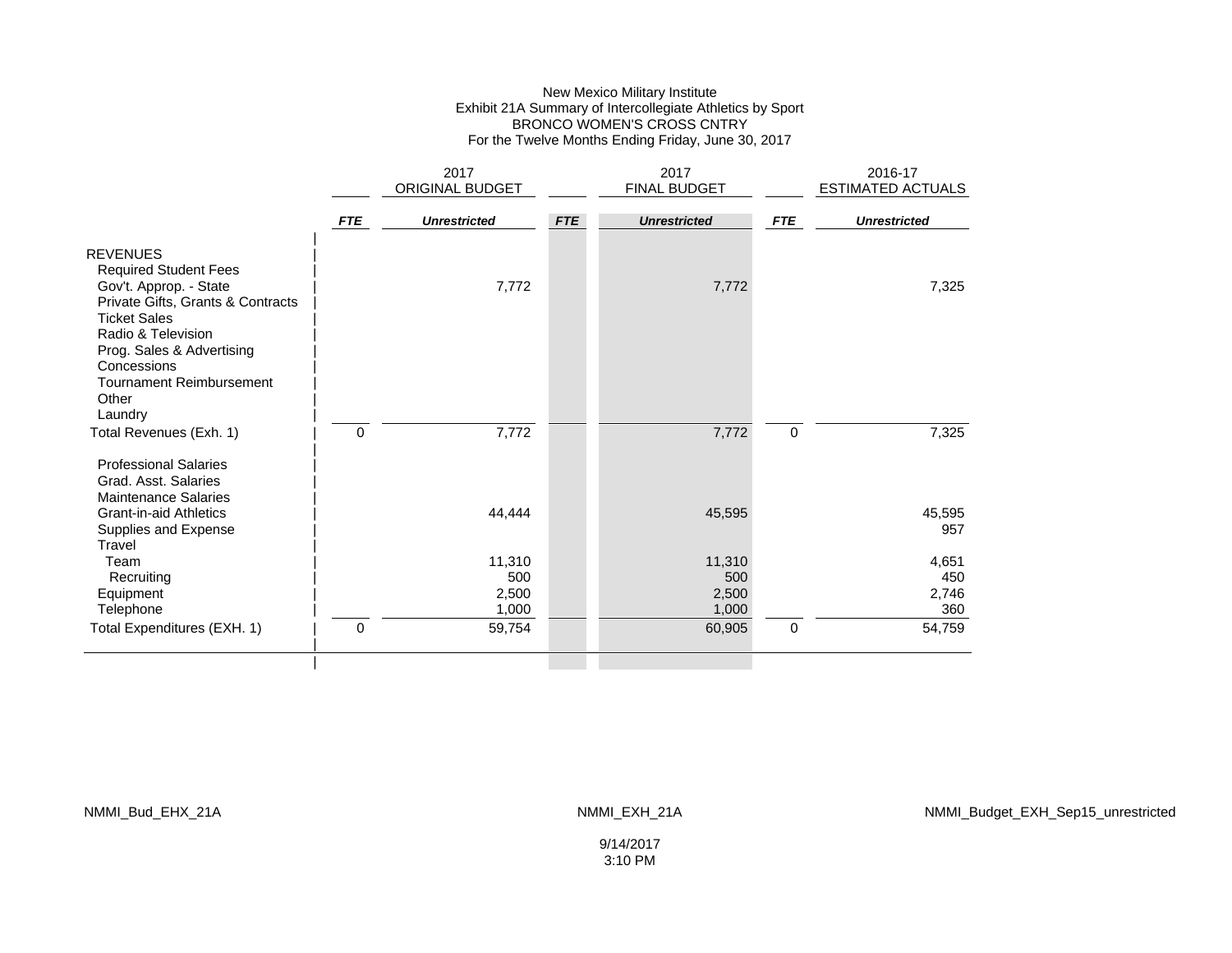New Mexico Military Institute
Exhibit 21A Summary of Intercollegiate Athletics by Sport
BRONCO WOMEN'S CROSS CNTRY
For the Twelve Months Ending Friday, June 30, 2017

| | 2017 ORIGINAL BUDGET | | 2017 FINAL BUDGET | | 2016-17 ESTIMATED ACTUALS | |
|---|---|---|---|---|---|---|
| | ***FTE*** | ***Unrestricted*** | ***FTE*** | ***Unrestricted*** | ***FTE*** | ***Unrestricted*** |
| REVENUES | | | | | | |
| Required Student Fees | | | | | | |
| Gov't. Approp. - State | | 7,772 | | 7,772 | | 7,325 |
| Private Gifts, Grants & Contracts | | | | | | |
| Ticket Sales | | | | | | |
| Radio & Television | | | | | | |
| Prog. Sales & Advertising | | | | | | |
| Concessions | | | | | | |
| Tournament Reimbursement | | | | | | |
| Other | | | | | | |
| Laundry | | | | | | |
| Total Revenues (Exh. 1) | 0 | 7,772 | | 7,772 | 0 | 7,325 |
| Professional Salaries | | | | | | |
| Grad. Asst. Salaries | | | | | | |
| Maintenance Salaries | | | | | | |
| Grant-in-aid Athletics | | 44,444 | | 45,595 | | 45,595 |
| Supplies and Expense | | | | | | 957 |
| Travel | | | | | | |
| Team | | 11,310 | | 11,310 | | 4,651 |
| Recruiting | | 500 | | 500 | | 450 |
| Equipment | | 2,500 | | 2,500 | | 2,746 |
| Telephone | | 1,000 | | 1,000 | | 360 |
| Total Expenditures (EXH. 1) | 0 | 59,754 | | 60,905 | 0 | 54,759 |

NMMI_Bud_EHX_21A NMMI_EXH_21A NMMI_Budget_EXH_Sep15_unrestricted

9/14/2017
3:10 PM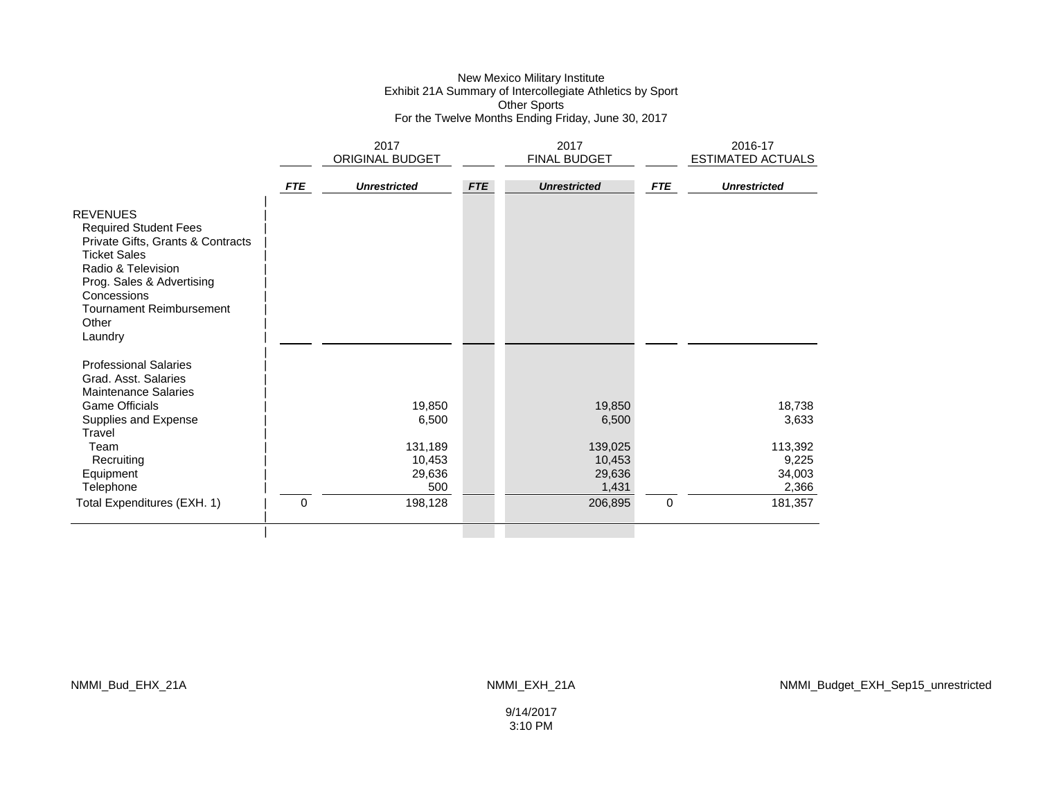New Mexico Military Institute
Exhibit 21A Summary of Intercollegiate Athletics by Sport
Other Sports
For the Twelve Months Ending Friday, June 30, 2017

| | 2017 ORIGINAL BUDGET | | 2017 FINAL BUDGET | | 2016-17 ESTIMATED ACTUALS | |
|---|---|---|---|---|---|---|
| | ***FTE*** | ***Unrestricted*** | ***FTE*** | ***Unrestricted*** | ***FTE*** | ***Unrestricted*** |
| REVENUES | | | | | | |
| Required Student Fees | | | | | | |
| Private Gifts, Grants & Contracts | | | | | | |
| Ticket Sales | | | | | | |
| Radio & Television | | | | | | |
| Prog. Sales & Advertising | | | | | | |
| Concessions | | | | | | |
| Tournament Reimbursement | | | | | | |
| Other | | | | | | |
| Laundry | | | | | | |
| Professional Salaries | | | | | | |
| Grad. Asst. Salaries | | | | | | |
| Maintenance Salaries | | | | | | |
| Game Officials | | 19,850 | | 19,850 | | 18,738 |
| Supplies and Expense | | 6,500 | | 6,500 | | 3,633 |
| Travel | | | | | | |
| Team | | 131,189 | | 139,025 | | 113,392 |
| Recruiting | | 10,453 | | 10,453 | | 9,225 |
| Equipment | | 29,636 | | 29,636 | | 34,003 |
| Telephone | | 500 | | 1,431 | | 2,366 |
| Total Expenditures (EXH. 1) | 0 | 198,128 | | 206,895 | 0 | 181,357 |

NMMI_Bud_EHX_21A    NMMI_EXH_21A    NMMI_Budget_EXH_Sep15_unrestricted

9/14/2017
3:10 PM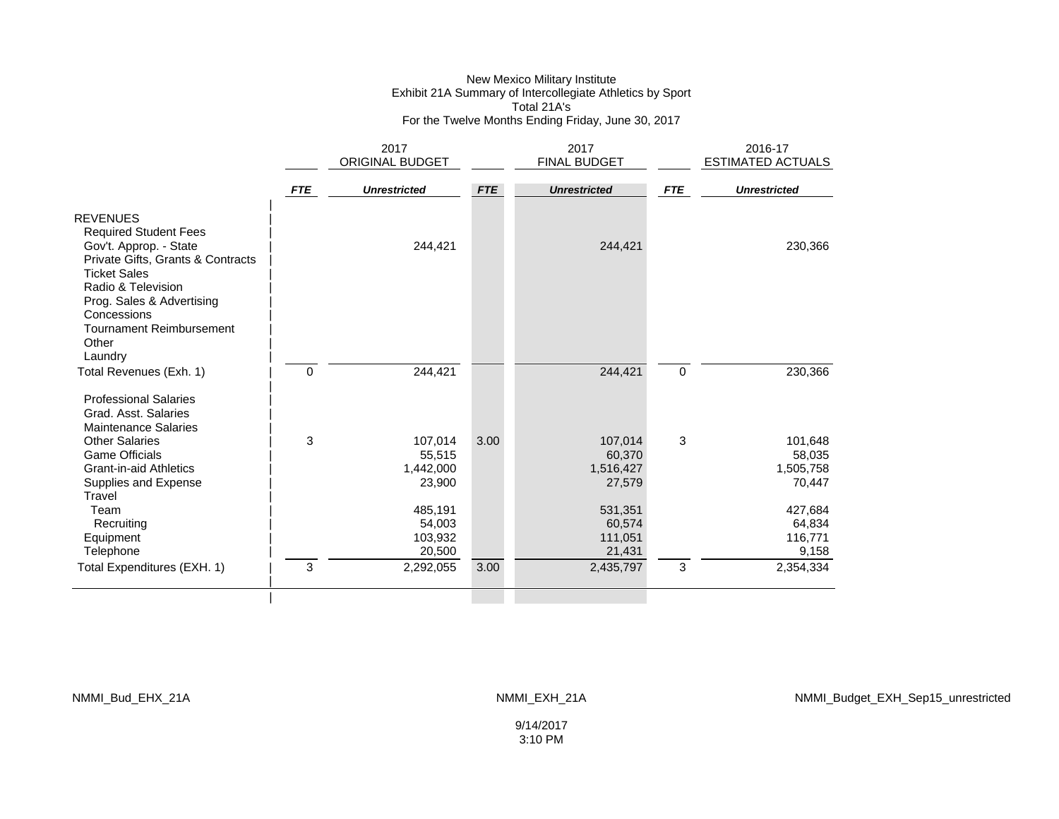New Mexico Military Institute
Exhibit 21A Summary of Intercollegiate Athletics by Sport
Total 21A's
For the Twelve Months Ending Friday, June 30, 2017

| | | 2017 ORIGINAL BUDGET | | 2017 FINAL BUDGET | | 2016-17 ESTIMATED ACTUALS |
|---|---|---|---|---|---|---|
| | ***FTE*** | ***Unrestricted*** | ***FTE*** | ***Unrestricted*** | ***FTE*** | ***Unrestricted*** |
| REVENUES | | | | | | |
| Required Student Fees | | | | | | |
| Gov't. Approp. - State | | 244,421 | | 244,421 | | 230,366 |
| Private Gifts, Grants & Contracts | | | | | | |
| Ticket Sales | | | | | | |
| Radio & Television | | | | | | |
| Prog. Sales & Advertising | | | | | | |
| Concessions | | | | | | |
| Tournament Reimbursement | | | | | | |
| Other | | | | | | |
| Laundry | | | | | | |
| Total Revenues (Exh. 1) | 0 | 244,421 | | 244,421 | 0 | 230,366 |
| Professional Salaries | | | | | | |
| Grad. Asst. Salaries | | | | | | |
| Maintenance Salaries | | | | | | |
| Other Salaries | 3 | 107,014 | 3.00 | 107,014 | 3 | 101,648 |
| Game Officials | | 55,515 | | 60,370 | | 58,035 |
| Grant-in-aid Athletics | | 1,442,000 | | 1,516,427 | | 1,505,758 |
| Supplies and Expense | | 23,900 | | 27,579 | | 70,447 |
| Travel | | | | | | |
| Team | | 485,191 | | 531,351 | | 427,684 |
| Recruiting | | 54,003 | | 60,574 | | 64,834 |
| Equipment | | 103,932 | | 111,051 | | 116,771 |
| Telephone | | 20,500 | | 21,431 | | 9,158 |
| Total Expenditures (EXH. 1) | 3 | 2,292,055 | 3.00 | 2,435,797 | 3 | 2,354,334 |

NMMI_Bud_EHX_21A NMMI_EXH_21A NMMI_Budget_EXH_Sep15_unrestricted

9/14/2017
3:10 PM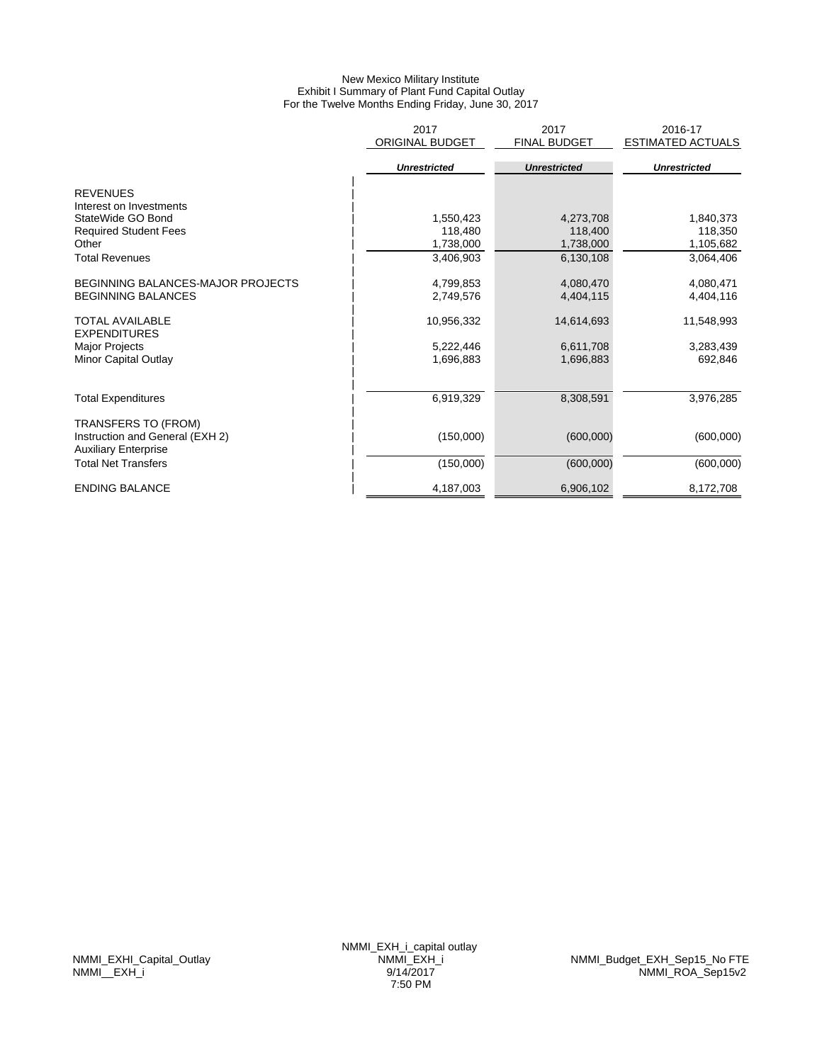New Mexico Military Institute
Exhibit I Summary of Plant Fund Capital Outlay
For the Twelve Months Ending Friday, June 30, 2017

| | 2017 ORIGINAL BUDGET | 2017 FINAL BUDGET | 2016-17 ESTIMATED ACTUALS |
|---|---|---|---|
| | ***Unrestricted*** | ***Unrestricted*** | ***Unrestricted*** |
| REVENUES | | | |
| Interest on Investments | | | |
| StateWide GO Bond | 1,550,423 | 4,273,708 | 1,840,373 |
| Required Student Fees | 118,480 | 118,400 | 118,350 |
| Other | 1,738,000 | 1,738,000 | 1,105,682 |
| Total Revenues | 3,406,903 | 6,130,108 | 3,064,406 |
| BEGINNING BALANCES-MAJOR PROJECTS | 4,799,853 | 4,080,470 | 4,080,471 |
| BEGINNING BALANCES | 2,749,576 | 4,404,115 | 4,404,116 |
| TOTAL AVAILABLE | 10,956,332 | 14,614,693 | 11,548,993 |
| EXPENDITURES | | | |
| Major Projects | 5,222,446 | 6,611,708 | 3,283,439 |
| Minor Capital Outlay | 1,696,883 | 1,696,883 | 692,846 |
| Total Expenditures | 6,919,329 | 8,308,591 | 3,976,285 |
| TRANSFERS TO (FROM) | | | |
| Instruction and General (EXH 2) | (150,000) | (600,000) | (600,000) |
| Auxiliary Enterprise | | | |
| Total Net Transfers | (150,000) | (600,000) | (600,000) |
| ENDING BALANCE | 4,187,003 | 6,906,102 | 8,172,708 |

NMMI_EXHI_Capital_Outlay
NMMI__EXH_i

NMMI_EXH_i_capital outlay
NMMI_EXH_i
9/14/2017
7:50 PM

NMMI_Budget_EXH_Sep15_No FTE
NMMI_ROA_Sep15v2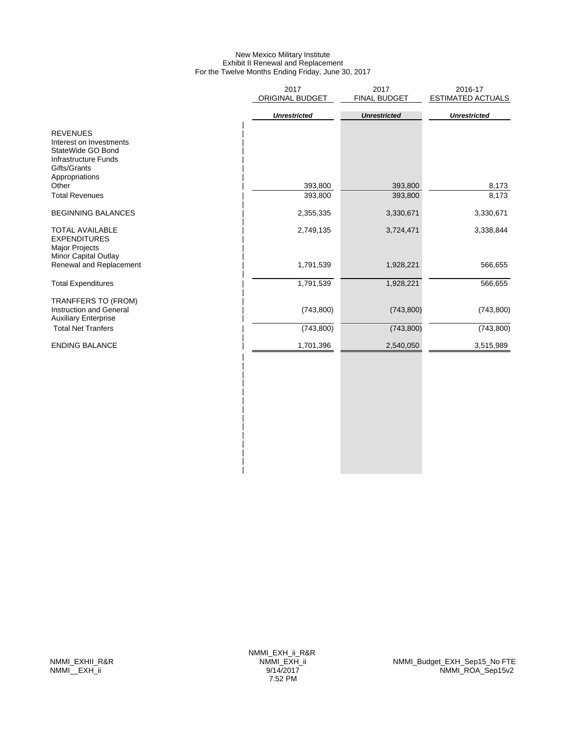New Mexico Military Institute
Exhibit II Renewal and Replacement
For the Twelve Months Ending Friday, June 30, 2017

| | 2017 ORIGINAL BUDGET | 2017 FINAL BUDGET | 2016-17 ESTIMATED ACTUALS |
|---|---|---|---|
| | *Unrestricted* | *Unrestricted* | *Unrestricted* |
| REVENUES | | | |
| Interest on Investments | | | |
| StateWide GO Bond | | | |
| Infrastructure Funds | | | |
| Gifts/Grants | | | |
| Appropriations | | | |
| Other | 393,800 | 393,800 | 8,173 |
| Total Revenues | 393,800 | 393,800 | 8,173 |
| BEGINNING BALANCES | 2,355,335 | 3,330,671 | 3,330,671 |
| TOTAL AVAILABLE | 2,749,135 | 3,724,471 | 3,338,844 |
| EXPENDITURES | | | |
| Major Projects | | | |
| Minor Capital Outlay | | | |
| Renewal and Replacement | 1,791,539 | 1,928,221 | 566,655 |
| Total Expenditures | 1,791,539 | 1,928,221 | 566,655 |
| TRANFFERS TO (FROM) | | | |
| Instruction and General | (743,800) | (743,800) | (743,800) |
| Auxiliary Enterprise | | | |
| Total Net Tranfers | (743,800) | (743,800) | (743,800) |
| ENDING BALANCE | 1,701,396 | 2,540,050 | 3,515,989 |

NMMI_EXHII_R&R
NMMI__EXH_ii

NMMI_EXH_ii_R&R
NMMI_EXH_ii
9/14/2017
7:52 PM

NMMI_Budget_EXH_Sep15_No FTE
NMMI_ROA_Sep15v2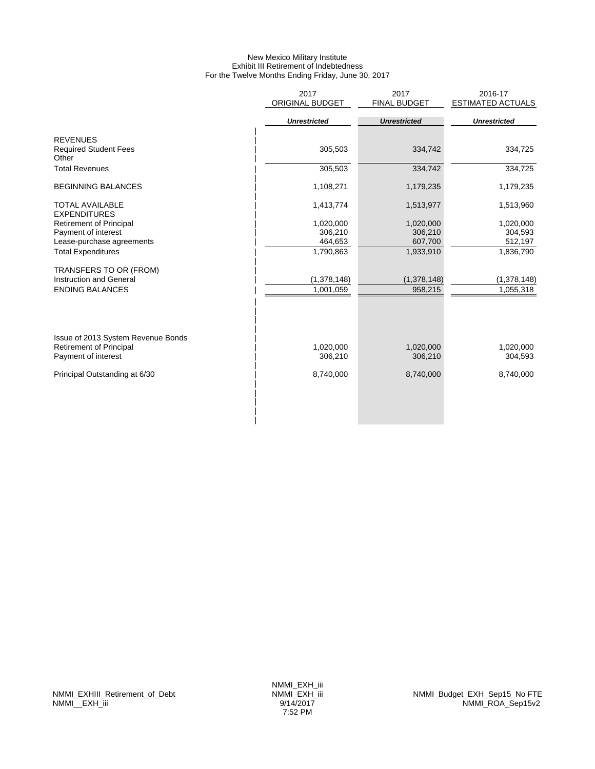New Mexico Military Institute
Exhibit III Retirement of Indebtedness
For the Twelve Months Ending Friday, June 30, 2017

| | 2017 ORIGINAL BUDGET | 2017 FINAL BUDGET | 2016-17 ESTIMATED ACTUALS |
|---|---|---|---|
| | *Unrestricted* | *Unrestricted* | *Unrestricted* |
| REVENUES | | | |
| Required Student Fees | 305,503 | 334,742 | 334,725 |
| Other | | | |
| Total Revenues | 305,503 | 334,742 | 334,725 |
| BEGINNING BALANCES | 1,108,271 | 1,179,235 | 1,179,235 |
| TOTAL AVAILABLE | 1,413,774 | 1,513,977 | 1,513,960 |
| EXPENDITURES | | | |
| Retirement of Principal | 1,020,000 | 1,020,000 | 1,020,000 |
| Payment of interest | 306,210 | 306,210 | 304,593 |
| Lease-purchase agreements | 464,653 | 607,700 | 512,197 |
| Total Expenditures | 1,790,863 | 1,933,910 | 1,836,790 |
| TRANSFERS TO OR (FROM) | | | |
| Instruction and General | (1,378,148) | (1,378,148) | (1,378,148) |
| ENDING BALANCES | 1,001,059 | 958,215 | 1,055,318 |
| | | | |
| Issue of 2013 System Revenue Bonds | | | |
| Retirement of Principal | 1,020,000 | 1,020,000 | 1,020,000 |
| Payment of interest | 306,210 | 306,210 | 304,593 |
| Principal Outstanding at 6/30 | 8,740,000 | 8,740,000 | 8,740,000 |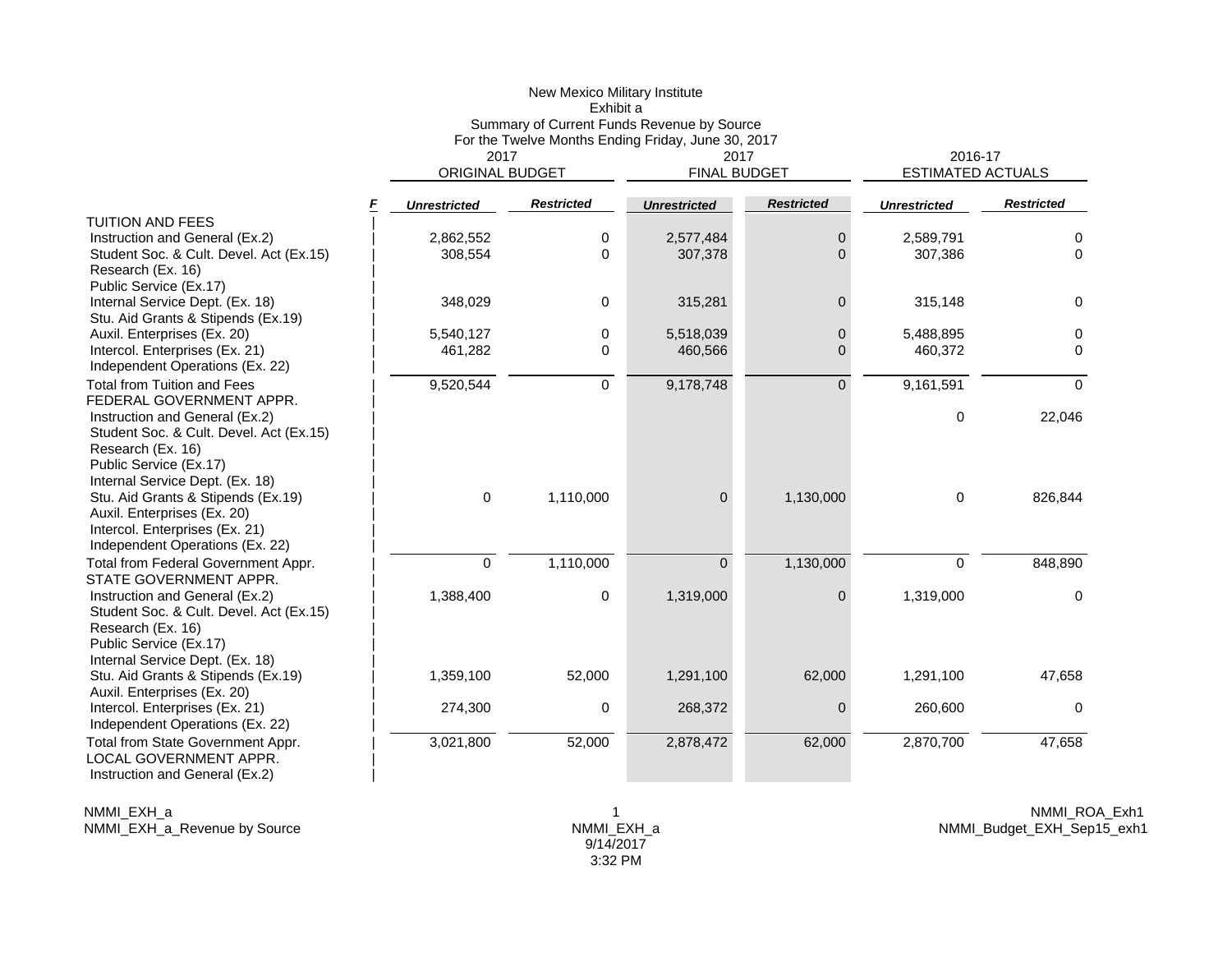New Mexico Military Institute
Exhibit a
Summary of Current Funds Revenue by Source
For the Twelve Months Ending Friday, June 30, 2017

| | F | 2017 ORIGINAL BUDGET | | 2017 FINAL BUDGET | | 2016-17 ESTIMATED ACTUALS | |
|---|---|---|---|---|---|---|---|
| | | ***Unrestricted*** | ***Restricted*** | ***Unrestricted*** | ***Restricted*** | ***Unrestricted*** | ***Restricted*** |
| TUITION AND FEES | | | | | | | |
| Instruction and General (Ex.2) | | 2,862,552 | 0 | 2,577,484 | 0 | 2,589,791 | 0 |
| Student Soc. & Cult. Devel. Act (Ex.15) | | 308,554 | 0 | 307,378 | 0 | 307,386 | 0 |
| Research (Ex. 16) | | | | | | | |
| Public Service (Ex.17) | | | | | | | |
| Internal Service Dept. (Ex. 18) | | 348,029 | 0 | 315,281 | 0 | 315,148 | 0 |
| Stu. Aid Grants & Stipends (Ex.19) | | | | | | | |
| Auxil. Enterprises (Ex. 20) | | 5,540,127 | 0 | 5,518,039 | 0 | 5,488,895 | 0 |
| Intercol. Enterprises (Ex. 21) | | 461,282 | 0 | 460,566 | 0 | 460,372 | 0 |
| Independent Operations (Ex. 22) | | | | | | | |
| Total from Tuition and Fees | | 9,520,544 | 0 | 9,178,748 | 0 | 9,161,591 | 0 |
| FEDERAL GOVERNMENT APPR. | | | | | | | |
| Instruction and General (Ex.2) | | | | | | 0 | 22,046 |
| Student Soc. & Cult. Devel. Act (Ex.15) | | | | | | | |
| Research (Ex. 16) | | | | | | | |
| Public Service (Ex.17) | | | | | | | |
| Internal Service Dept. (Ex. 18) | | | | | | | |
| Stu. Aid Grants & Stipends (Ex.19) | | 0 | 1,110,000 | 0 | 1,130,000 | 0 | 826,844 |
| Auxil. Enterprises (Ex. 20) | | | | | | | |
| Intercol. Enterprises (Ex. 21) | | | | | | | |
| Independent Operations (Ex. 22) | | | | | | | |
| Total from Federal Government Appr. | | 0 | 1,110,000 | 0 | 1,130,000 | 0 | 848,890 |
| STATE GOVERNMENT APPR. | | | | | | | |
| Instruction and General (Ex.2) | | 1,388,400 | 0 | 1,319,000 | 0 | 1,319,000 | 0 |
| Student Soc. & Cult. Devel. Act (Ex.15) | | | | | | | |
| Research (Ex. 16) | | | | | | | |
| Public Service (Ex.17) | | | | | | | |
| Internal Service Dept. (Ex. 18) | | | | | | | |
| Stu. Aid Grants & Stipends (Ex.19) | | 1,359,100 | 52,000 | 1,291,100 | 62,000 | 1,291,100 | 47,658 |
| Auxil. Enterprises (Ex. 20) | | | | | | | |
| Intercol. Enterprises (Ex. 21) | | 274,300 | 0 | 268,372 | 0 | 260,600 | 0 |
| Independent Operations (Ex. 22) | | | | | | | |
| Total from State Government Appr. | | 3,021,800 | 52,000 | 2,878,472 | 62,000 | 2,870,700 | 47,658 |
| LOCAL GOVERNMENT APPR. | | | | | | | |
| Instruction and General (Ex.2) | | | | | | | |

NMMI_EXH_a
NMMI_EXH_a_Revenue by Source

NMMI_EXH_a
9/14/2017
3:32 PM

NMMI_ROA_Exh1
NMMI_Budget_EXH_Sep15_exh1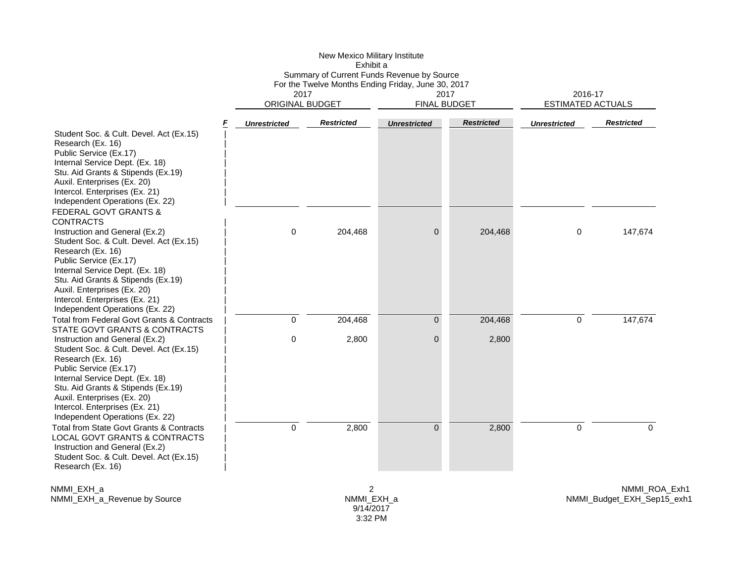New Mexico Military Institute
Exhibit a
Summary of Current Funds Revenue by Source
For the Twelve Months Ending Friday, June 30, 2017

| | F | 2017 ORIGINAL BUDGET | | 2017 FINAL BUDGET | | 2016-17 ESTIMATED ACTUALS | |
|---|---|---|---|---|---|---|---|
| | | ***Unrestricted*** | ***Restricted*** | ***Unrestricted*** | ***Restricted*** | ***Unrestricted*** | ***Restricted*** |
| Student Soc. & Cult. Devel. Act (Ex.15) | \| | | | | | | |
| Research (Ex. 16) | \| | | | | | | |
| Public Service (Ex.17) | \| | | | | | | |
| Internal Service Dept. (Ex. 18) | \| | | | | | | |
| Stu. Aid Grants & Stipends (Ex.19) | \| | | | | | | |
| Auxil. Enterprises (Ex. 20) | \| | | | | | | |
| Intercol. Enterprises (Ex. 21) | \| | | | | | | |
| Independent Operations (Ex. 22) | \| | | | | | | |
| FEDERAL GOVT GRANTS & CONTRACTS | \| | | | | | | |
| Instruction and General (Ex.2) | \| | 0 | 204,468 | 0 | 204,468 | 0 | 147,674 |
| Student Soc. & Cult. Devel. Act (Ex.15) | \| | | | | | | |
| Research (Ex. 16) | \| | | | | | | |
| Public Service (Ex.17) | \| | | | | | | |
| Internal Service Dept. (Ex. 18) | \| | | | | | | |
| Stu. Aid Grants & Stipends (Ex.19) | \| | | | | | | |
| Auxil. Enterprises (Ex. 20) | \| | | | | | | |
| Intercol. Enterprises (Ex. 21) | \| | | | | | | |
| Independent Operations (Ex. 22) | \| | | | | | | |
| Total from Federal Govt Grants & Contracts | \| | 0 | 204,468 | 0 | 204,468 | 0 | 147,674 |
| STATE GOVT GRANTS & CONTRACTS | \| | | | | | | |
| Instruction and General (Ex.2) | \| | 0 | 2,800 | 0 | 2,800 | | |
| Student Soc. & Cult. Devel. Act (Ex.15) | \| | | | | | | |
| Research (Ex. 16) | \| | | | | | | |
| Public Service (Ex.17) | \| | | | | | | |
| Internal Service Dept. (Ex. 18) | \| | | | | | | |
| Stu. Aid Grants & Stipends (Ex.19) | \| | | | | | | |
| Auxil. Enterprises (Ex. 20) | \| | | | | | | |
| Intercol. Enterprises (Ex. 21) | \| | | | | | | |
| Independent Operations (Ex. 22) | \| | | | | | | |
| Total from State Govt Grants & Contracts | \| | 0 | 2,800 | 0 | 2,800 | 0 | 0 |
| LOCAL GOVT GRANTS & CONTRACTS | \| | | | | | | |
| Instruction and General (Ex.2) | \| | | | | | | |
| Student Soc. & Cult. Devel. Act (Ex.15) | \| | | | | | | |
| Research (Ex. 16) | \| | | | | | | |

NMMI_EXH_a
NMMI_EXH_a_Revenue by Source

NMMI_EXH_a
9/14/2017
3:32 PM

NMMI_ROA_Exh1
NMMI_Budget_EXH_Sep15_exh1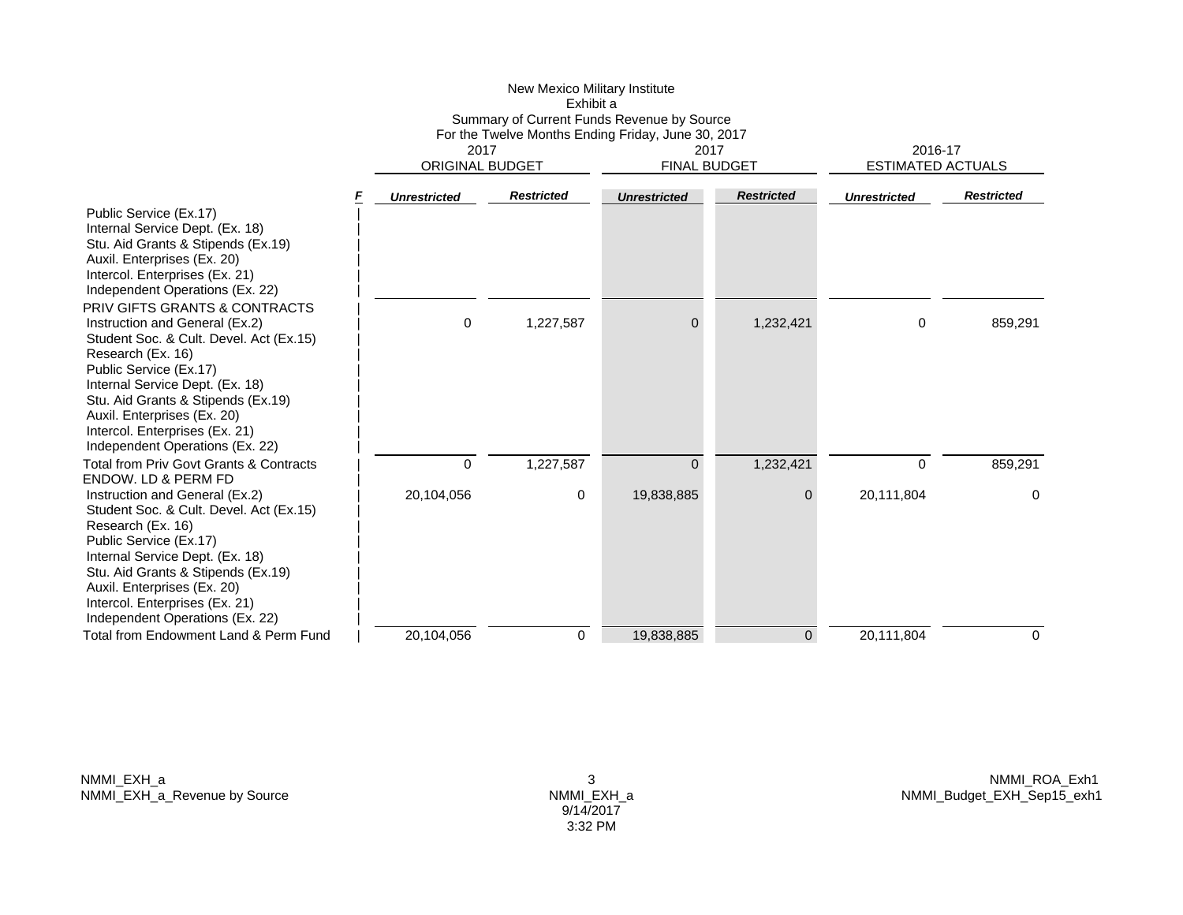New Mexico Military Institute
Exhibit a
Summary of Current Funds Revenue by Source
For the Twelve Months Ending Friday, June 30, 2017

| | F | 2017 ORIGINAL BUDGET | | 2017 FINAL BUDGET | | 2016-17 ESTIMATED ACTUALS | |
|---|---|---|---|---|---|---|---|
| | | ***Unrestricted*** | ***Restricted*** | ***Unrestricted*** | ***Restricted*** | ***Unrestricted*** | ***Restricted*** |
| Public Service (Ex.17) | | | | | | | | |
| Internal Service Dept. (Ex. 18) | | | | | | | | |
| Stu. Aid Grants & Stipends (Ex.19) | | | | | | | | |
| Auxil. Enterprises (Ex. 20) | | | | | | | | |
| Intercol. Enterprises (Ex. 21) | | | | | | | | |
| Independent Operations (Ex. 22) | | | | | | | | |
| PRIV GIFTS GRANTS & CONTRACTS | | | | | | | | |
| Instruction and General (Ex.2) | | | 0 | 1,227,587 | 0 | 1,232,421 | 0 | 859,291 |
| Student Soc. & Cult. Devel. Act (Ex.15) | | | | | | | | |
| Research (Ex. 16) | | | | | | | | |
| Public Service (Ex.17) | | | | | | | | |
| Internal Service Dept. (Ex. 18) | | | | | | | | |
| Stu. Aid Grants & Stipends (Ex.19) | | | | | | | | |
| Auxil. Enterprises (Ex. 20) | | | | | | | | |
| Intercol. Enterprises (Ex. 21) | | | | | | | | |
| Independent Operations (Ex. 22) | | | | | | | | |
| Total from Priv Govt Grants & Contracts | | | 0 | 1,227,587 | 0 | 1,232,421 | 0 | 859,291 |
| ENDOW. LD & PERM FD | | | | | | | | |
| Instruction and General (Ex.2) | | | 20,104,056 | 0 | 19,838,885 | 0 | 20,111,804 | 0 |
| Student Soc. & Cult. Devel. Act (Ex.15) | | | | | | | | |
| Research (Ex. 16) | | | | | | | | |
| Public Service (Ex.17) | | | | | | | | |
| Internal Service Dept. (Ex. 18) | | | | | | | | |
| Stu. Aid Grants & Stipends (Ex.19) | | | | | | | | |
| Auxil. Enterprises (Ex. 20) | | | | | | | | |
| Intercol. Enterprises (Ex. 21) | | | | | | | | |
| Independent Operations (Ex. 22) | | | | | | | | |
| Total from Endowment Land & Perm Fund | | | 20,104,056 | 0 | 19,838,885 | 0 | 20,111,804 | 0 |

NMMI_EXH_a
NMMI_EXH_a_Revenue by Source

NMMI_EXH_a
9/14/2017
3:32 PM

NMMI_ROA_Exh1
NMMI_Budget_EXH_Sep15_exh1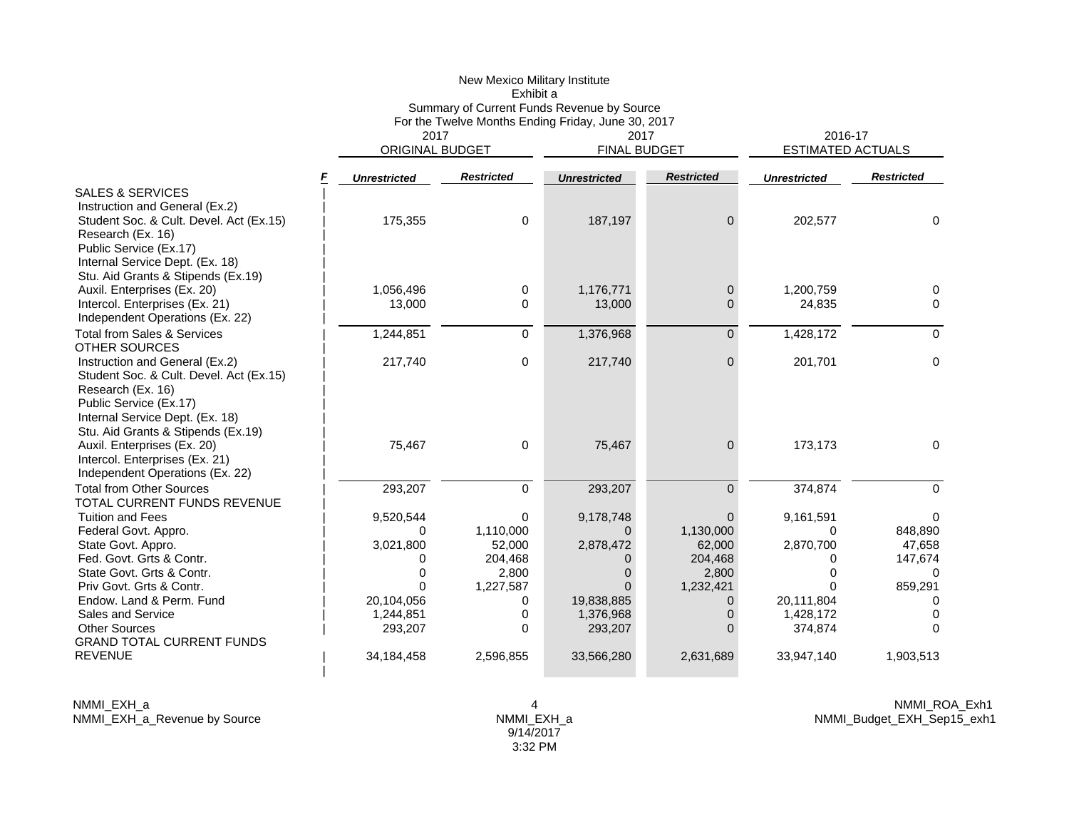# New Mexico Military Institute
## Exhibit a
### Summary of Current Funds Revenue by Source
For the Twelve Months Ending Friday, June 30, 2017

| | F | 2017 ORIGINAL BUDGET | | 2017 FINAL BUDGET | | 2016-17 ESTIMATED ACTUALS | |
|---|---|---|---|---|---|---|---|
| | | *Unrestricted* | *Restricted* | *Unrestricted* | *Restricted* | *Unrestricted* | *Restricted* |
| SALES & SERVICES | | | | | | | |
| Instruction and General (Ex.2) | | | | | | | |
| Student Soc. & Cult. Devel. Act (Ex.15) | | 175,355 | 0 | 187,197 | 0 | 202,577 | 0 |
| Research (Ex. 16) | | | | | | | |
| Public Service (Ex.17) | | | | | | | |
| Internal Service Dept. (Ex. 18) | | | | | | | |
| Stu. Aid Grants & Stipends (Ex.19) | | | | | | | |
| Auxil. Enterprises (Ex. 20) | | 1,056,496 | 0 | 1,176,771 | 0 | 1,200,759 | 0 |
| Intercol. Enterprises (Ex. 21) | | 13,000 | 0 | 13,000 | 0 | 24,835 | 0 |
| Independent Operations (Ex. 22) | | | | | | | |
| Total from Sales & Services | | 1,244,851 | 0 | 1,376,968 | 0 | 1,428,172 | 0 |
| OTHER SOURCES | | | | | | | |
| Instruction and General (Ex.2) | | 217,740 | 0 | 217,740 | 0 | 201,701 | 0 |
| Student Soc. & Cult. Devel. Act (Ex.15) | | | | | | | |
| Research (Ex. 16) | | | | | | | |
| Public Service (Ex.17) | | | | | | | |
| Internal Service Dept. (Ex. 18) | | | | | | | |
| Stu. Aid Grants & Stipends (Ex.19) | | | | | | | |
| Auxil. Enterprises (Ex. 20) | | 75,467 | 0 | 75,467 | 0 | 173,173 | 0 |
| Intercol. Enterprises (Ex. 21) | | | | | | | |
| Independent Operations (Ex. 22) | | | | | | | |
| Total from Other Sources | | 293,207 | 0 | 293,207 | 0 | 374,874 | 0 |
| TOTAL CURRENT FUNDS REVENUE | | | | | | | |
| Tuition and Fees | | 9,520,544 | 0 | 9,178,748 | 0 | 9,161,591 | 0 |
| Federal Govt. Appro. | | 0 | 1,110,000 | 0 | 1,130,000 | 0 | 848,890 |
| State Govt. Appro. | | 3,021,800 | 52,000 | 2,878,472 | 62,000 | 2,870,700 | 47,658 |
| Fed. Govt. Grts & Contr. | | 0 | 204,468 | 0 | 204,468 | 0 | 147,674 |
| State Govt. Grts & Contr. | | 0 | 2,800 | 0 | 2,800 | 0 | 0 |
| Priv Govt. Grts & Contr. | | 0 | 1,227,587 | 0 | 1,232,421 | 0 | 859,291 |
| Endow. Land & Perm. Fund | | 20,104,056 | 0 | 19,838,885 | 0 | 20,111,804 | 0 |
| Sales and Service | | 1,244,851 | 0 | 1,376,968 | 0 | 1,428,172 | 0 |
| Other Sources | | 293,207 | 0 | 293,207 | 0 | 374,874 | 0 |
| GRAND TOTAL CURRENT FUNDS REVENUE | | 34,184,458 | 2,596,855 | 33,566,280 | 2,631,689 | 33,947,140 | 1,903,513 |

NMMI_EXH_a
NMMI_EXH_a_Revenue by Source

NMMI_EXH_a
9/14/2017
3:32 PM

NMMI_ROA_Exh1
NMMI_Budget_EXH_Sep15_exh1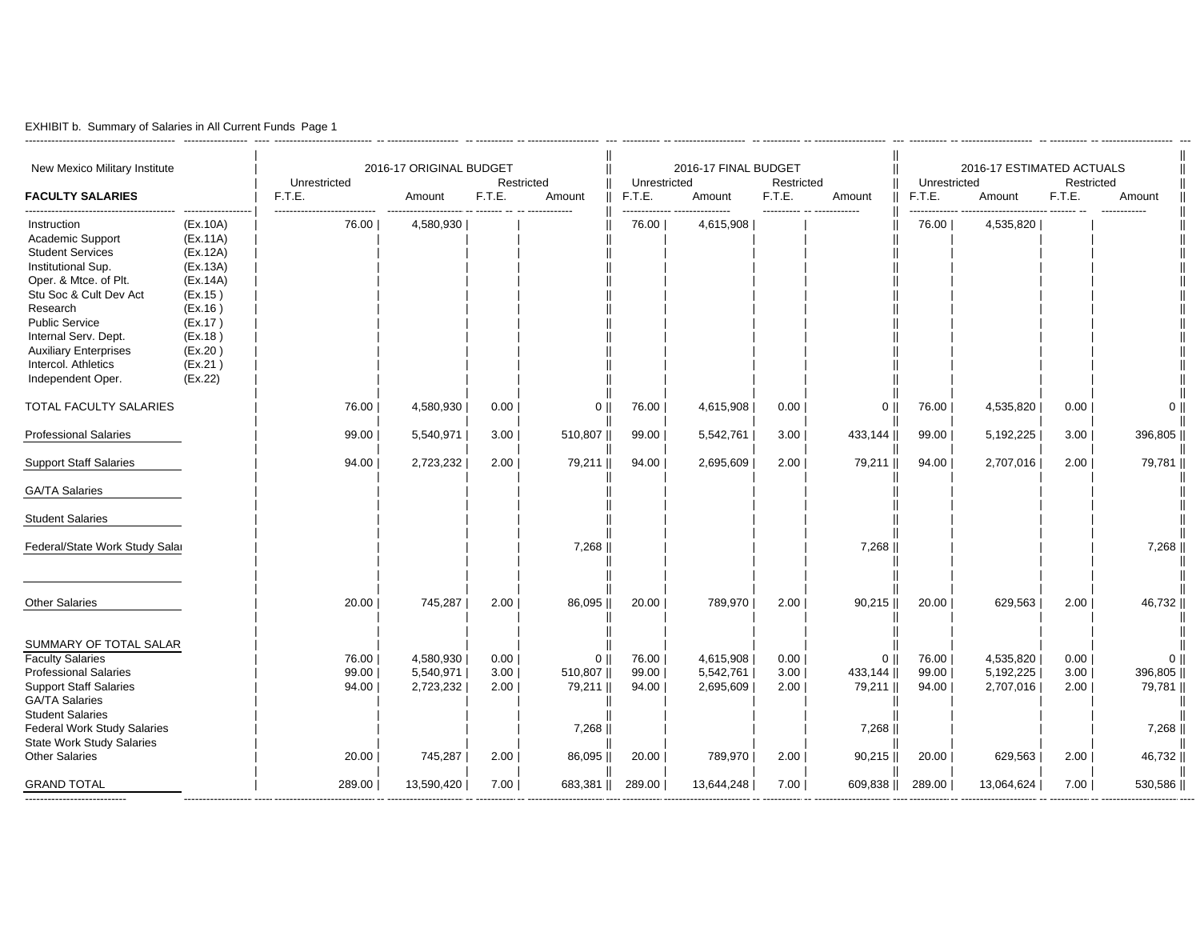EXHIBIT b. Summary of Salaries in All Current Funds Page 1

| New Mexico Military Institute | | 2016-17 ORIGINAL BUDGET | | | | 2016-17 FINAL BUDGET | | | | 2016-17 ESTIMATED ACTUALS | | | |
|---|---|---|---|---|---|---|---|---|---|---|---|---|---|
| | | Unrestricted | | Restricted | | Unrestricted | | Restricted | | Unrestricted | | Restricted | |
| **FACULTY SALARIES** | | F.T.E. | Amount | F.T.E. | Amount | F.T.E. | Amount | F.T.E. | Amount | F.T.E. | Amount | F.T.E. | Amount |
| Instruction | (Ex.10A) | 76.00 | 4,580,930 | | | 76.00 | 4,615,908 | | | 76.00 | 4,535,820 | | |
| Academic Support | (Ex.11A) | | | | | | | | | | | | |
| Student Services | (Ex.12A) | | | | | | | | | | | | |
| Institutional Sup. | (Ex.13A) | | | | | | | | | | | | |
| Oper. & Mtce. of Plt. | (Ex.14A) | | | | | | | | | | | | |
| Stu Soc & Cult Dev Act | (Ex.15 ) | | | | | | | | | | | | |
| Research | (Ex.16 ) | | | | | | | | | | | | |
| Public Service | (Ex.17 ) | | | | | | | | | | | | |
| Internal Serv. Dept. | (Ex.18 ) | | | | | | | | | | | | |
| Auxiliary Enterprises | (Ex.20 ) | | | | | | | | | | | | |
| Intercol. Athletics | (Ex.21 ) | | | | | | | | | | | | |
| Independent Oper. | (Ex.22) | | | | | | | | | | | | |
| TOTAL FACULTY SALARIES | | 76.00 | 4,580,930 | 0.00 | 0 | 76.00 | 4,615,908 | 0.00 | 0 | 76.00 | 4,535,820 | 0.00 | 0 |
| Professional Salaries | | 99.00 | 5,540,971 | 3.00 | 510,807 | 99.00 | 5,542,761 | 3.00 | 433,144 | 99.00 | 5,192,225 | 3.00 | 396,805 |
| Support Staff Salaries | | 94.00 | 2,723,232 | 2.00 | 79,211 | 94.00 | 2,695,609 | 2.00 | 79,211 | 94.00 | 2,707,016 | 2.00 | 79,781 |
| GA/TA Salaries | | | | | | | | | | | | | |
| Student Salaries | | | | | | | | | | | | | |
| Federal/State Work Study Salai | | | | | 7,268 | | | | 7,268 | | | | 7,268 |
| Other Salaries | | 20.00 | 745,287 | 2.00 | 86,095 | 20.00 | 789,970 | 2.00 | 90,215 | 20.00 | 629,563 | 2.00 | 46,732 |
| SUMMARY OF TOTAL SALAR | | | | | | | | | | | | | |
| Faculty Salaries | | 76.00 | 4,580,930 | 0.00 | 0 | 76.00 | 4,615,908 | 0.00 | 0 | 76.00 | 4,535,820 | 0.00 | 0 |
| Professional Salaries | | 99.00 | 5,540,971 | 3.00 | 510,807 | 99.00 | 5,542,761 | 3.00 | 433,144 | 99.00 | 5,192,225 | 3.00 | 396,805 |
| Support Staff Salaries | | 94.00 | 2,723,232 | 2.00 | 79,211 | 94.00 | 2,695,609 | 2.00 | 79,211 | 94.00 | 2,707,016 | 2.00 | 79,781 |
| GA/TA Salaries | | | | | | | | | | | | | |
| Student Salaries | | | | | | | | | | | | | |
| Federal Work Study Salaries | | | | | 7,268 | | | | 7,268 | | | | 7,268 |
| State Work Study Salaries | | | | | | | | | | | | | |
| Other Salaries | | 20.00 | 745,287 | 2.00 | 86,095 | 20.00 | 789,970 | 2.00 | 90,215 | 20.00 | 629,563 | 2.00 | 46,732 |
| GRAND TOTAL | | 289.00 | 13,590,420 | 7.00 | 683,381 | 289.00 | 13,644,248 | 7.00 | 609,838 | 289.00 | 13,064,624 | 7.00 | 530,586 |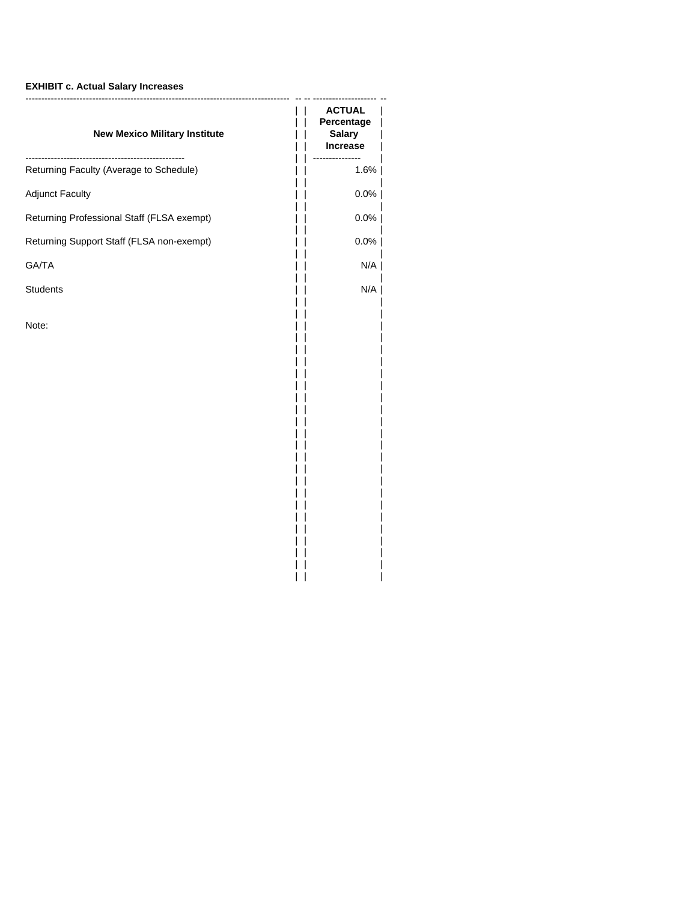**EXHIBIT c. Actual Salary Increases**

| New Mexico Military Institute | ACTUAL Percentage Salary Increase |
|---|---|
| Returning Faculty (Average to Schedule) | 1.6% |
| Adjunct Faculty | 0.0% |
| Returning Professional Staff (FLSA exempt) | 0.0% |
| Returning Support Staff (FLSA non-exempt) | 0.0% |
| GA/TA | N/A |
| Students | N/A |

Note: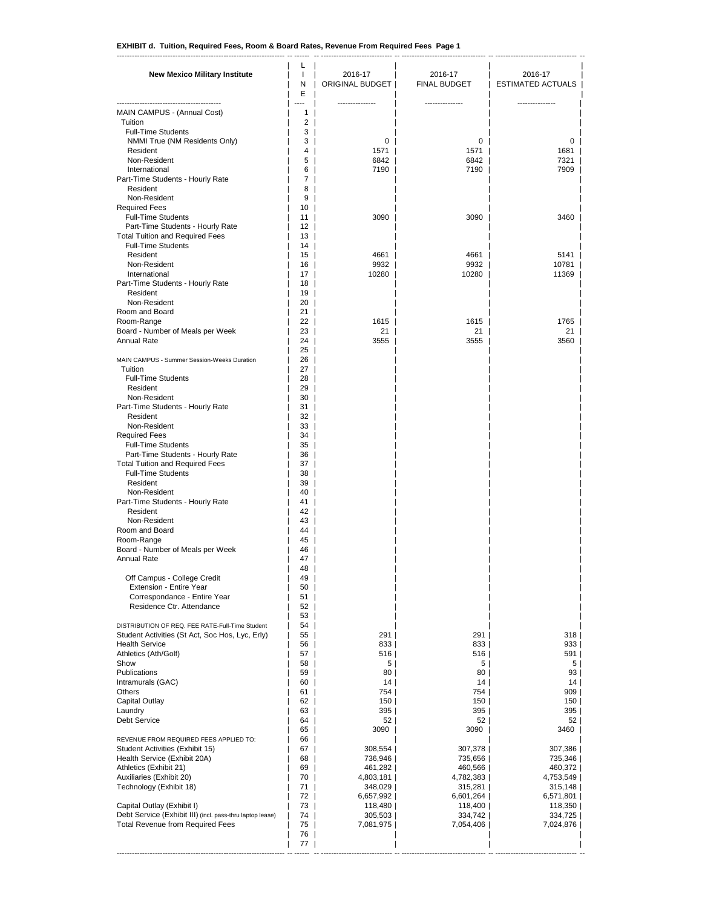**EXHIBIT d. Tuition, Required Fees, Room & Board Rates, Revenue From Required Fees Page 1**

| New Mexico Military Institute | LINE | 2016-17 ORIGINAL BUDGET | 2016-17 FINAL BUDGET | 2016-17 ESTIMATED ACTUALS |
|---|---|---|---|---|
| ---------------------------------------- | ---- | -------------- | -------------- | -------------- |
| MAIN CAMPUS - (Annual Cost) | 1 | | | |
| Tuition | 2 | | | |
| Full-Time Students | 3 | | | |
| NMMI True (NM Residents Only) | 3 | 0 | 0 | 0 |
| Resident | 4 | 1571 | 1571 | 1681 |
| Non-Resident | 5 | 6842 | 6842 | 7321 |
| International | 6 | 7190 | 7190 | 7909 |
| Part-Time Students - Hourly Rate | 7 | | | |
| Resident | 8 | | | |
| Non-Resident | 9 | | | |
| Required Fees | 10 | | | |
| Full-Time Students | 11 | 3090 | 3090 | 3460 |
| Part-Time Students - Hourly Rate | 12 | | | |
| Total Tuition and Required Fees | 13 | | | |
| Full-Time Students | 14 | | | |
| Resident | 15 | 4661 | 4661 | 5141 |
| Non-Resident | 16 | 9932 | 9932 | 10781 |
| International | 17 | 10280 | 10280 | 11369 |
| Part-Time Students - Hourly Rate | 18 | | | |
| Resident | 19 | | | |
| Non-Resident | 20 | | | |
| Room and Board | 21 | | | |
| Room-Range | 22 | 1615 | 1615 | 1765 |
| Board - Number of Meals per Week | 23 | 21 | 21 | 21 |
| Annual Rate | 24 | 3555 | 3555 | 3560 |
| | 25 | | | |
| MAIN CAMPUS - Summer Session-Weeks Duration | 26 | | | |
| Tuition | 27 | | | |
| Full-Time Students | 28 | | | |
| Resident | 29 | | | |
| Non-Resident | 30 | | | |
| Part-Time Students - Hourly Rate | 31 | | | |
| Resident | 32 | | | |
| Non-Resident | 33 | | | |
| Required Fees | 34 | | | |
| Full-Time Students | 35 | | | |
| Part-Time Students - Hourly Rate | 36 | | | |
| Total Tuition and Required Fees | 37 | | | |
| Full-Time Students | 38 | | | |
| Resident | 39 | | | |
| Non-Resident | 40 | | | |
| Part-Time Students - Hourly Rate | 41 | | | |
| Resident | 42 | | | |
| Non-Resident | 43 | | | |
| Room and Board | 44 | | | |
| Room-Range | 45 | | | |
| Board - Number of Meals per Week | 46 | | | |
| Annual Rate | 47 | | | |
| | 48 | | | |
| Off Campus - College Credit | 49 | | | |
| Extension - Entire Year | 50 | | | |
| Correspondance - Entire Year | 51 | | | |
| Residence Ctr. Attendance | 52 | | | |
| | 53 | | | |
| DISTRIBUTION OF REQ. FEE RATE-Full-Time Student | 54 | | | |
| Student Activities (St Act, Soc Hos, Lyc, Erly) | 55 | 291 | 291 | 318 |
| Health Service | 56 | 833 | 833 | 933 |
| Athletics (Ath/Golf) | 57 | 516 | 516 | 591 |
| Show | 58 | 5 | 5 | 5 |
| Publications | 59 | 80 | 80 | 93 |
| Intramurals (GAC) | 60 | 14 | 14 | 14 |
| Others | 61 | 754 | 754 | 909 |
| Capital Outlay | 62 | 150 | 150 | 150 |
| Laundry | 63 | 395 | 395 | 395 |
| Debt Service | 64 | 52 | 52 | 52 |
| | 65 | 3090 | 3090 | 3460 |
| REVENUE FROM REQUIRED FEES APPLIED TO: | 66 | | | |
| Student Activities (Exhibit 15) | 67 | 308,554 | 307,378 | 307,386 |
| Health Service (Exhibit 20A) | 68 | 736,946 | 735,656 | 735,346 |
| Athletics (Exhibit 21) | 69 | 461,282 | 460,566 | 460,372 |
| Auxiliaries (Exhibit 20) | 70 | 4,803,181 | 4,782,383 | 4,753,549 |
| Technology (Exhibit 18) | 71 | 348,029 | 315,281 | 315,148 |
| | 72 | 6,657,992 | 6,601,264 | 6,571,801 |
| Capital Outlay (Exhibit I) | 73 | 118,480 | 118,400 | 118,350 |
| Debt Service (Exhibit III) (incl. pass-thru laptop lease) | 74 | 305,503 | 334,742 | 334,725 |
| Total Revenue from Required Fees | 75 | 7,081,975 | 7,054,406 | 7,024,876 |
| | 76 | | | |
| | 77 | | | |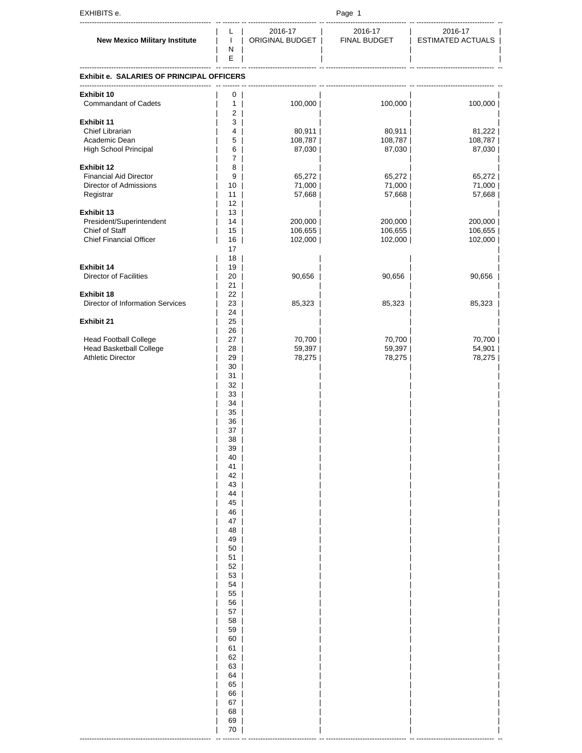| New Mexico Military Institute | LINE | 2016-17 ORIGINAL BUDGET | 2016-17 FINAL BUDGET | 2016-17 ESTIMATED ACTUALS |
| --- | --- | --- | --- | --- |
| **Exhibit e. SALARIES OF PRINCIPAL OFFICERS** | | | | |
| **Exhibit 10** | 0 | | | |
| Commandant of Cadets | 1 | 100,000 | 100,000 | 100,000 |
| | 2 | | | |
| **Exhibit 11** | 3 | | | |
| Chief Librarian | 4 | 80,911 | 80,911 | 81,222 |
| Academic Dean | 5 | 108,787 | 108,787 | 108,787 |
| High School Principal | 6 | 87,030 | 87,030 | 87,030 |
| | 7 | | | |
| **Exhibit 12** | 8 | | | |
| Financial Aid Director | 9 | 65,272 | 65,272 | 65,272 |
| Director of Admissions | 10 | 71,000 | 71,000 | 71,000 |
| Registrar | 11 | 57,668 | 57,668 | 57,668 |
| | 12 | | | |
| **Exhibit 13** | 13 | | | |
| President/Superintendent | 14 | 200,000 | 200,000 | 200,000 |
| Chief of Staff | 15 | 106,655 | 106,655 | 106,655 |
| Chief Financial Officer | 16 | 102,000 | 102,000 | 102,000 |
| | 17 | | | |
| | 18 | | | |
| **Exhibit 14** | 19 | | | |
| Director of Facilities | 20 | 90,656 | 90,656 | 90,656 |
| | 21 | | | |
| **Exhibit 18** | 22 | | | |
| Director of Information Services | 23 | 85,323 | 85,323 | 85,323 |
| | 24 | | | |
| **Exhibit 21** | 25 | | | |
| | 26 | | | |
| Head Football College | 27 | 70,700 | 70,700 | 70,700 |
| Head Basketball College | 28 | 59,397 | 59,397 | 54,901 |
| Athletic Director | 29 | 78,275 | 78,275 | 78,275 |
| | 30 | | | |
| | 31 | | | |
| | 32 | | | |
| | 33 | | | |
| | 34 | | | |
| | 35 | | | |
| | 36 | | | |
| | 37 | | | |
| | 38 | | | |
| | 39 | | | |
| | 40 | | | |
| | 41 | | | |
| | 42 | | | |
| | 43 | | | |
| | 44 | | | |
| | 45 | | | |
| | 46 | | | |
| | 47 | | | |
| | 48 | | | |
| | 49 | | | |
| | 50 | | | |
| | 51 | | | |
| | 52 | | | |
| | 53 | | | |
| | 54 | | | |
| | 55 | | | |
| | 56 | | | |
| | 57 | | | |
| | 58 | | | |
| | 59 | | | |
| | 60 | | | |
| | 61 | | | |
| | 62 | | | |
| | 63 | | | |
| | 64 | | | |
| | 65 | | | |
| | 66 | | | |
| | 67 | | | |
| | 68 | | | |
| | 69 | | | |
| | 70 | | | |